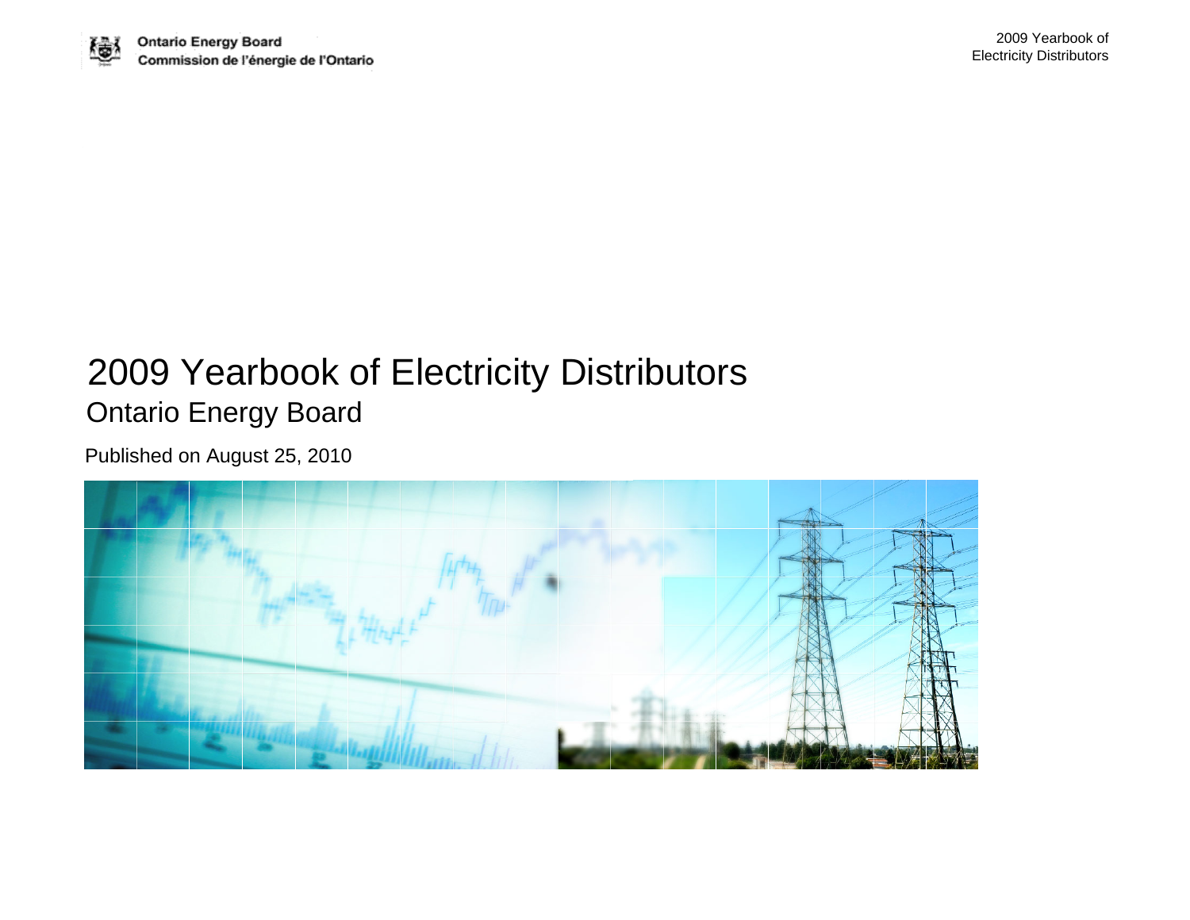Ontario Energy Board
Commission de l'énergie de l'Ontario

# 2009 Yearbook of Electricity Distributors

## Ontario Energy Board

Published on August 25, 2010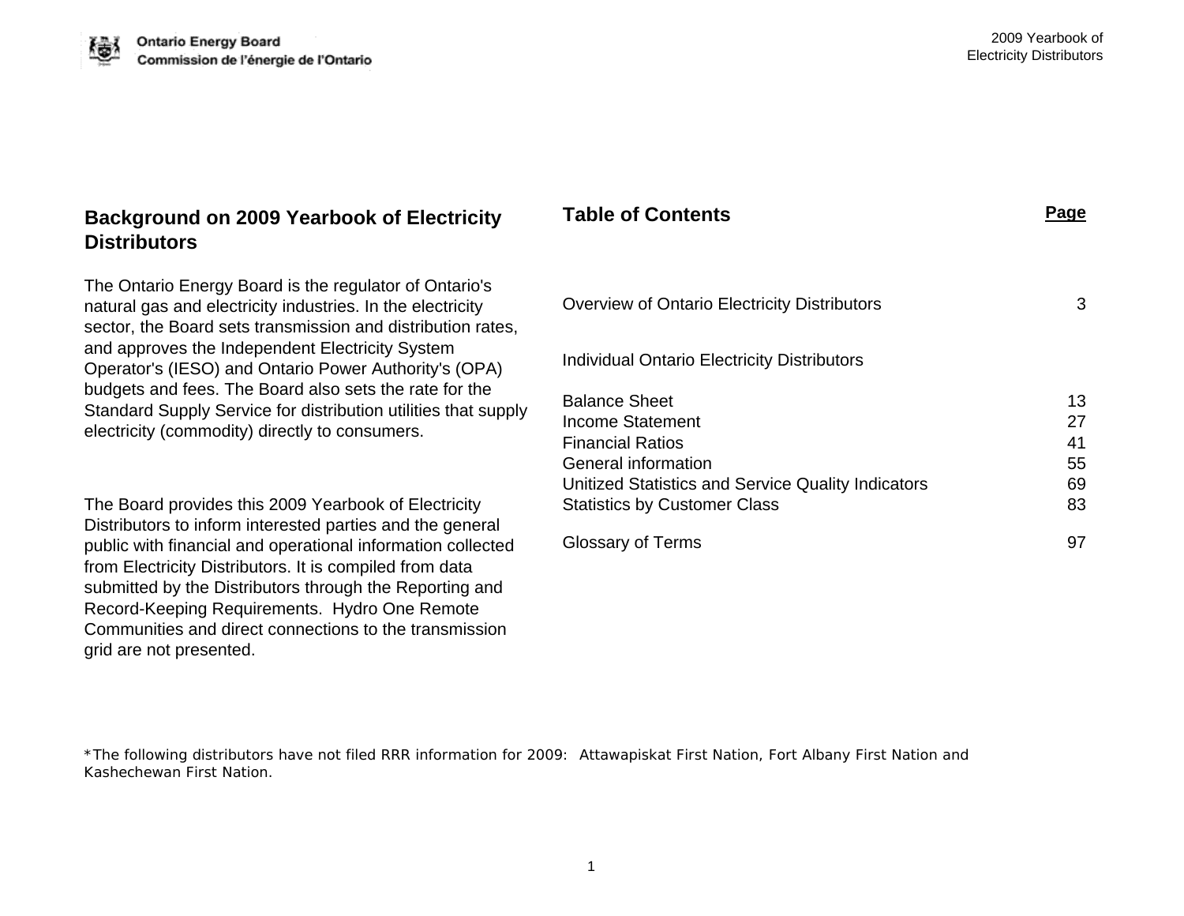## Background on 2009 Yearbook of Electricity Distributors

The Ontario Energy Board is the regulator of Ontario's natural gas and electricity industries. In the electricity sector, the Board sets transmission and distribution rates, and approves the Independent Electricity System Operator's (IESO) and Ontario Power Authority's (OPA) budgets and fees. The Board also sets the rate for the Standard Supply Service for distribution utilities that supply electricity (commodity) directly to consumers.

The Board provides this 2009 Yearbook of Electricity Distributors to inform interested parties and the general public with financial and operational information collected from Electricity Distributors. It is compiled from data submitted by the Distributors through the Reporting and Record-Keeping Requirements. Hydro One Remote Communities and direct connections to the transmission grid are not presented.

## Table of Contents

| | Page |
|---|---|
| Overview of Ontario Electricity Distributors | 3 |
| Individual Ontario Electricity Distributors | |
| Balance Sheet | 13 |
| Income Statement | 27 |
| Financial Ratios | 41 |
| General information | 55 |
| Unitized Statistics and Service Quality Indicators | 69 |
| Statistics by Customer Class | 83 |
| Glossary of Terms | 97 |

*The following distributors have not filed RRR information for 2009: Attawapiskat First Nation, Fort Albany First Nation and Kashechewan First Nation.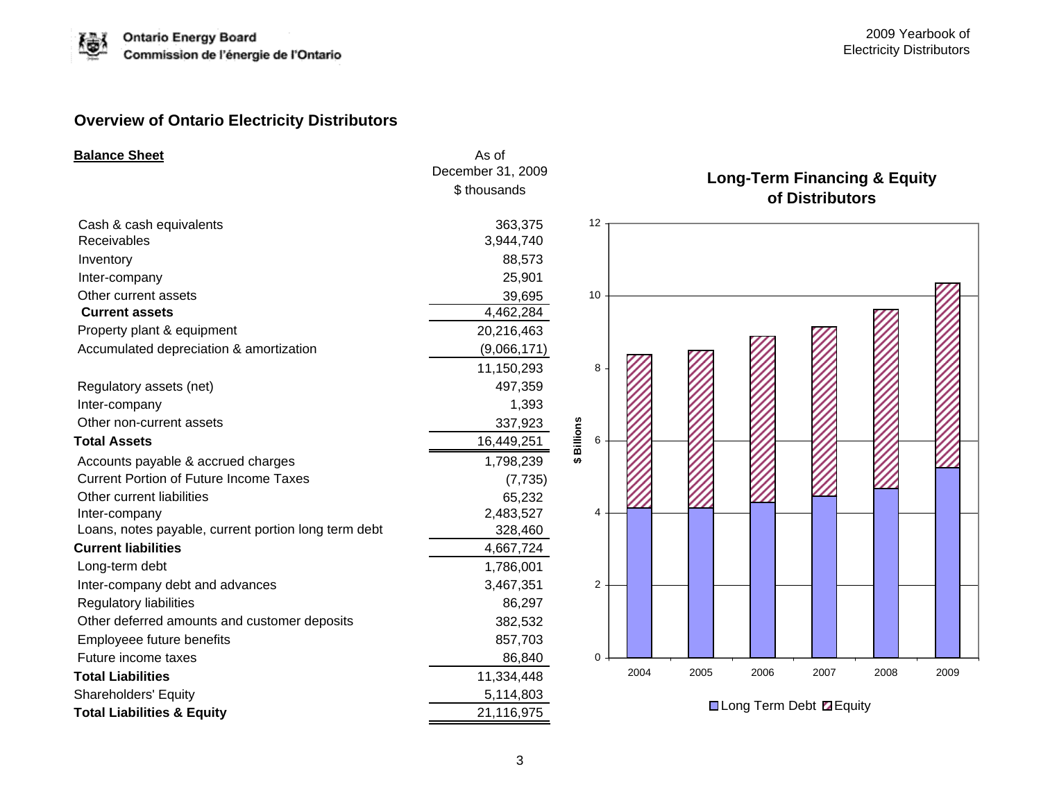## Overview of Ontario Electricity Distributors

| **Balance Sheet** | As of December 31, 2009 $ thousands |
|---|---|
| Cash & cash equivalents | 363,375 |
| Receivables | 3,944,740 |
| Inventory | 88,573 |
| Inter-company | 25,901 |
| Other current assets | 39,695 |
| **Current assets** | 4,462,284 |
| Property plant & equipment | 20,216,463 |
| Accumulated depreciation & amortization | (9,066,171) |
| | 11,150,293 |
| Regulatory assets (net) | 497,359 |
| Inter-company | 1,393 |
| Other non-current assets | 337,923 |
| **Total Assets** | 16,449,251 |
| Accounts payable & accrued charges | 1,798,239 |
| Current Portion of Future Income Taxes | (7,735) |
| Other current liabilities | 65,232 |
| Inter-company | 2,483,527 |
| Loans, notes payable, current portion long term debt | 328,460 |
| **Current liabilities** | 4,667,724 |
| Long-term debt | 1,786,001 |
| Inter-company debt and advances | 3,467,351 |
| Regulatory liabilities | 86,297 |
| Other deferred amounts and customer deposits | 382,532 |
| Employeee future benefits | 857,703 |
| Future income taxes | 86,840 |
| **Total Liabilities** | 11,334,448 |
| Shareholders' Equity | 5,114,803 |
| **Total Liabilities & Equity** | 21,116,975 |

**Long-Term Financing & Equity of Distributors**

[Stacked bar chart, $ Billions (0–12), years 2004–2009. Legend: Long Term Debt, Equity. Approximate values: Long Term Debt ~4.1 (2004), ~4.1 (2005), ~4.3 (2006), ~4.5 (2007), ~4.7 (2008), ~5.2 (2009); Total ~8.4 (2004), ~8.5 (2005), ~8.9 (2006), ~9.2 (2007), ~9.6 (2008), ~10.4 (2009).]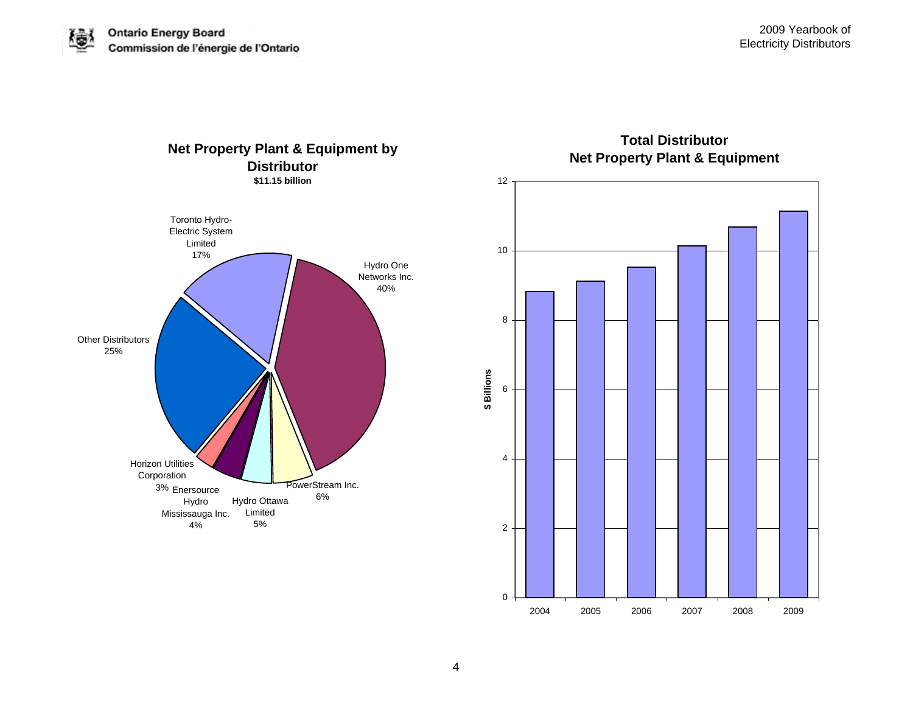## Net Property Plant & Equipment by Distributor

**$11.15 billion**

| Distributor | Share |
|---|---|
| Hydro One Networks Inc. | 40% |
| Other Distributors | 25% |
| Toronto Hydro-Electric System Limited | 17% |
| PowerStream Inc. | 6% |
| Hydro Ottawa Limited | 5% |
| Enersource Hydro Mississauga Inc. | 4% |
| Horizon Utilities Corporation | 3% |

## Total Distributor Net Property Plant & Equipment

$ Billions

| Year | $ Billions (approx.) |
|---|---|
| 2004 | 8.8 |
| 2005 | 9.1 |
| 2006 | 9.5 |
| 2007 | 10.1 |
| 2008 | 10.7 |
| 2009 | 11.15 |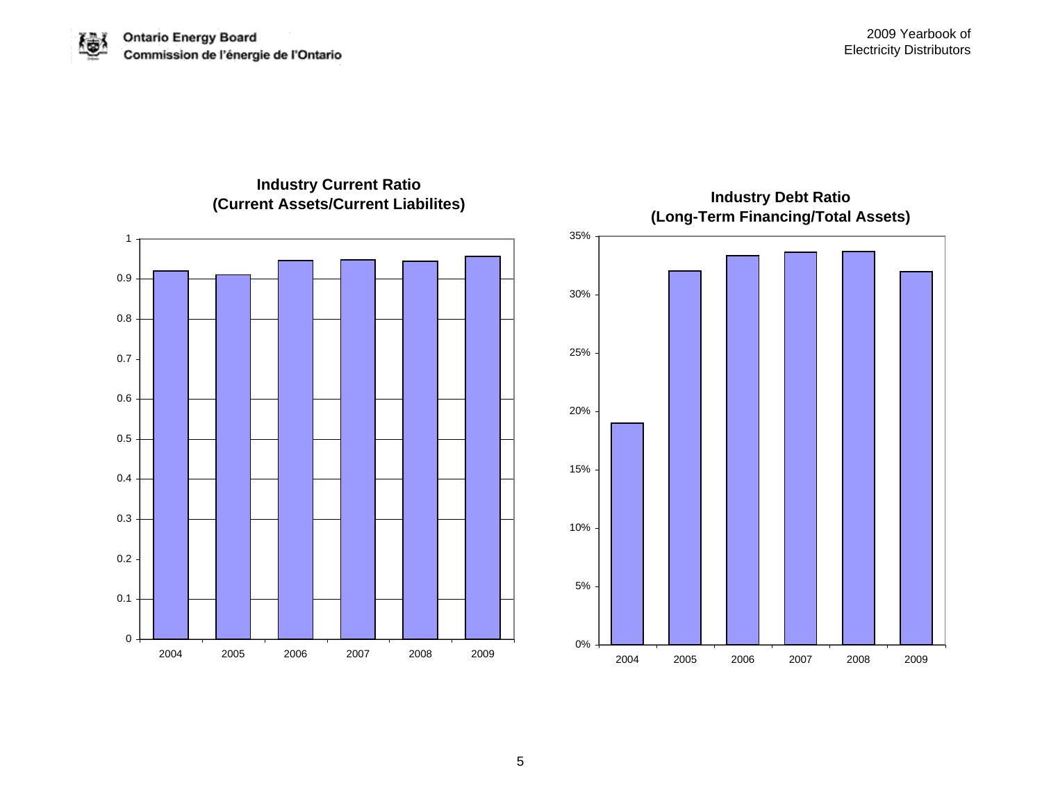**Industry Current Ratio (Current Assets/Current Liabilites)**

**Industry Debt Ratio (Long-Term Financing/Total Assets)**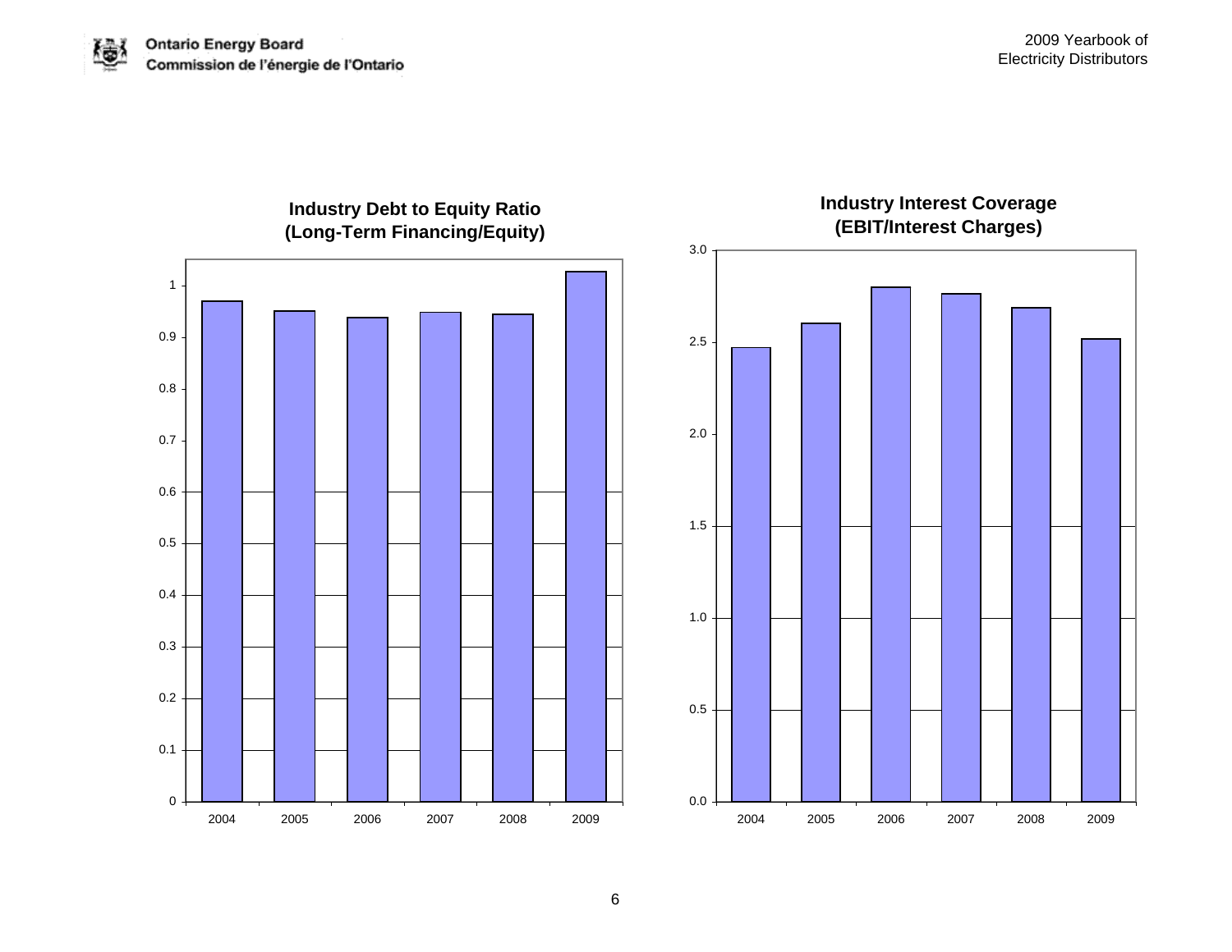**Industry Debt to Equity Ratio (Long-Term Financing/Equity)**

**Industry Interest Coverage (EBIT/Interest Charges)**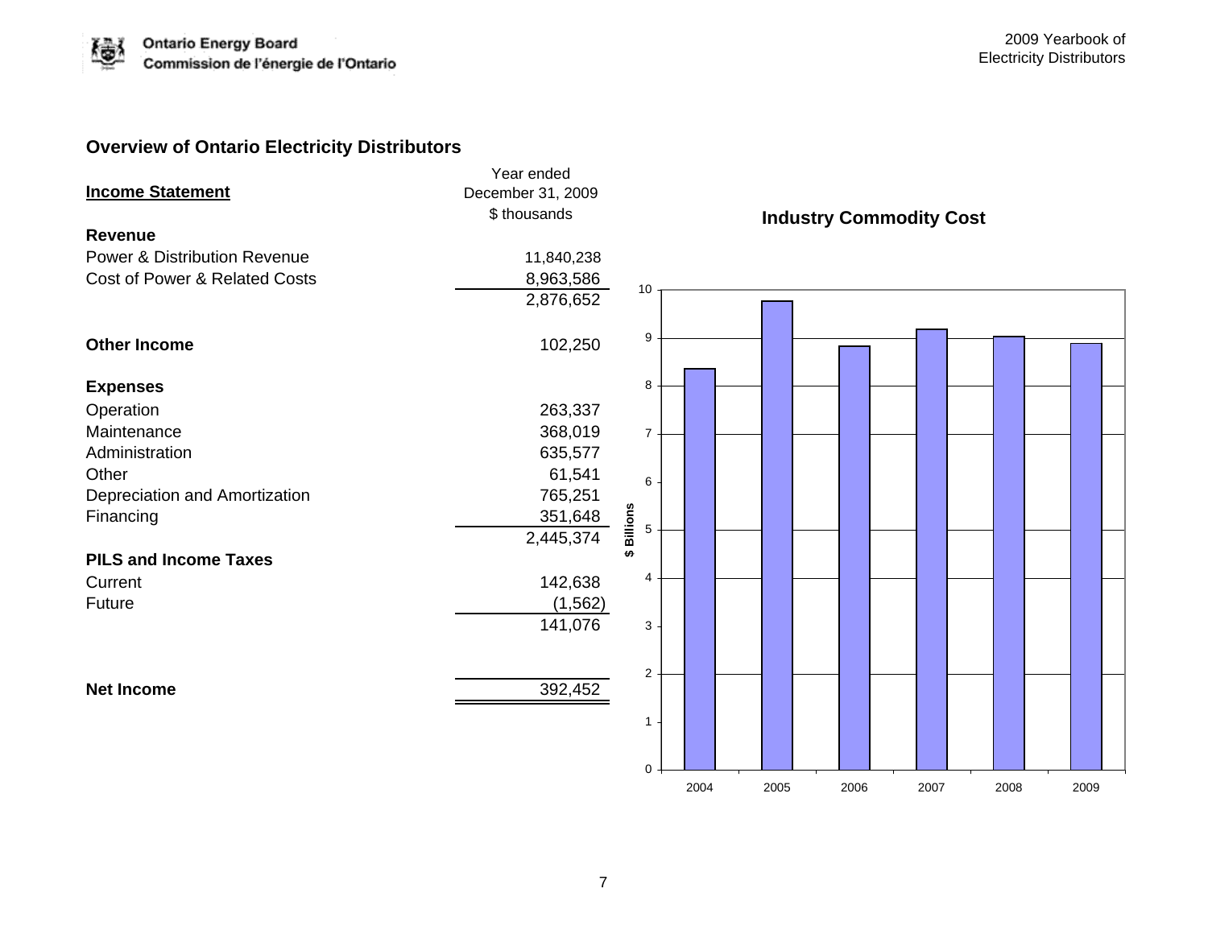## Overview of Ontario Electricity Distributors

| Income Statement | Year ended December 31, 2009 $ thousands |
|---|---|
| **Revenue** | |
| Power & Distribution Revenue | 11,840,238 |
| Cost of Power & Related Costs | 8,963,586 |
| | 2,876,652 |
| **Other Income** | 102,250 |
| **Expenses** | |
| Operation | 263,337 |
| Maintenance | 368,019 |
| Administration | 635,577 |
| Other | 61,541 |
| Depreciation and Amortization | 765,251 |
| Financing | 351,648 |
| | 2,445,374 |
| **PILS and Income Taxes** | |
| Current | 142,638 |
| Future | (1,562) |
| | 141,076 |
| **Net Income** | 392,452 |

### Industry Commodity Cost

$ Billions

| Year | 2004 | 2005 | 2006 | 2007 | 2008 | 2009 |
|---|---|---|---|---|---|---|
| $ Billions (approx.) | 8.4 | 9.8 | 8.8 | 9.2 | 9.0 | 8.9 |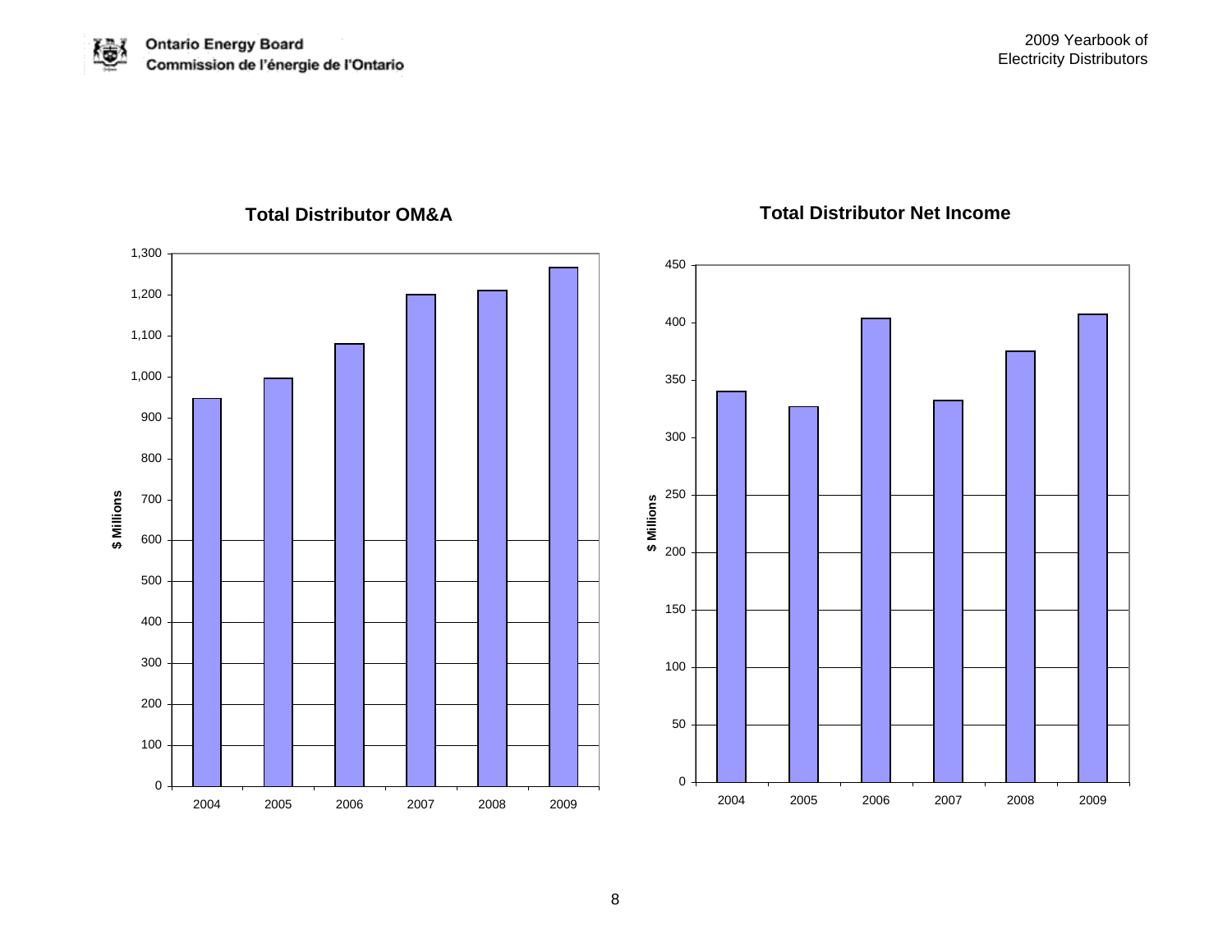## Total Distributor OM&A

$ Millions

| Year | |
|---|---|
| 2004 | |
| 2005 | |
| 2006 | |
| 2007 | |
| 2008 | |
| 2009 | |

## Total Distributor Net Income

$ Millions

| Year | |
|---|---|
| 2004 | |
| 2005 | |
| 2006 | |
| 2007 | |
| 2008 | |
| 2009 | |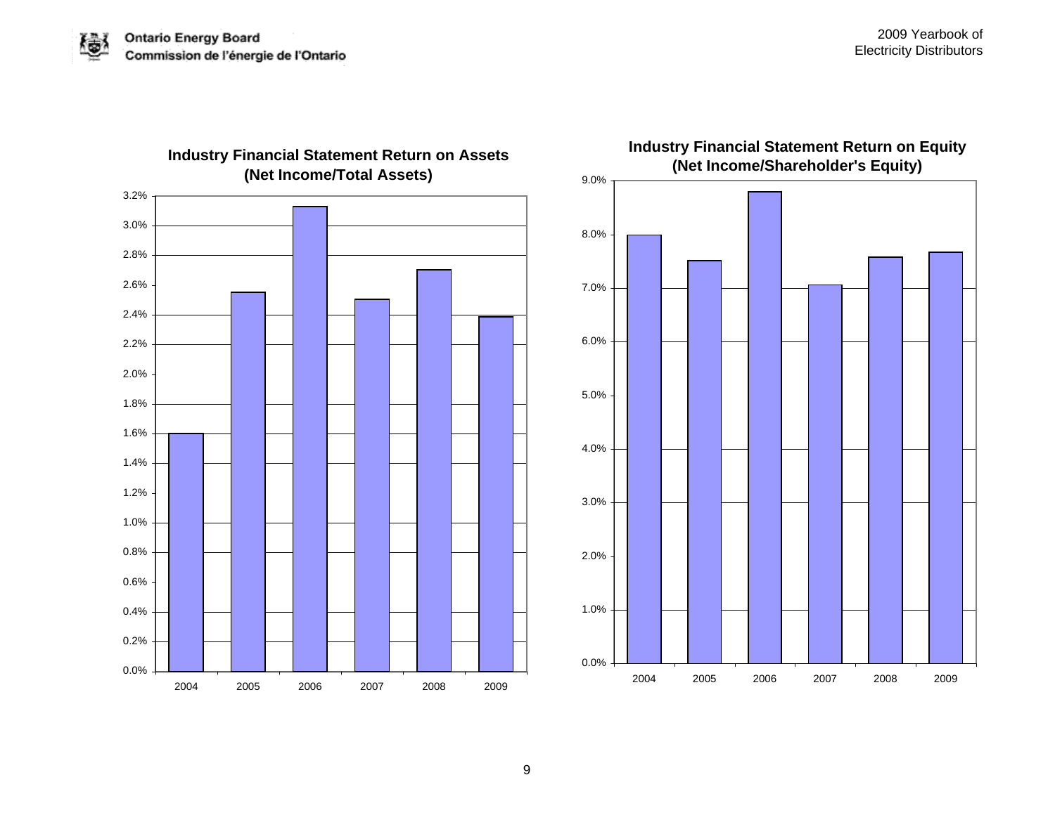## Industry Financial Statement Return on Assets (Net Income/Total Assets)

| Year | Return on Assets |
|---|---|
| 2004 | 1.6% |
| 2005 | 2.55% |
| 2006 | 3.13% |
| 2007 | 2.5% |
| 2008 | 2.7% |
| 2009 | 2.39% |

## Industry Financial Statement Return on Equity (Net Income/Shareholder's Equity)

| Year | Return on Equity |
|---|---|
| 2004 | 8.0% |
| 2005 | 7.52% |
| 2006 | 8.8% |
| 2007 | 7.07% |
| 2008 | 7.58% |
| 2009 | 7.68% |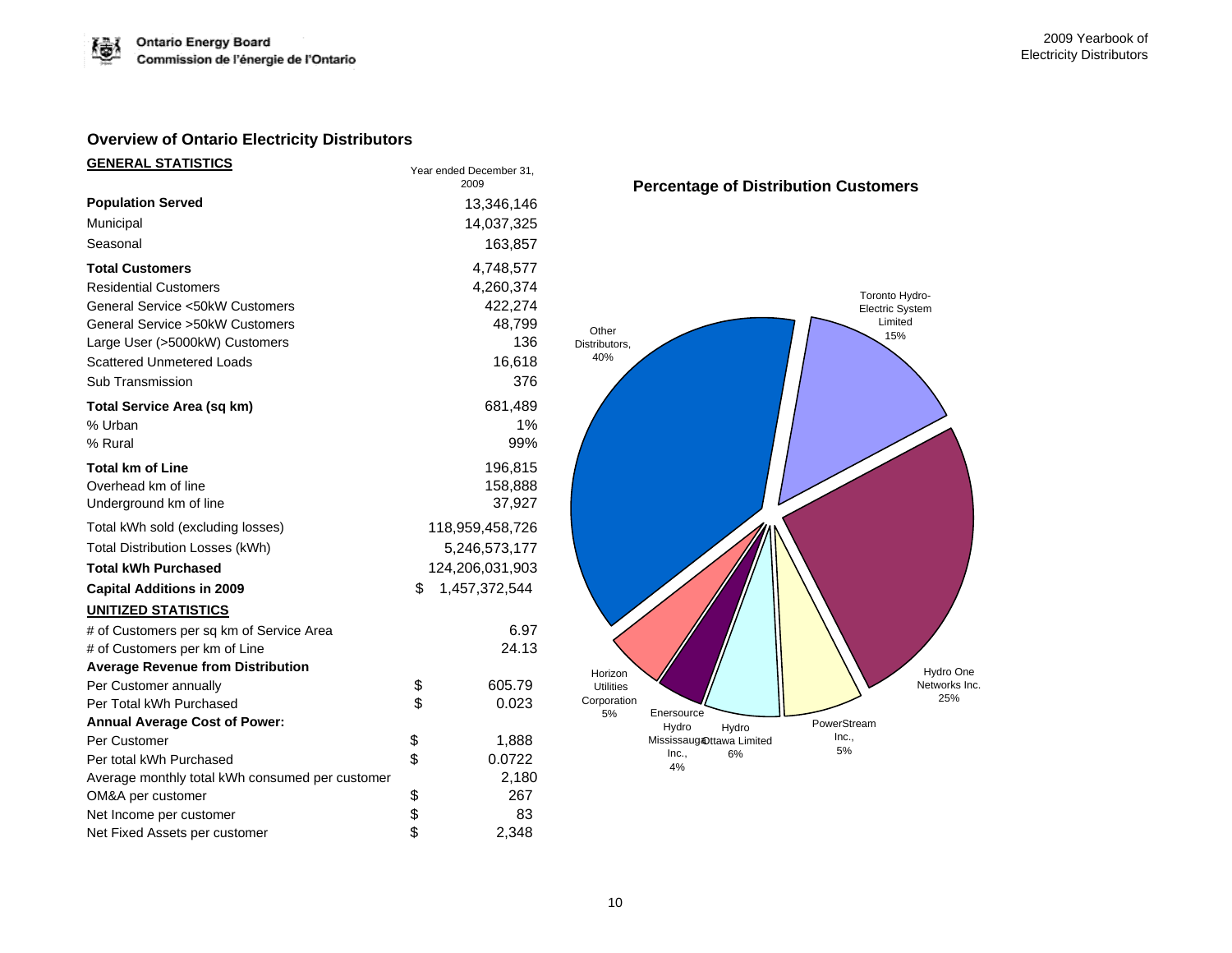## Overview of Ontario Electricity Distributors

**GENERAL STATISTICS**

| | Year ended December 31, 2009 |
|---|---|
| **Population Served** | 13,346,146 |
| Municipal | 14,037,325 |
| Seasonal | 163,857 |
| **Total Customers** | 4,748,577 |
| Residential Customers | 4,260,374 |
| General Service <50kW Customers | 422,274 |
| General Service >50kW Customers | 48,799 |
| Large User (>5000kW) Customers | 136 |
| Scattered Unmetered Loads | 16,618 |
| Sub Transmission | 376 |
| **Total Service Area (sq km)** | 681,489 |
| % Urban | 1% |
| % Rural | 99% |
| **Total km of Line** | 196,815 |
| Overhead km of line | 158,888 |
| Underground km of line | 37,927 |
| Total kWh sold (excluding losses) | 118,959,458,726 |
| Total Distribution Losses (kWh) | 5,246,573,177 |
| **Total kWh Purchased** | 124,206,031,903 |
| **Capital Additions in 2009** | $ 1,457,372,544 |

**UNITIZED STATISTICS**

| | |
|---|---|
| # of Customers per sq km of Service Area | 6.97 |
| # of Customers per km of Line | 24.13 |
| **Average Revenue from Distribution** | |
| Per Customer annually | $ 605.79 |
| Per Total kWh Purchased | $ 0.023 |
| **Annual Average Cost of Power:** | |
| Per Customer | $ 1,888 |
| Per total kWh Purchased | $ 0.0722 |
| Average monthly total kWh consumed per customer | 2,180 |
| OM&A per customer | $ 267 |
| Net Income per customer | $ 83 |
| Net Fixed Assets per customer | $ 2,348 |

**Percentage of Distribution Customers**

| Distributor | Percentage |
|---|---|
| Other Distributors | 40% |
| Toronto Hydro-Electric System Limited | 15% |
| Hydro One Networks Inc. | 25% |
| PowerStream Inc. | 5% |
| Hydro Ottawa Limited | 6% |
| Enersource Hydro Mississauga Inc. | 4% |
| Horizon Utilities Corporation | 5% |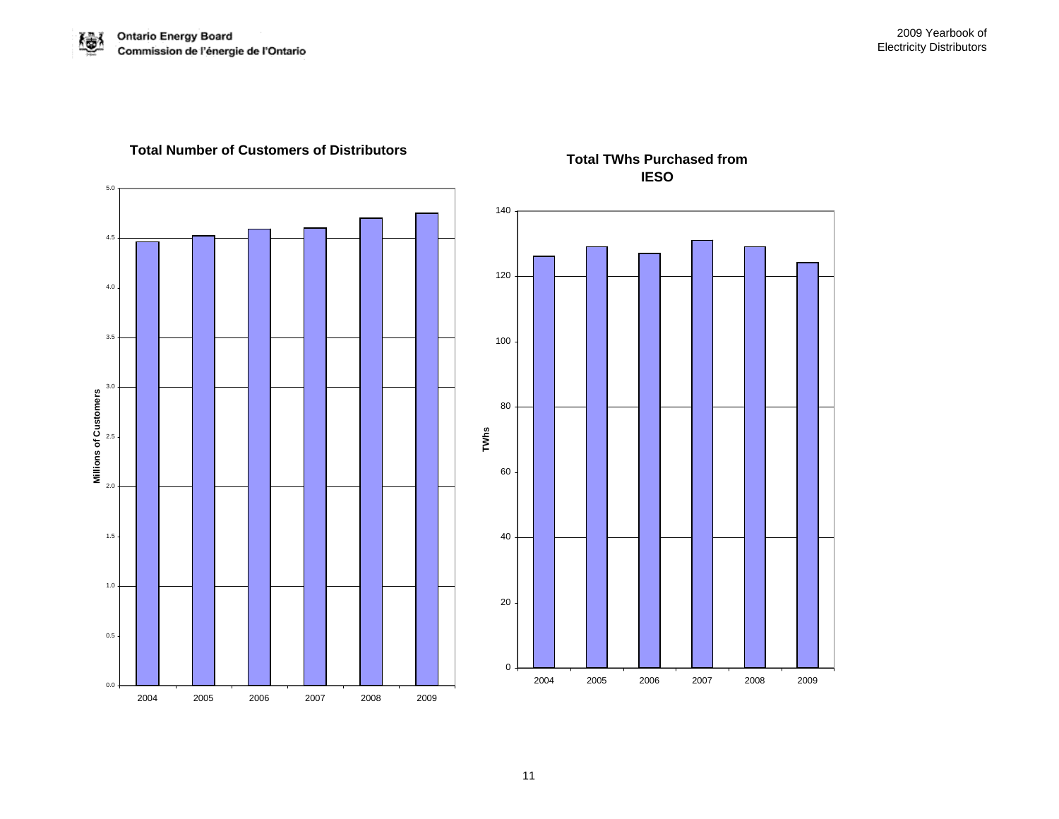**Total Number of Customers of Distributors**

**Total TWhs Purchased from IESO**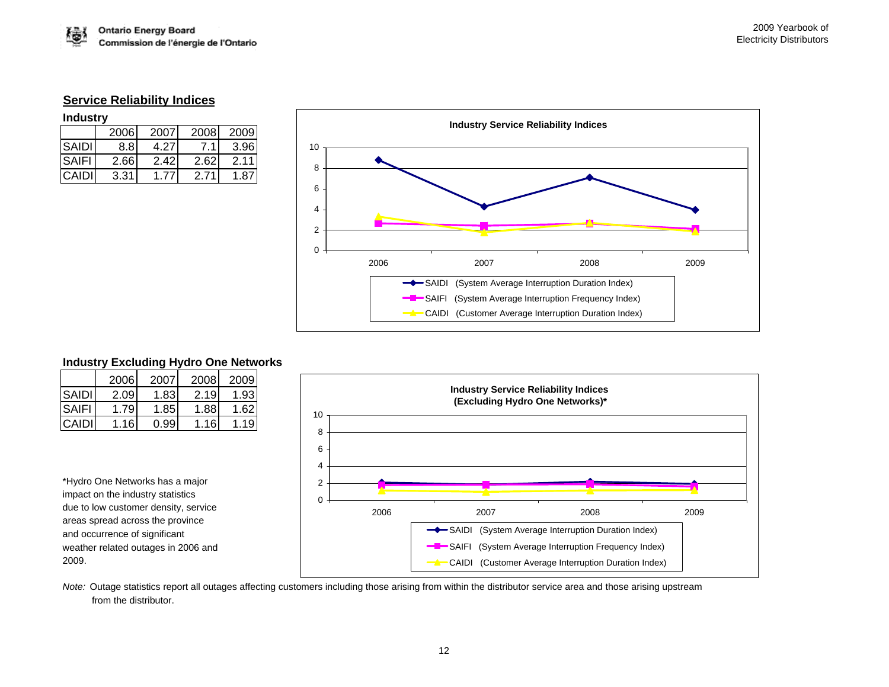## Service Reliability Indices

### Industry

| | 2006 | 2007 | 2008 | 2009 |
|---|---|---|---|---|
| SAIDI | 8.8 | 4.27 | 7.1 | 3.96 |
| SAIFI | 2.66 | 2.42 | 2.62 | 2.11 |
| CAIDI | 3.31 | 1.77 | 2.71 | 1.87 |

**Industry Service Reliability Indices**

- SAIDI (System Average Interruption Duration Index)
- SAIFI (System Average Interruption Frequency Index)
- CAIDI (Customer Average Interruption Duration Index)

### Industry Excluding Hydro One Networks

| | 2006 | 2007 | 2008 | 2009 |
|---|---|---|---|---|
| SAIDI | 2.09 | 1.83 | 2.19 | 1.93 |
| SAIFI | 1.79 | 1.85 | 1.88 | 1.62 |
| CAIDI | 1.16 | 0.99 | 1.16 | 1.19 |

**Industry Service Reliability Indices (Excluding Hydro One Networks)***

- SAIDI (System Average Interruption Duration Index)
- SAIFI (System Average Interruption Frequency Index)
- CAIDI (Customer Average Interruption Duration Index)

*Hydro One Networks has a major impact on the industry statistics due to low customer density, service areas spread across the province and occurrence of significant weather related outages in 2006 and 2009.

*Note:* Outage statistics report all outages affecting customers including those arising from within the distributor service area and those arising upstream from the distributor.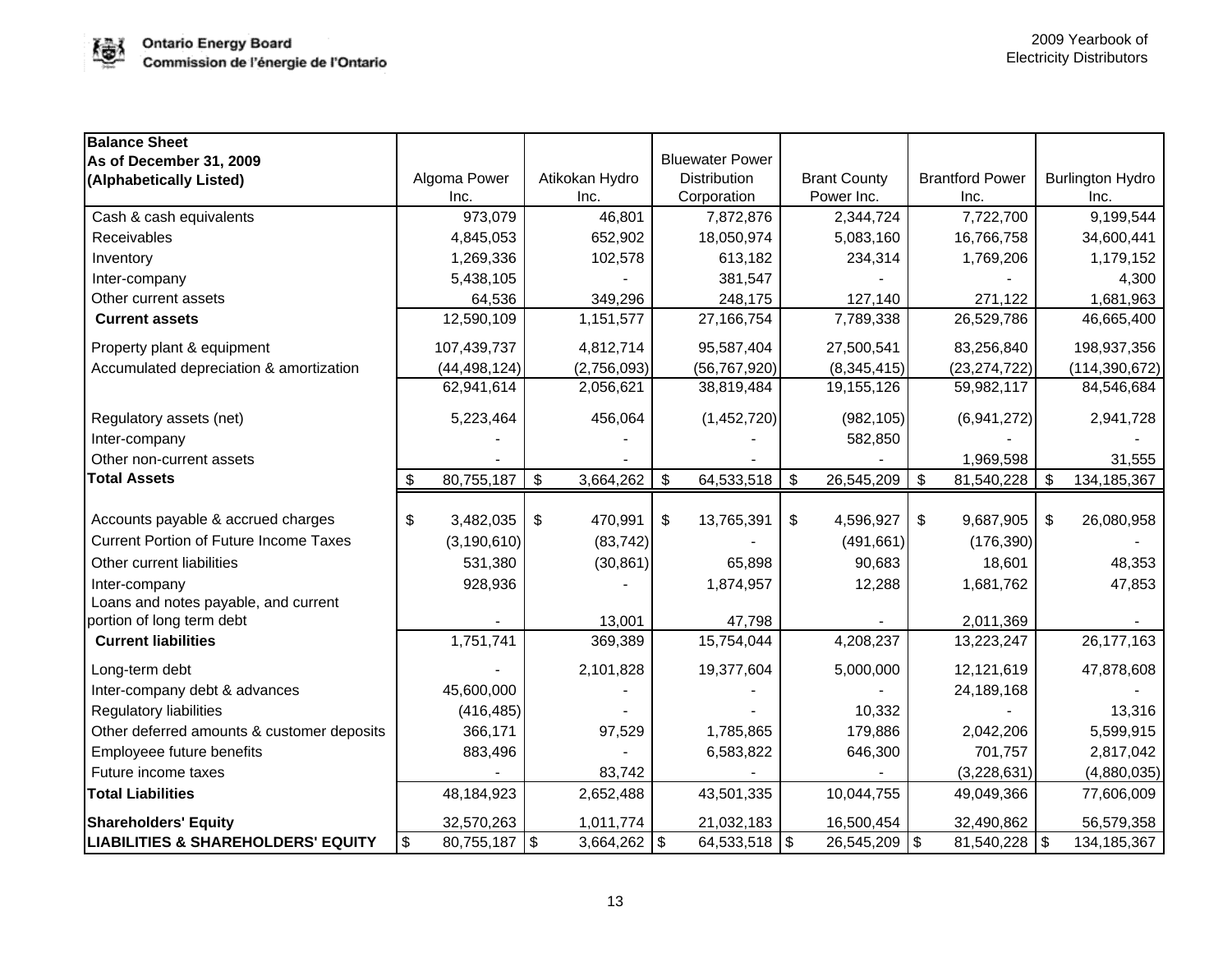| Balance Sheet<br>As of December 31, 2009<br>(Alphabetically Listed) | Algoma Power Inc. | Atikokan Hydro Inc. | Bluewater Power Distribution Corporation | Brant County Power Inc. | Brantford Power Inc. | Burlington Hydro Inc. |
|---|---|---|---|---|---|---|
| Cash & cash equivalents | 973,079 | 46,801 | 7,872,876 | 2,344,724 | 7,722,700 | 9,199,544 |
| Receivables | 4,845,053 | 652,902 | 18,050,974 | 5,083,160 | 16,766,758 | 34,600,441 |
| Inventory | 1,269,336 | 102,578 | 613,182 | 234,314 | 1,769,206 | 1,179,152 |
| Inter-company | 5,438,105 | - | 381,547 | - | - | 4,300 |
| Other current assets | 64,536 | 349,296 | 248,175 | 127,140 | 271,122 | 1,681,963 |
| **Current assets** | 12,590,109 | 1,151,577 | 27,166,754 | 7,789,338 | 26,529,786 | 46,665,400 |
| Property plant & equipment | 107,439,737 | 4,812,714 | 95,587,404 | 27,500,541 | 83,256,840 | 198,937,356 |
| Accumulated depreciation & amortization | (44,498,124) | (2,756,093) | (56,767,920) | (8,345,415) | (23,274,722) | (114,390,672) |
| | 62,941,614 | 2,056,621 | 38,819,484 | 19,155,126 | 59,982,117 | 84,546,684 |
| Regulatory assets (net) | 5,223,464 | 456,064 | (1,452,720) | (982,105) | (6,941,272) | 2,941,728 |
| Inter-company | - | - | - | 582,850 | - | - |
| Other non-current assets | - | - | - | - | 1,969,598 | 31,555 |
| **Total Assets** | $ 80,755,187 | $ 3,664,262 | $ 64,533,518 | $ 26,545,209 | $ 81,540,228 | $ 134,185,367 |
| Accounts payable & accrued charges | $ 3,482,035 | $ 470,991 | $ 13,765,391 | $ 4,596,927 | $ 9,687,905 | $ 26,080,958 |
| Current Portion of Future Income Taxes | (3,190,610) | (83,742) | - | (491,661) | (176,390) | - |
| Other current liabilities | 531,380 | (30,861) | 65,898 | 90,683 | 18,601 | 48,353 |
| Inter-company | 928,936 | - | 1,874,957 | 12,288 | 1,681,762 | 47,853 |
| Loans and notes payable, and current portion of long term debt | - | 13,001 | 47,798 | - | 2,011,369 | - |
| **Current liabilities** | 1,751,741 | 369,389 | 15,754,044 | 4,208,237 | 13,223,247 | 26,177,163 |
| Long-term debt | - | 2,101,828 | 19,377,604 | 5,000,000 | 12,121,619 | 47,878,608 |
| Inter-company debt & advances | 45,600,000 | - | - | - | 24,189,168 | - |
| Regulatory liabilities | (416,485) | - | - | 10,332 | - | 13,316 |
| Other deferred amounts & customer deposits | 366,171 | 97,529 | 1,785,865 | 179,886 | 2,042,206 | 5,599,915 |
| Employeee future benefits | 883,496 | - | 6,583,822 | 646,300 | 701,757 | 2,817,042 |
| Future income taxes | - | 83,742 | - | - | (3,228,631) | (4,880,035) |
| **Total Liabilities** | 48,184,923 | 2,652,488 | 43,501,335 | 10,044,755 | 49,049,366 | 77,606,009 |
| **Shareholders' Equity** | 32,570,263 | 1,011,774 | 21,032,183 | 16,500,454 | 32,490,862 | 56,579,358 |
| **LIABILITIES & SHAREHOLDERS' EQUITY** | $ 80,755,187 | $ 3,664,262 | $ 64,533,518 | $ 26,545,209 | $ 81,540,228 | $ 134,185,367 |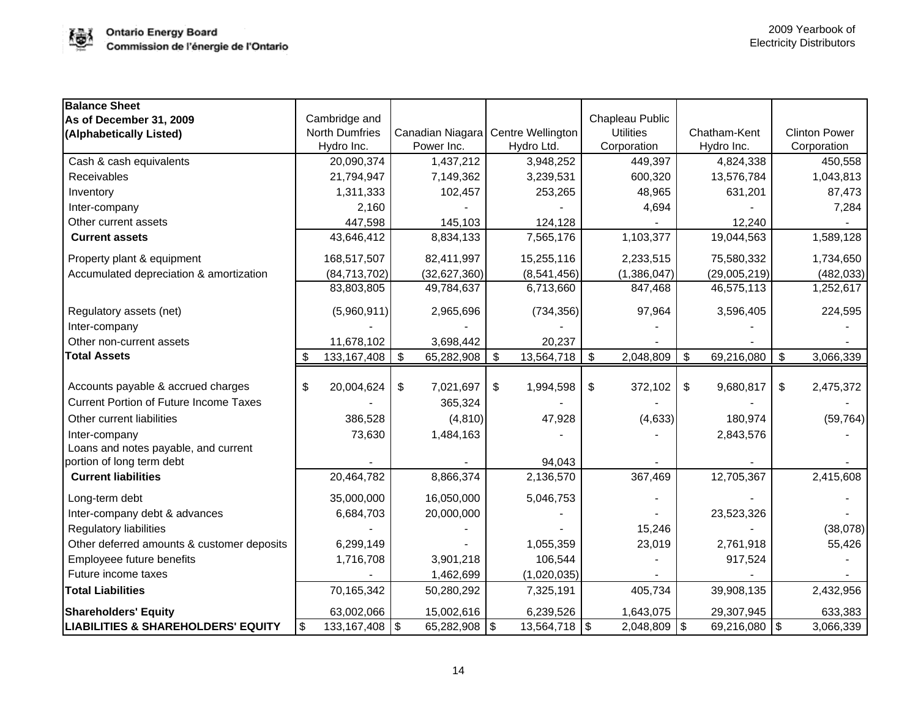| Balance Sheet<br>As of December 31, 2009<br>(Alphabetically Listed) | Cambridge and North Dumfries Hydro Inc. | Canadian Niagara Power Inc. | Centre Wellington Hydro Ltd. | Chapleau Public Utilities Corporation | Chatham-Kent Hydro Inc. | Clinton Power Corporation |
|---|---|---|---|---|---|---|
| Cash & cash equivalents | 20,090,374 | 1,437,212 | 3,948,252 | 449,397 | 4,824,338 | 450,558 |
| Receivables | 21,794,947 | 7,149,362 | 3,239,531 | 600,320 | 13,576,784 | 1,043,813 |
| Inventory | 1,311,333 | 102,457 | 253,265 | 48,965 | 631,201 | 87,473 |
| Inter-company | 2,160 | - | - | 4,694 | - | 7,284 |
| Other current assets | 447,598 | 145,103 | 124,128 | - | 12,240 | - |
| **Current assets** | 43,646,412 | 8,834,133 | 7,565,176 | 1,103,377 | 19,044,563 | 1,589,128 |
| Property plant & equipment | 168,517,507 | 82,411,997 | 15,255,116 | 2,233,515 | 75,580,332 | 1,734,650 |
| Accumulated depreciation & amortization | (84,713,702) | (32,627,360) | (8,541,456) | (1,386,047) | (29,005,219) | (482,033) |
| | 83,803,805 | 49,784,637 | 6,713,660 | 847,468 | 46,575,113 | 1,252,617 |
| Regulatory assets (net) | (5,960,911) | 2,965,696 | (734,356) | 97,964 | 3,596,405 | 224,595 |
| Inter-company | - | - | - | - | - | - |
| Other non-current assets | 11,678,102 | 3,698,442 | 20,237 | - | - | - |
| **Total Assets** | $ 133,167,408 | $ 65,282,908 | $ 13,564,718 | $ 2,048,809 | $ 69,216,080 | $ 3,066,339 |
| Accounts payable & accrued charges | $ 20,004,624 | $ 7,021,697 | $ 1,994,598 | $ 372,102 | $ 9,680,817 | $ 2,475,372 |
| Current Portion of Future Income Taxes | - | 365,324 | - | - | - | - |
| Other current liabilities | 386,528 | (4,810) | 47,928 | (4,633) | 180,974 | (59,764) |
| Inter-company | 73,630 | 1,484,163 | - | - | 2,843,576 | - |
| Loans and notes payable, and current portion of long term debt | - | - | 94,043 | - | - | - |
| **Current liabilities** | 20,464,782 | 8,866,374 | 2,136,570 | 367,469 | 12,705,367 | 2,415,608 |
| Long-term debt | 35,000,000 | 16,050,000 | 5,046,753 | - | - | - |
| Inter-company debt & advances | 6,684,703 | 20,000,000 | - | - | 23,523,326 | - |
| Regulatory liabilities | - | - | - | 15,246 | - | (38,078) |
| Other deferred amounts & customer deposits | 6,299,149 | - | 1,055,359 | 23,019 | 2,761,918 | 55,426 |
| Employeee future benefits | 1,716,708 | 3,901,218 | 106,544 | - | 917,524 | - |
| Future income taxes | - | 1,462,699 | (1,020,035) | - | - | - |
| **Total Liabilities** | 70,165,342 | 50,280,292 | 7,325,191 | 405,734 | 39,908,135 | 2,432,956 |
| **Shareholders' Equity** | 63,002,066 | 15,002,616 | 6,239,526 | 1,643,075 | 29,307,945 | 633,383 |
| **LIABILITIES & SHAREHOLDERS' EQUITY** | $ 133,167,408 | $ 65,282,908 | $ 13,564,718 | $ 2,048,809 | $ 69,216,080 | $ 3,066,339 |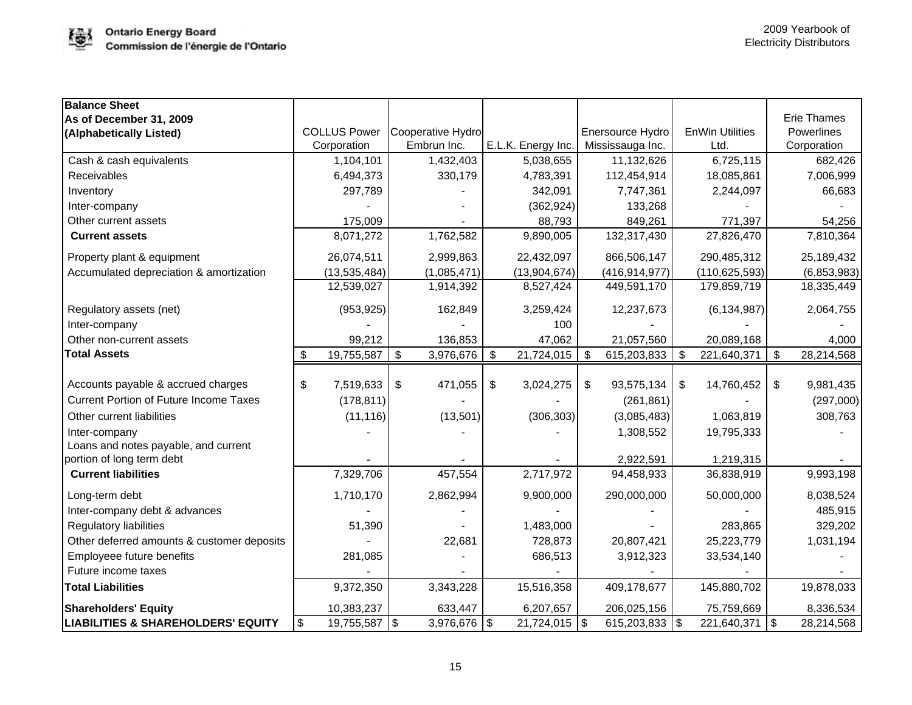| **Balance Sheet**<br>**As of December 31, 2009**<br>**(Alphabetically Listed)** | COLLUS Power Corporation | Cooperative Hydro Embrun Inc. | E.L.K. Energy Inc. | Enersource Hydro Mississauga Inc. | EnWin Utilities Ltd. | Erie Thames Powerlines Corporation |
|---|---|---|---|---|---|---|
| Cash & cash equivalents | 1,104,101 | 1,432,403 | 5,038,655 | 11,132,626 | 6,725,115 | 682,426 |
| Receivables | 6,494,373 | 330,179 | 4,783,391 | 112,454,914 | 18,085,861 | 7,006,999 |
| Inventory | 297,789 | - | 342,091 | 7,747,361 | 2,244,097 | 66,683 |
| Inter-company | - | - | (362,924) | 133,268 | - | - |
| Other current assets | 175,009 | - | 88,793 | 849,261 | 771,397 | 54,256 |
| **Current assets** | 8,071,272 | 1,762,582 | 9,890,005 | 132,317,430 | 27,826,470 | 7,810,364 |
| Property plant & equipment | 26,074,511 | 2,999,863 | 22,432,097 | 866,506,147 | 290,485,312 | 25,189,432 |
| Accumulated depreciation & amortization | (13,535,484) | (1,085,471) | (13,904,674) | (416,914,977) | (110,625,593) | (6,853,983) |
| | 12,539,027 | 1,914,392 | 8,527,424 | 449,591,170 | 179,859,719 | 18,335,449 |
| Regulatory assets (net) | (953,925) | 162,849 | 3,259,424 | 12,237,673 | (6,134,987) | 2,064,755 |
| Inter-company | - | - | 100 | - | - | - |
| Other non-current assets | 99,212 | 136,853 | 47,062 | 21,057,560 | 20,089,168 | 4,000 |
| **Total Assets** | $ 19,755,587 | $ 3,976,676 | $ 21,724,015 | $ 615,203,833 | $ 221,640,371 | $ 28,214,568 |
| Accounts payable & accrued charges | $ 7,519,633 | $ 471,055 | $ 3,024,275 | $ 93,575,134 | $ 14,760,452 | $ 9,981,435 |
| Current Portion of Future Income Taxes | (178,811) | - | - | (261,861) | - | (297,000) |
| Other current liabilities | (11,116) | (13,501) | (306,303) | (3,085,483) | 1,063,819 | 308,763 |
| Inter-company | - | - | - | 1,308,552 | 19,795,333 | - |
| Loans and notes payable, and current portion of long term debt | - | - | - | 2,922,591 | 1,219,315 | - |
| **Current liabilities** | 7,329,706 | 457,554 | 2,717,972 | 94,458,933 | 36,838,919 | 9,993,198 |
| Long-term debt | 1,710,170 | 2,862,994 | 9,900,000 | 290,000,000 | 50,000,000 | 8,038,524 |
| Inter-company debt & advances | - | - | - | - | - | 485,915 |
| Regulatory liabilities | 51,390 | - | 1,483,000 | - | 283,865 | 329,202 |
| Other deferred amounts & customer deposits | - | 22,681 | 728,873 | 20,807,421 | 25,223,779 | 1,031,194 |
| Employeee future benefits | 281,085 | - | 686,513 | 3,912,323 | 33,534,140 | - |
| Future income taxes | - | - | - | - | - | - |
| **Total Liabilities** | 9,372,350 | 3,343,228 | 15,516,358 | 409,178,677 | 145,880,702 | 19,878,033 |
| **Shareholders' Equity** | 10,383,237 | 633,447 | 6,207,657 | 206,025,156 | 75,759,669 | 8,336,534 |
| **LIABILITIES & SHAREHOLDERS' EQUITY** | $ 19,755,587 | $ 3,976,676 | $ 21,724,015 | $ 615,203,833 | $ 221,640,371 | $ 28,214,568 |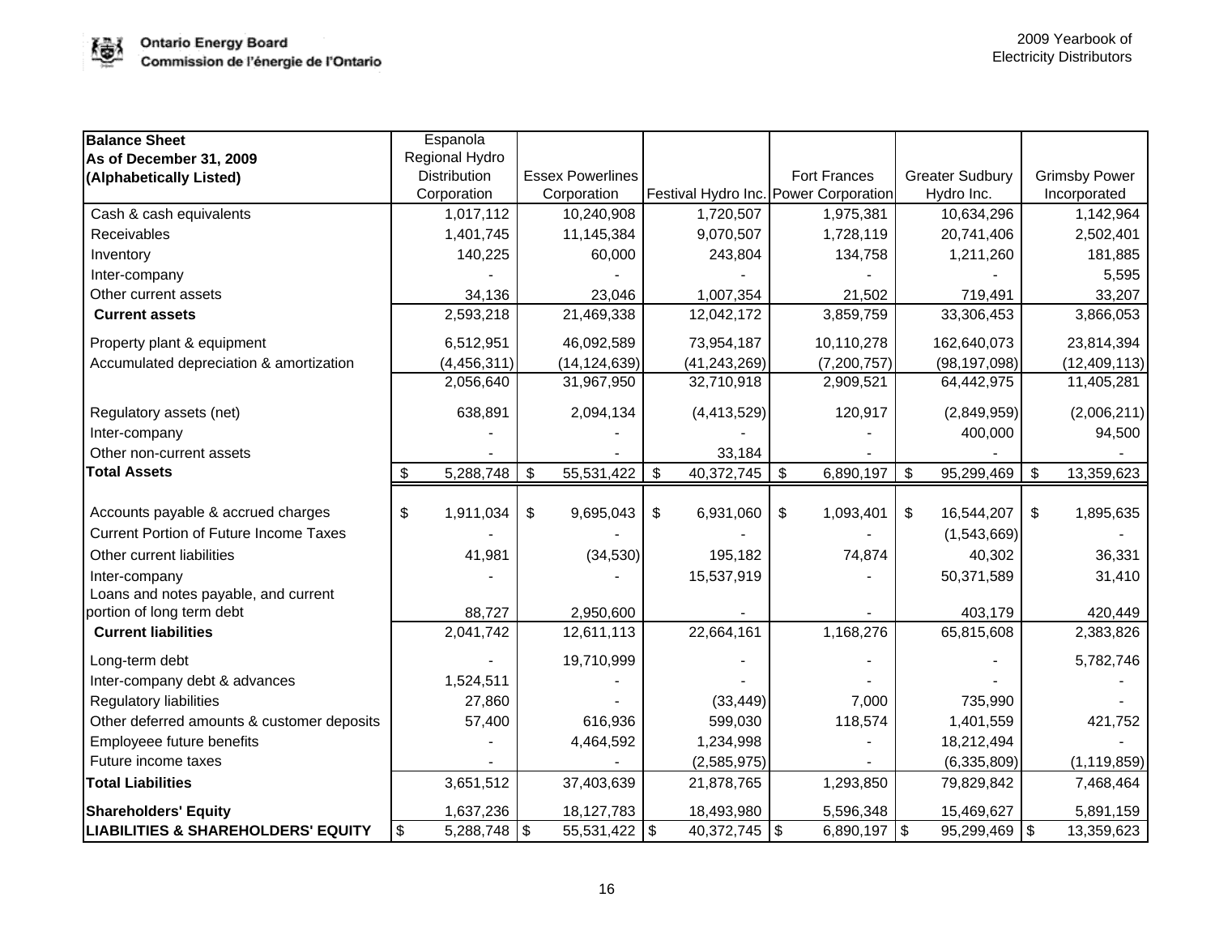| Balance Sheet<br>As of December 31, 2009<br>(Alphabetically Listed) | Espanola Regional Hydro Distribution Corporation | Essex Powerlines Corporation | Festival Hydro Inc. | Fort Frances Power Corporation | Greater Sudbury Hydro Inc. | Grimsby Power Incorporated |
|---|---|---|---|---|---|---|
| Cash & cash equivalents | 1,017,112 | 10,240,908 | 1,720,507 | 1,975,381 | 10,634,296 | 1,142,964 |
| Receivables | 1,401,745 | 11,145,384 | 9,070,507 | 1,728,119 | 20,741,406 | 2,502,401 |
| Inventory | 140,225 | 60,000 | 243,804 | 134,758 | 1,211,260 | 181,885 |
| Inter-company | - | - | - | - | - | 5,595 |
| Other current assets | 34,136 | 23,046 | 1,007,354 | 21,502 | 719,491 | 33,207 |
| **Current assets** | 2,593,218 | 21,469,338 | 12,042,172 | 3,859,759 | 33,306,453 | 3,866,053 |
| Property plant & equipment | 6,512,951 | 46,092,589 | 73,954,187 | 10,110,278 | 162,640,073 | 23,814,394 |
| Accumulated depreciation & amortization | (4,456,311) | (14,124,639) | (41,243,269) | (7,200,757) | (98,197,098) | (12,409,113) |
| | 2,056,640 | 31,967,950 | 32,710,918 | 2,909,521 | 64,442,975 | 11,405,281 |
| Regulatory assets (net) | 638,891 | 2,094,134 | (4,413,529) | 120,917 | (2,849,959) | (2,006,211) |
| Inter-company | - | - | - | - | 400,000 | 94,500 |
| Other non-current assets | - | - | 33,184 | - | - | - |
| **Total Assets** | $ 5,288,748 | $ 55,531,422 | $ 40,372,745 | $ 6,890,197 | $ 95,299,469 | $ 13,359,623 |
| Accounts payable & accrued charges | $ 1,911,034 | $ 9,695,043 | $ 6,931,060 | $ 1,093,401 | $ 16,544,207 | $ 1,895,635 |
| Current Portion of Future Income Taxes | - | - | - | - | (1,543,669) | - |
| Other current liabilities | 41,981 | (34,530) | 195,182 | 74,874 | 40,302 | 36,331 |
| Inter-company | - | - | 15,537,919 | - | 50,371,589 | 31,410 |
| Loans and notes payable, and current portion of long term debt | 88,727 | 2,950,600 | - | - | 403,179 | 420,449 |
| **Current liabilities** | 2,041,742 | 12,611,113 | 22,664,161 | 1,168,276 | 65,815,608 | 2,383,826 |
| Long-term debt | - | 19,710,999 | - | - | - | 5,782,746 |
| Inter-company debt & advances | 1,524,511 | - | - | - | - | - |
| Regulatory liabilities | 27,860 | - | (33,449) | 7,000 | 735,990 | - |
| Other deferred amounts & customer deposits | 57,400 | 616,936 | 599,030 | 118,574 | 1,401,559 | 421,752 |
| Employeee future benefits | - | 4,464,592 | 1,234,998 | - | 18,212,494 | - |
| Future income taxes | - | - | (2,585,975) | - | (6,335,809) | (1,119,859) |
| **Total Liabilities** | 3,651,512 | 37,403,639 | 21,878,765 | 1,293,850 | 79,829,842 | 7,468,464 |
| **Shareholders' Equity** | 1,637,236 | 18,127,783 | 18,493,980 | 5,596,348 | 15,469,627 | 5,891,159 |
| **LIABILITIES & SHAREHOLDERS' EQUITY** | $ 5,288,748 | $ 55,531,422 | $ 40,372,745 | $ 6,890,197 | $ 95,299,469 | $ 13,359,623 |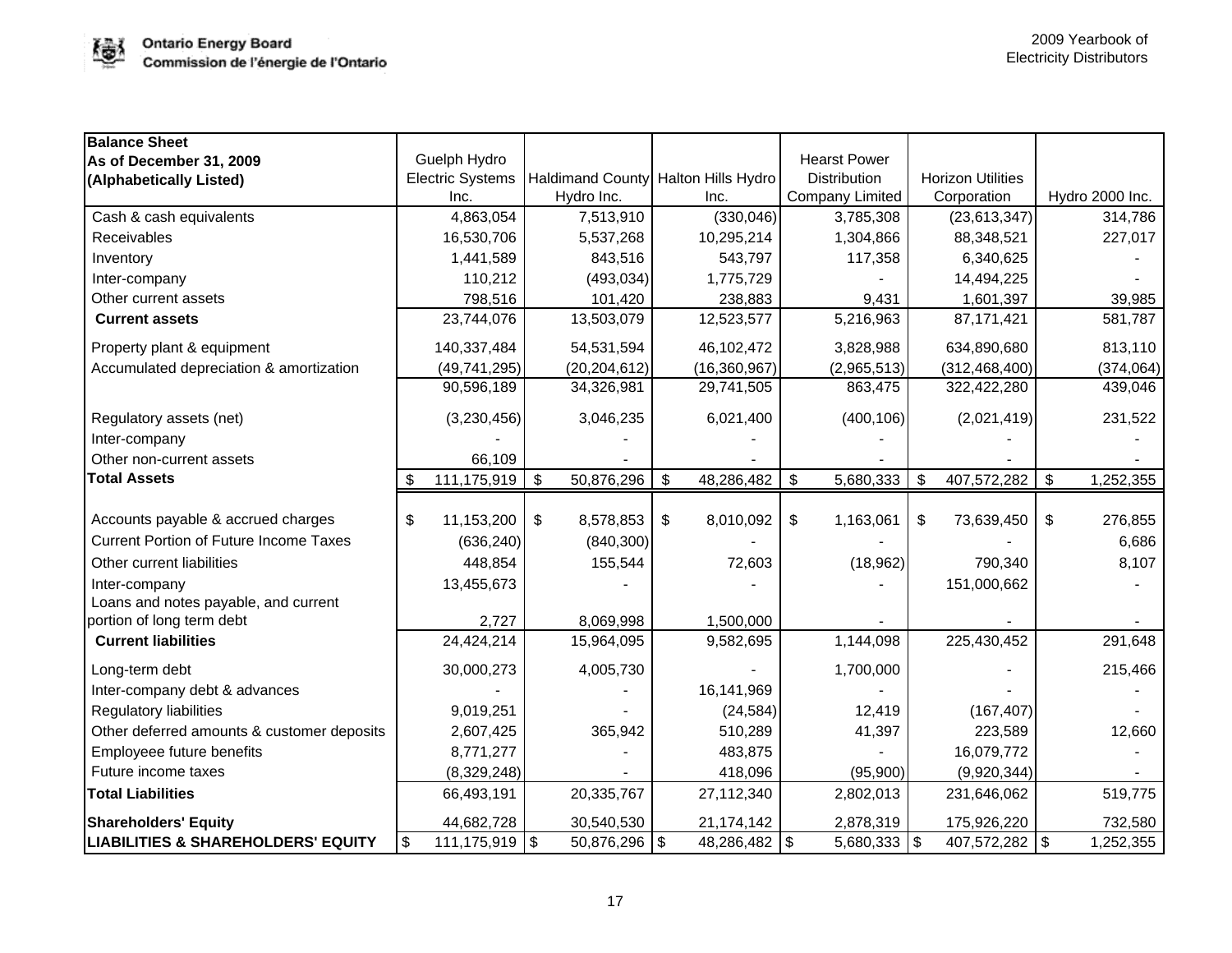| Balance Sheet<br>As of December 31, 2009<br>(Alphabetically Listed) | Guelph Hydro Electric Systems Inc. | Haldimand County Hydro Inc. | Halton Hills Hydro Inc. | Hearst Power Distribution Company Limited | Horizon Utilities Corporation | Hydro 2000 Inc. |
|---|---|---|---|---|---|---|
| Cash & cash equivalents | 4,863,054 | 7,513,910 | (330,046) | 3,785,308 | (23,613,347) | 314,786 |
| Receivables | 16,530,706 | 5,537,268 | 10,295,214 | 1,304,866 | 88,348,521 | 227,017 |
| Inventory | 1,441,589 | 843,516 | 543,797 | 117,358 | 6,340,625 | - |
| Inter-company | 110,212 | (493,034) | 1,775,729 | - | 14,494,225 | - |
| Other current assets | 798,516 | 101,420 | 238,883 | 9,431 | 1,601,397 | 39,985 |
| **Current assets** | 23,744,076 | 13,503,079 | 12,523,577 | 5,216,963 | 87,171,421 | 581,787 |
| Property plant & equipment | 140,337,484 | 54,531,594 | 46,102,472 | 3,828,988 | 634,890,680 | 813,110 |
| Accumulated depreciation & amortization | (49,741,295) | (20,204,612) | (16,360,967) | (2,965,513) | (312,468,400) | (374,064) |
| | 90,596,189 | 34,326,981 | 29,741,505 | 863,475 | 322,422,280 | 439,046 |
| Regulatory assets (net) | (3,230,456) | 3,046,235 | 6,021,400 | (400,106) | (2,021,419) | 231,522 |
| Inter-company | - | - | - | - | - | - |
| Other non-current assets | 66,109 | - | - | - | - | - |
| **Total Assets** | $ 111,175,919 | $ 50,876,296 | $ 48,286,482 | $ 5,680,333 | $ 407,572,282 | $ 1,252,355 |
| Accounts payable & accrued charges | $ 11,153,200 | $ 8,578,853 | $ 8,010,092 | $ 1,163,061 | $ 73,639,450 | $ 276,855 |
| Current Portion of Future Income Taxes | (636,240) | (840,300) | - | - | - | 6,686 |
| Other current liabilities | 448,854 | 155,544 | 72,603 | (18,962) | 790,340 | 8,107 |
| Inter-company | 13,455,673 | - | - | - | 151,000,662 | - |
| Loans and notes payable, and current portion of long term debt | 2,727 | 8,069,998 | 1,500,000 | - | - | - |
| **Current liabilities** | 24,424,214 | 15,964,095 | 9,582,695 | 1,144,098 | 225,430,452 | 291,648 |
| Long-term debt | 30,000,273 | 4,005,730 | - | 1,700,000 | - | 215,466 |
| Inter-company debt & advances | - | - | 16,141,969 | - | - | - |
| Regulatory liabilities | 9,019,251 | - | (24,584) | 12,419 | (167,407) | - |
| Other deferred amounts & customer deposits | 2,607,425 | 365,942 | 510,289 | 41,397 | 223,589 | 12,660 |
| Employeee future benefits | 8,771,277 | - | 483,875 | - | 16,079,772 | - |
| Future income taxes | (8,329,248) | - | 418,096 | (95,900) | (9,920,344) | - |
| **Total Liabilities** | 66,493,191 | 20,335,767 | 27,112,340 | 2,802,013 | 231,646,062 | 519,775 |
| **Shareholders' Equity** | 44,682,728 | 30,540,530 | 21,174,142 | 2,878,319 | 175,926,220 | 732,580 |
| **LIABILITIES & SHAREHOLDERS' EQUITY** | $ 111,175,919 | $ 50,876,296 | $ 48,286,482 | $ 5,680,333 | $ 407,572,282 | $ 1,252,355 |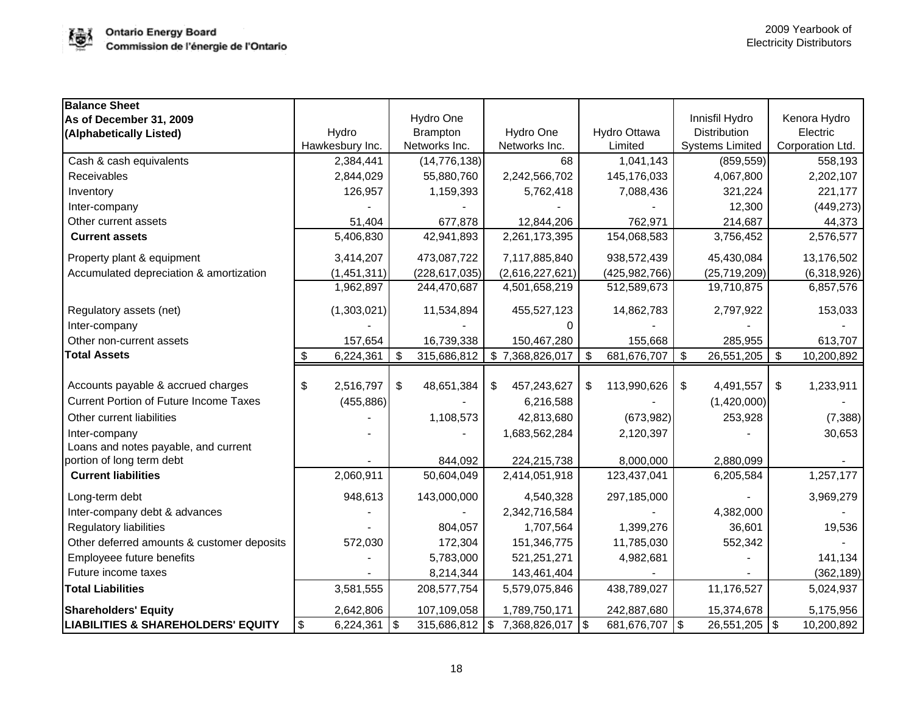| Balance Sheet<br>As of December 31, 2009<br>(Alphabetically Listed) | Hydro Hawkesbury Inc. | Hydro One Brampton Networks Inc. | Hydro One Networks Inc. | Hydro Ottawa Limited | Innisfil Hydro Distribution Systems Limited | Kenora Hydro Electric Corporation Ltd. |
|---|---|---|---|---|---|---|
| Cash & cash equivalents | 2,384,441 | (14,776,138) | 68 | 1,041,143 | (859,559) | 558,193 |
| Receivables | 2,844,029 | 55,880,760 | 2,242,566,702 | 145,176,033 | 4,067,800 | 2,202,107 |
| Inventory | 126,957 | 1,159,393 | 5,762,418 | 7,088,436 | 321,224 | 221,177 |
| Inter-company | - | - | - | - | 12,300 | (449,273) |
| Other current assets | 51,404 | 677,878 | 12,844,206 | 762,971 | 214,687 | 44,373 |
| **Current assets** | 5,406,830 | 42,941,893 | 2,261,173,395 | 154,068,583 | 3,756,452 | 2,576,577 |
| Property plant & equipment | 3,414,207 | 473,087,722 | 7,117,885,840 | 938,572,439 | 45,430,084 | 13,176,502 |
| Accumulated depreciation & amortization | (1,451,311) | (228,617,035) | (2,616,227,621) | (425,982,766) | (25,719,209) | (6,318,926) |
| | 1,962,897 | 244,470,687 | 4,501,658,219 | 512,589,673 | 19,710,875 | 6,857,576 |
| Regulatory assets (net) | (1,303,021) | 11,534,894 | 455,527,123 | 14,862,783 | 2,797,922 | 153,033 |
| Inter-company | - | - | 0 | - | - | - |
| Other non-current assets | 157,654 | 16,739,338 | 150,467,280 | 155,668 | 285,955 | 613,707 |
| **Total Assets** | $ 6,224,361 | $ 315,686,812 | $ 7,368,826,017 | $ 681,676,707 | $ 26,551,205 | $ 10,200,892 |
| Accounts payable & accrued charges | $ 2,516,797 | $ 48,651,384 | $ 457,243,627 | $ 113,990,626 | $ 4,491,557 | $ 1,233,911 |
| Current Portion of Future Income Taxes | (455,886) | - | 6,216,588 | - | (1,420,000) | - |
| Other current liabilities | - | 1,108,573 | 42,813,680 | (673,982) | 253,928 | (7,388) |
| Inter-company | - | - | 1,683,562,284 | 2,120,397 | - | 30,653 |
| Loans and notes payable, and current portion of long term debt | - | 844,092 | 224,215,738 | 8,000,000 | 2,880,099 | - |
| **Current liabilities** | 2,060,911 | 50,604,049 | 2,414,051,918 | 123,437,041 | 6,205,584 | 1,257,177 |
| Long-term debt | 948,613 | 143,000,000 | 4,540,328 | 297,185,000 | - | 3,969,279 |
| Inter-company debt & advances | - | - | 2,342,716,584 | - | 4,382,000 | - |
| Regulatory liabilities | - | 804,057 | 1,707,564 | 1,399,276 | 36,601 | 19,536 |
| Other deferred amounts & customer deposits | 572,030 | 172,304 | 151,346,775 | 11,785,030 | 552,342 | - |
| Employeee future benefits | - | 5,783,000 | 521,251,271 | 4,982,681 | - | 141,134 |
| Future income taxes | - | 8,214,344 | 143,461,404 | - | - | (362,189) |
| **Total Liabilities** | 3,581,555 | 208,577,754 | 5,579,075,846 | 438,789,027 | 11,176,527 | 5,024,937 |
| **Shareholders' Equity** | 2,642,806 | 107,109,058 | 1,789,750,171 | 242,887,680 | 15,374,678 | 5,175,956 |
| **LIABILITIES & SHAREHOLDERS' EQUITY** | $ 6,224,361 | $ 315,686,812 | $ 7,368,826,017 | $ 681,676,707 | $ 26,551,205 | $ 10,200,892 |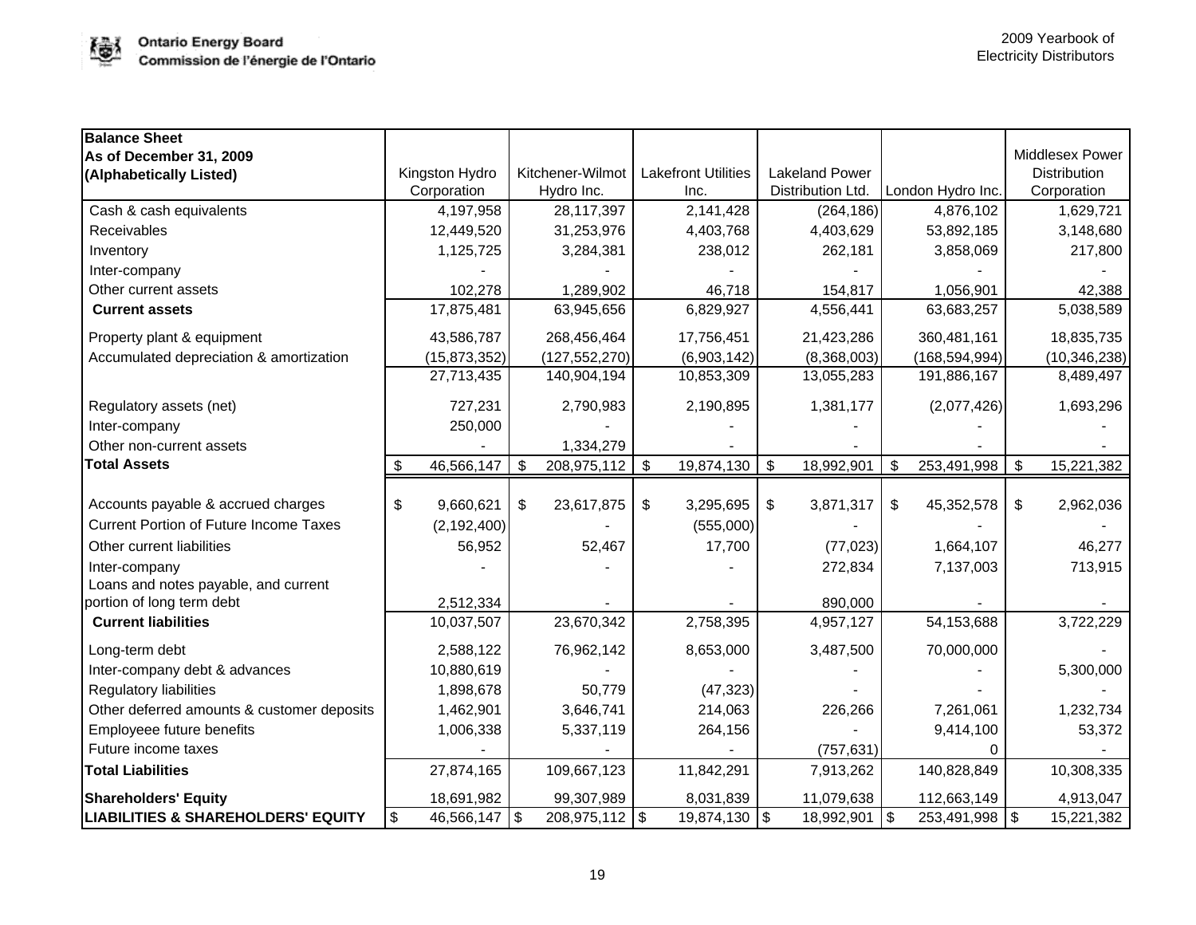| Balance Sheet<br>As of December 31, 2009<br>(Alphabetically Listed) | Kingston Hydro Corporation | Kitchener-Wilmot Hydro Inc. | Lakefront Utilities Inc. | Lakeland Power Distribution Ltd. | London Hydro Inc. | Middlesex Power Distribution Corporation |
|---|---|---|---|---|---|---|
| Cash & cash equivalents | 4,197,958 | 28,117,397 | 2,141,428 | (264,186) | 4,876,102 | 1,629,721 |
| Receivables | 12,449,520 | 31,253,976 | 4,403,768 | 4,403,629 | 53,892,185 | 3,148,680 |
| Inventory | 1,125,725 | 3,284,381 | 238,012 | 262,181 | 3,858,069 | 217,800 |
| Inter-company | - | - | - | - | - | - |
| Other current assets | 102,278 | 1,289,902 | 46,718 | 154,817 | 1,056,901 | 42,388 |
| **Current assets** | 17,875,481 | 63,945,656 | 6,829,927 | 4,556,441 | 63,683,257 | 5,038,589 |
| Property plant & equipment | 43,586,787 | 268,456,464 | 17,756,451 | 21,423,286 | 360,481,161 | 18,835,735 |
| Accumulated depreciation & amortization | (15,873,352) | (127,552,270) | (6,903,142) | (8,368,003) | (168,594,994) | (10,346,238) |
| | 27,713,435 | 140,904,194 | 10,853,309 | 13,055,283 | 191,886,167 | 8,489,497 |
| Regulatory assets (net) | 727,231 | 2,790,983 | 2,190,895 | 1,381,177 | (2,077,426) | 1,693,296 |
| Inter-company | 250,000 | - | - | - | - | - |
| Other non-current assets | - | 1,334,279 | - | - | - | - |
| **Total Assets** | $ 46,566,147 | $ 208,975,112 | $ 19,874,130 | $ 18,992,901 | $ 253,491,998 | $ 15,221,382 |
| Accounts payable & accrued charges | $ 9,660,621 | $ 23,617,875 | $ 3,295,695 | $ 3,871,317 | $ 45,352,578 | $ 2,962,036 |
| Current Portion of Future Income Taxes | (2,192,400) | - | (555,000) | - | - | - |
| Other current liabilities | 56,952 | 52,467 | 17,700 | (77,023) | 1,664,107 | 46,277 |
| Inter-company | - | - | - | 272,834 | 7,137,003 | 713,915 |
| Loans and notes payable, and current portion of long term debt | 2,512,334 | - | - | 890,000 | - | - |
| **Current liabilities** | 10,037,507 | 23,670,342 | 2,758,395 | 4,957,127 | 54,153,688 | 3,722,229 |
| Long-term debt | 2,588,122 | 76,962,142 | 8,653,000 | 3,487,500 | 70,000,000 | - |
| Inter-company debt & advances | 10,880,619 | - | - | - | - | 5,300,000 |
| Regulatory liabilities | 1,898,678 | 50,779 | (47,323) | - | - | - |
| Other deferred amounts & customer deposits | 1,462,901 | 3,646,741 | 214,063 | 226,266 | 7,261,061 | 1,232,734 |
| Employeee future benefits | 1,006,338 | 5,337,119 | 264,156 | - | 9,414,100 | 53,372 |
| Future income taxes | - | - | - | (757,631) | 0 | - |
| **Total Liabilities** | 27,874,165 | 109,667,123 | 11,842,291 | 7,913,262 | 140,828,849 | 10,308,335 |
| **Shareholders' Equity** | 18,691,982 | 99,307,989 | 8,031,839 | 11,079,638 | 112,663,149 | 4,913,047 |
| **LIABILITIES & SHAREHOLDERS' EQUITY** | $ 46,566,147 | $ 208,975,112 | $ 19,874,130 | $ 18,992,901 | $ 253,491,998 | $ 15,221,382 |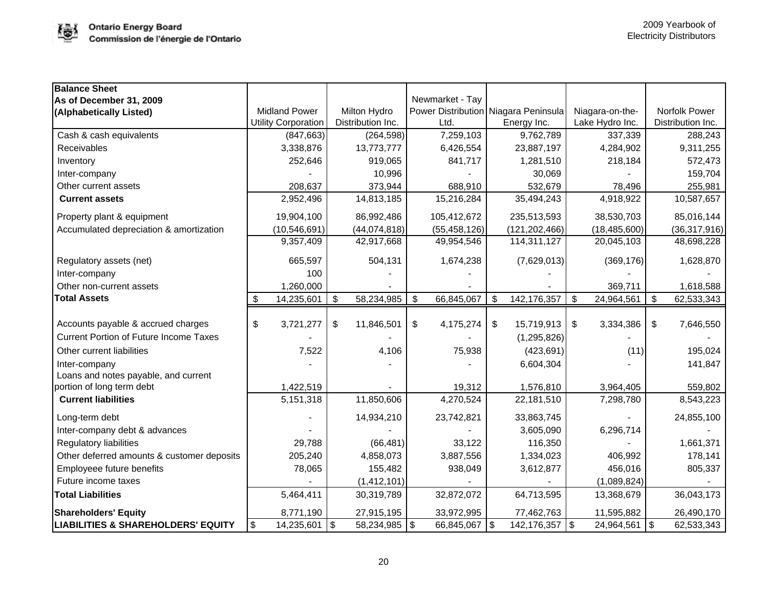| Balance Sheet<br>As of December 31, 2009<br>(Alphabetically Listed) | Midland Power Utility Corporation | Milton Hydro Distribution Inc. | Newmarket - Tay Power Distribution Ltd. | Niagara Peninsula Energy Inc. | Niagara-on-the-Lake Hydro Inc. | Norfolk Power Distribution Inc. |
|---|---|---|---|---|---|---|
| Cash & cash equivalents | (847,663) | (264,598) | 7,259,103 | 9,762,789 | 337,339 | 288,243 |
| Receivables | 3,338,876 | 13,773,777 | 6,426,554 | 23,887,197 | 4,284,902 | 9,311,255 |
| Inventory | 252,646 | 919,065 | 841,717 | 1,281,510 | 218,184 | 572,473 |
| Inter-company | - | 10,996 | - | 30,069 | - | 159,704 |
| Other current assets | 208,637 | 373,944 | 688,910 | 532,679 | 78,496 | 255,981 |
| **Current assets** | 2,952,496 | 14,813,185 | 15,216,284 | 35,494,243 | 4,918,922 | 10,587,657 |
| Property plant & equipment | 19,904,100 | 86,992,486 | 105,412,672 | 235,513,593 | 38,530,703 | 85,016,144 |
| Accumulated depreciation & amortization | (10,546,691) | (44,074,818) | (55,458,126) | (121,202,466) | (18,485,600) | (36,317,916) |
| | 9,357,409 | 42,917,668 | 49,954,546 | 114,311,127 | 20,045,103 | 48,698,228 |
| Regulatory assets (net) | 665,597 | 504,131 | 1,674,238 | (7,629,013) | (369,176) | 1,628,870 |
| Inter-company | 100 | - | - | - | - | - |
| Other non-current assets | 1,260,000 | - | - | - | 369,711 | 1,618,588 |
| **Total Assets** | $ 14,235,601 | $ 58,234,985 | $ 66,845,067 | $ 142,176,357 | $ 24,964,561 | $ 62,533,343 |
| Accounts payable & accrued charges | $ 3,721,277 | $ 11,846,501 | $ 4,175,274 | $ 15,719,913 | $ 3,334,386 | $ 7,646,550 |
| Current Portion of Future Income Taxes | - | - | - | (1,295,826) | - | - |
| Other current liabilities | 7,522 | 4,106 | 75,938 | (423,691) | (11) | 195,024 |
| Inter-company | - | - | - | 6,604,304 | - | 141,847 |
| Loans and notes payable, and current portion of long term debt | 1,422,519 | - | 19,312 | 1,576,810 | 3,964,405 | 559,802 |
| **Current liabilities** | 5,151,318 | 11,850,606 | 4,270,524 | 22,181,510 | 7,298,780 | 8,543,223 |
| Long-term debt | - | 14,934,210 | 23,742,821 | 33,863,745 | - | 24,855,100 |
| Inter-company debt & advances | - | - | - | 3,605,090 | 6,296,714 | - |
| Regulatory liabilities | 29,788 | (66,481) | 33,122 | 116,350 | - | 1,661,371 |
| Other deferred amounts & customer deposits | 205,240 | 4,858,073 | 3,887,556 | 1,334,023 | 406,992 | 178,141 |
| Employeee future benefits | 78,065 | 155,482 | 938,049 | 3,612,877 | 456,016 | 805,337 |
| Future income taxes | - | (1,412,101) | - | - | (1,089,824) | - |
| **Total Liabilities** | 5,464,411 | 30,319,789 | 32,872,072 | 64,713,595 | 13,368,679 | 36,043,173 |
| **Shareholders' Equity** | 8,771,190 | 27,915,195 | 33,972,995 | 77,462,763 | 11,595,882 | 26,490,170 |
| **LIABILITIES & SHAREHOLDERS' EQUITY** | $ 14,235,601 | $ 58,234,985 | $ 66,845,067 | $ 142,176,357 | $ 24,964,561 | $ 62,533,343 |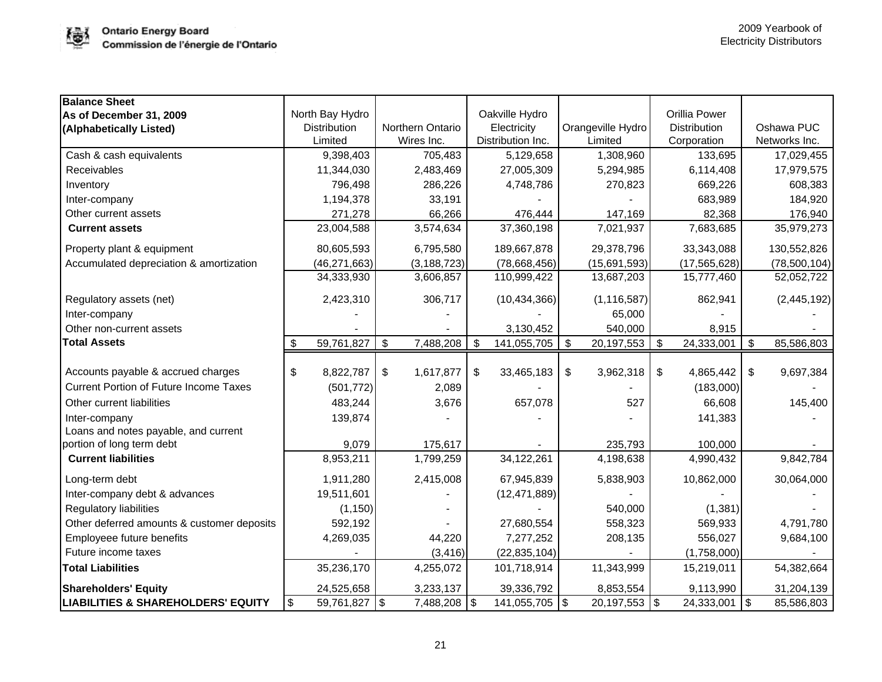| Balance Sheet<br>As of December 31, 2009<br>(Alphabetically Listed) | North Bay Hydro Distribution Limited | Northern Ontario Wires Inc. | Oakville Hydro Electricity Distribution Inc. | Orangeville Hydro Limited | Orillia Power Distribution Corporation | Oshawa PUC Networks Inc. |
|---|---|---|---|---|---|---|
| Cash & cash equivalents | 9,398,403 | 705,483 | 5,129,658 | 1,308,960 | 133,695 | 17,029,455 |
| Receivables | 11,344,030 | 2,483,469 | 27,005,309 | 5,294,985 | 6,114,408 | 17,979,575 |
| Inventory | 796,498 | 286,226 | 4,748,786 | 270,823 | 669,226 | 608,383 |
| Inter-company | 1,194,378 | 33,191 | - | - | 683,989 | 184,920 |
| Other current assets | 271,278 | 66,266 | 476,444 | 147,169 | 82,368 | 176,940 |
| **Current assets** | 23,004,588 | 3,574,634 | 37,360,198 | 7,021,937 | 7,683,685 | 35,979,273 |
| Property plant & equipment | 80,605,593 | 6,795,580 | 189,667,878 | 29,378,796 | 33,343,088 | 130,552,826 |
| Accumulated depreciation & amortization | (46,271,663) | (3,188,723) | (78,668,456) | (15,691,593) | (17,565,628) | (78,500,104) |
| | 34,333,930 | 3,606,857 | 110,999,422 | 13,687,203 | 15,777,460 | 52,052,722 |
| Regulatory assets (net) | 2,423,310 | 306,717 | (10,434,366) | (1,116,587) | 862,941 | (2,445,192) |
| Inter-company | - | - | - | 65,000 | - | - |
| Other non-current assets | - | - | 3,130,452 | 540,000 | 8,915 | - |
| **Total Assets** | $ 59,761,827 | $ 7,488,208 | $ 141,055,705 | $ 20,197,553 | $ 24,333,001 | $ 85,586,803 |
| Accounts payable & accrued charges | $ 8,822,787 | $ 1,617,877 | $ 33,465,183 | $ 3,962,318 | $ 4,865,442 | $ 9,697,384 |
| Current Portion of Future Income Taxes | (501,772) | 2,089 | - | - | (183,000) | - |
| Other current liabilities | 483,244 | 3,676 | 657,078 | 527 | 66,608 | 145,400 |
| Inter-company | 139,874 | - | - | - | 141,383 | - |
| Loans and notes payable, and current portion of long term debt | 9,079 | 175,617 | - | 235,793 | 100,000 | - |
| **Current liabilities** | 8,953,211 | 1,799,259 | 34,122,261 | 4,198,638 | 4,990,432 | 9,842,784 |
| Long-term debt | 1,911,280 | 2,415,008 | 67,945,839 | 5,838,903 | 10,862,000 | 30,064,000 |
| Inter-company debt & advances | 19,511,601 | - | (12,471,889) | - | - | - |
| Regulatory liabilities | (1,150) | - | - | 540,000 | (1,381) | - |
| Other deferred amounts & customer deposits | 592,192 | - | 27,680,554 | 558,323 | 569,933 | 4,791,780 |
| Employeee future benefits | 4,269,035 | 44,220 | 7,277,252 | 208,135 | 556,027 | 9,684,100 |
| Future income taxes | - | (3,416) | (22,835,104) | - | (1,758,000) | - |
| **Total Liabilities** | 35,236,170 | 4,255,072 | 101,718,914 | 11,343,999 | 15,219,011 | 54,382,664 |
| **Shareholders' Equity** | 24,525,658 | 3,233,137 | 39,336,792 | 8,853,554 | 9,113,990 | 31,204,139 |
| **LIABILITIES & SHAREHOLDERS' EQUITY** | $ 59,761,827 | $ 7,488,208 | $ 141,055,705 | $ 20,197,553 | $ 24,333,001 | $ 85,586,803 |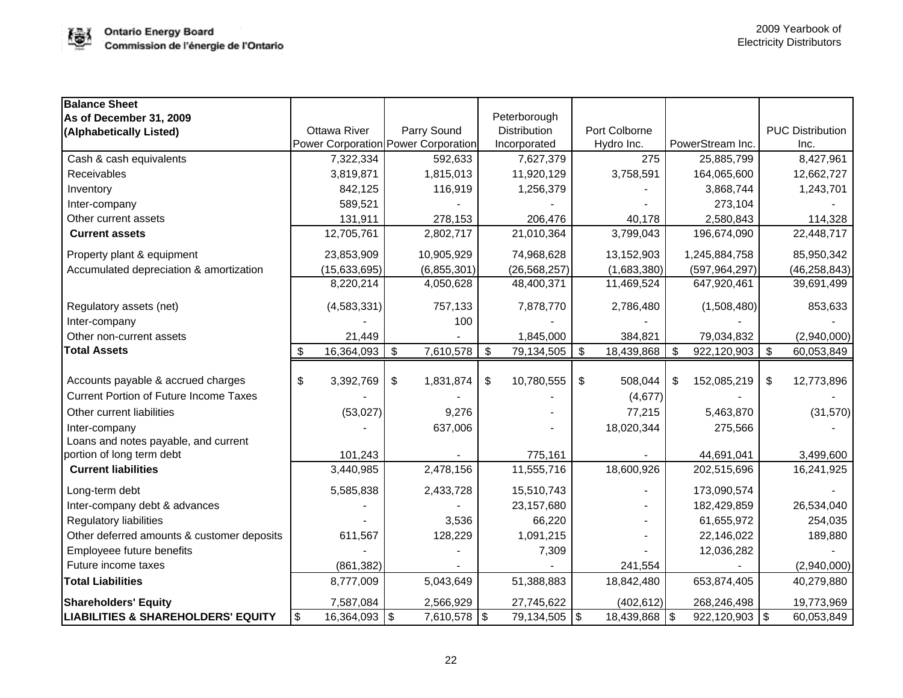| Balance Sheet As of December 31, 2009 (Alphabetically Listed) | Ottawa River Power Corporation | Parry Sound Power Corporation | Peterborough Distribution Incorporated | Port Colborne Hydro Inc. | PowerStream Inc. | PUC Distribution Inc. |
|---|---|---|---|---|---|---|
| Cash & cash equivalents | 7,322,334 | 592,633 | 7,627,379 | 275 | 25,885,799 | 8,427,961 |
| Receivables | 3,819,871 | 1,815,013 | 11,920,129 | 3,758,591 | 164,065,600 | 12,662,727 |
| Inventory | 842,125 | 116,919 | 1,256,379 | - | 3,868,744 | 1,243,701 |
| Inter-company | 589,521 | - | - | - | 273,104 | - |
| Other current assets | 131,911 | 278,153 | 206,476 | 40,178 | 2,580,843 | 114,328 |
| **Current assets** | 12,705,761 | 2,802,717 | 21,010,364 | 3,799,043 | 196,674,090 | 22,448,717 |
| Property plant & equipment | 23,853,909 | 10,905,929 | 74,968,628 | 13,152,903 | 1,245,884,758 | 85,950,342 |
| Accumulated depreciation & amortization | (15,633,695) | (6,855,301) | (26,568,257) | (1,683,380) | (597,964,297) | (46,258,843) |
| | 8,220,214 | 4,050,628 | 48,400,371 | 11,469,524 | 647,920,461 | 39,691,499 |
| Regulatory assets (net) | (4,583,331) | 757,133 | 7,878,770 | 2,786,480 | (1,508,480) | 853,633 |
| Inter-company | - | 100 | - | - | - | - |
| Other non-current assets | 21,449 | - | 1,845,000 | 384,821 | 79,034,832 | (2,940,000) |
| **Total Assets** | $ 16,364,093 | $ 7,610,578 | $ 79,134,505 | $ 18,439,868 | $ 922,120,903 | $ 60,053,849 |
| Accounts payable & accrued charges | $ 3,392,769 | $ 1,831,874 | $ 10,780,555 | $ 508,044 | $ 152,085,219 | $ 12,773,896 |
| Current Portion of Future Income Taxes | - | - | - | (4,677) | - | - |
| Other current liabilities | (53,027) | 9,276 | - | 77,215 | 5,463,870 | (31,570) |
| Inter-company | - | 637,006 | - | 18,020,344 | 275,566 | - |
| Loans and notes payable, and current portion of long term debt | 101,243 | - | 775,161 | - | 44,691,041 | 3,499,600 |
| **Current liabilities** | 3,440,985 | 2,478,156 | 11,555,716 | 18,600,926 | 202,515,696 | 16,241,925 |
| Long-term debt | 5,585,838 | 2,433,728 | 15,510,743 | - | 173,090,574 | - |
| Inter-company debt & advances | - | - | 23,157,680 | - | 182,429,859 | 26,534,040 |
| Regulatory liabilities | - | 3,536 | 66,220 | - | 61,655,972 | 254,035 |
| Other deferred amounts & customer deposits | 611,567 | 128,229 | 1,091,215 | - | 22,146,022 | 189,880 |
| Employeee future benefits | - | - | 7,309 | - | 12,036,282 | - |
| Future income taxes | (861,382) | - | - | 241,554 | - | (2,940,000) |
| **Total Liabilities** | 8,777,009 | 5,043,649 | 51,388,883 | 18,842,480 | 653,874,405 | 40,279,880 |
| **Shareholders' Equity** | 7,587,084 | 2,566,929 | 27,745,622 | (402,612) | 268,246,498 | 19,773,969 |
| **LIABILITIES & SHAREHOLDERS' EQUITY** | $ 16,364,093 | $ 7,610,578 | $ 79,134,505 | $ 18,439,868 | $ 922,120,903 | $ 60,053,849 |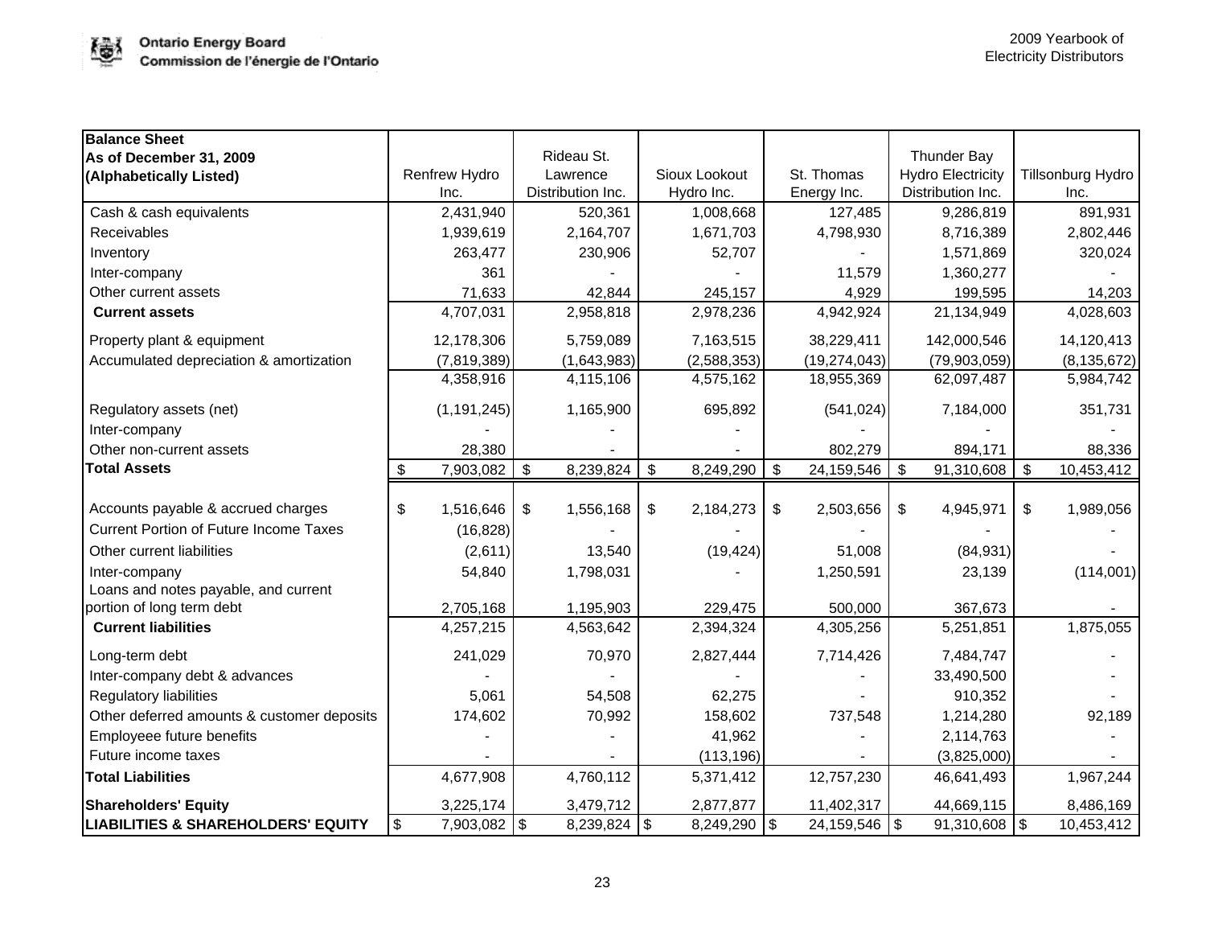| **Balance Sheet As of December 31, 2009 (Alphabetically Listed)** | Renfrew Hydro Inc. | Rideau St. Lawrence Distribution Inc. | Sioux Lookout Hydro Inc. | St. Thomas Energy Inc. | Thunder Bay Hydro Electricity Distribution Inc. | Tillsonburg Hydro Inc. |
|---|---|---|---|---|---|---|
| Cash & cash equivalents | 2,431,940 | 520,361 | 1,008,668 | 127,485 | 9,286,819 | 891,931 |
| Receivables | 1,939,619 | 2,164,707 | 1,671,703 | 4,798,930 | 8,716,389 | 2,802,446 |
| Inventory | 263,477 | 230,906 | 52,707 | - | 1,571,869 | 320,024 |
| Inter-company | 361 | - | - | 11,579 | 1,360,277 | - |
| Other current assets | 71,633 | 42,844 | 245,157 | 4,929 | 199,595 | 14,203 |
| **Current assets** | 4,707,031 | 2,958,818 | 2,978,236 | 4,942,924 | 21,134,949 | 4,028,603 |
| Property plant & equipment | 12,178,306 | 5,759,089 | 7,163,515 | 38,229,411 | 142,000,546 | 14,120,413 |
| Accumulated depreciation & amortization | (7,819,389) | (1,643,983) | (2,588,353) | (19,274,043) | (79,903,059) | (8,135,672) |
| | 4,358,916 | 4,115,106 | 4,575,162 | 18,955,369 | 62,097,487 | 5,984,742 |
| Regulatory assets (net) | (1,191,245) | 1,165,900 | 695,892 | (541,024) | 7,184,000 | 351,731 |
| Inter-company | - | - | - | - | - | - |
| Other non-current assets | 28,380 | - | - | 802,279 | 894,171 | 88,336 |
| **Total Assets** | $ 7,903,082 | $ 8,239,824 | $ 8,249,290 | $ 24,159,546 | $ 91,310,608 | $ 10,453,412 |
| Accounts payable & accrued charges | $ 1,516,646 | $ 1,556,168 | $ 2,184,273 | $ 2,503,656 | $ 4,945,971 | $ 1,989,056 |
| Current Portion of Future Income Taxes | (16,828) | - | - | - | - | - |
| Other current liabilities | (2,611) | 13,540 | (19,424) | 51,008 | (84,931) | - |
| Inter-company | 54,840 | 1,798,031 | - | 1,250,591 | 23,139 | (114,001) |
| Loans and notes payable, and current portion of long term debt | 2,705,168 | 1,195,903 | 229,475 | 500,000 | 367,673 | - |
| **Current liabilities** | 4,257,215 | 4,563,642 | 2,394,324 | 4,305,256 | 5,251,851 | 1,875,055 |
| Long-term debt | 241,029 | 70,970 | 2,827,444 | 7,714,426 | 7,484,747 | - |
| Inter-company debt & advances | - | - | - | - | 33,490,500 | - |
| Regulatory liabilities | 5,061 | 54,508 | 62,275 | - | 910,352 | - |
| Other deferred amounts & customer deposits | 174,602 | 70,992 | 158,602 | 737,548 | 1,214,280 | 92,189 |
| Employeee future benefits | - | - | 41,962 | - | 2,114,763 | - |
| Future income taxes | - | - | (113,196) | - | (3,825,000) | - |
| **Total Liabilities** | 4,677,908 | 4,760,112 | 5,371,412 | 12,757,230 | 46,641,493 | 1,967,244 |
| **Shareholders' Equity** | 3,225,174 | 3,479,712 | 2,877,877 | 11,402,317 | 44,669,115 | 8,486,169 |
| **LIABILITIES & SHAREHOLDERS' EQUITY** | $ 7,903,082 | $ 8,239,824 | $ 8,249,290 | $ 24,159,546 | $ 91,310,608 | $ 10,453,412 |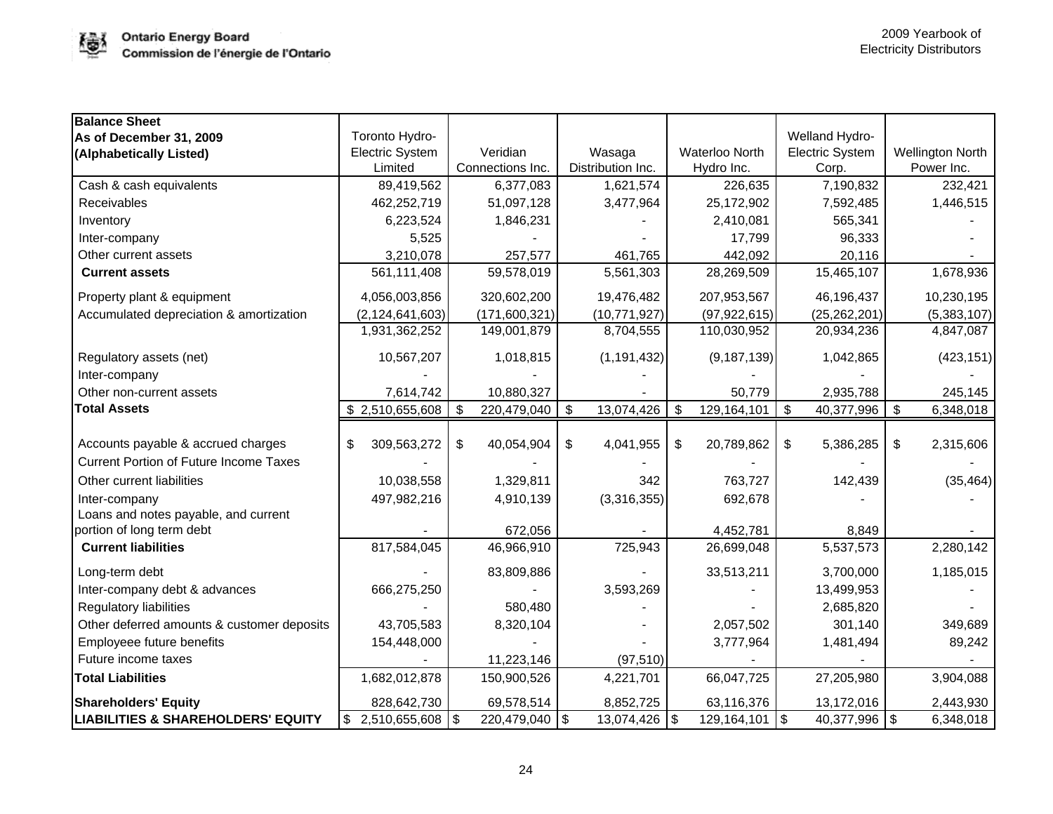| Balance Sheet<br>As of December 31, 2009<br>(Alphabetically Listed) | Toronto Hydro-Electric System Limited | Veridian Connections Inc. | Wasaga Distribution Inc. | Waterloo North Hydro Inc. | Welland Hydro-Electric System Corp. | Wellington North Power Inc. |
|---|---|---|---|---|---|---|
| Cash & cash equivalents | 89,419,562 | 6,377,083 | 1,621,574 | 226,635 | 7,190,832 | 232,421 |
| Receivables | 462,252,719 | 51,097,128 | 3,477,964 | 25,172,902 | 7,592,485 | 1,446,515 |
| Inventory | 6,223,524 | 1,846,231 | - | 2,410,081 | 565,341 | - |
| Inter-company | 5,525 | - | - | 17,799 | 96,333 | - |
| Other current assets | 3,210,078 | 257,577 | 461,765 | 442,092 | 20,116 | - |
| **Current assets** | 561,111,408 | 59,578,019 | 5,561,303 | 28,269,509 | 15,465,107 | 1,678,936 |
| Property plant & equipment | 4,056,003,856 | 320,602,200 | 19,476,482 | 207,953,567 | 46,196,437 | 10,230,195 |
| Accumulated depreciation & amortization | (2,124,641,603) | (171,600,321) | (10,771,927) | (97,922,615) | (25,262,201) | (5,383,107) |
| | 1,931,362,252 | 149,001,879 | 8,704,555 | 110,030,952 | 20,934,236 | 4,847,087 |
| Regulatory assets (net) | 10,567,207 | 1,018,815 | (1,191,432) | (9,187,139) | 1,042,865 | (423,151) |
| Inter-company | - | - | - | - | - | - |
| Other non-current assets | 7,614,742 | 10,880,327 | - | 50,779 | 2,935,788 | 245,145 |
| **Total Assets** | $ 2,510,655,608 | $ 220,479,040 | $ 13,074,426 | $ 129,164,101 | $ 40,377,996 | $ 6,348,018 |
| Accounts payable & accrued charges | $ 309,563,272 | $ 40,054,904 | $ 4,041,955 | $ 20,789,862 | $ 5,386,285 | $ 2,315,606 |
| Current Portion of Future Income Taxes | - | - | - | - | - | - |
| Other current liabilities | 10,038,558 | 1,329,811 | 342 | 763,727 | 142,439 | (35,464) |
| Inter-company | 497,982,216 | 4,910,139 | (3,316,355) | 692,678 | - | - |
| Loans and notes payable, and current portion of long term debt | - | 672,056 | - | 4,452,781 | 8,849 | - |
| **Current liabilities** | 817,584,045 | 46,966,910 | 725,943 | 26,699,048 | 5,537,573 | 2,280,142 |
| Long-term debt | - | 83,809,886 | - | 33,513,211 | 3,700,000 | 1,185,015 |
| Inter-company debt & advances | 666,275,250 | - | 3,593,269 | - | 13,499,953 | - |
| Regulatory liabilities | - | 580,480 | - | - | 2,685,820 | - |
| Other deferred amounts & customer deposits | 43,705,583 | 8,320,104 | - | 2,057,502 | 301,140 | 349,689 |
| Employeee future benefits | 154,448,000 | - | - | 3,777,964 | 1,481,494 | 89,242 |
| Future income taxes | - | 11,223,146 | (97,510) | - | - | - |
| **Total Liabilities** | 1,682,012,878 | 150,900,526 | 4,221,701 | 66,047,725 | 27,205,980 | 3,904,088 |
| **Shareholders' Equity** | 828,642,730 | 69,578,514 | 8,852,725 | 63,116,376 | 13,172,016 | 2,443,930 |
| **LIABILITIES & SHAREHOLDERS' EQUITY** | $ 2,510,655,608 | $ 220,479,040 | $ 13,074,426 | $ 129,164,101 | $ 40,377,996 | $ 6,348,018 |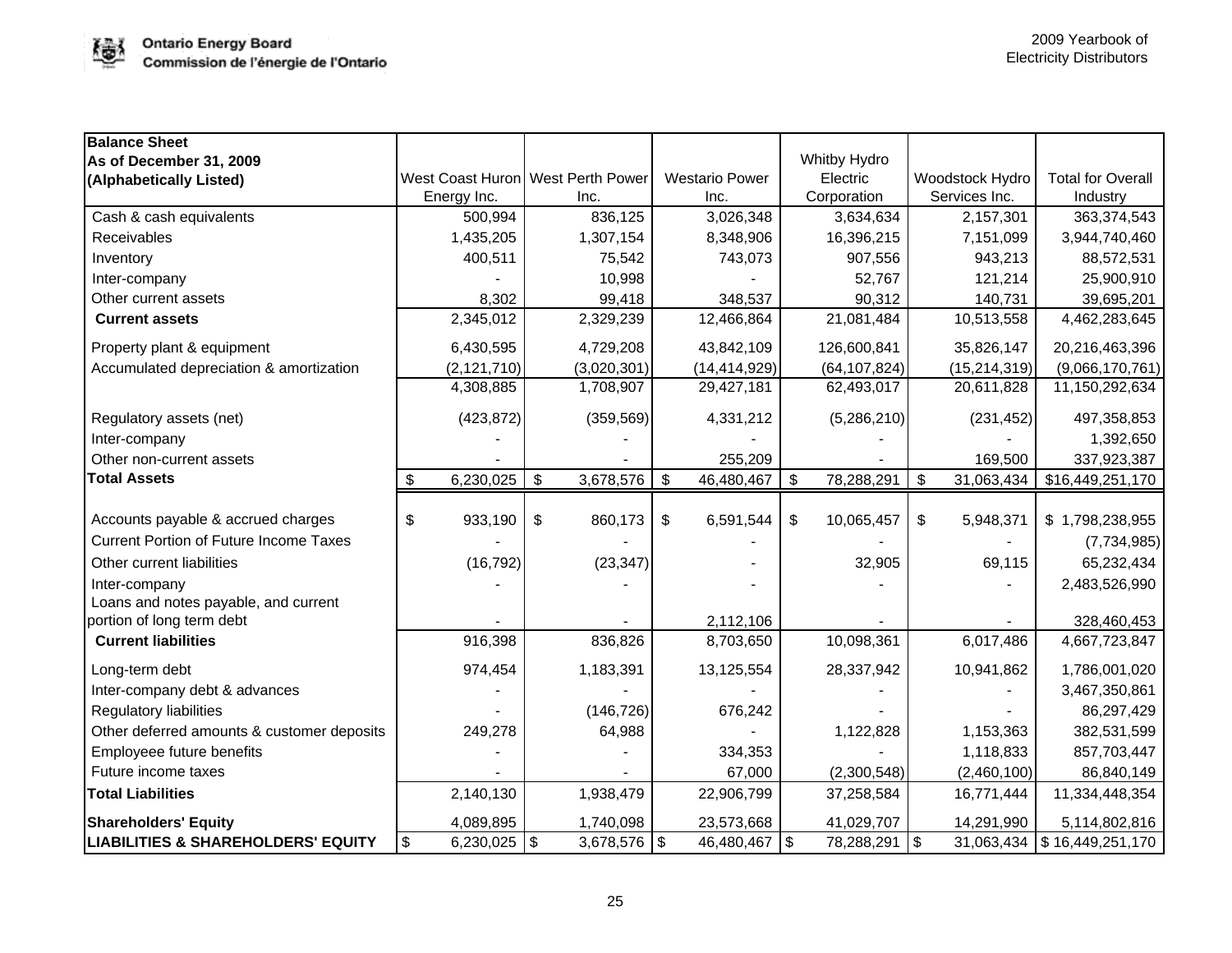| Balance Sheet<br>As of December 31, 2009<br>(Alphabetically Listed) | West Coast Huron Energy Inc. | West Perth Power Inc. | Westario Power Inc. | Whitby Hydro Electric Corporation | Woodstock Hydro Services Inc. | Total for Overall Industry |
|---|---|---|---|---|---|---|
| Cash & cash equivalents | 500,994 | 836,125 | 3,026,348 | 3,634,634 | 2,157,301 | 363,374,543 |
| Receivables | 1,435,205 | 1,307,154 | 8,348,906 | 16,396,215 | 7,151,099 | 3,944,740,460 |
| Inventory | 400,511 | 75,542 | 743,073 | 907,556 | 943,213 | 88,572,531 |
| Inter-company | - | 10,998 | - | 52,767 | 121,214 | 25,900,910 |
| Other current assets | 8,302 | 99,418 | 348,537 | 90,312 | 140,731 | 39,695,201 |
| **Current assets** | 2,345,012 | 2,329,239 | 12,466,864 | 21,081,484 | 10,513,558 | 4,462,283,645 |
| Property plant & equipment | 6,430,595 | 4,729,208 | 43,842,109 | 126,600,841 | 35,826,147 | 20,216,463,396 |
| Accumulated depreciation & amortization | (2,121,710) | (3,020,301) | (14,414,929) | (64,107,824) | (15,214,319) | (9,066,170,761) |
| | 4,308,885 | 1,708,907 | 29,427,181 | 62,493,017 | 20,611,828 | 11,150,292,634 |
| Regulatory assets (net) | (423,872) | (359,569) | 4,331,212 | (5,286,210) | (231,452) | 497,358,853 |
| Inter-company | - | - | - | - | - | 1,392,650 |
| Other non-current assets | - | - | 255,209 | - | 169,500 | 337,923,387 |
| **Total Assets** | $ 6,230,025 | $ 3,678,576 | $ 46,480,467 | $ 78,288,291 | $ 31,063,434 | $16,449,251,170 |
| Accounts payable & accrued charges | $ 933,190 | $ 860,173 | $ 6,591,544 | $ 10,065,457 | $ 5,948,371 | $ 1,798,238,955 |
| Current Portion of Future Income Taxes | - | - | - | - | - | (7,734,985) |
| Other current liabilities | (16,792) | (23,347) | - | 32,905 | 69,115 | 65,232,434 |
| Inter-company | - | - | - | - | - | 2,483,526,990 |
| Loans and notes payable, and current portion of long term debt | - | - | 2,112,106 | - | - | 328,460,453 |
| **Current liabilities** | 916,398 | 836,826 | 8,703,650 | 10,098,361 | 6,017,486 | 4,667,723,847 |
| Long-term debt | 974,454 | 1,183,391 | 13,125,554 | 28,337,942 | 10,941,862 | 1,786,001,020 |
| Inter-company debt & advances | - | - | - | - | - | 3,467,350,861 |
| Regulatory liabilities | - | (146,726) | 676,242 | - | - | 86,297,429 |
| Other deferred amounts & customer deposits | 249,278 | 64,988 | - | 1,122,828 | 1,153,363 | 382,531,599 |
| Employeee future benefits | - | - | 334,353 | - | 1,118,833 | 857,703,447 |
| Future income taxes | - | - | 67,000 | (2,300,548) | (2,460,100) | 86,840,149 |
| **Total Liabilities** | 2,140,130 | 1,938,479 | 22,906,799 | 37,258,584 | 16,771,444 | 11,334,448,354 |
| **Shareholders' Equity** | 4,089,895 | 1,740,098 | 23,573,668 | 41,029,707 | 14,291,990 | 5,114,802,816 |
| **LIABILITIES & SHAREHOLDERS' EQUITY** | $ 6,230,025 | $ 3,678,576 | $ 46,480,467 | $ 78,288,291 | $ 31,063,434 | $ 16,449,251,170 |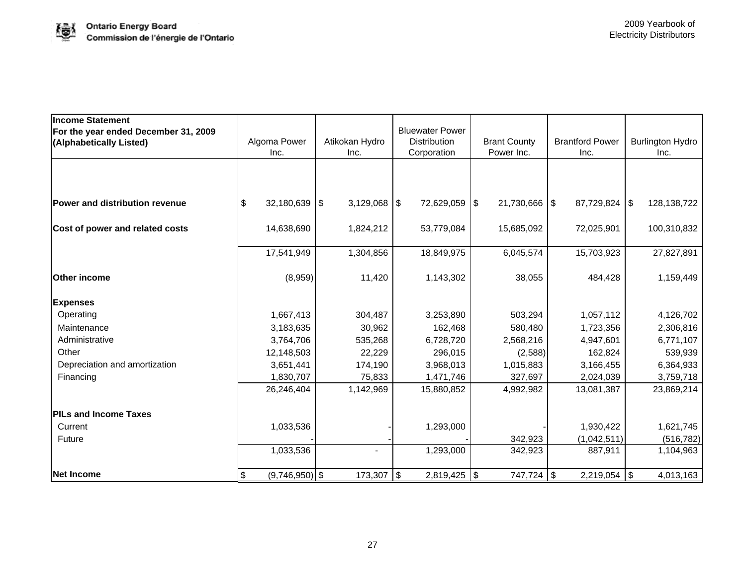| Income Statement<br>For the year ended December 31, 2009<br>(Alphabetically Listed) | Algoma Power Inc. | Atikokan Hydro Inc. | Bluewater Power Distribution Corporation | Brant County Power Inc. | Brantford Power Inc. | Burlington Hydro Inc. |
|---|---|---|---|---|---|---|
| **Power and distribution revenue** | $ 32,180,639 | $ 3,129,068 | $ 72,629,059 | $ 21,730,666 | $ 87,729,824 | $ 128,138,722 |
| **Cost of power and related costs** | 14,638,690 | 1,824,212 | 53,779,084 | 15,685,092 | 72,025,901 | 100,310,832 |
| | 17,541,949 | 1,304,856 | 18,849,975 | 6,045,574 | 15,703,923 | 27,827,891 |
| **Other income** | (8,959) | 11,420 | 1,143,302 | 38,055 | 484,428 | 1,159,449 |
| **Expenses** | | | | | | |
| Operating | 1,667,413 | 304,487 | 3,253,890 | 503,294 | 1,057,112 | 4,126,702 |
| Maintenance | 3,183,635 | 30,962 | 162,468 | 580,480 | 1,723,356 | 2,306,816 |
| Administrative | 3,764,706 | 535,268 | 6,728,720 | 2,568,216 | 4,947,601 | 6,771,107 |
| Other | 12,148,503 | 22,229 | 296,015 | (2,588) | 162,824 | 539,939 |
| Depreciation and amortization | 3,651,441 | 174,190 | 3,968,013 | 1,015,883 | 3,166,455 | 6,364,933 |
| Financing | 1,830,707 | 75,833 | 1,471,746 | 327,697 | 2,024,039 | 3,759,718 |
| | 26,246,404 | 1,142,969 | 15,880,852 | 4,992,982 | 13,081,387 | 23,869,214 |
| **PILs and Income Taxes** | | | | | | |
| Current | 1,033,536 | - | 1,293,000 | - | 1,930,422 | 1,621,745 |
| Future | - | - | - | 342,923 | (1,042,511) | (516,782) |
| | 1,033,536 | - | 1,293,000 | 342,923 | 887,911 | 1,104,963 |
| **Net Income** | $ (9,746,950) | $ 173,307 | $ 2,819,425 | $ 747,724 | $ 2,219,054 | $ 4,013,163 |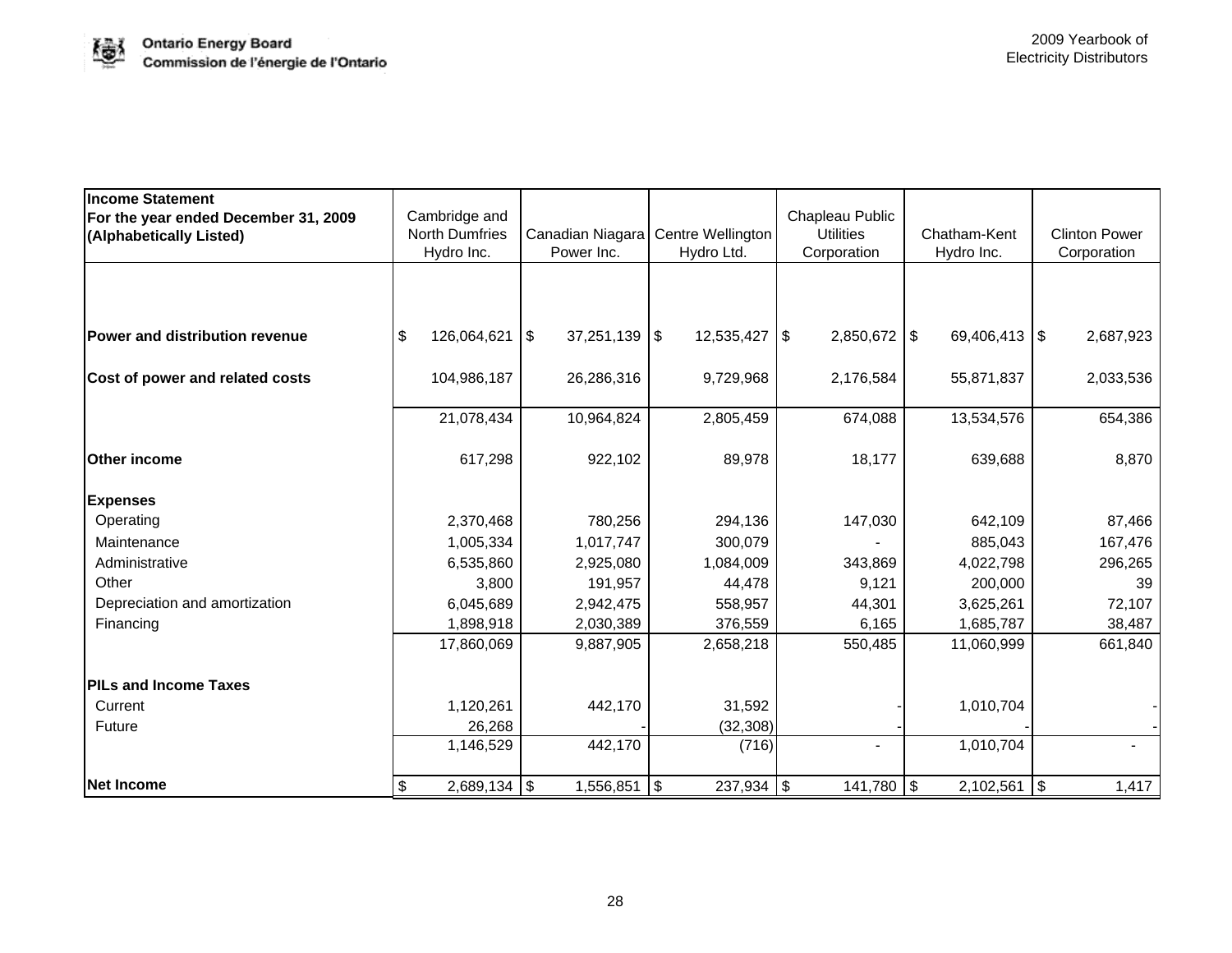| Income Statement<br>For the year ended December 31, 2009<br>(Alphabetically Listed) | Cambridge and North Dumfries Hydro Inc. | Canadian Niagara Power Inc. | Centre Wellington Hydro Ltd. | Chapleau Public Utilities Corporation | Chatham-Kent Hydro Inc. | Clinton Power Corporation |
|---|---|---|---|---|---|---|
| **Power and distribution revenue** | $ 126,064,621 | $ 37,251,139 | $ 12,535,427 | $ 2,850,672 | $ 69,406,413 | $ 2,687,923 |
| **Cost of power and related costs** | 104,986,187 | 26,286,316 | 9,729,968 | 2,176,584 | 55,871,837 | 2,033,536 |
| | 21,078,434 | 10,964,824 | 2,805,459 | 674,088 | 13,534,576 | 654,386 |
| **Other income** | 617,298 | 922,102 | 89,978 | 18,177 | 639,688 | 8,870 |
| **Expenses** | | | | | | |
| Operating | 2,370,468 | 780,256 | 294,136 | 147,030 | 642,109 | 87,466 |
| Maintenance | 1,005,334 | 1,017,747 | 300,079 | - | 885,043 | 167,476 |
| Administrative | 6,535,860 | 2,925,080 | 1,084,009 | 343,869 | 4,022,798 | 296,265 |
| Other | 3,800 | 191,957 | 44,478 | 9,121 | 200,000 | 39 |
| Depreciation and amortization | 6,045,689 | 2,942,475 | 558,957 | 44,301 | 3,625,261 | 72,107 |
| Financing | 1,898,918 | 2,030,389 | 376,559 | 6,165 | 1,685,787 | 38,487 |
| | 17,860,069 | 9,887,905 | 2,658,218 | 550,485 | 11,060,999 | 661,840 |
| **PILs and Income Taxes** | | | | | | |
| Current | 1,120,261 | 442,170 | 31,592 | - | 1,010,704 | - |
| Future | 26,268 | - | (32,308) | - | - | - |
| | 1,146,529 | 442,170 | (716) | - | 1,010,704 | - |
| **Net Income** | $ 2,689,134 | $ 1,556,851 | $ 237,934 | $ 141,780 | $ 2,102,561 | $ 1,417 |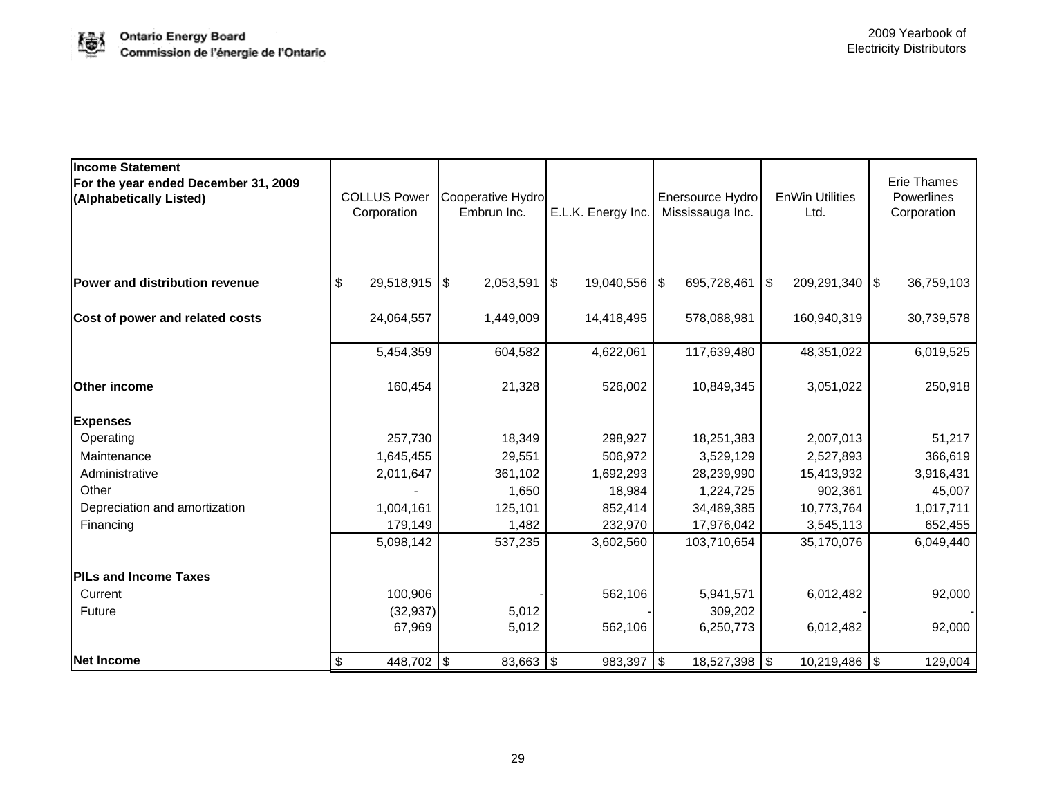| Income Statement<br>For the year ended December 31, 2009<br>(Alphabetically Listed) | COLLUS Power Corporation | Cooperative Hydro Embrun Inc. | E.L.K. Energy Inc. | Enersource Hydro Mississauga Inc. | EnWin Utilities Ltd. | Erie Thames Powerlines Corporation |
|---|---|---|---|---|---|---|
| **Power and distribution revenue** | $ 29,518,915 | $ 2,053,591 | $ 19,040,556 | $ 695,728,461 | $ 209,291,340 | $ 36,759,103 |
| **Cost of power and related costs** | 24,064,557 | 1,449,009 | 14,418,495 | 578,088,981 | 160,940,319 | 30,739,578 |
| | 5,454,359 | 604,582 | 4,622,061 | 117,639,480 | 48,351,022 | 6,019,525 |
| **Other income** | 160,454 | 21,328 | 526,002 | 10,849,345 | 3,051,022 | 250,918 |
| **Expenses** | | | | | | |
| Operating | 257,730 | 18,349 | 298,927 | 18,251,383 | 2,007,013 | 51,217 |
| Maintenance | 1,645,455 | 29,551 | 506,972 | 3,529,129 | 2,527,893 | 366,619 |
| Administrative | 2,011,647 | 361,102 | 1,692,293 | 28,239,990 | 15,413,932 | 3,916,431 |
| Other | - | 1,650 | 18,984 | 1,224,725 | 902,361 | 45,007 |
| Depreciation and amortization | 1,004,161 | 125,101 | 852,414 | 34,489,385 | 10,773,764 | 1,017,711 |
| Financing | 179,149 | 1,482 | 232,970 | 17,976,042 | 3,545,113 | 652,455 |
| | 5,098,142 | 537,235 | 3,602,560 | 103,710,654 | 35,170,076 | 6,049,440 |
| **PILs and Income Taxes** | | | | | | |
| Current | 100,906 | - | 562,106 | 5,941,571 | 6,012,482 | 92,000 |
| Future | (32,937) | 5,012 | - | 309,202 | - | - |
| | 67,969 | 5,012 | 562,106 | 6,250,773 | 6,012,482 | 92,000 |
| **Net Income** | $ 448,702 | $ 83,663 | $ 983,397 | $ 18,527,398 | $ 10,219,486 | $ 129,004 |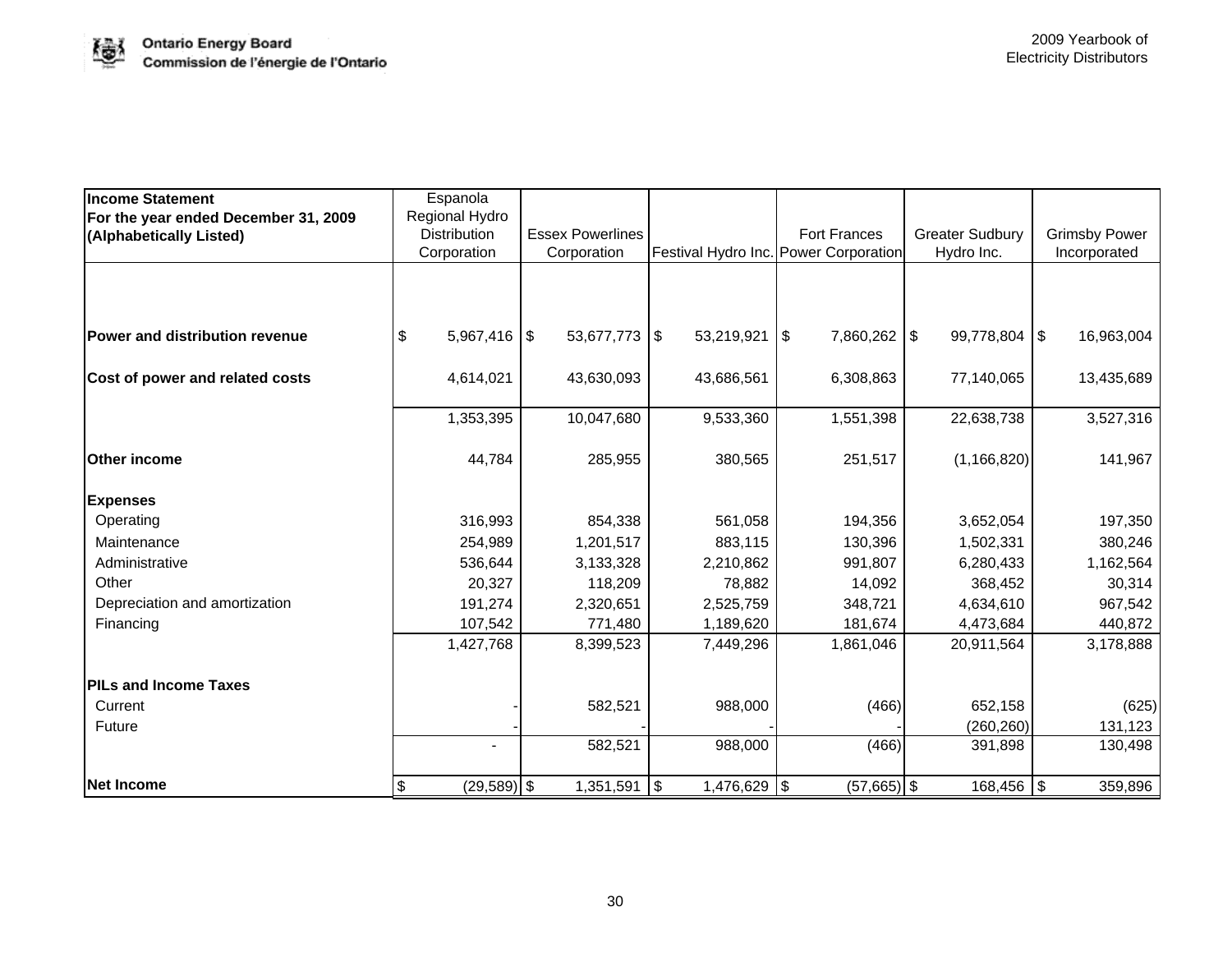| Income Statement For the year ended December 31, 2009 (Alphabetically Listed) | Espanola Regional Hydro Distribution Corporation | Essex Powerlines Corporation | Festival Hydro Inc. | Fort Frances Power Corporation | Greater Sudbury Hydro Inc. | Grimsby Power Incorporated |
|---|---|---|---|---|---|---|
| **Power and distribution revenue** | $ 5,967,416 | $ 53,677,773 | $ 53,219,921 | $ 7,860,262 | $ 99,778,804 | $ 16,963,004 |
| **Cost of power and related costs** | 4,614,021 | 43,630,093 | 43,686,561 | 6,308,863 | 77,140,065 | 13,435,689 |
| | 1,353,395 | 10,047,680 | 9,533,360 | 1,551,398 | 22,638,738 | 3,527,316 |
| **Other income** | 44,784 | 285,955 | 380,565 | 251,517 | (1,166,820) | 141,967 |
| **Expenses** | | | | | | |
| Operating | 316,993 | 854,338 | 561,058 | 194,356 | 3,652,054 | 197,350 |
| Maintenance | 254,989 | 1,201,517 | 883,115 | 130,396 | 1,502,331 | 380,246 |
| Administrative | 536,644 | 3,133,328 | 2,210,862 | 991,807 | 6,280,433 | 1,162,564 |
| Other | 20,327 | 118,209 | 78,882 | 14,092 | 368,452 | 30,314 |
| Depreciation and amortization | 191,274 | 2,320,651 | 2,525,759 | 348,721 | 4,634,610 | 967,542 |
| Financing | 107,542 | 771,480 | 1,189,620 | 181,674 | 4,473,684 | 440,872 |
| | 1,427,768 | 8,399,523 | 7,449,296 | 1,861,046 | 20,911,564 | 3,178,888 |
| **PILs and Income Taxes** | | | | | | |
| Current | - | 582,521 | 988,000 | (466) | 652,158 | (625) |
| Future | - | - | - | - | (260,260) | 131,123 |
| | - | 582,521 | 988,000 | (466) | 391,898 | 130,498 |
| **Net Income** | $ (29,589) | $ 1,351,591 | $ 1,476,629 | $ (57,665) | $ 168,456 | $ 359,896 |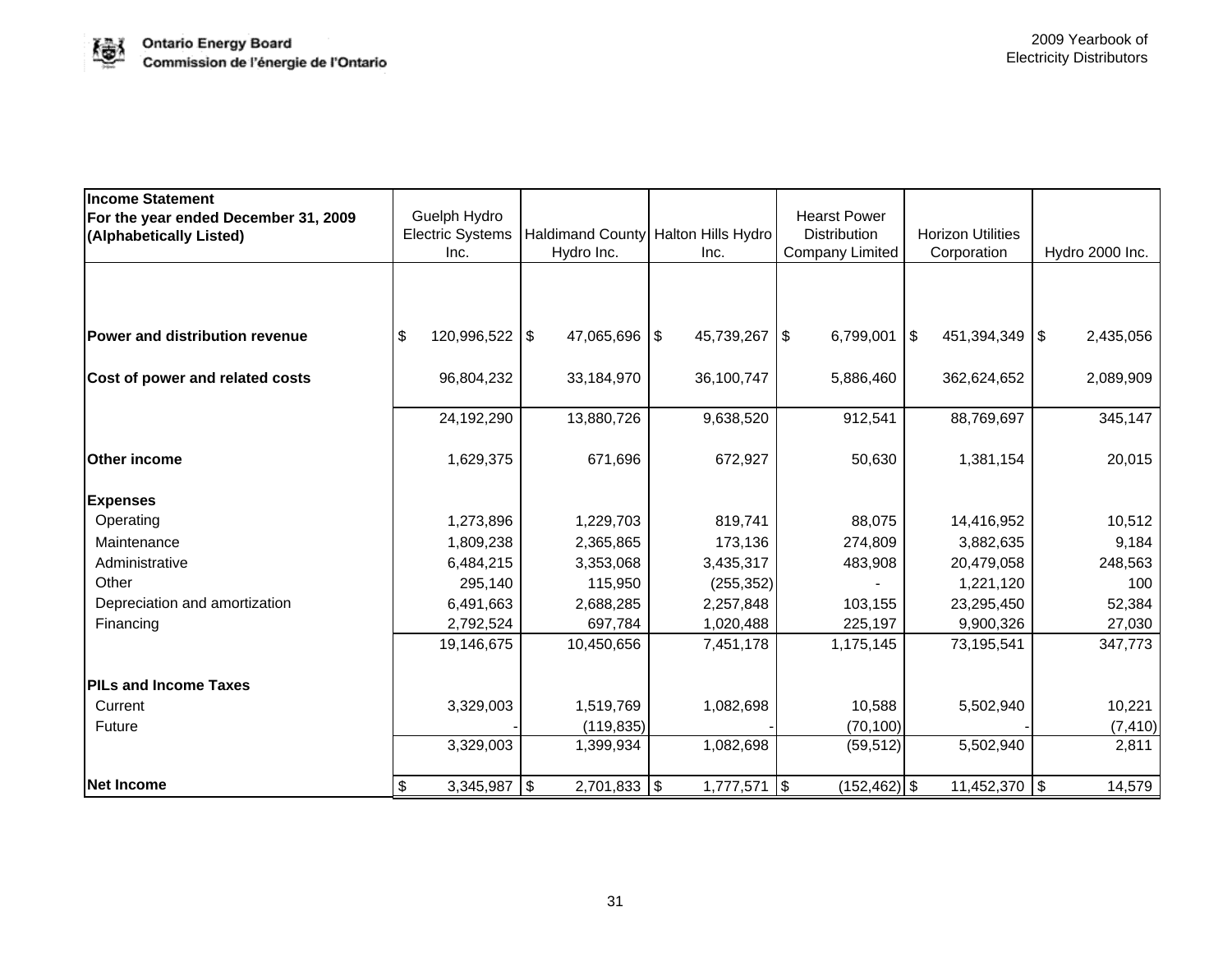| Income Statement<br>For the year ended December 31, 2009<br>(Alphabetically Listed) | Guelph Hydro Electric Systems Inc. | Haldimand County Hydro Inc. | Halton Hills Hydro Inc. | Hearst Power Distribution Company Limited | Horizon Utilities Corporation | Hydro 2000 Inc. |
|---|---|---|---|---|---|---|
| **Power and distribution revenue** | $ 120,996,522 | $ 47,065,696 | $ 45,739,267 | $ 6,799,001 | $ 451,394,349 | $ 2,435,056 |
| **Cost of power and related costs** | 96,804,232 | 33,184,970 | 36,100,747 | 5,886,460 | 362,624,652 | 2,089,909 |
| | 24,192,290 | 13,880,726 | 9,638,520 | 912,541 | 88,769,697 | 345,147 |
| **Other income** | 1,629,375 | 671,696 | 672,927 | 50,630 | 1,381,154 | 20,015 |
| **Expenses** | | | | | | |
| Operating | 1,273,896 | 1,229,703 | 819,741 | 88,075 | 14,416,952 | 10,512 |
| Maintenance | 1,809,238 | 2,365,865 | 173,136 | 274,809 | 3,882,635 | 9,184 |
| Administrative | 6,484,215 | 3,353,068 | 3,435,317 | 483,908 | 20,479,058 | 248,563 |
| Other | 295,140 | 115,950 | (255,352) | - | 1,221,120 | 100 |
| Depreciation and amortization | 6,491,663 | 2,688,285 | 2,257,848 | 103,155 | 23,295,450 | 52,384 |
| Financing | 2,792,524 | 697,784 | 1,020,488 | 225,197 | 9,900,326 | 27,030 |
| | 19,146,675 | 10,450,656 | 7,451,178 | 1,175,145 | 73,195,541 | 347,773 |
| **PILs and Income Taxes** | | | | | | |
| Current | 3,329,003 | 1,519,769 | 1,082,698 | 10,588 | 5,502,940 | 10,221 |
| Future | - | (119,835) | - | (70,100) | - | (7,410) |
| | 3,329,003 | 1,399,934 | 1,082,698 | (59,512) | 5,502,940 | 2,811 |
| **Net Income** | $ 3,345,987 | $ 2,701,833 | $ 1,777,571 | $ (152,462) | $ 11,452,370 | $ 14,579 |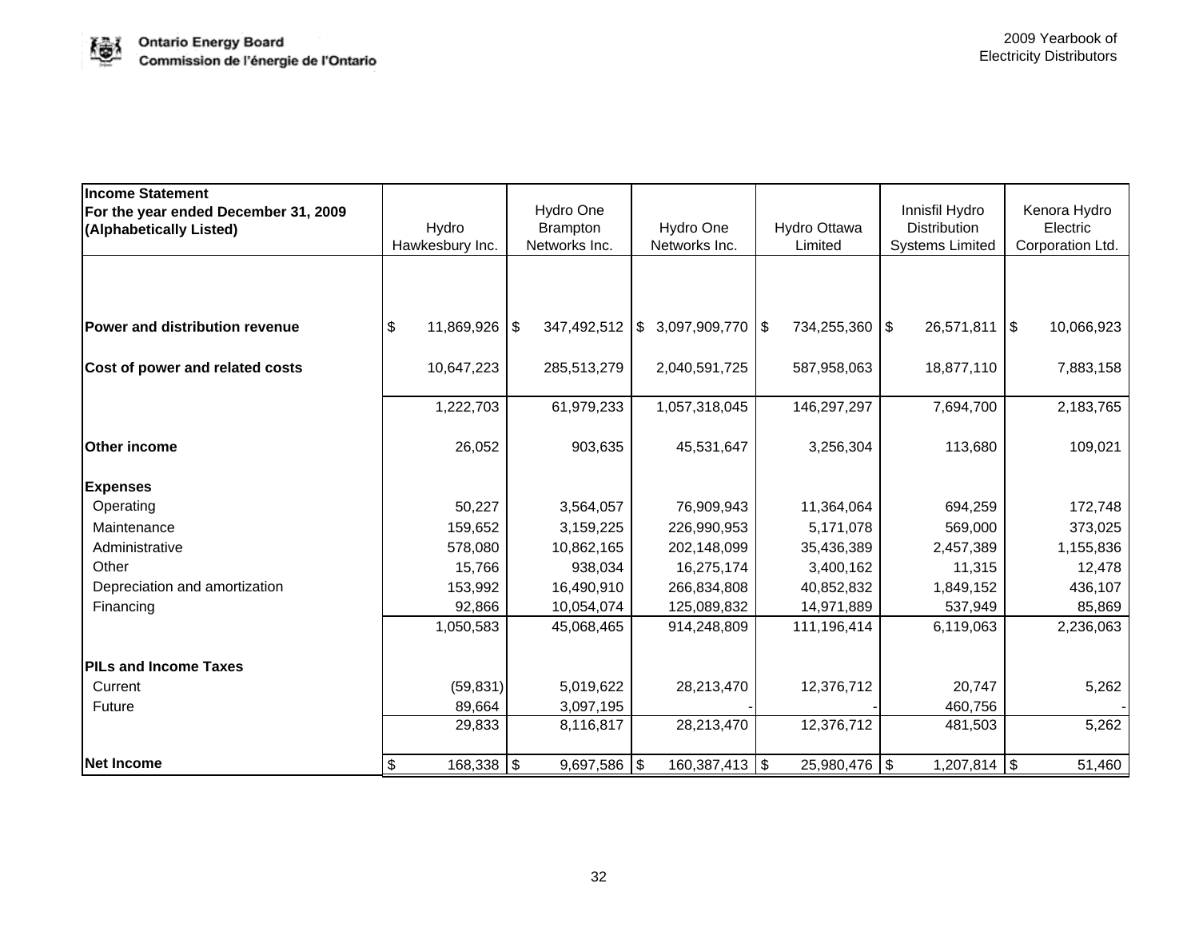| Income Statement<br>For the year ended December 31, 2009<br>(Alphabetically Listed) | Hydro Hawkesbury Inc. | Hydro One Brampton Networks Inc. | Hydro One Networks Inc. | Hydro Ottawa Limited | Innisfil Hydro Distribution Systems Limited | Kenora Hydro Electric Corporation Ltd. |
|---|---|---|---|---|---|---|
| **Power and distribution revenue** | $ 11,869,926 | $ 347,492,512 | $ 3,097,909,770 | $ 734,255,360 | $ 26,571,811 | $ 10,066,923 |
| **Cost of power and related costs** | 10,647,223 | 285,513,279 | 2,040,591,725 | 587,958,063 | 18,877,110 | 7,883,158 |
| | 1,222,703 | 61,979,233 | 1,057,318,045 | 146,297,297 | 7,694,700 | 2,183,765 |
| **Other income** | 26,052 | 903,635 | 45,531,647 | 3,256,304 | 113,680 | 109,021 |
| **Expenses** | | | | | | |
| Operating | 50,227 | 3,564,057 | 76,909,943 | 11,364,064 | 694,259 | 172,748 |
| Maintenance | 159,652 | 3,159,225 | 226,990,953 | 5,171,078 | 569,000 | 373,025 |
| Administrative | 578,080 | 10,862,165 | 202,148,099 | 35,436,389 | 2,457,389 | 1,155,836 |
| Other | 15,766 | 938,034 | 16,275,174 | 3,400,162 | 11,315 | 12,478 |
| Depreciation and amortization | 153,992 | 16,490,910 | 266,834,808 | 40,852,832 | 1,849,152 | 436,107 |
| Financing | 92,866 | 10,054,074 | 125,089,832 | 14,971,889 | 537,949 | 85,869 |
| | 1,050,583 | 45,068,465 | 914,248,809 | 111,196,414 | 6,119,063 | 2,236,063 |
| **PILs and Income Taxes** | | | | | | |
| Current | (59,831) | 5,019,622 | 28,213,470 | 12,376,712 | 20,747 | 5,262 |
| Future | 89,664 | 3,097,195 | - | - | 460,756 | - |
| | 29,833 | 8,116,817 | 28,213,470 | 12,376,712 | 481,503 | 5,262 |
| **Net Income** | $ 168,338 | $ 9,697,586 | $ 160,387,413 | $ 25,980,476 | $ 1,207,814 | $ 51,460 |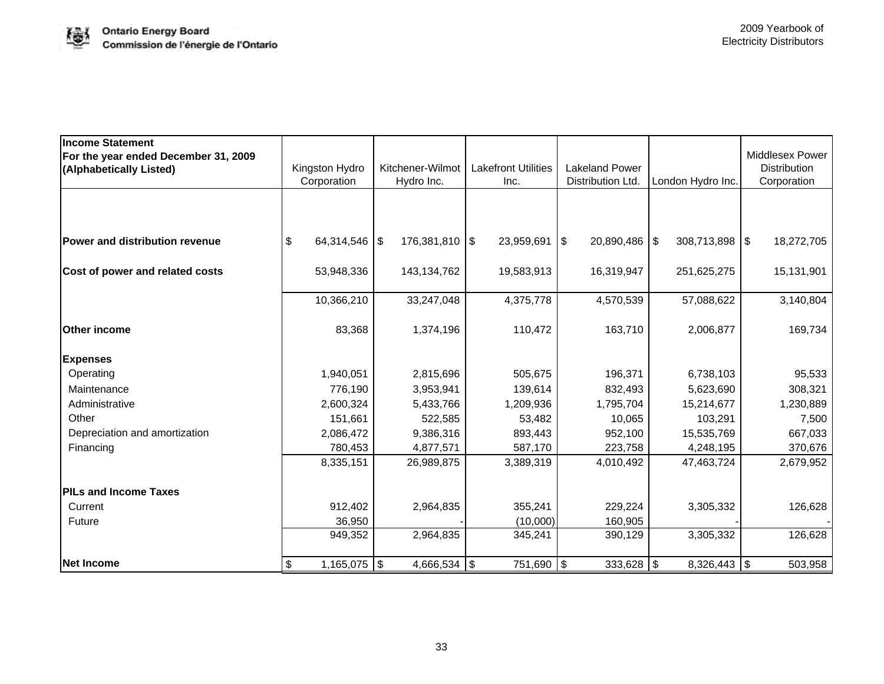| Income Statement<br>For the year ended December 31, 2009<br>(Alphabetically Listed) | Kingston Hydro Corporation | Kitchener-Wilmot Hydro Inc. | Lakefront Utilities Inc. | Lakeland Power Distribution Ltd. | London Hydro Inc. | Middlesex Power Distribution Corporation |
|---|---|---|---|---|---|---|
| **Power and distribution revenue** | $ 64,314,546 | $ 176,381,810 | $ 23,959,691 | $ 20,890,486 | $ 308,713,898 | $ 18,272,705 |
| **Cost of power and related costs** | 53,948,336 | 143,134,762 | 19,583,913 | 16,319,947 | 251,625,275 | 15,131,901 |
| | 10,366,210 | 33,247,048 | 4,375,778 | 4,570,539 | 57,088,622 | 3,140,804 |
| **Other income** | 83,368 | 1,374,196 | 110,472 | 163,710 | 2,006,877 | 169,734 |
| **Expenses** | | | | | | |
| Operating | 1,940,051 | 2,815,696 | 505,675 | 196,371 | 6,738,103 | 95,533 |
| Maintenance | 776,190 | 3,953,941 | 139,614 | 832,493 | 5,623,690 | 308,321 |
| Administrative | 2,600,324 | 5,433,766 | 1,209,936 | 1,795,704 | 15,214,677 | 1,230,889 |
| Other | 151,661 | 522,585 | 53,482 | 10,065 | 103,291 | 7,500 |
| Depreciation and amortization | 2,086,472 | 9,386,316 | 893,443 | 952,100 | 15,535,769 | 667,033 |
| Financing | 780,453 | 4,877,571 | 587,170 | 223,758 | 4,248,195 | 370,676 |
| | 8,335,151 | 26,989,875 | 3,389,319 | 4,010,492 | 47,463,724 | 2,679,952 |
| **PILs and Income Taxes** | | | | | | |
| Current | 912,402 | 2,964,835 | 355,241 | 229,224 | 3,305,332 | 126,628 |
| Future | 36,950 | - | (10,000) | 160,905 | - | - |
| | 949,352 | 2,964,835 | 345,241 | 390,129 | 3,305,332 | 126,628 |
| **Net Income** | $ 1,165,075 | $ 4,666,534 | $ 751,690 | $ 333,628 | $ 8,326,443 | $ 503,958 |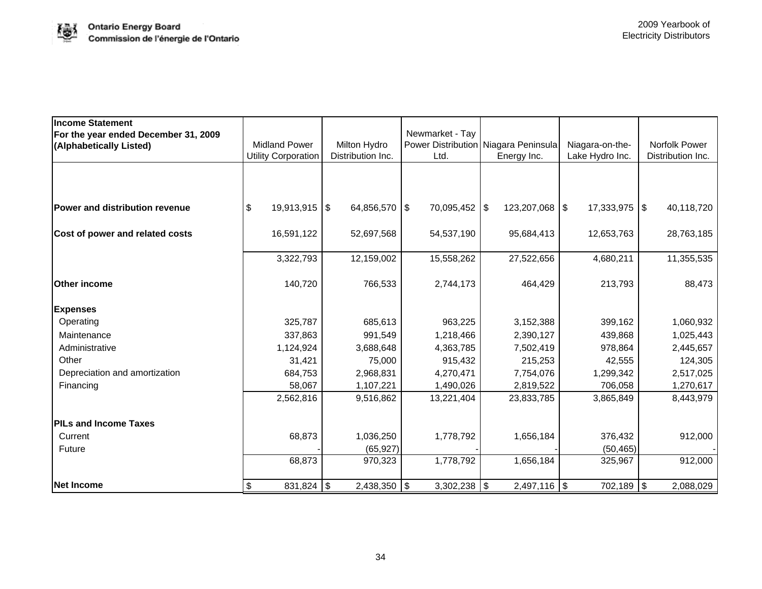| Income Statement For the year ended December 31, 2009 (Alphabetically Listed) | Midland Power Utility Corporation | Milton Hydro Distribution Inc. | Newmarket - Tay Power Distribution Ltd. | Niagara Peninsula Energy Inc. | Niagara-on-the-Lake Hydro Inc. | Norfolk Power Distribution Inc. |
|---|---|---|---|---|---|---|
| **Power and distribution revenue** | $ 19,913,915 | $ 64,856,570 | $ 70,095,452 | $ 123,207,068 | $ 17,333,975 | $ 40,118,720 |
| **Cost of power and related costs** | 16,591,122 | 52,697,568 | 54,537,190 | 95,684,413 | 12,653,763 | 28,763,185 |
| | 3,322,793 | 12,159,002 | 15,558,262 | 27,522,656 | 4,680,211 | 11,355,535 |
| **Other income** | 140,720 | 766,533 | 2,744,173 | 464,429 | 213,793 | 88,473 |
| **Expenses** | | | | | | |
| Operating | 325,787 | 685,613 | 963,225 | 3,152,388 | 399,162 | 1,060,932 |
| Maintenance | 337,863 | 991,549 | 1,218,466 | 2,390,127 | 439,868 | 1,025,443 |
| Administrative | 1,124,924 | 3,688,648 | 4,363,785 | 7,502,419 | 978,864 | 2,445,657 |
| Other | 31,421 | 75,000 | 915,432 | 215,253 | 42,555 | 124,305 |
| Depreciation and amortization | 684,753 | 2,968,831 | 4,270,471 | 7,754,076 | 1,299,342 | 2,517,025 |
| Financing | 58,067 | 1,107,221 | 1,490,026 | 2,819,522 | 706,058 | 1,270,617 |
| | 2,562,816 | 9,516,862 | 13,221,404 | 23,833,785 | 3,865,849 | 8,443,979 |
| **PILs and Income Taxes** | | | | | | |
| Current | 68,873 | 1,036,250 | 1,778,792 | 1,656,184 | 376,432 | 912,000 |
| Future | - | (65,927) | - | - | (50,465) | - |
| | 68,873 | 970,323 | 1,778,792 | 1,656,184 | 325,967 | 912,000 |
| **Net Income** | $ 831,824 | $ 2,438,350 | $ 3,302,238 | $ 2,497,116 | $ 702,189 | $ 2,088,029 |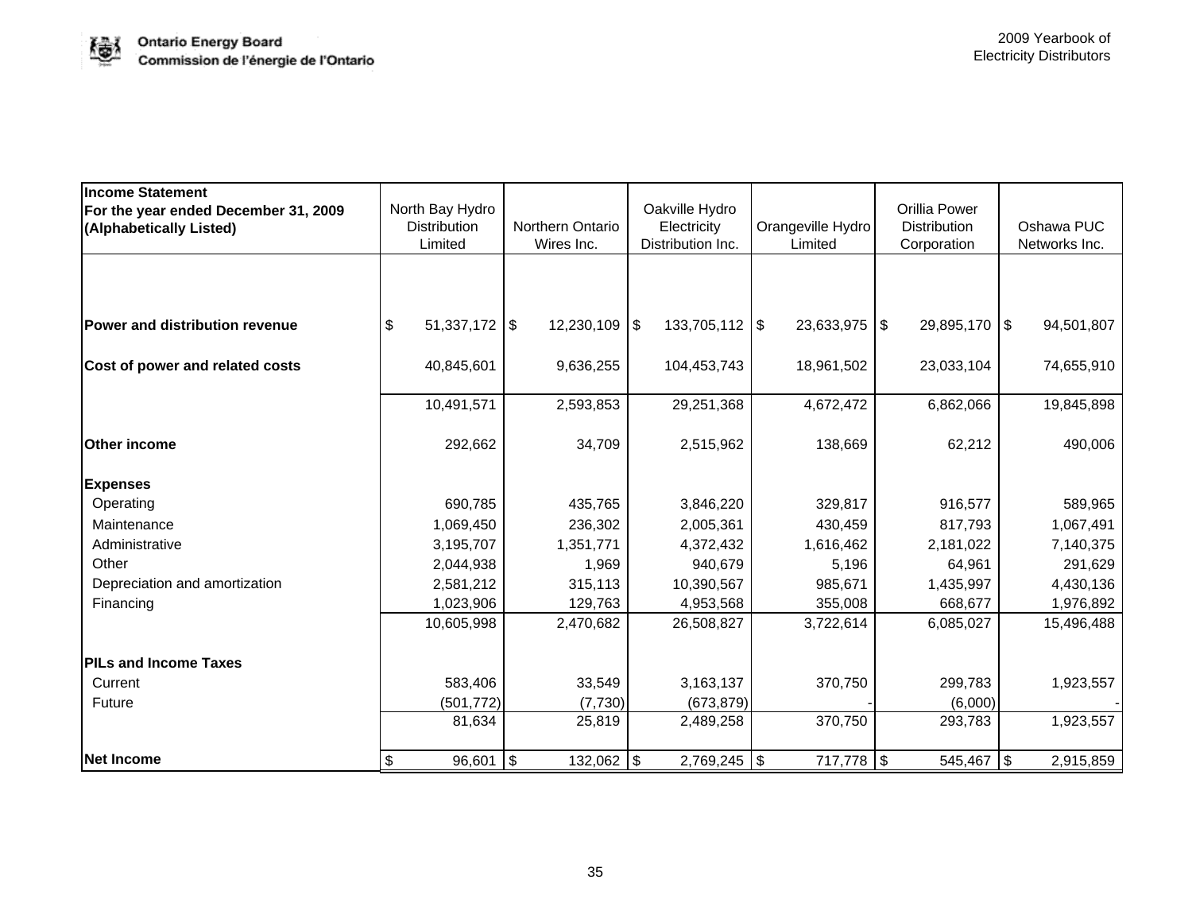| **Income Statement For the year ended December 31, 2009 (Alphabetically Listed)** | North Bay Hydro Distribution Limited | Northern Ontario Wires Inc. | Oakville Hydro Electricity Distribution Inc. | Orangeville Hydro Limited | Orillia Power Distribution Corporation | Oshawa PUC Networks Inc. |
|---|---|---|---|---|---|---|
| **Power and distribution revenue** | $ 51,337,172 | $ 12,230,109 | $ 133,705,112 | $ 23,633,975 | $ 29,895,170 | $ 94,501,807 |
| **Cost of power and related costs** | 40,845,601 | 9,636,255 | 104,453,743 | 18,961,502 | 23,033,104 | 74,655,910 |
| | 10,491,571 | 2,593,853 | 29,251,368 | 4,672,472 | 6,862,066 | 19,845,898 |
| **Other income** | 292,662 | 34,709 | 2,515,962 | 138,669 | 62,212 | 490,006 |
| **Expenses** | | | | | | |
| Operating | 690,785 | 435,765 | 3,846,220 | 329,817 | 916,577 | 589,965 |
| Maintenance | 1,069,450 | 236,302 | 2,005,361 | 430,459 | 817,793 | 1,067,491 |
| Administrative | 3,195,707 | 1,351,771 | 4,372,432 | 1,616,462 | 2,181,022 | 7,140,375 |
| Other | 2,044,938 | 1,969 | 940,679 | 5,196 | 64,961 | 291,629 |
| Depreciation and amortization | 2,581,212 | 315,113 | 10,390,567 | 985,671 | 1,435,997 | 4,430,136 |
| Financing | 1,023,906 | 129,763 | 4,953,568 | 355,008 | 668,677 | 1,976,892 |
| | 10,605,998 | 2,470,682 | 26,508,827 | 3,722,614 | 6,085,027 | 15,496,488 |
| **PILs and Income Taxes** | | | | | | |
| Current | 583,406 | 33,549 | 3,163,137 | 370,750 | 299,783 | 1,923,557 |
| Future | (501,772) | (7,730) | (673,879) | - | (6,000) | - |
| | 81,634 | 25,819 | 2,489,258 | 370,750 | 293,783 | 1,923,557 |
| **Net Income** | $ 96,601 | $ 132,062 | $ 2,769,245 | $ 717,778 | $ 545,467 | $ 2,915,859 |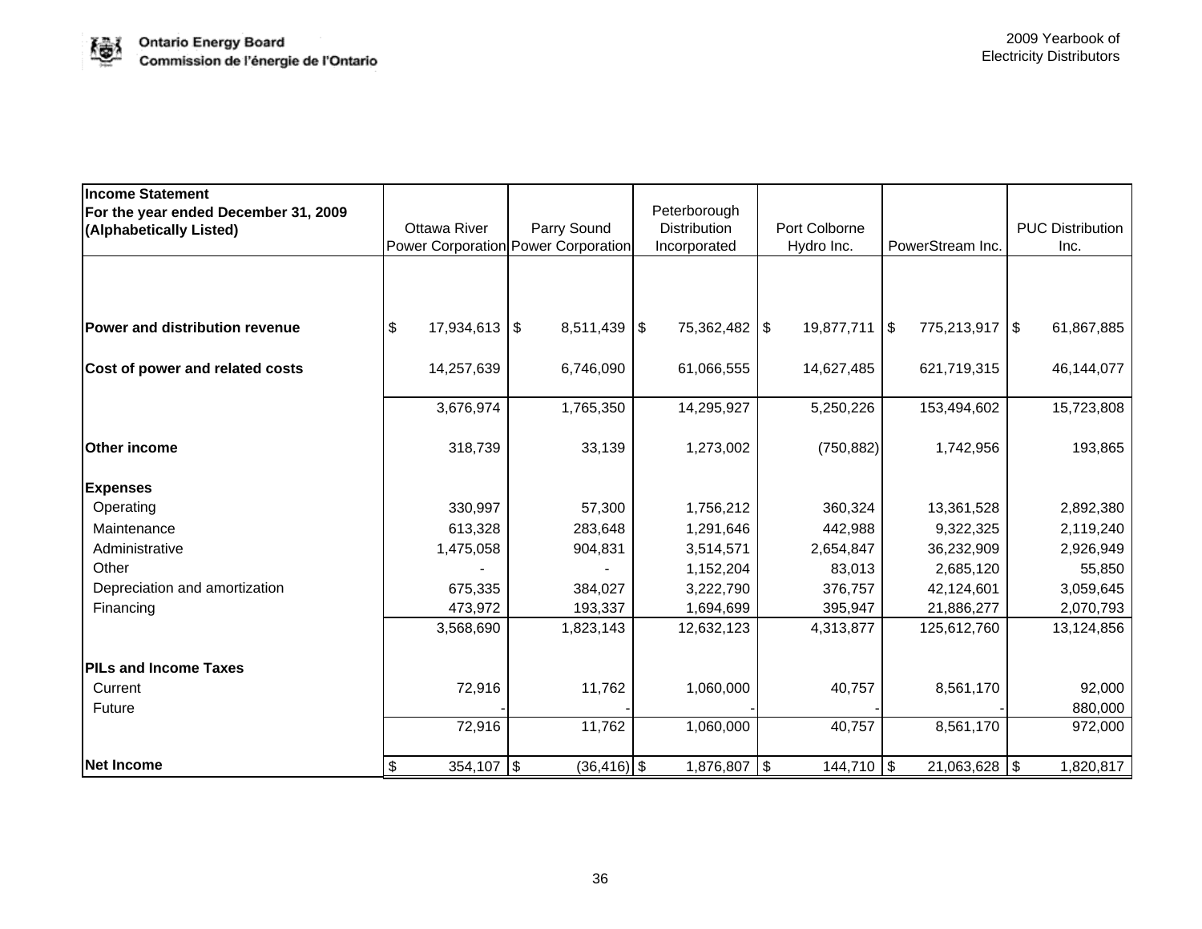| Income Statement<br>For the year ended December 31, 2009<br>(Alphabetically Listed) | Ottawa River Power Corporation | Parry Sound Power Corporation | Peterborough Distribution Incorporated | Port Colborne Hydro Inc. | PowerStream Inc. | PUC Distribution Inc. |
|---|---|---|---|---|---|---|
| **Power and distribution revenue** | $ 17,934,613 | $ 8,511,439 | $ 75,362,482 | $ 19,877,711 | $ 775,213,917 | $ 61,867,885 |
| **Cost of power and related costs** | 14,257,639 | 6,746,090 | 61,066,555 | 14,627,485 | 621,719,315 | 46,144,077 |
| | 3,676,974 | 1,765,350 | 14,295,927 | 5,250,226 | 153,494,602 | 15,723,808 |
| **Other income** | 318,739 | 33,139 | 1,273,002 | (750,882) | 1,742,956 | 193,865 |
| **Expenses** | | | | | | |
| Operating | 330,997 | 57,300 | 1,756,212 | 360,324 | 13,361,528 | 2,892,380 |
| Maintenance | 613,328 | 283,648 | 1,291,646 | 442,988 | 9,322,325 | 2,119,240 |
| Administrative | 1,475,058 | 904,831 | 3,514,571 | 2,654,847 | 36,232,909 | 2,926,949 |
| Other | - | - | 1,152,204 | 83,013 | 2,685,120 | 55,850 |
| Depreciation and amortization | 675,335 | 384,027 | 3,222,790 | 376,757 | 42,124,601 | 3,059,645 |
| Financing | 473,972 | 193,337 | 1,694,699 | 395,947 | 21,886,277 | 2,070,793 |
| | 3,568,690 | 1,823,143 | 12,632,123 | 4,313,877 | 125,612,760 | 13,124,856 |
| **PILs and Income Taxes** | | | | | | |
| Current | 72,916 | 11,762 | 1,060,000 | 40,757 | 8,561,170 | 92,000 |
| Future | - | - | - | - | - | 880,000 |
| | 72,916 | 11,762 | 1,060,000 | 40,757 | 8,561,170 | 972,000 |
| **Net Income** | $ 354,107 | $ (36,416) | $ 1,876,807 | $ 144,710 | $ 21,063,628 | $ 1,820,817 |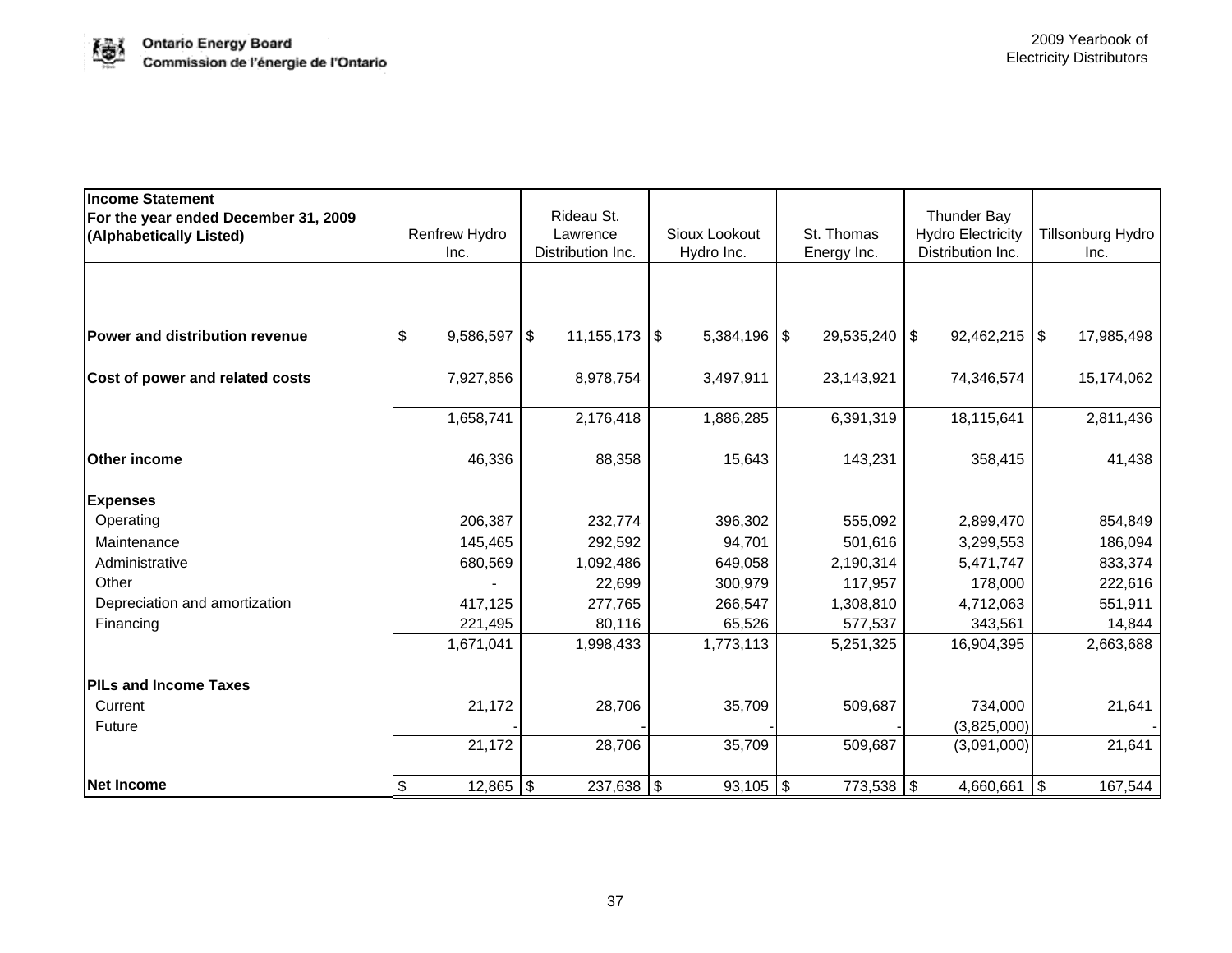| Income Statement For the year ended December 31, 2009 (Alphabetically Listed) | Renfrew Hydro Inc. | Rideau St. Lawrence Distribution Inc. | Sioux Lookout Hydro Inc. | St. Thomas Energy Inc. | Thunder Bay Hydro Electricity Distribution Inc. | Tillsonburg Hydro Inc. |
|---|---|---|---|---|---|---|
| **Power and distribution revenue** | $ 9,586,597 | $ 11,155,173 | $ 5,384,196 | $ 29,535,240 | $ 92,462,215 | $ 17,985,498 |
| **Cost of power and related costs** | 7,927,856 | 8,978,754 | 3,497,911 | 23,143,921 | 74,346,574 | 15,174,062 |
| | 1,658,741 | 2,176,418 | 1,886,285 | 6,391,319 | 18,115,641 | 2,811,436 |
| **Other income** | 46,336 | 88,358 | 15,643 | 143,231 | 358,415 | 41,438 |
| **Expenses** | | | | | | |
| Operating | 206,387 | 232,774 | 396,302 | 555,092 | 2,899,470 | 854,849 |
| Maintenance | 145,465 | 292,592 | 94,701 | 501,616 | 3,299,553 | 186,094 |
| Administrative | 680,569 | 1,092,486 | 649,058 | 2,190,314 | 5,471,747 | 833,374 |
| Other | - | 22,699 | 300,979 | 117,957 | 178,000 | 222,616 |
| Depreciation and amortization | 417,125 | 277,765 | 266,547 | 1,308,810 | 4,712,063 | 551,911 |
| Financing | 221,495 | 80,116 | 65,526 | 577,537 | 343,561 | 14,844 |
| | 1,671,041 | 1,998,433 | 1,773,113 | 5,251,325 | 16,904,395 | 2,663,688 |
| **PILs and Income Taxes** | | | | | | |
| Current | 21,172 | 28,706 | 35,709 | 509,687 | 734,000 | 21,641 |
| Future | - | - | - | - | (3,825,000) | - |
| | 21,172 | 28,706 | 35,709 | 509,687 | (3,091,000) | 21,641 |
| **Net Income** | $ 12,865 | $ 237,638 | $ 93,105 | $ 773,538 | $ 4,660,661 | $ 167,544 |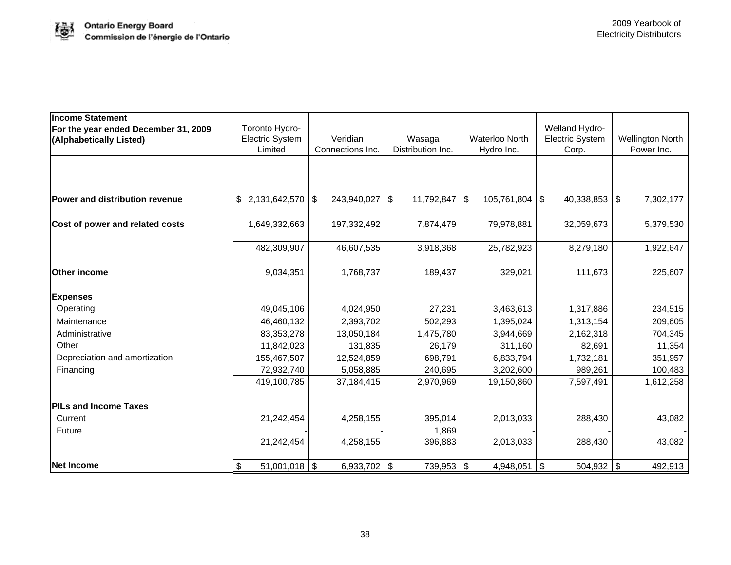| **Income Statement For the year ended December 31, 2009 (Alphabetically Listed)** | Toronto Hydro-Electric System Limited | Veridian Connections Inc. | Wasaga Distribution Inc. | Waterloo North Hydro Inc. | Welland Hydro-Electric System Corp. | Wellington North Power Inc. |
|---|---|---|---|---|---|---|
| **Power and distribution revenue** | $ 2,131,642,570 | $ 243,940,027 | $ 11,792,847 | $ 105,761,804 | $ 40,338,853 | $ 7,302,177 |
| **Cost of power and related costs** | 1,649,332,663 | 197,332,492 | 7,874,479 | 79,978,881 | 32,059,673 | 5,379,530 |
| | 482,309,907 | 46,607,535 | 3,918,368 | 25,782,923 | 8,279,180 | 1,922,647 |
| **Other income** | 9,034,351 | 1,768,737 | 189,437 | 329,021 | 111,673 | 225,607 |
| **Expenses** | | | | | | |
| Operating | 49,045,106 | 4,024,950 | 27,231 | 3,463,613 | 1,317,886 | 234,515 |
| Maintenance | 46,460,132 | 2,393,702 | 502,293 | 1,395,024 | 1,313,154 | 209,605 |
| Administrative | 83,353,278 | 13,050,184 | 1,475,780 | 3,944,669 | 2,162,318 | 704,345 |
| Other | 11,842,023 | 131,835 | 26,179 | 311,160 | 82,691 | 11,354 |
| Depreciation and amortization | 155,467,507 | 12,524,859 | 698,791 | 6,833,794 | 1,732,181 | 351,957 |
| Financing | 72,932,740 | 5,058,885 | 240,695 | 3,202,600 | 989,261 | 100,483 |
| | 419,100,785 | 37,184,415 | 2,970,969 | 19,150,860 | 7,597,491 | 1,612,258 |
| **PILs and Income Taxes** | | | | | | |
| Current | 21,242,454 | 4,258,155 | 395,014 | 2,013,033 | 288,430 | 43,082 |
| Future | - | - | 1,869 | - | - | - |
| | 21,242,454 | 4,258,155 | 396,883 | 2,013,033 | 288,430 | 43,082 |
| **Net Income** | $ 51,001,018 | $ 6,933,702 | $ 739,953 | $ 4,948,051 | $ 504,932 | $ 492,913 |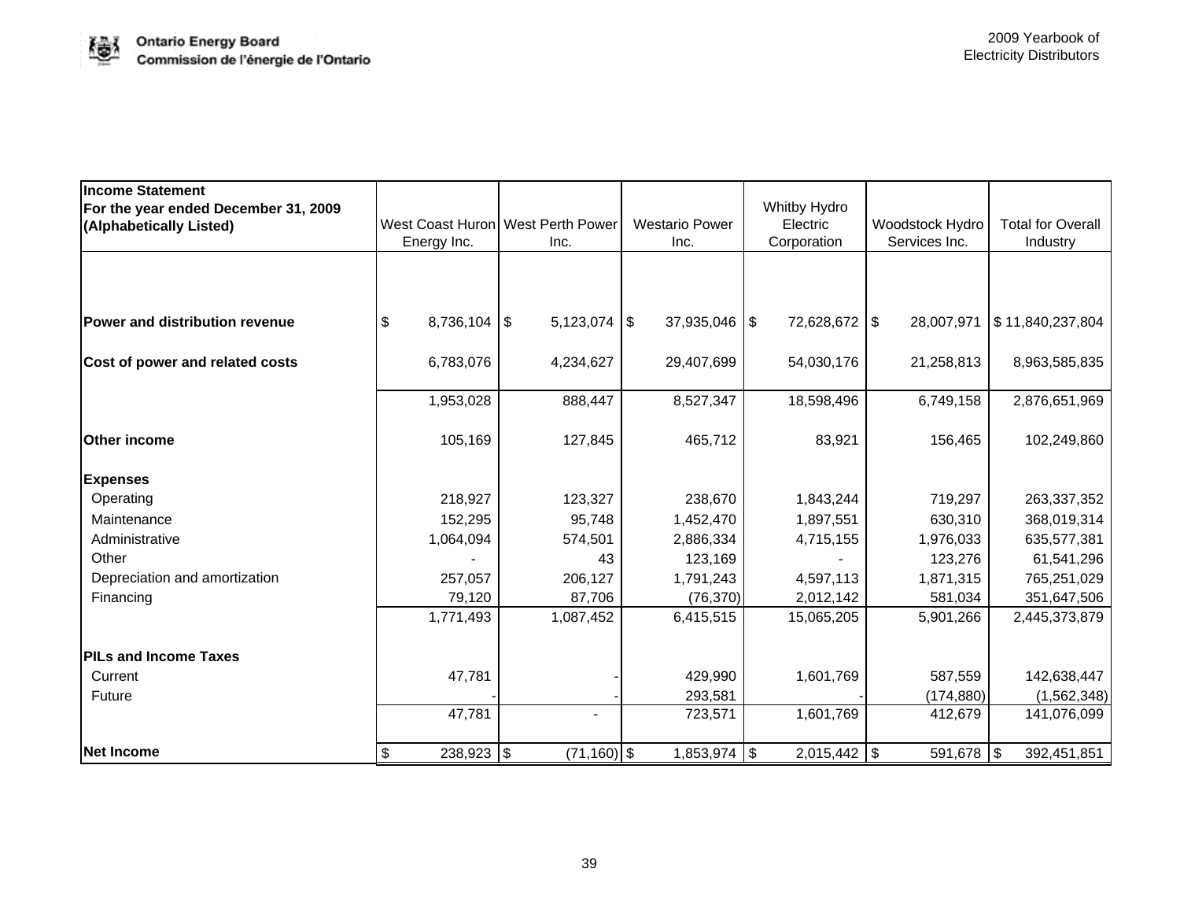| Income Statement<br>For the year ended December 31, 2009<br>(Alphabetically Listed) | West Coast Huron Energy Inc. | West Perth Power Inc. | Westario Power Inc. | Whitby Hydro Electric Corporation | Woodstock Hydro Services Inc. | Total for Overall Industry |
|---|---|---|---|---|---|---|
| **Power and distribution revenue** | $ 8,736,104 | $ 5,123,074 | $ 37,935,046 | $ 72,628,672 | $ 28,007,971 | $ 11,840,237,804 |
| **Cost of power and related costs** | 6,783,076 | 4,234,627 | 29,407,699 | 54,030,176 | 21,258,813 | 8,963,585,835 |
| | 1,953,028 | 888,447 | 8,527,347 | 18,598,496 | 6,749,158 | 2,876,651,969 |
| **Other income** | 105,169 | 127,845 | 465,712 | 83,921 | 156,465 | 102,249,860 |
| **Expenses** | | | | | | |
| Operating | 218,927 | 123,327 | 238,670 | 1,843,244 | 719,297 | 263,337,352 |
| Maintenance | 152,295 | 95,748 | 1,452,470 | 1,897,551 | 630,310 | 368,019,314 |
| Administrative | 1,064,094 | 574,501 | 2,886,334 | 4,715,155 | 1,976,033 | 635,577,381 |
| Other | - | 43 | 123,169 | - | 123,276 | 61,541,296 |
| Depreciation and amortization | 257,057 | 206,127 | 1,791,243 | 4,597,113 | 1,871,315 | 765,251,029 |
| Financing | 79,120 | 87,706 | (76,370) | 2,012,142 | 581,034 | 351,647,506 |
| | 1,771,493 | 1,087,452 | 6,415,515 | 15,065,205 | 5,901,266 | 2,445,373,879 |
| **PILs and Income Taxes** | | | | | | |
| Current | 47,781 | - | 429,990 | 1,601,769 | 587,559 | 142,638,447 |
| Future | - | - | 293,581 | - | (174,880) | (1,562,348) |
| | 47,781 | - | 723,571 | 1,601,769 | 412,679 | 141,076,099 |
| **Net Income** | $ 238,923 | $ (71,160) | $ 1,853,974 | $ 2,015,442 | $ 591,678 | $ 392,451,851 |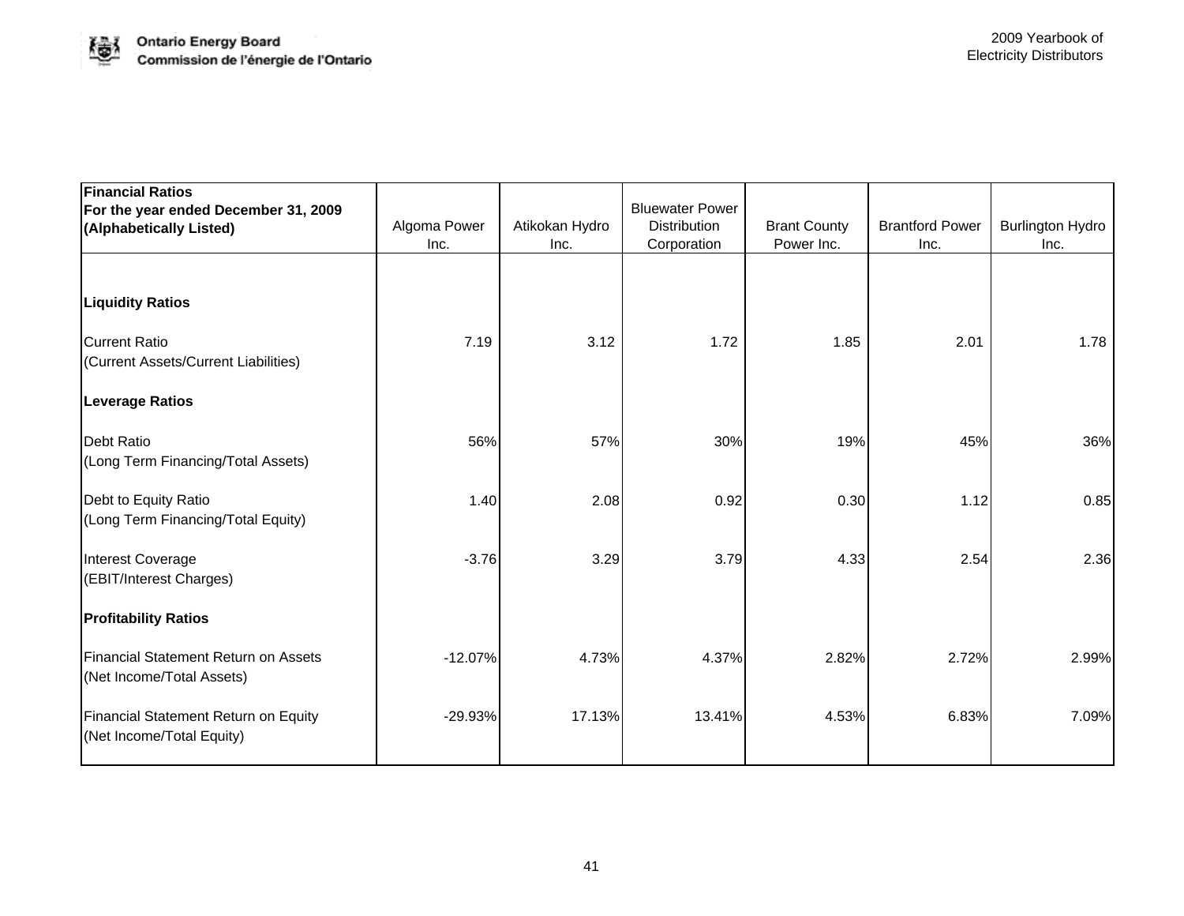| **Financial Ratios For the year ended December 31, 2009 (Alphabetically Listed)** | Algoma Power Inc. | Atikokan Hydro Inc. | Bluewater Power Distribution Corporation | Brant County Power Inc. | Brantford Power Inc. | Burlington Hydro Inc. |
|---|---|---|---|---|---|---|
| **Liquidity Ratios** | | | | | | |
| Current Ratio (Current Assets/Current Liabilities) | 7.19 | 3.12 | 1.72 | 1.85 | 2.01 | 1.78 |
| **Leverage Ratios** | | | | | | |
| Debt Ratio (Long Term Financing/Total Assets) | 56% | 57% | 30% | 19% | 45% | 36% |
| Debt to Equity Ratio (Long Term Financing/Total Equity) | 1.40 | 2.08 | 0.92 | 0.30 | 1.12 | 0.85 |
| Interest Coverage (EBIT/Interest Charges) | -3.76 | 3.29 | 3.79 | 4.33 | 2.54 | 2.36 |
| **Profitability Ratios** | | | | | | |
| Financial Statement Return on Assets (Net Income/Total Assets) | -12.07% | 4.73% | 4.37% | 2.82% | 2.72% | 2.99% |
| Financial Statement Return on Equity (Net Income/Total Equity) | -29.93% | 17.13% | 13.41% | 4.53% | 6.83% | 7.09% |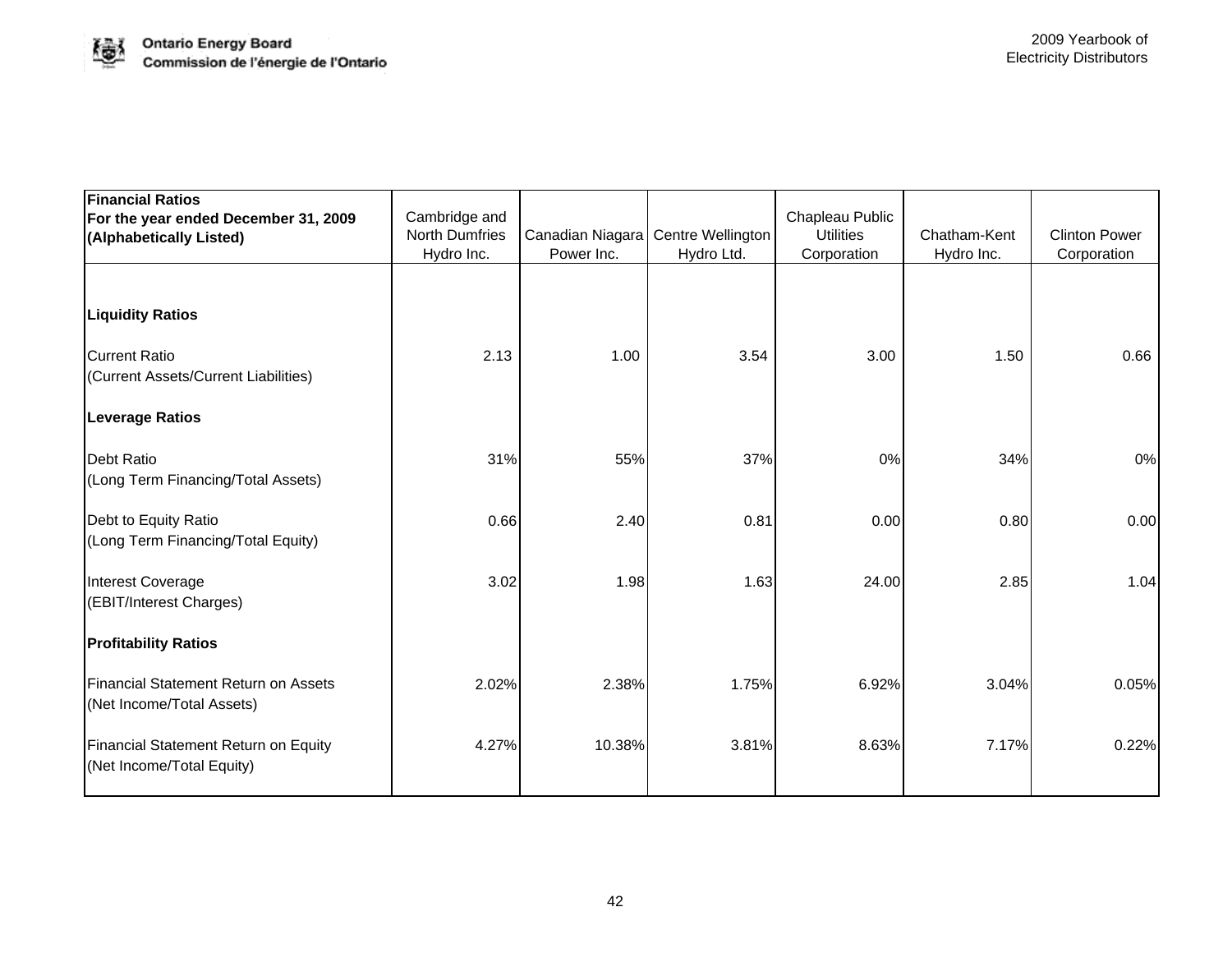| **Financial Ratios**<br>**For the year ended December 31, 2009**<br>**(Alphabetically Listed)** | Cambridge and North Dumfries Hydro Inc. | Canadian Niagara Power Inc. | Centre Wellington Hydro Ltd. | Chapleau Public Utilities Corporation | Chatham-Kent Hydro Inc. | Clinton Power Corporation |
|---|---|---|---|---|---|---|
| **Liquidity Ratios** | | | | | | |
| Current Ratio<br>(Current Assets/Current Liabilities) | 2.13 | 1.00 | 3.54 | 3.00 | 1.50 | 0.66 |
| **Leverage Ratios** | | | | | | |
| Debt Ratio<br>(Long Term Financing/Total Assets) | 31% | 55% | 37% | 0% | 34% | 0% |
| Debt to Equity Ratio<br>(Long Term Financing/Total Equity) | 0.66 | 2.40 | 0.81 | 0.00 | 0.80 | 0.00 |
| Interest Coverage<br>(EBIT/Interest Charges) | 3.02 | 1.98 | 1.63 | 24.00 | 2.85 | 1.04 |
| **Profitability Ratios** | | | | | | |
| Financial Statement Return on Assets<br>(Net Income/Total Assets) | 2.02% | 2.38% | 1.75% | 6.92% | 3.04% | 0.05% |
| Financial Statement Return on Equity<br>(Net Income/Total Equity) | 4.27% | 10.38% | 3.81% | 8.63% | 7.17% | 0.22% |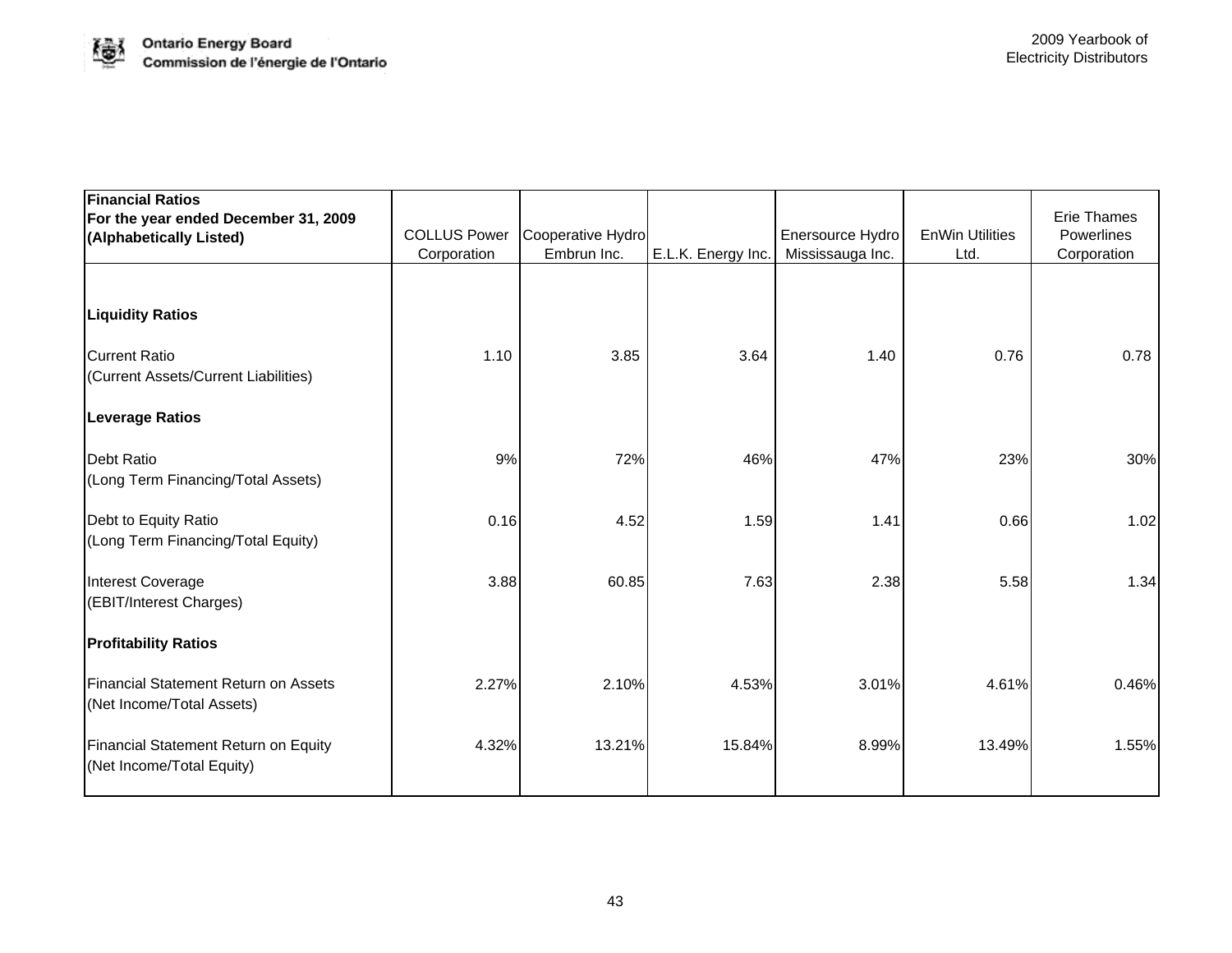| Financial Ratios<br>For the year ended December 31, 2009<br>(Alphabetically Listed) | COLLUS Power Corporation | Cooperative Hydro Embrun Inc. | E.L.K. Energy Inc. | Enersource Hydro Mississauga Inc. | EnWin Utilities Ltd. | Erie Thames Powerlines Corporation |
|---|---|---|---|---|---|---|
| **Liquidity Ratios** | | | | | | |
| Current Ratio<br>(Current Assets/Current Liabilities) | 1.10 | 3.85 | 3.64 | 1.40 | 0.76 | 0.78 |
| **Leverage Ratios** | | | | | | |
| Debt Ratio<br>(Long Term Financing/Total Assets) | 9% | 72% | 46% | 47% | 23% | 30% |
| Debt to Equity Ratio<br>(Long Term Financing/Total Equity) | 0.16 | 4.52 | 1.59 | 1.41 | 0.66 | 1.02 |
| Interest Coverage<br>(EBIT/Interest Charges) | 3.88 | 60.85 | 7.63 | 2.38 | 5.58 | 1.34 |
| **Profitability Ratios** | | | | | | |
| Financial Statement Return on Assets<br>(Net Income/Total Assets) | 2.27% | 2.10% | 4.53% | 3.01% | 4.61% | 0.46% |
| Financial Statement Return on Equity<br>(Net Income/Total Equity) | 4.32% | 13.21% | 15.84% | 8.99% | 13.49% | 1.55% |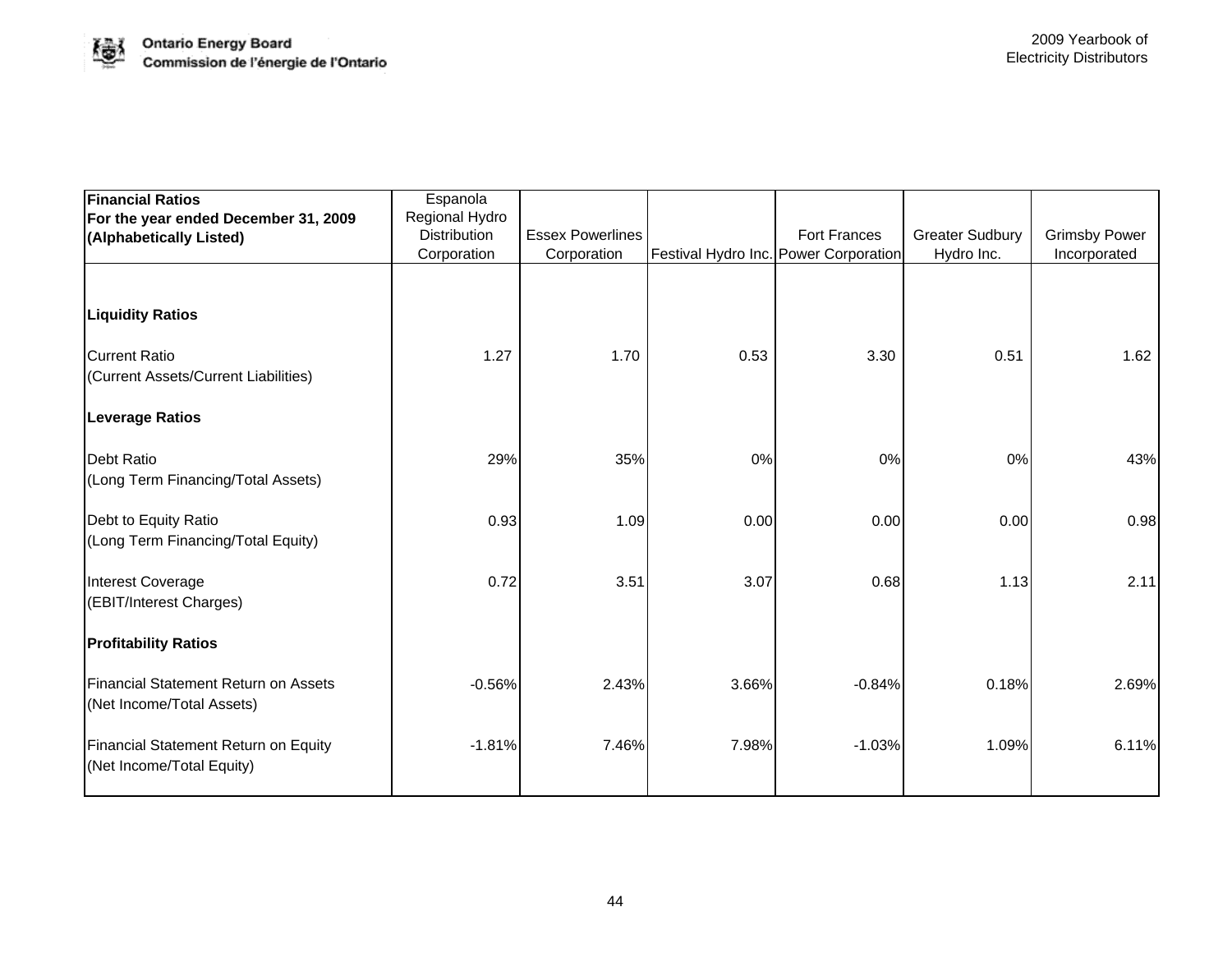| Financial Ratios<br>For the year ended December 31, 2009<br>(Alphabetically Listed) | Espanola Regional Hydro Distribution Corporation | Essex Powerlines Corporation | Festival Hydro Inc. | Fort Frances Power Corporation | Greater Sudbury Hydro Inc. | Grimsby Power Incorporated |
|---|---|---|---|---|---|---|
| **Liquidity Ratios** | | | | | | |
| Current Ratio<br>(Current Assets/Current Liabilities) | 1.27 | 1.70 | 0.53 | 3.30 | 0.51 | 1.62 |
| **Leverage Ratios** | | | | | | |
| Debt Ratio<br>(Long Term Financing/Total Assets) | 29% | 35% | 0% | 0% | 0% | 43% |
| Debt to Equity Ratio<br>(Long Term Financing/Total Equity) | 0.93 | 1.09 | 0.00 | 0.00 | 0.00 | 0.98 |
| Interest Coverage<br>(EBIT/Interest Charges) | 0.72 | 3.51 | 3.07 | 0.68 | 1.13 | 2.11 |
| **Profitability Ratios** | | | | | | |
| Financial Statement Return on Assets<br>(Net Income/Total Assets) | -0.56% | 2.43% | 3.66% | -0.84% | 0.18% | 2.69% |
| Financial Statement Return on Equity<br>(Net Income/Total Equity) | -1.81% | 7.46% | 7.98% | -1.03% | 1.09% | 6.11% |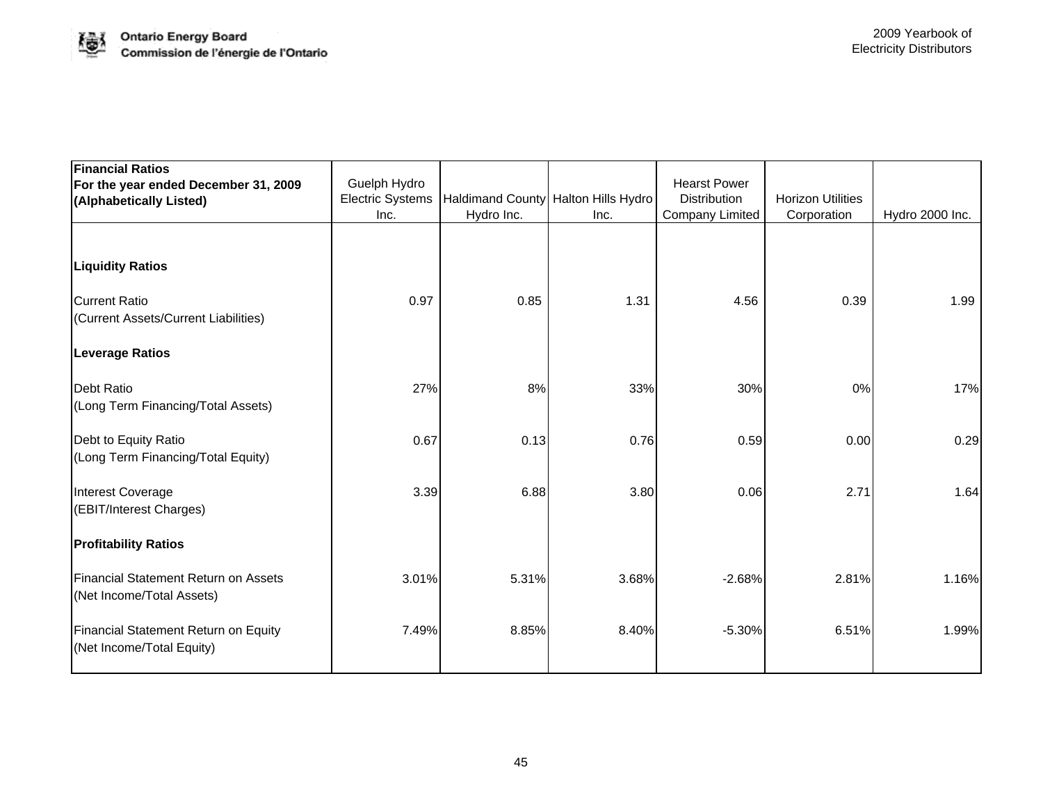| Financial Ratios<br>For the year ended December 31, 2009<br>(Alphabetically Listed) | Guelph Hydro Electric Systems Inc. | Haldimand County Hydro Inc. | Halton Hills Hydro Inc. | Hearst Power Distribution Company Limited | Horizon Utilities Corporation | Hydro 2000 Inc. |
|---|---|---|---|---|---|---|
| **Liquidity Ratios** | | | | | | |
| Current Ratio<br>(Current Assets/Current Liabilities) | 0.97 | 0.85 | 1.31 | 4.56 | 0.39 | 1.99 |
| **Leverage Ratios** | | | | | | |
| Debt Ratio<br>(Long Term Financing/Total Assets) | 27% | 8% | 33% | 30% | 0% | 17% |
| Debt to Equity Ratio<br>(Long Term Financing/Total Equity) | 0.67 | 0.13 | 0.76 | 0.59 | 0.00 | 0.29 |
| Interest Coverage<br>(EBIT/Interest Charges) | 3.39 | 6.88 | 3.80 | 0.06 | 2.71 | 1.64 |
| **Profitability Ratios** | | | | | | |
| Financial Statement Return on Assets<br>(Net Income/Total Assets) | 3.01% | 5.31% | 3.68% | -2.68% | 2.81% | 1.16% |
| Financial Statement Return on Equity<br>(Net Income/Total Equity) | 7.49% | 8.85% | 8.40% | -5.30% | 6.51% | 1.99% |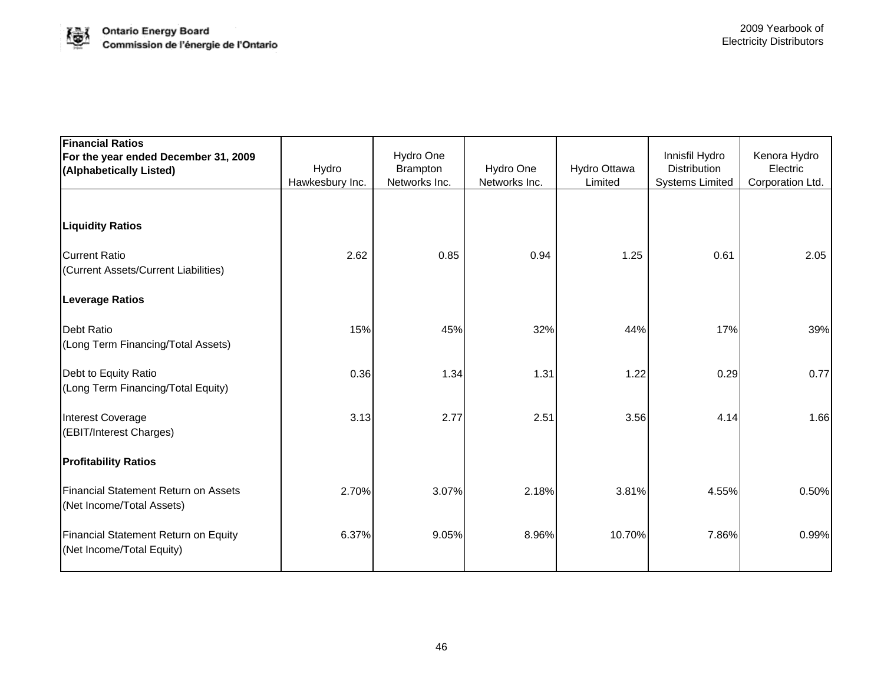| Financial Ratios<br>For the year ended December 31, 2009<br>(Alphabetically Listed) | Hydro Hawkesbury Inc. | Hydro One Brampton Networks Inc. | Hydro One Networks Inc. | Hydro Ottawa Limited | Innisfil Hydro Distribution Systems Limited | Kenora Hydro Electric Corporation Ltd. |
|---|---|---|---|---|---|---|
| **Liquidity Ratios** | | | | | | |
| Current Ratio<br>(Current Assets/Current Liabilities) | 2.62 | 0.85 | 0.94 | 1.25 | 0.61 | 2.05 |
| **Leverage Ratios** | | | | | | |
| Debt Ratio<br>(Long Term Financing/Total Assets) | 15% | 45% | 32% | 44% | 17% | 39% |
| Debt to Equity Ratio<br>(Long Term Financing/Total Equity) | 0.36 | 1.34 | 1.31 | 1.22 | 0.29 | 0.77 |
| Interest Coverage<br>(EBIT/Interest Charges) | 3.13 | 2.77 | 2.51 | 3.56 | 4.14 | 1.66 |
| **Profitability Ratios** | | | | | | |
| Financial Statement Return on Assets<br>(Net Income/Total Assets) | 2.70% | 3.07% | 2.18% | 3.81% | 4.55% | 0.50% |
| Financial Statement Return on Equity<br>(Net Income/Total Equity) | 6.37% | 9.05% | 8.96% | 10.70% | 7.86% | 0.99% |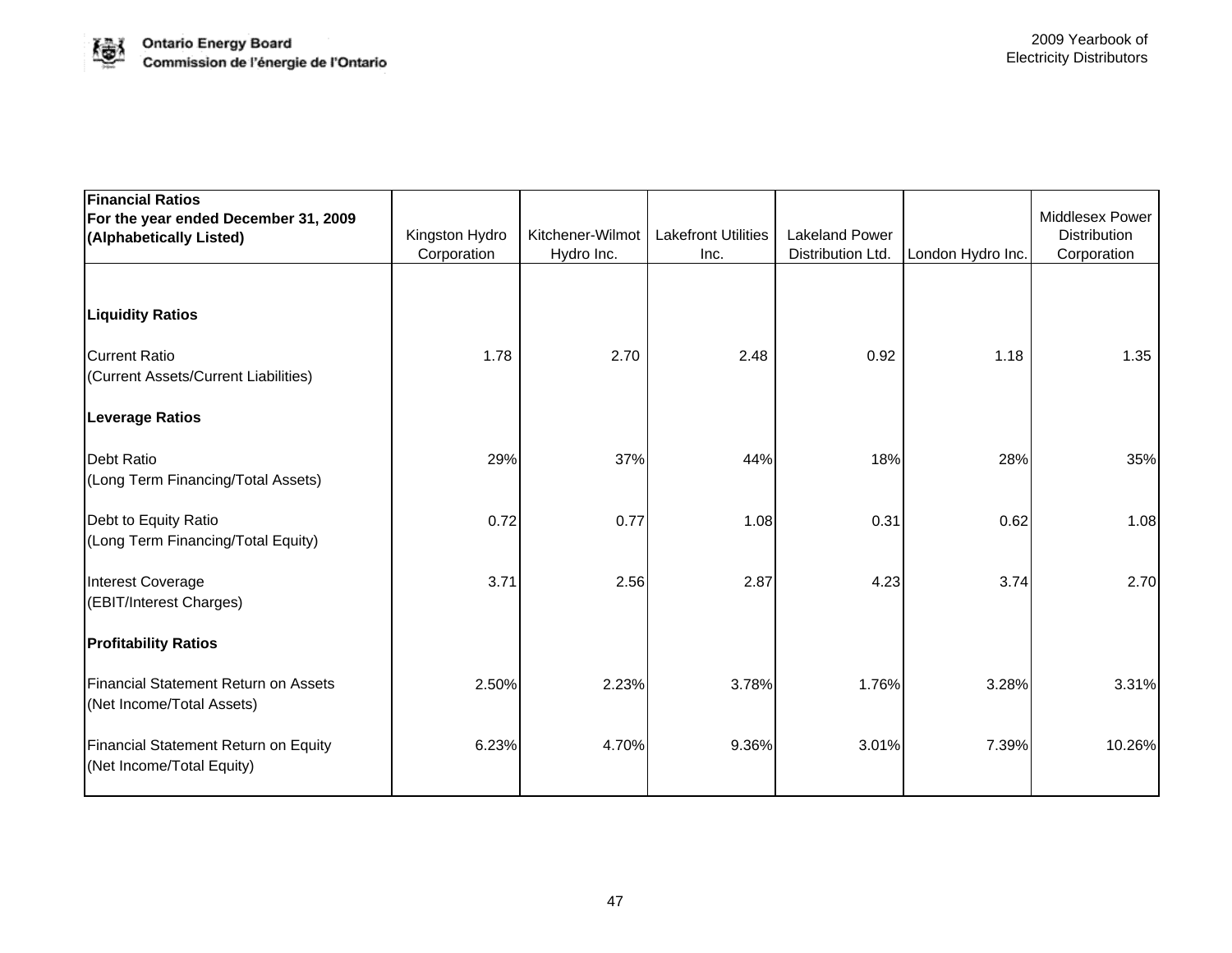| Financial Ratios<br>For the year ended December 31, 2009<br>(Alphabetically Listed) | Kingston Hydro Corporation | Kitchener-Wilmot Hydro Inc. | Lakefront Utilities Inc. | Lakeland Power Distribution Ltd. | London Hydro Inc. | Middlesex Power Distribution Corporation |
|---|---|---|---|---|---|---|
| **Liquidity Ratios** | | | | | | |
| Current Ratio<br>(Current Assets/Current Liabilities) | 1.78 | 2.70 | 2.48 | 0.92 | 1.18 | 1.35 |
| **Leverage Ratios** | | | | | | |
| Debt Ratio<br>(Long Term Financing/Total Assets) | 29% | 37% | 44% | 18% | 28% | 35% |
| Debt to Equity Ratio<br>(Long Term Financing/Total Equity) | 0.72 | 0.77 | 1.08 | 0.31 | 0.62 | 1.08 |
| Interest Coverage<br>(EBIT/Interest Charges) | 3.71 | 2.56 | 2.87 | 4.23 | 3.74 | 2.70 |
| **Profitability Ratios** | | | | | | |
| Financial Statement Return on Assets<br>(Net Income/Total Assets) | 2.50% | 2.23% | 3.78% | 1.76% | 3.28% | 3.31% |
| Financial Statement Return on Equity<br>(Net Income/Total Equity) | 6.23% | 4.70% | 9.36% | 3.01% | 7.39% | 10.26% |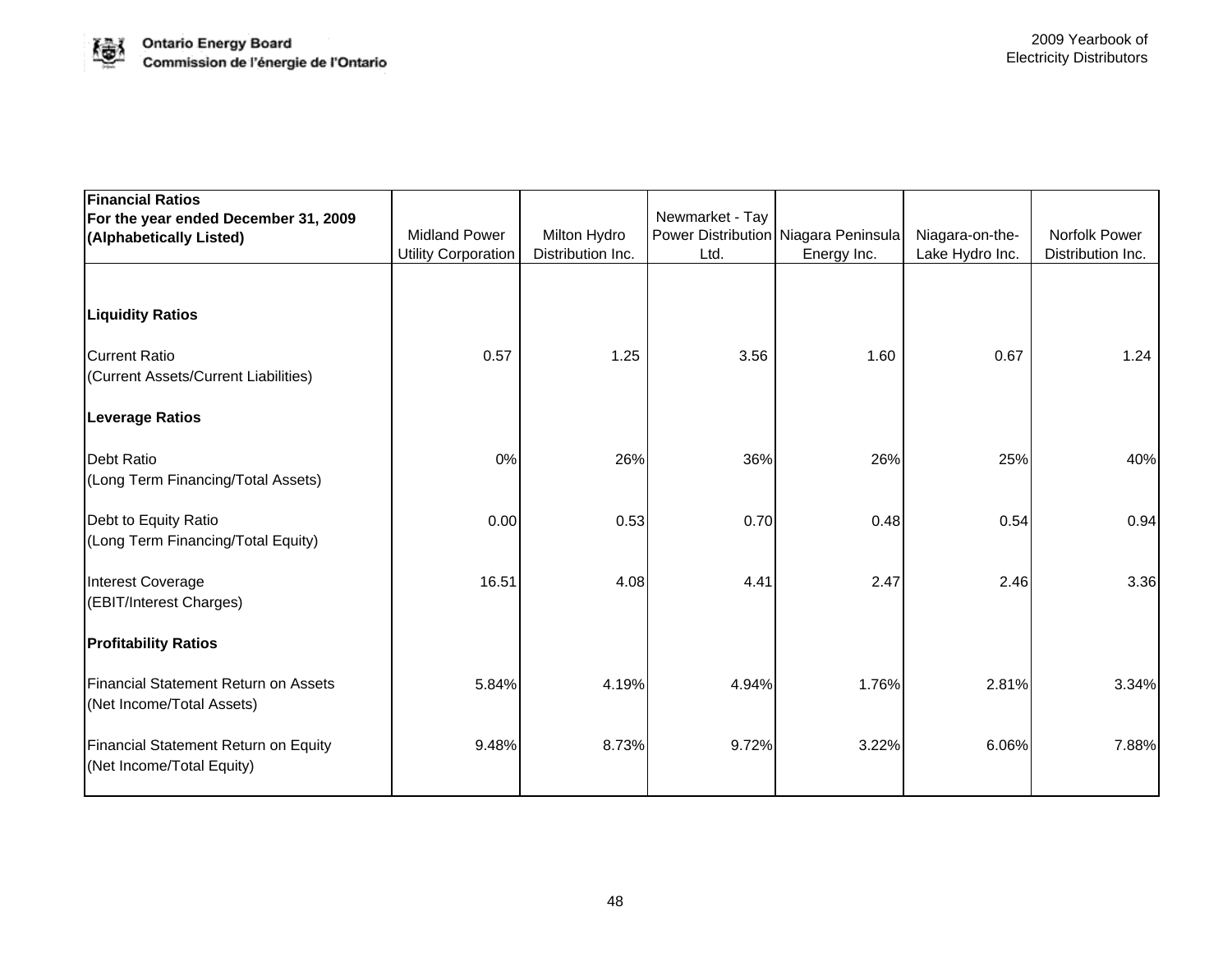| **Financial Ratios For the year ended December 31, 2009 (Alphabetically Listed)** | Midland Power Utility Corporation | Milton Hydro Distribution Inc. | Newmarket - Tay Power Distribution Ltd. | Niagara Peninsula Energy Inc. | Niagara-on-the-Lake Hydro Inc. | Norfolk Power Distribution Inc. |
|---|---|---|---|---|---|---|
| **Liquidity Ratios** | | | | | | |
| Current Ratio (Current Assets/Current Liabilities) | 0.57 | 1.25 | 3.56 | 1.60 | 0.67 | 1.24 |
| **Leverage Ratios** | | | | | | |
| Debt Ratio (Long Term Financing/Total Assets) | 0% | 26% | 36% | 26% | 25% | 40% |
| Debt to Equity Ratio (Long Term Financing/Total Equity) | 0.00 | 0.53 | 0.70 | 0.48 | 0.54 | 0.94 |
| Interest Coverage (EBIT/Interest Charges) | 16.51 | 4.08 | 4.41 | 2.47 | 2.46 | 3.36 |
| **Profitability Ratios** | | | | | | |
| Financial Statement Return on Assets (Net Income/Total Assets) | 5.84% | 4.19% | 4.94% | 1.76% | 2.81% | 3.34% |
| Financial Statement Return on Equity (Net Income/Total Equity) | 9.48% | 8.73% | 9.72% | 3.22% | 6.06% | 7.88% |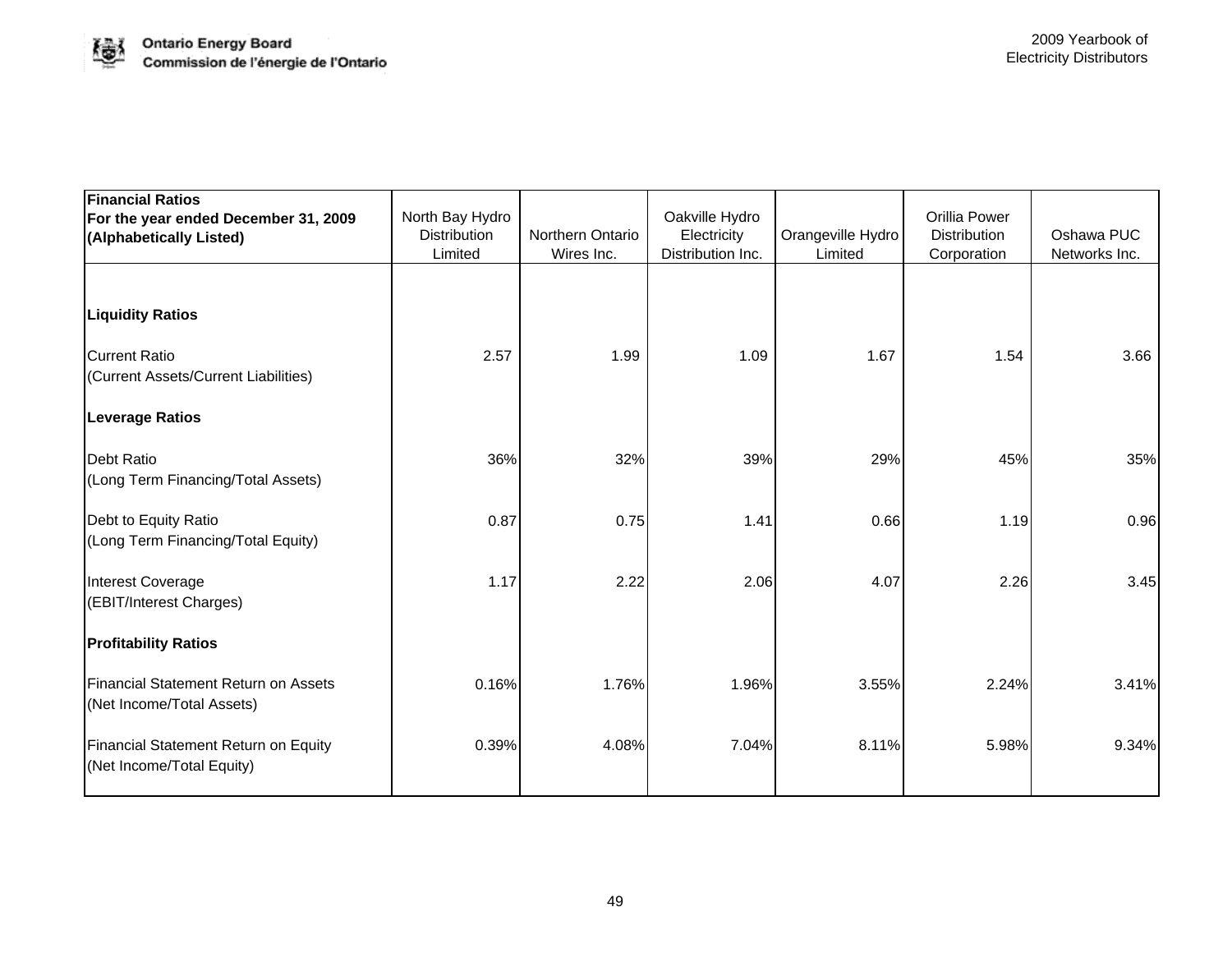| Financial Ratios<br>For the year ended December 31, 2009<br>(Alphabetically Listed) | North Bay Hydro Distribution Limited | Northern Ontario Wires Inc. | Oakville Hydro Electricity Distribution Inc. | Orangeville Hydro Limited | Orillia Power Distribution Corporation | Oshawa PUC Networks Inc. |
|---|---|---|---|---|---|---|
| **Liquidity Ratios** | | | | | | |
| Current Ratio<br>(Current Assets/Current Liabilities) | 2.57 | 1.99 | 1.09 | 1.67 | 1.54 | 3.66 |
| **Leverage Ratios** | | | | | | |
| Debt Ratio<br>(Long Term Financing/Total Assets) | 36% | 32% | 39% | 29% | 45% | 35% |
| Debt to Equity Ratio<br>(Long Term Financing/Total Equity) | 0.87 | 0.75 | 1.41 | 0.66 | 1.19 | 0.96 |
| Interest Coverage<br>(EBIT/Interest Charges) | 1.17 | 2.22 | 2.06 | 4.07 | 2.26 | 3.45 |
| **Profitability Ratios** | | | | | | |
| Financial Statement Return on Assets<br>(Net Income/Total Assets) | 0.16% | 1.76% | 1.96% | 3.55% | 2.24% | 3.41% |
| Financial Statement Return on Equity<br>(Net Income/Total Equity) | 0.39% | 4.08% | 7.04% | 8.11% | 5.98% | 9.34% |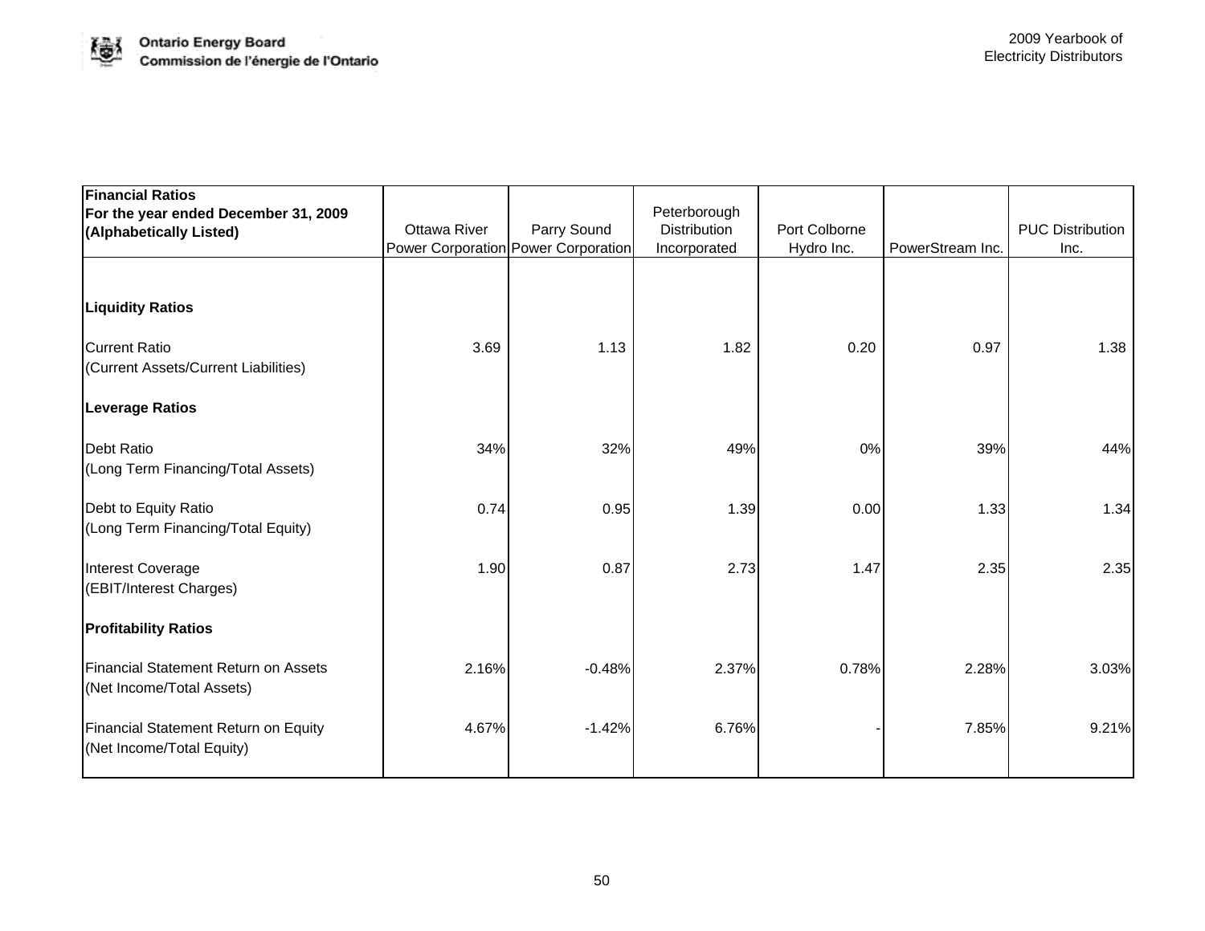| **Financial Ratios For the year ended December 31, 2009 (Alphabetically Listed)** | Ottawa River Power Corporation | Parry Sound Power Corporation | Peterborough Distribution Incorporated | Port Colborne Hydro Inc. | PowerStream Inc. | PUC Distribution Inc. |
|---|---|---|---|---|---|---|
| **Liquidity Ratios** | | | | | | |
| Current Ratio (Current Assets/Current Liabilities) | 3.69 | 1.13 | 1.82 | 0.20 | 0.97 | 1.38 |
| **Leverage Ratios** | | | | | | |
| Debt Ratio (Long Term Financing/Total Assets) | 34% | 32% | 49% | 0% | 39% | 44% |
| Debt to Equity Ratio (Long Term Financing/Total Equity) | 0.74 | 0.95 | 1.39 | 0.00 | 1.33 | 1.34 |
| Interest Coverage (EBIT/Interest Charges) | 1.90 | 0.87 | 2.73 | 1.47 | 2.35 | 2.35 |
| **Profitability Ratios** | | | | | | |
| Financial Statement Return on Assets (Net Income/Total Assets) | 2.16% | -0.48% | 2.37% | 0.78% | 2.28% | 3.03% |
| Financial Statement Return on Equity (Net Income/Total Equity) | 4.67% | -1.42% | 6.76% | - | 7.85% | 9.21% |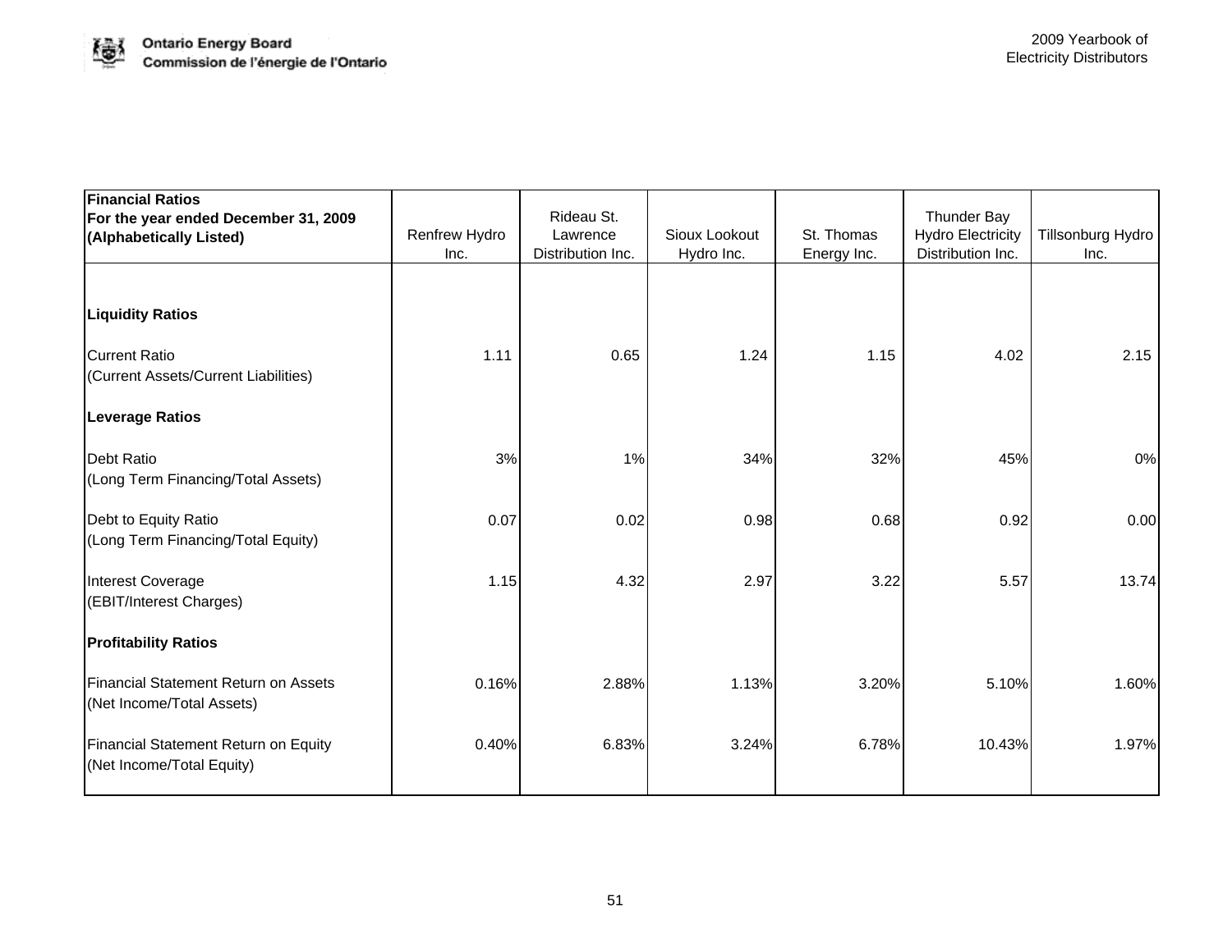| **Financial Ratios**<br>**For the year ended December 31, 2009**<br>**(Alphabetically Listed)** | Renfrew Hydro Inc. | Rideau St. Lawrence Distribution Inc. | Sioux Lookout Hydro Inc. | St. Thomas Energy Inc. | Thunder Bay Hydro Electricity Distribution Inc. | Tillsonburg Hydro Inc. |
|---|---|---|---|---|---|---|
| **Liquidity Ratios** | | | | | | |
| Current Ratio<br>(Current Assets/Current Liabilities) | 1.11 | 0.65 | 1.24 | 1.15 | 4.02 | 2.15 |
| **Leverage Ratios** | | | | | | |
| Debt Ratio<br>(Long Term Financing/Total Assets) | 3% | 1% | 34% | 32% | 45% | 0% |
| Debt to Equity Ratio<br>(Long Term Financing/Total Equity) | 0.07 | 0.02 | 0.98 | 0.68 | 0.92 | 0.00 |
| Interest Coverage<br>(EBIT/Interest Charges) | 1.15 | 4.32 | 2.97 | 3.22 | 5.57 | 13.74 |
| **Profitability Ratios** | | | | | | |
| Financial Statement Return on Assets<br>(Net Income/Total Assets) | 0.16% | 2.88% | 1.13% | 3.20% | 5.10% | 1.60% |
| Financial Statement Return on Equity<br>(Net Income/Total Equity) | 0.40% | 6.83% | 3.24% | 6.78% | 10.43% | 1.97% |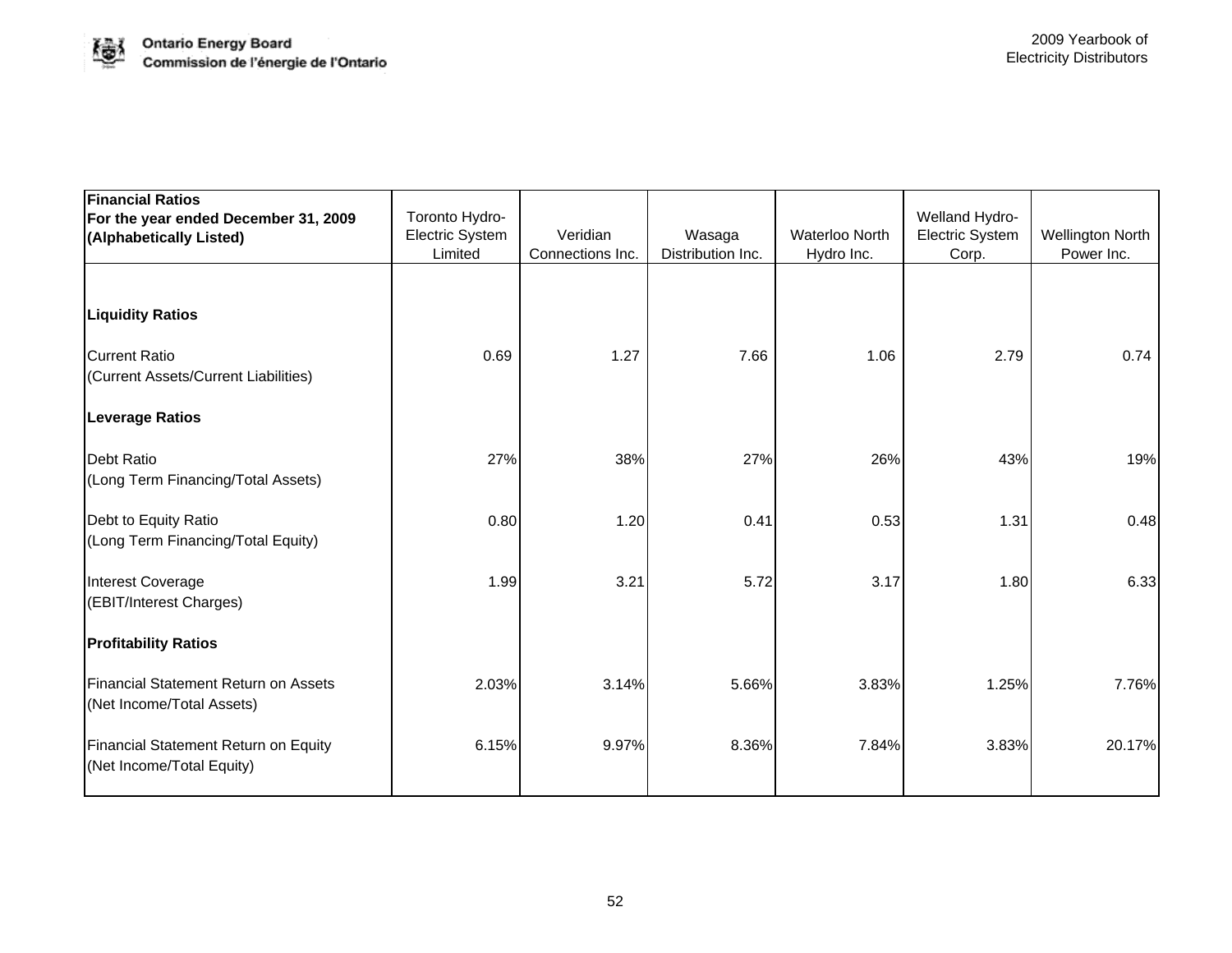| Financial Ratios<br>For the year ended December 31, 2009<br>(Alphabetically Listed) | Toronto Hydro-Electric System Limited | Veridian Connections Inc. | Wasaga Distribution Inc. | Waterloo North Hydro Inc. | Welland Hydro-Electric System Corp. | Wellington North Power Inc. |
|---|---|---|---|---|---|---|
| **Liquidity Ratios** | | | | | | |
| Current Ratio<br>(Current Assets/Current Liabilities) | 0.69 | 1.27 | 7.66 | 1.06 | 2.79 | 0.74 |
| **Leverage Ratios** | | | | | | |
| Debt Ratio<br>(Long Term Financing/Total Assets) | 27% | 38% | 27% | 26% | 43% | 19% |
| Debt to Equity Ratio<br>(Long Term Financing/Total Equity) | 0.80 | 1.20 | 0.41 | 0.53 | 1.31 | 0.48 |
| Interest Coverage<br>(EBIT/Interest Charges) | 1.99 | 3.21 | 5.72 | 3.17 | 1.80 | 6.33 |
| **Profitability Ratios** | | | | | | |
| Financial Statement Return on Assets<br>(Net Income/Total Assets) | 2.03% | 3.14% | 5.66% | 3.83% | 1.25% | 7.76% |
| Financial Statement Return on Equity<br>(Net Income/Total Equity) | 6.15% | 9.97% | 8.36% | 7.84% | 3.83% | 20.17% |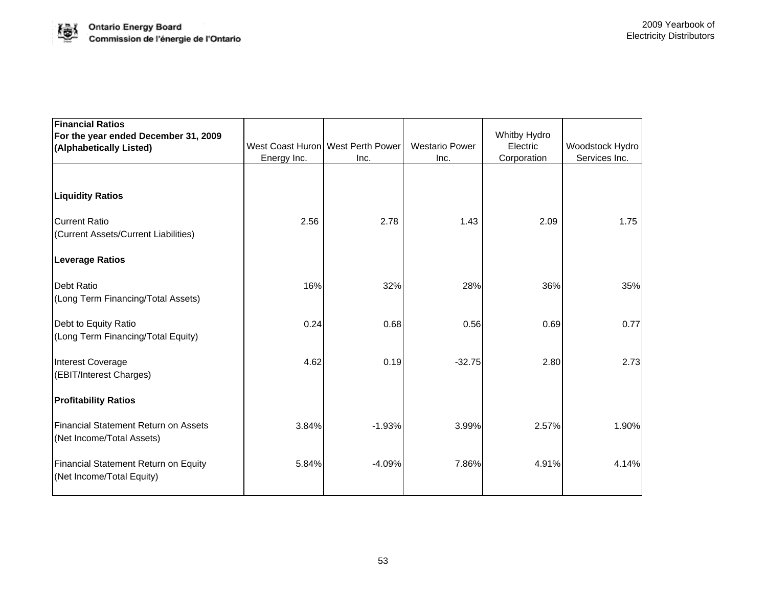| Financial Ratios<br>For the year ended December 31, 2009<br>(Alphabetically Listed) | West Coast Huron Energy Inc. | West Perth Power Inc. | Westario Power Inc. | Whitby Hydro Electric Corporation | Woodstock Hydro Services Inc. |
|---|---|---|---|---|---|
| **Liquidity Ratios** | | | | | |
| Current Ratio<br>(Current Assets/Current Liabilities) | 2.56 | 2.78 | 1.43 | 2.09 | 1.75 |
| **Leverage Ratios** | | | | | |
| Debt Ratio<br>(Long Term Financing/Total Assets) | 16% | 32% | 28% | 36% | 35% |
| Debt to Equity Ratio<br>(Long Term Financing/Total Equity) | 0.24 | 0.68 | 0.56 | 0.69 | 0.77 |
| Interest Coverage<br>(EBIT/Interest Charges) | 4.62 | 0.19 | -32.75 | 2.80 | 2.73 |
| **Profitability Ratios** | | | | | |
| Financial Statement Return on Assets<br>(Net Income/Total Assets) | 3.84% | -1.93% | 3.99% | 2.57% | 1.90% |
| Financial Statement Return on Equity<br>(Net Income/Total Equity) | 5.84% | -4.09% | 7.86% | 4.91% | 4.14% |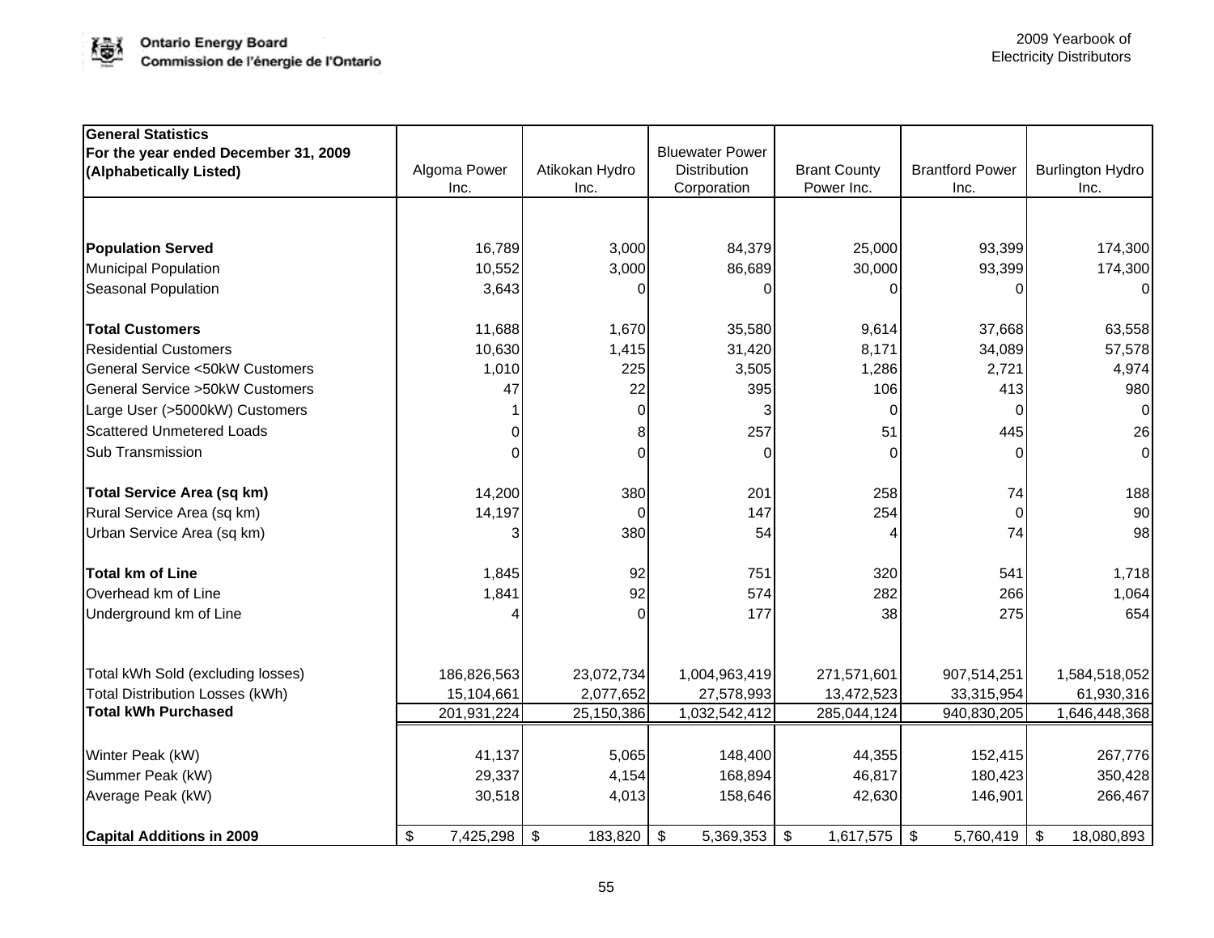| General Statistics For the year ended December 31, 2009 (Alphabetically Listed) | Algoma Power Inc. | Atikokan Hydro Inc. | Bluewater Power Distribution Corporation | Brant County Power Inc. | Brantford Power Inc. | Burlington Hydro Inc. |
|---|---|---|---|---|---|---|
| **Population Served** | 16,789 | 3,000 | 84,379 | 25,000 | 93,399 | 174,300 |
| Municipal Population | 10,552 | 3,000 | 86,689 | 30,000 | 93,399 | 174,300 |
| Seasonal Population | 3,643 | 0 | 0 | 0 | 0 | 0 |
| **Total Customers** | 11,688 | 1,670 | 35,580 | 9,614 | 37,668 | 63,558 |
| Residential Customers | 10,630 | 1,415 | 31,420 | 8,171 | 34,089 | 57,578 |
| General Service <50kW Customers | 1,010 | 225 | 3,505 | 1,286 | 2,721 | 4,974 |
| General Service >50kW Customers | 47 | 22 | 395 | 106 | 413 | 980 |
| Large User (>5000kW) Customers | 1 | 0 | 3 | 0 | 0 | 0 |
| Scattered Unmetered Loads | 0 | 8 | 257 | 51 | 445 | 26 |
| Sub Transmission | 0 | 0 | 0 | 0 | 0 | 0 |
| **Total Service Area (sq km)** | 14,200 | 380 | 201 | 258 | 74 | 188 |
| Rural Service Area (sq km) | 14,197 | 0 | 147 | 254 | 0 | 90 |
| Urban Service Area (sq km) | 3 | 380 | 54 | 4 | 74 | 98 |
| **Total km of Line** | 1,845 | 92 | 751 | 320 | 541 | 1,718 |
| Overhead km of Line | 1,841 | 92 | 574 | 282 | 266 | 1,064 |
| Underground km of Line | 4 | 0 | 177 | 38 | 275 | 654 |
| Total kWh Sold (excluding losses) | 186,826,563 | 23,072,734 | 1,004,963,419 | 271,571,601 | 907,514,251 | 1,584,518,052 |
| Total Distribution Losses (kWh) | 15,104,661 | 2,077,652 | 27,578,993 | 13,472,523 | 33,315,954 | 61,930,316 |
| **Total kWh Purchased** | 201,931,224 | 25,150,386 | 1,032,542,412 | 285,044,124 | 940,830,205 | 1,646,448,368 |
| Winter Peak (kW) | 41,137 | 5,065 | 148,400 | 44,355 | 152,415 | 267,776 |
| Summer Peak (kW) | 29,337 | 4,154 | 168,894 | 46,817 | 180,423 | 350,428 |
| Average Peak (kW) | 30,518 | 4,013 | 158,646 | 42,630 | 146,901 | 266,467 |
| **Capital Additions in 2009** | $ 7,425,298 | $ 183,820 | $ 5,369,353 | $ 1,617,575 | $ 5,760,419 | $ 18,080,893 |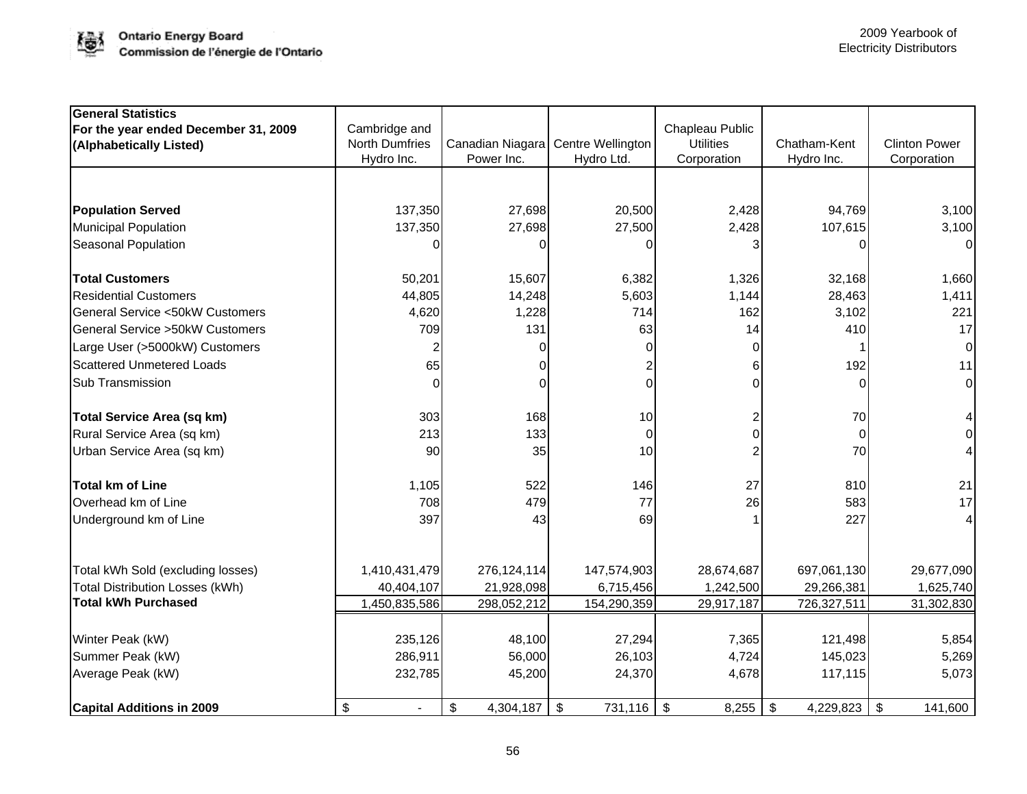| General Statistics<br>For the year ended December 31, 2009<br>(Alphabetically Listed) | Cambridge and North Dumfries Hydro Inc. | Canadian Niagara Power Inc. | Centre Wellington Hydro Ltd. | Chapleau Public Utilities Corporation | Chatham-Kent Hydro Inc. | Clinton Power Corporation |
|---|---|---|---|---|---|---|
| **Population Served** | 137,350 | 27,698 | 20,500 | 2,428 | 94,769 | 3,100 |
| Municipal Population | 137,350 | 27,698 | 27,500 | 2,428 | 107,615 | 3,100 |
| Seasonal Population | 0 | 0 | 0 | 3 | 0 | 0 |
| **Total Customers** | 50,201 | 15,607 | 6,382 | 1,326 | 32,168 | 1,660 |
| Residential Customers | 44,805 | 14,248 | 5,603 | 1,144 | 28,463 | 1,411 |
| General Service <50kW Customers | 4,620 | 1,228 | 714 | 162 | 3,102 | 221 |
| General Service >50kW Customers | 709 | 131 | 63 | 14 | 410 | 17 |
| Large User (>5000kW) Customers | 2 | 0 | 0 | 0 | 1 | 0 |
| Scattered Unmetered Loads | 65 | 0 | 2 | 6 | 192 | 11 |
| Sub Transmission | 0 | 0 | 0 | 0 | 0 | 0 |
| **Total Service Area (sq km)** | 303 | 168 | 10 | 2 | 70 | 4 |
| Rural Service Area (sq km) | 213 | 133 | 0 | 0 | 0 | 0 |
| Urban Service Area (sq km) | 90 | 35 | 10 | 2 | 70 | 4 |
| **Total km of Line** | 1,105 | 522 | 146 | 27 | 810 | 21 |
| Overhead km of Line | 708 | 479 | 77 | 26 | 583 | 17 |
| Underground km of Line | 397 | 43 | 69 | 1 | 227 | 4 |
| Total kWh Sold (excluding losses) | 1,410,431,479 | 276,124,114 | 147,574,903 | 28,674,687 | 697,061,130 | 29,677,090 |
| Total Distribution Losses (kWh) | 40,404,107 | 21,928,098 | 6,715,456 | 1,242,500 | 29,266,381 | 1,625,740 |
| **Total kWh Purchased** | 1,450,835,586 | 298,052,212 | 154,290,359 | 29,917,187 | 726,327,511 | 31,302,830 |
| Winter Peak (kW) | 235,126 | 48,100 | 27,294 | 7,365 | 121,498 | 5,854 |
| Summer Peak (kW) | 286,911 | 56,000 | 26,103 | 4,724 | 145,023 | 5,269 |
| Average Peak (kW) | 232,785 | 45,200 | 24,370 | 4,678 | 117,115 | 5,073 |
| **Capital Additions in 2009** | $ - | $ 4,304,187 | $ 731,116 | $ 8,255 | $ 4,229,823 | $ 141,600 |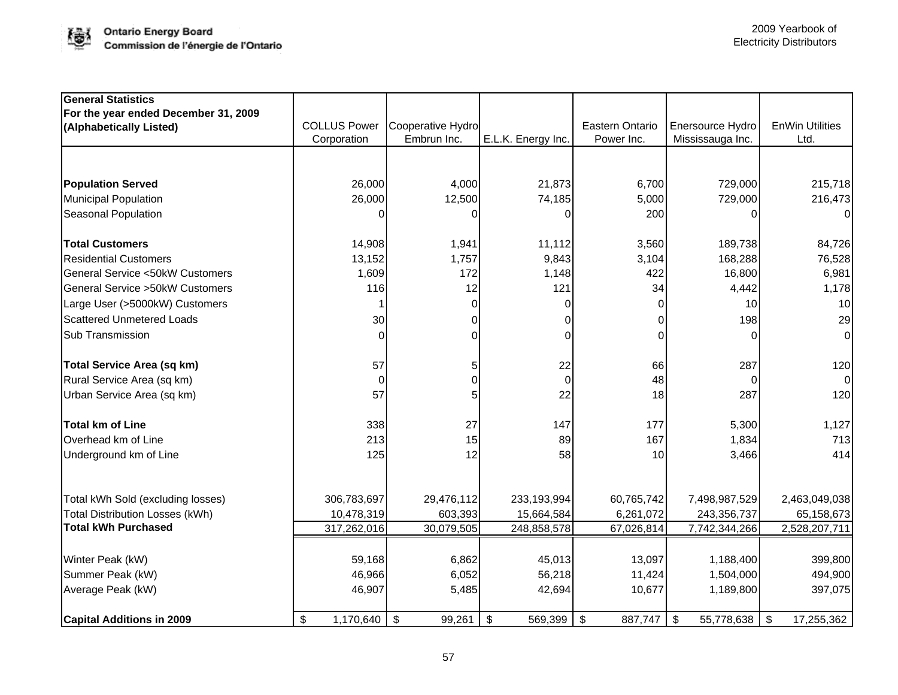| General Statistics<br>For the year ended December 31, 2009<br>(Alphabetically Listed) | COLLUS Power Corporation | Cooperative Hydro Embrun Inc. | E.L.K. Energy Inc. | Eastern Ontario Power Inc. | Enersource Hydro Mississauga Inc. | EnWin Utilities Ltd. |
|---|---|---|---|---|---|---|
| **Population Served** | 26,000 | 4,000 | 21,873 | 6,700 | 729,000 | 215,718 |
| Municipal Population | 26,000 | 12,500 | 74,185 | 5,000 | 729,000 | 216,473 |
| Seasonal Population | 0 | 0 | 0 | 200 | 0 | 0 |
| **Total Customers** | 14,908 | 1,941 | 11,112 | 3,560 | 189,738 | 84,726 |
| Residential Customers | 13,152 | 1,757 | 9,843 | 3,104 | 168,288 | 76,528 |
| General Service <50kW Customers | 1,609 | 172 | 1,148 | 422 | 16,800 | 6,981 |
| General Service >50kW Customers | 116 | 12 | 121 | 34 | 4,442 | 1,178 |
| Large User (>5000kW) Customers | 1 | 0 | 0 | 0 | 10 | 10 |
| Scattered Unmetered Loads | 30 | 0 | 0 | 0 | 198 | 29 |
| Sub Transmission | 0 | 0 | 0 | 0 | 0 | 0 |
| **Total Service Area (sq km)** | 57 | 5 | 22 | 66 | 287 | 120 |
| Rural Service Area (sq km) | 0 | 0 | 0 | 48 | 0 | 0 |
| Urban Service Area (sq km) | 57 | 5 | 22 | 18 | 287 | 120 |
| **Total km of Line** | 338 | 27 | 147 | 177 | 5,300 | 1,127 |
| Overhead km of Line | 213 | 15 | 89 | 167 | 1,834 | 713 |
| Underground km of Line | 125 | 12 | 58 | 10 | 3,466 | 414 |
| Total kWh Sold (excluding losses) | 306,783,697 | 29,476,112 | 233,193,994 | 60,765,742 | 7,498,987,529 | 2,463,049,038 |
| Total Distribution Losses (kWh) | 10,478,319 | 603,393 | 15,664,584 | 6,261,072 | 243,356,737 | 65,158,673 |
| **Total kWh Purchased** | 317,262,016 | 30,079,505 | 248,858,578 | 67,026,814 | 7,742,344,266 | 2,528,207,711 |
| Winter Peak (kW) | 59,168 | 6,862 | 45,013 | 13,097 | 1,188,400 | 399,800 |
| Summer Peak (kW) | 46,966 | 6,052 | 56,218 | 11,424 | 1,504,000 | 494,900 |
| Average Peak (kW) | 46,907 | 5,485 | 42,694 | 10,677 | 1,189,800 | 397,075 |
| **Capital Additions in 2009** | $ 1,170,640 | $ 99,261 | $ 569,399 | $ 887,747 | $ 55,778,638 | $ 17,255,362 |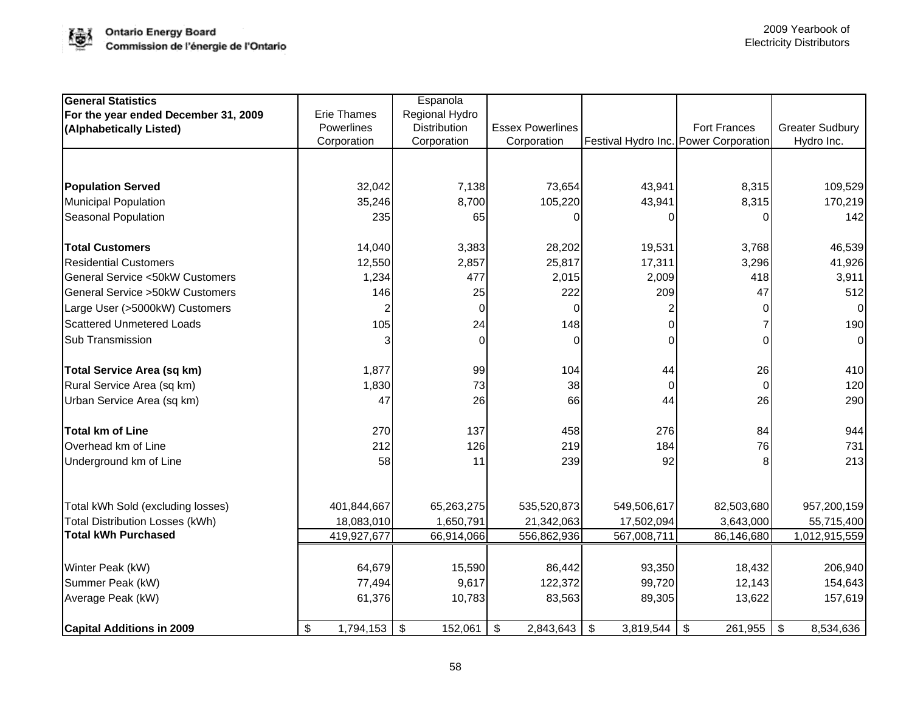| General Statistics For the year ended December 31, 2009 (Alphabetically Listed) | Erie Thames Powerlines Corporation | Espanola Regional Hydro Distribution Corporation | Essex Powerlines Corporation | Festival Hydro Inc. | Fort Frances Power Corporation | Greater Sudbury Hydro Inc. |
|---|---|---|---|---|---|---|
| **Population Served** | 32,042 | 7,138 | 73,654 | 43,941 | 8,315 | 109,529 |
| Municipal Population | 35,246 | 8,700 | 105,220 | 43,941 | 8,315 | 170,219 |
| Seasonal Population | 235 | 65 | 0 | 0 | 0 | 142 |
| **Total Customers** | 14,040 | 3,383 | 28,202 | 19,531 | 3,768 | 46,539 |
| Residential Customers | 12,550 | 2,857 | 25,817 | 17,311 | 3,296 | 41,926 |
| General Service <50kW Customers | 1,234 | 477 | 2,015 | 2,009 | 418 | 3,911 |
| General Service >50kW Customers | 146 | 25 | 222 | 209 | 47 | 512 |
| Large User (>5000kW) Customers | 2 | 0 | 0 | 2 | 0 | 0 |
| Scattered Unmetered Loads | 105 | 24 | 148 | 0 | 7 | 190 |
| Sub Transmission | 3 | 0 | 0 | 0 | 0 | 0 |
| **Total Service Area (sq km)** | 1,877 | 99 | 104 | 44 | 26 | 410 |
| Rural Service Area (sq km) | 1,830 | 73 | 38 | 0 | 0 | 120 |
| Urban Service Area (sq km) | 47 | 26 | 66 | 44 | 26 | 290 |
| **Total km of Line** | 270 | 137 | 458 | 276 | 84 | 944 |
| Overhead km of Line | 212 | 126 | 219 | 184 | 76 | 731 |
| Underground km of Line | 58 | 11 | 239 | 92 | 8 | 213 |
| Total kWh Sold (excluding losses) | 401,844,667 | 65,263,275 | 535,520,873 | 549,506,617 | 82,503,680 | 957,200,159 |
| Total Distribution Losses (kWh) | 18,083,010 | 1,650,791 | 21,342,063 | 17,502,094 | 3,643,000 | 55,715,400 |
| **Total kWh Purchased** | 419,927,677 | 66,914,066 | 556,862,936 | 567,008,711 | 86,146,680 | 1,012,915,559 |
| Winter Peak (kW) | 64,679 | 15,590 | 86,442 | 93,350 | 18,432 | 206,940 |
| Summer Peak (kW) | 77,494 | 9,617 | 122,372 | 99,720 | 12,143 | 154,643 |
| Average Peak (kW) | 61,376 | 10,783 | 83,563 | 89,305 | 13,622 | 157,619 |
| **Capital Additions in 2009** | $ 1,794,153 | $ 152,061 | $ 2,843,643 | $ 3,819,544 | $ 261,955 | $ 8,534,636 |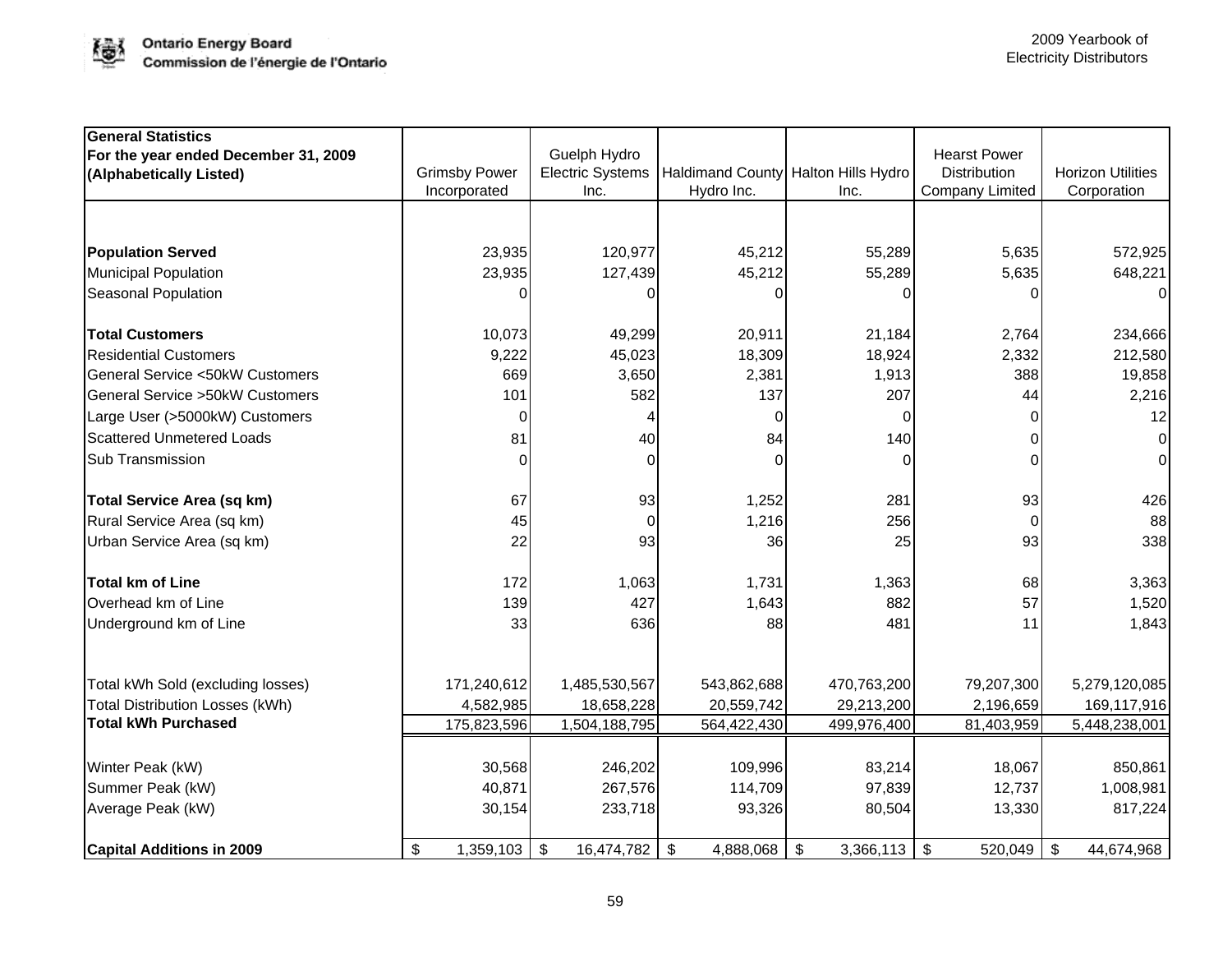| General Statistics<br>For the year ended December 31, 2009<br>(Alphabetically Listed) | Grimsby Power Incorporated | Guelph Hydro Electric Systems Inc. | Haldimand County Hydro Inc. | Halton Hills Hydro Inc. | Hearst Power Distribution Company Limited | Horizon Utilities Corporation |
|---|---|---|---|---|---|---|
| **Population Served** | 23,935 | 120,977 | 45,212 | 55,289 | 5,635 | 572,925 |
| Municipal Population | 23,935 | 127,439 | 45,212 | 55,289 | 5,635 | 648,221 |
| Seasonal Population | 0 | 0 | 0 | 0 | 0 | 0 |
| **Total Customers** | 10,073 | 49,299 | 20,911 | 21,184 | 2,764 | 234,666 |
| Residential Customers | 9,222 | 45,023 | 18,309 | 18,924 | 2,332 | 212,580 |
| General Service <50kW Customers | 669 | 3,650 | 2,381 | 1,913 | 388 | 19,858 |
| General Service >50kW Customers | 101 | 582 | 137 | 207 | 44 | 2,216 |
| Large User (>5000kW) Customers | 0 | 4 | 0 | 0 | 0 | 12 |
| Scattered Unmetered Loads | 81 | 40 | 84 | 140 | 0 | 0 |
| Sub Transmission | 0 | 0 | 0 | 0 | 0 | 0 |
| **Total Service Area (sq km)** | 67 | 93 | 1,252 | 281 | 93 | 426 |
| Rural Service Area (sq km) | 45 | 0 | 1,216 | 256 | 0 | 88 |
| Urban Service Area (sq km) | 22 | 93 | 36 | 25 | 93 | 338 |
| **Total km of Line** | 172 | 1,063 | 1,731 | 1,363 | 68 | 3,363 |
| Overhead km of Line | 139 | 427 | 1,643 | 882 | 57 | 1,520 |
| Underground km of Line | 33 | 636 | 88 | 481 | 11 | 1,843 |
| Total kWh Sold (excluding losses) | 171,240,612 | 1,485,530,567 | 543,862,688 | 470,763,200 | 79,207,300 | 5,279,120,085 |
| Total Distribution Losses (kWh) | 4,582,985 | 18,658,228 | 20,559,742 | 29,213,200 | 2,196,659 | 169,117,916 |
| **Total kWh Purchased** | 175,823,596 | 1,504,188,795 | 564,422,430 | 499,976,400 | 81,403,959 | 5,448,238,001 |
| Winter Peak (kW) | 30,568 | 246,202 | 109,996 | 83,214 | 18,067 | 850,861 |
| Summer Peak (kW) | 40,871 | 267,576 | 114,709 | 97,839 | 12,737 | 1,008,981 |
| Average Peak (kW) | 30,154 | 233,718 | 93,326 | 80,504 | 13,330 | 817,224 |
| **Capital Additions in 2009** | $ 1,359,103 | $ 16,474,782 | $ 4,888,068 | $ 3,366,113 | $ 520,049 | $ 44,674,968 |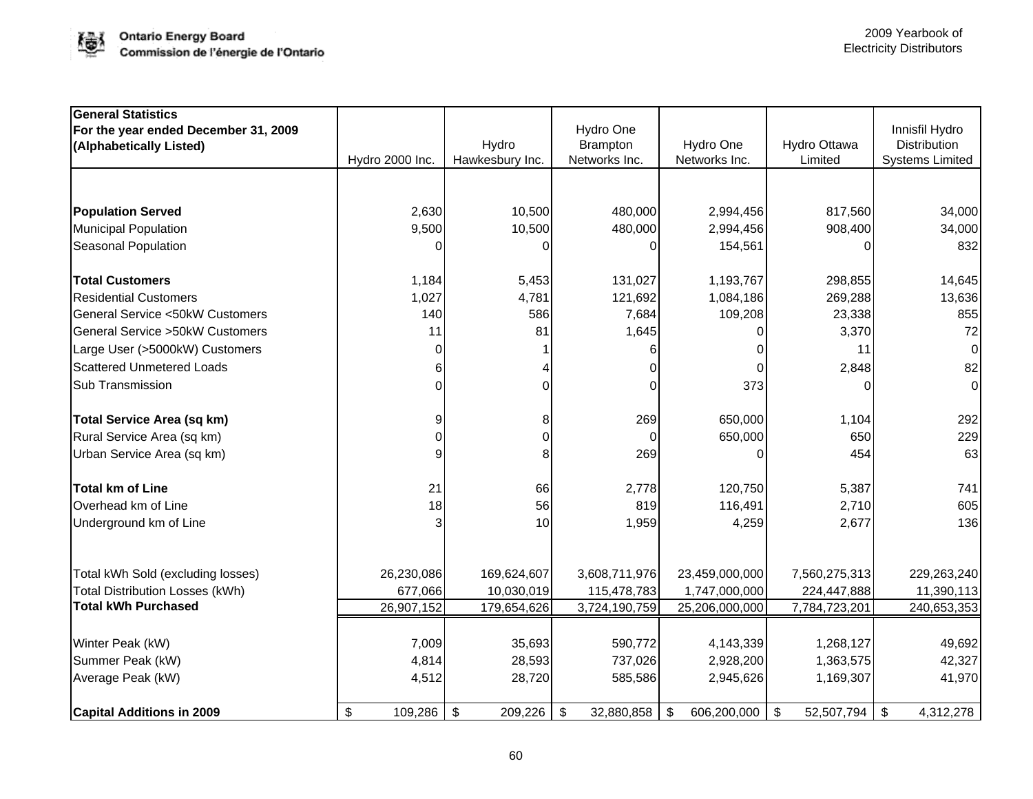| General Statistics<br>For the year ended December 31, 2009<br>(Alphabetically Listed) | Hydro 2000 Inc. | Hydro Hawkesbury Inc. | Hydro One Brampton Networks Inc. | Hydro One Networks Inc. | Hydro Ottawa Limited | Innisfil Hydro Distribution Systems Limited |
|---|---|---|---|---|---|---|
| **Population Served** | 2,630 | 10,500 | 480,000 | 2,994,456 | 817,560 | 34,000 |
| Municipal Population | 9,500 | 10,500 | 480,000 | 2,994,456 | 908,400 | 34,000 |
| Seasonal Population | 0 | 0 | 0 | 154,561 | 0 | 832 |
| **Total Customers** | 1,184 | 5,453 | 131,027 | 1,193,767 | 298,855 | 14,645 |
| Residential Customers | 1,027 | 4,781 | 121,692 | 1,084,186 | 269,288 | 13,636 |
| General Service <50kW Customers | 140 | 586 | 7,684 | 109,208 | 23,338 | 855 |
| General Service >50kW Customers | 11 | 81 | 1,645 | 0 | 3,370 | 72 |
| Large User (>5000kW) Customers | 0 | 1 | 6 | 0 | 11 | 0 |
| Scattered Unmetered Loads | 6 | 4 | 0 | 0 | 2,848 | 82 |
| Sub Transmission | 0 | 0 | 0 | 373 | 0 | 0 |
| **Total Service Area (sq km)** | 9 | 8 | 269 | 650,000 | 1,104 | 292 |
| Rural Service Area (sq km) | 0 | 0 | 0 | 650,000 | 650 | 229 |
| Urban Service Area (sq km) | 9 | 8 | 269 | 0 | 454 | 63 |
| **Total km of Line** | 21 | 66 | 2,778 | 120,750 | 5,387 | 741 |
| Overhead km of Line | 18 | 56 | 819 | 116,491 | 2,710 | 605 |
| Underground km of Line | 3 | 10 | 1,959 | 4,259 | 2,677 | 136 |
| Total kWh Sold (excluding losses) | 26,230,086 | 169,624,607 | 3,608,711,976 | 23,459,000,000 | 7,560,275,313 | 229,263,240 |
| Total Distribution Losses (kWh) | 677,066 | 10,030,019 | 115,478,783 | 1,747,000,000 | 224,447,888 | 11,390,113 |
| **Total kWh Purchased** | 26,907,152 | 179,654,626 | 3,724,190,759 | 25,206,000,000 | 7,784,723,201 | 240,653,353 |
| Winter Peak (kW) | 7,009 | 35,693 | 590,772 | 4,143,339 | 1,268,127 | 49,692 |
| Summer Peak (kW) | 4,814 | 28,593 | 737,026 | 2,928,200 | 1,363,575 | 42,327 |
| Average Peak (kW) | 4,512 | 28,720 | 585,586 | 2,945,626 | 1,169,307 | 41,970 |
| **Capital Additions in 2009** | $ 109,286 | $ 209,226 | $ 32,880,858 | $ 606,200,000 | $ 52,507,794 | $ 4,312,278 |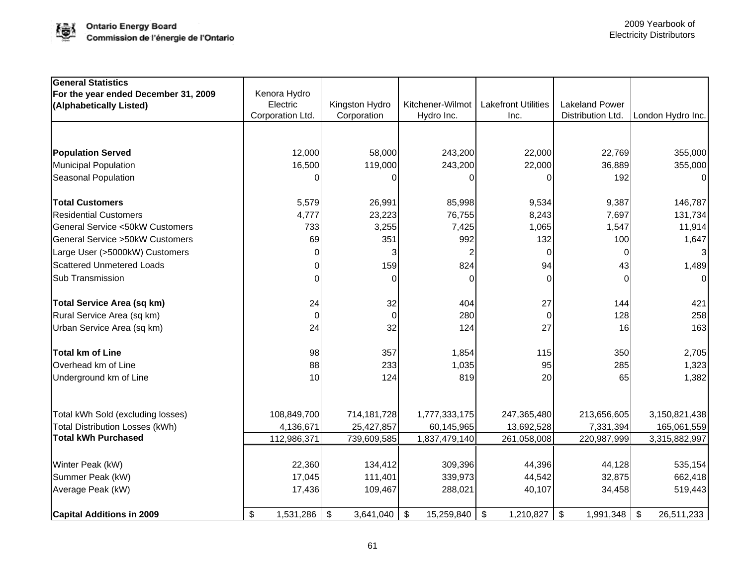| General Statistics<br>For the year ended December 31, 2009<br>(Alphabetically Listed) | Kenora Hydro Electric Corporation Ltd. | Kingston Hydro Corporation | Kitchener-Wilmot Hydro Inc. | Lakefront Utilities Inc. | Lakeland Power Distribution Ltd. | London Hydro Inc. |
|---|---|---|---|---|---|---|
| **Population Served** | 12,000 | 58,000 | 243,200 | 22,000 | 22,769 | 355,000 |
| Municipal Population | 16,500 | 119,000 | 243,200 | 22,000 | 36,889 | 355,000 |
| Seasonal Population | 0 | 0 | 0 | 0 | 192 | 0 |
| **Total Customers** | 5,579 | 26,991 | 85,998 | 9,534 | 9,387 | 146,787 |
| Residential Customers | 4,777 | 23,223 | 76,755 | 8,243 | 7,697 | 131,734 |
| General Service <50kW Customers | 733 | 3,255 | 7,425 | 1,065 | 1,547 | 11,914 |
| General Service >50kW Customers | 69 | 351 | 992 | 132 | 100 | 1,647 |
| Large User (>5000kW) Customers | 0 | 3 | 2 | 0 | 0 | 3 |
| Scattered Unmetered Loads | 0 | 159 | 824 | 94 | 43 | 1,489 |
| Sub Transmission | 0 | 0 | 0 | 0 | 0 | 0 |
| **Total Service Area (sq km)** | 24 | 32 | 404 | 27 | 144 | 421 |
| Rural Service Area (sq km) | 0 | 0 | 280 | 0 | 128 | 258 |
| Urban Service Area (sq km) | 24 | 32 | 124 | 27 | 16 | 163 |
| **Total km of Line** | 98 | 357 | 1,854 | 115 | 350 | 2,705 |
| Overhead km of Line | 88 | 233 | 1,035 | 95 | 285 | 1,323 |
| Underground km of Line | 10 | 124 | 819 | 20 | 65 | 1,382 |
| Total kWh Sold (excluding losses) | 108,849,700 | 714,181,728 | 1,777,333,175 | 247,365,480 | 213,656,605 | 3,150,821,438 |
| Total Distribution Losses (kWh) | 4,136,671 | 25,427,857 | 60,145,965 | 13,692,528 | 7,331,394 | 165,061,559 |
| **Total kWh Purchased** | 112,986,371 | 739,609,585 | 1,837,479,140 | 261,058,008 | 220,987,999 | 3,315,882,997 |
| Winter Peak (kW) | 22,360 | 134,412 | 309,396 | 44,396 | 44,128 | 535,154 |
| Summer Peak (kW) | 17,045 | 111,401 | 339,973 | 44,542 | 32,875 | 662,418 |
| Average Peak (kW) | 17,436 | 109,467 | 288,021 | 40,107 | 34,458 | 519,443 |
| **Capital Additions in 2009** | $ 1,531,286 | $ 3,641,040 | $ 15,259,840 | $ 1,210,827 | $ 1,991,348 | $ 26,511,233 |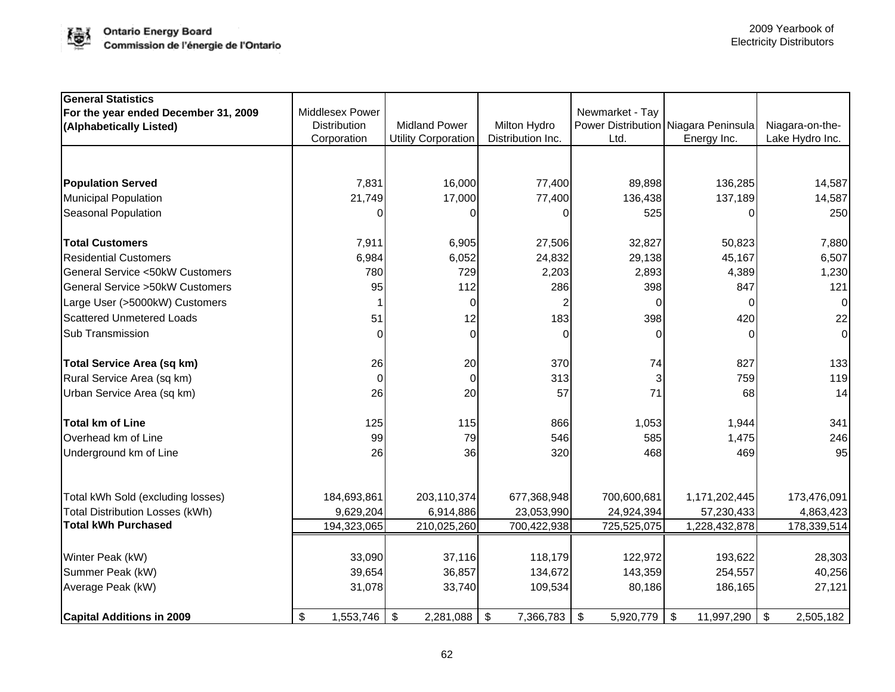| General Statistics For the year ended December 31, 2009 (Alphabetically Listed) | Middlesex Power Distribution Corporation | Midland Power Utility Corporation | Milton Hydro Distribution Inc. | Newmarket - Tay Power Distribution Ltd. | Niagara Peninsula Energy Inc. | Niagara-on-the-Lake Hydro Inc. |
|---|---|---|---|---|---|---|
| **Population Served** | 7,831 | 16,000 | 77,400 | 89,898 | 136,285 | 14,587 |
| Municipal Population | 21,749 | 17,000 | 77,400 | 136,438 | 137,189 | 14,587 |
| Seasonal Population | 0 | 0 | 0 | 525 | 0 | 250 |
| **Total Customers** | 7,911 | 6,905 | 27,506 | 32,827 | 50,823 | 7,880 |
| Residential Customers | 6,984 | 6,052 | 24,832 | 29,138 | 45,167 | 6,507 |
| General Service <50kW Customers | 780 | 729 | 2,203 | 2,893 | 4,389 | 1,230 |
| General Service >50kW Customers | 95 | 112 | 286 | 398 | 847 | 121 |
| Large User (>5000kW) Customers | 1 | 0 | 2 | 0 | 0 | 0 |
| Scattered Unmetered Loads | 51 | 12 | 183 | 398 | 420 | 22 |
| Sub Transmission | 0 | 0 | 0 | 0 | 0 | 0 |
| **Total Service Area (sq km)** | 26 | 20 | 370 | 74 | 827 | 133 |
| Rural Service Area (sq km) | 0 | 0 | 313 | 3 | 759 | 119 |
| Urban Service Area (sq km) | 26 | 20 | 57 | 71 | 68 | 14 |
| **Total km of Line** | 125 | 115 | 866 | 1,053 | 1,944 | 341 |
| Overhead km of Line | 99 | 79 | 546 | 585 | 1,475 | 246 |
| Underground km of Line | 26 | 36 | 320 | 468 | 469 | 95 |
| Total kWh Sold (excluding losses) | 184,693,861 | 203,110,374 | 677,368,948 | 700,600,681 | 1,171,202,445 | 173,476,091 |
| Total Distribution Losses (kWh) | 9,629,204 | 6,914,886 | 23,053,990 | 24,924,394 | 57,230,433 | 4,863,423 |
| **Total kWh Purchased** | 194,323,065 | 210,025,260 | 700,422,938 | 725,525,075 | 1,228,432,878 | 178,339,514 |
| Winter Peak (kW) | 33,090 | 37,116 | 118,179 | 122,972 | 193,622 | 28,303 |
| Summer Peak (kW) | 39,654 | 36,857 | 134,672 | 143,359 | 254,557 | 40,256 |
| Average Peak (kW) | 31,078 | 33,740 | 109,534 | 80,186 | 186,165 | 27,121 |
| **Capital Additions in 2009** | $ 1,553,746 | $ 2,281,088 | $ 7,366,783 | $ 5,920,779 | $ 11,997,290 | $ 2,505,182 |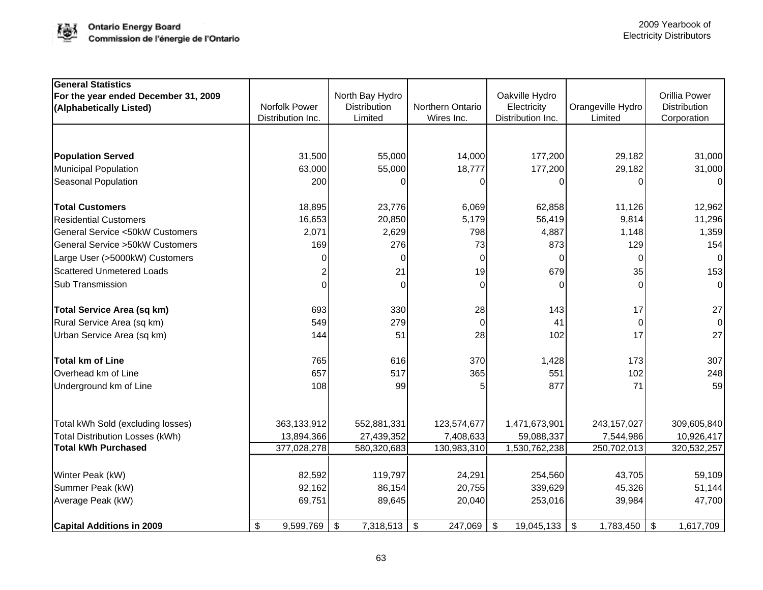| General Statistics<br>For the year ended December 31, 2009<br>(Alphabetically Listed) | Norfolk Power Distribution Inc. | North Bay Hydro Distribution Limited | Northern Ontario Wires Inc. | Oakville Hydro Electricity Distribution Inc. | Orangeville Hydro Limited | Orillia Power Distribution Corporation |
|---|---|---|---|---|---|---|
| **Population Served** | 31,500 | 55,000 | 14,000 | 177,200 | 29,182 | 31,000 |
| Municipal Population | 63,000 | 55,000 | 18,777 | 177,200 | 29,182 | 31,000 |
| Seasonal Population | 200 | 0 | 0 | 0 | 0 | 0 |
| **Total Customers** | 18,895 | 23,776 | 6,069 | 62,858 | 11,126 | 12,962 |
| Residential Customers | 16,653 | 20,850 | 5,179 | 56,419 | 9,814 | 11,296 |
| General Service <50kW Customers | 2,071 | 2,629 | 798 | 4,887 | 1,148 | 1,359 |
| General Service >50kW Customers | 169 | 276 | 73 | 873 | 129 | 154 |
| Large User (>5000kW) Customers | 0 | 0 | 0 | 0 | 0 | 0 |
| Scattered Unmetered Loads | 2 | 21 | 19 | 679 | 35 | 153 |
| Sub Transmission | 0 | 0 | 0 | 0 | 0 | 0 |
| **Total Service Area (sq km)** | 693 | 330 | 28 | 143 | 17 | 27 |
| Rural Service Area (sq km) | 549 | 279 | 0 | 41 | 0 | 0 |
| Urban Service Area (sq km) | 144 | 51 | 28 | 102 | 17 | 27 |
| **Total km of Line** | 765 | 616 | 370 | 1,428 | 173 | 307 |
| Overhead km of Line | 657 | 517 | 365 | 551 | 102 | 248 |
| Underground km of Line | 108 | 99 | 5 | 877 | 71 | 59 |
| Total kWh Sold (excluding losses) | 363,133,912 | 552,881,331 | 123,574,677 | 1,471,673,901 | 243,157,027 | 309,605,840 |
| Total Distribution Losses (kWh) | 13,894,366 | 27,439,352 | 7,408,633 | 59,088,337 | 7,544,986 | 10,926,417 |
| **Total kWh Purchased** | 377,028,278 | 580,320,683 | 130,983,310 | 1,530,762,238 | 250,702,013 | 320,532,257 |
| Winter Peak (kW) | 82,592 | 119,797 | 24,291 | 254,560 | 43,705 | 59,109 |
| Summer Peak (kW) | 92,162 | 86,154 | 20,755 | 339,629 | 45,326 | 51,144 |
| Average Peak (kW) | 69,751 | 89,645 | 20,040 | 253,016 | 39,984 | 47,700 |
| **Capital Additions in 2009** | $ 9,599,769 | $ 7,318,513 | $ 247,069 | $ 19,045,133 | $ 1,783,450 | $ 1,617,709 |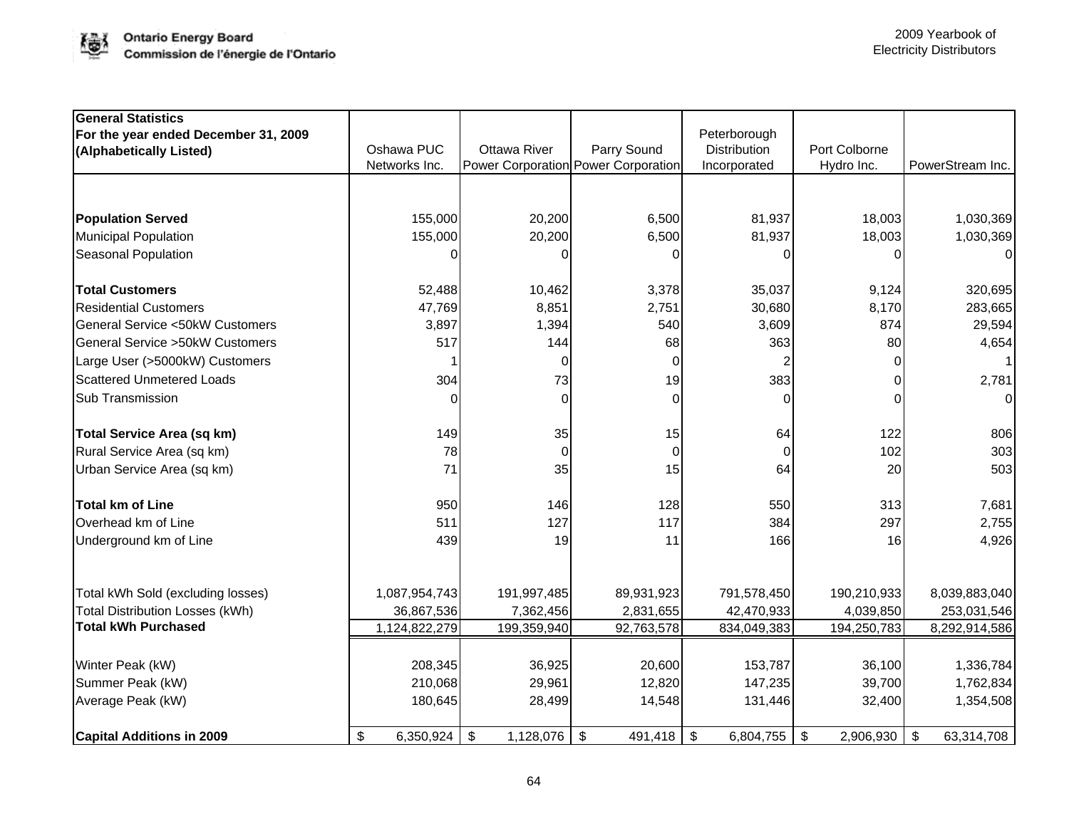| General Statistics For the year ended December 31, 2009 (Alphabetically Listed) | Oshawa PUC Networks Inc. | Ottawa River Power Corporation | Parry Sound Power Corporation | Peterborough Distribution Incorporated | Port Colborne Hydro Inc. | PowerStream Inc. |
|---|---|---|---|---|---|---|
| **Population Served** | 155,000 | 20,200 | 6,500 | 81,937 | 18,003 | 1,030,369 |
| Municipal Population | 155,000 | 20,200 | 6,500 | 81,937 | 18,003 | 1,030,369 |
| Seasonal Population | 0 | 0 | 0 | 0 | 0 | 0 |
| **Total Customers** | 52,488 | 10,462 | 3,378 | 35,037 | 9,124 | 320,695 |
| Residential Customers | 47,769 | 8,851 | 2,751 | 30,680 | 8,170 | 283,665 |
| General Service <50kW Customers | 3,897 | 1,394 | 540 | 3,609 | 874 | 29,594 |
| General Service >50kW Customers | 517 | 144 | 68 | 363 | 80 | 4,654 |
| Large User (>5000kW) Customers | 1 | 0 | 0 | 2 | 0 | 1 |
| Scattered Unmetered Loads | 304 | 73 | 19 | 383 | 0 | 2,781 |
| Sub Transmission | 0 | 0 | 0 | 0 | 0 | 0 |
| **Total Service Area (sq km)** | 149 | 35 | 15 | 64 | 122 | 806 |
| Rural Service Area (sq km) | 78 | 0 | 0 | 0 | 102 | 303 |
| Urban Service Area (sq km) | 71 | 35 | 15 | 64 | 20 | 503 |
| **Total km of Line** | 950 | 146 | 128 | 550 | 313 | 7,681 |
| Overhead km of Line | 511 | 127 | 117 | 384 | 297 | 2,755 |
| Underground km of Line | 439 | 19 | 11 | 166 | 16 | 4,926 |
| Total kWh Sold (excluding losses) | 1,087,954,743 | 191,997,485 | 89,931,923 | 791,578,450 | 190,210,933 | 8,039,883,040 |
| Total Distribution Losses (kWh) | 36,867,536 | 7,362,456 | 2,831,655 | 42,470,933 | 4,039,850 | 253,031,546 |
| **Total kWh Purchased** | 1,124,822,279 | 199,359,940 | 92,763,578 | 834,049,383 | 194,250,783 | 8,292,914,586 |
| Winter Peak (kW) | 208,345 | 36,925 | 20,600 | 153,787 | 36,100 | 1,336,784 |
| Summer Peak (kW) | 210,068 | 29,961 | 12,820 | 147,235 | 39,700 | 1,762,834 |
| Average Peak (kW) | 180,645 | 28,499 | 14,548 | 131,446 | 32,400 | 1,354,508 |
| **Capital Additions in 2009** | $ 6,350,924 | $ 1,128,076 | $ 491,418 | $ 6,804,755 | $ 2,906,930 | $ 63,314,708 |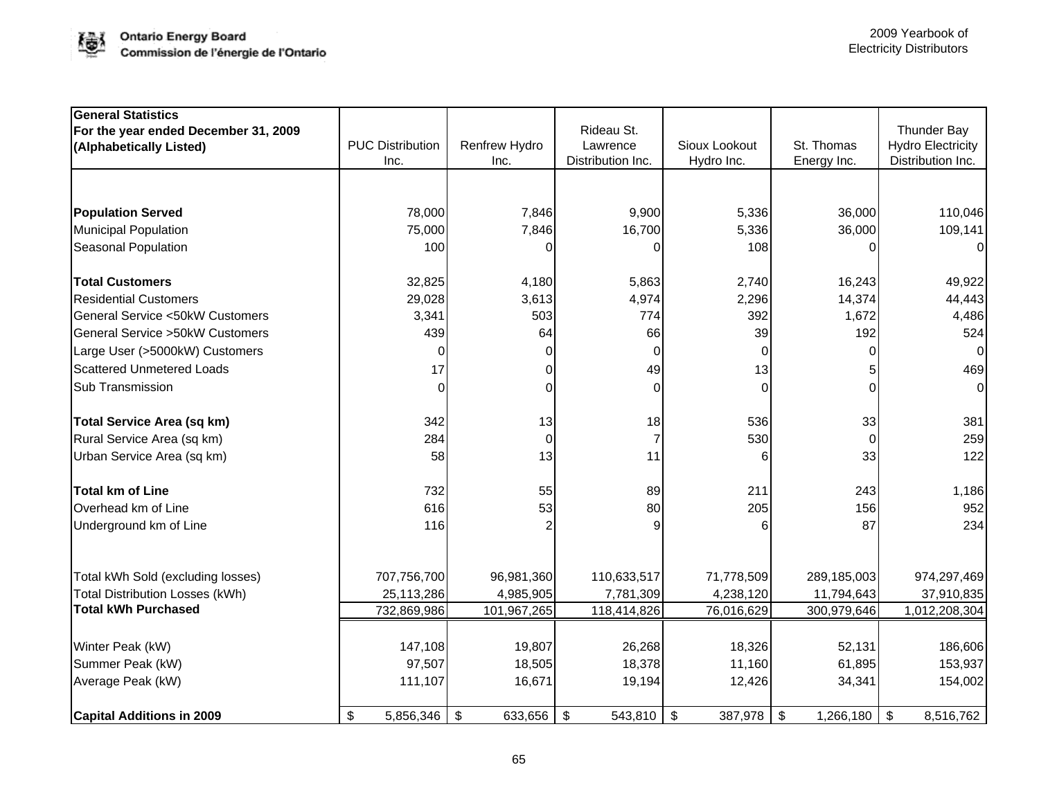| **General Statistics For the year ended December 31, 2009 (Alphabetically Listed)** | PUC Distribution Inc. | Renfrew Hydro Inc. | Rideau St. Lawrence Distribution Inc. | Sioux Lookout Hydro Inc. | St. Thomas Energy Inc. | Thunder Bay Hydro Electricity Distribution Inc. |
|---|---|---|---|---|---|---|
| **Population Served** | 78,000 | 7,846 | 9,900 | 5,336 | 36,000 | 110,046 |
| Municipal Population | 75,000 | 7,846 | 16,700 | 5,336 | 36,000 | 109,141 |
| Seasonal Population | 100 | 0 | 0 | 108 | 0 | 0 |
| **Total Customers** | 32,825 | 4,180 | 5,863 | 2,740 | 16,243 | 49,922 |
| Residential Customers | 29,028 | 3,613 | 4,974 | 2,296 | 14,374 | 44,443 |
| General Service <50kW Customers | 3,341 | 503 | 774 | 392 | 1,672 | 4,486 |
| General Service >50kW Customers | 439 | 64 | 66 | 39 | 192 | 524 |
| Large User (>5000kW) Customers | 0 | 0 | 0 | 0 | 0 | 0 |
| Scattered Unmetered Loads | 17 | 0 | 49 | 13 | 5 | 469 |
| Sub Transmission | 0 | 0 | 0 | 0 | 0 | 0 |
| **Total Service Area (sq km)** | 342 | 13 | 18 | 536 | 33 | 381 |
| Rural Service Area (sq km) | 284 | 0 | 7 | 530 | 0 | 259 |
| Urban Service Area (sq km) | 58 | 13 | 11 | 6 | 33 | 122 |
| **Total km of Line** | 732 | 55 | 89 | 211 | 243 | 1,186 |
| Overhead km of Line | 616 | 53 | 80 | 205 | 156 | 952 |
| Underground km of Line | 116 | 2 | 9 | 6 | 87 | 234 |
| Total kWh Sold (excluding losses) | 707,756,700 | 96,981,360 | 110,633,517 | 71,778,509 | 289,185,003 | 974,297,469 |
| Total Distribution Losses (kWh) | 25,113,286 | 4,985,905 | 7,781,309 | 4,238,120 | 11,794,643 | 37,910,835 |
| **Total kWh Purchased** | 732,869,986 | 101,967,265 | 118,414,826 | 76,016,629 | 300,979,646 | 1,012,208,304 |
| Winter Peak (kW) | 147,108 | 19,807 | 26,268 | 18,326 | 52,131 | 186,606 |
| Summer Peak (kW) | 97,507 | 18,505 | 18,378 | 11,160 | 61,895 | 153,937 |
| Average Peak (kW) | 111,107 | 16,671 | 19,194 | 12,426 | 34,341 | 154,002 |
| **Capital Additions in 2009** | $ 5,856,346 | $ 633,656 | $ 543,810 | $ 387,978 | $ 1,266,180 | $ 8,516,762 |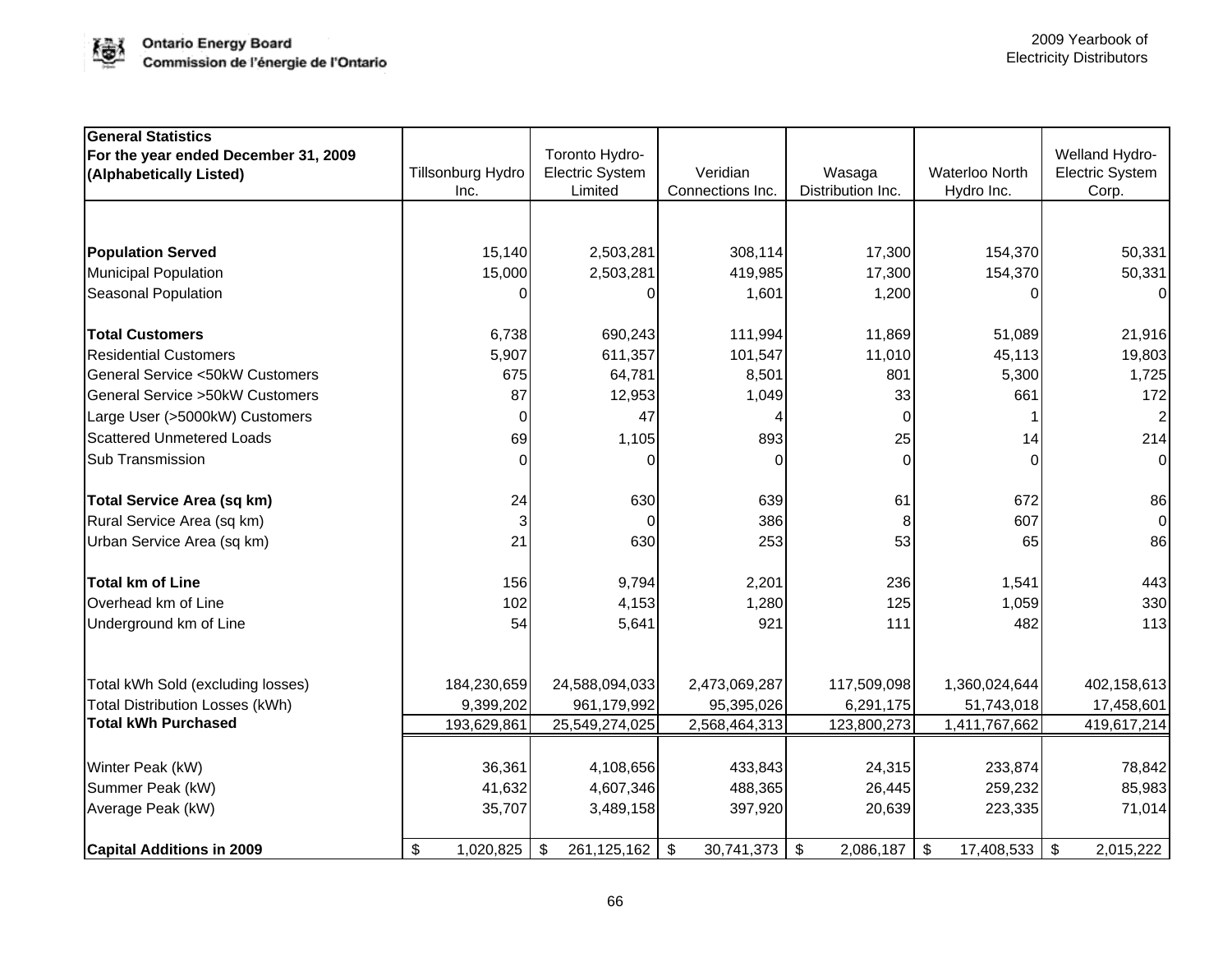| General Statistics For the year ended December 31, 2009 (Alphabetically Listed) | Tillsonburg Hydro Inc. | Toronto Hydro-Electric System Limited | Veridian Connections Inc. | Wasaga Distribution Inc. | Waterloo North Hydro Inc. | Welland Hydro-Electric System Corp. |
|---|---|---|---|---|---|---|
| **Population Served** | 15,140 | 2,503,281 | 308,114 | 17,300 | 154,370 | 50,331 |
| Municipal Population | 15,000 | 2,503,281 | 419,985 | 17,300 | 154,370 | 50,331 |
| Seasonal Population | 0 | 0 | 1,601 | 1,200 | 0 | 0 |
| **Total Customers** | 6,738 | 690,243 | 111,994 | 11,869 | 51,089 | 21,916 |
| Residential Customers | 5,907 | 611,357 | 101,547 | 11,010 | 45,113 | 19,803 |
| General Service <50kW Customers | 675 | 64,781 | 8,501 | 801 | 5,300 | 1,725 |
| General Service >50kW Customers | 87 | 12,953 | 1,049 | 33 | 661 | 172 |
| Large User (>5000kW) Customers | 0 | 47 | 4 | 0 | 1 | 2 |
| Scattered Unmetered Loads | 69 | 1,105 | 893 | 25 | 14 | 214 |
| Sub Transmission | 0 | 0 | 0 | 0 | 0 | 0 |
| **Total Service Area (sq km)** | 24 | 630 | 639 | 61 | 672 | 86 |
| Rural Service Area (sq km) | 3 | 0 | 386 | 8 | 607 | 0 |
| Urban Service Area (sq km) | 21 | 630 | 253 | 53 | 65 | 86 |
| **Total km of Line** | 156 | 9,794 | 2,201 | 236 | 1,541 | 443 |
| Overhead km of Line | 102 | 4,153 | 1,280 | 125 | 1,059 | 330 |
| Underground km of Line | 54 | 5,641 | 921 | 111 | 482 | 113 |
| Total kWh Sold (excluding losses) | 184,230,659 | 24,588,094,033 | 2,473,069,287 | 117,509,098 | 1,360,024,644 | 402,158,613 |
| Total Distribution Losses (kWh) | 9,399,202 | 961,179,992 | 95,395,026 | 6,291,175 | 51,743,018 | 17,458,601 |
| **Total kWh Purchased** | 193,629,861 | 25,549,274,025 | 2,568,464,313 | 123,800,273 | 1,411,767,662 | 419,617,214 |
| Winter Peak (kW) | 36,361 | 4,108,656 | 433,843 | 24,315 | 233,874 | 78,842 |
| Summer Peak (kW) | 41,632 | 4,607,346 | 488,365 | 26,445 | 259,232 | 85,983 |
| Average Peak (kW) | 35,707 | 3,489,158 | 397,920 | 20,639 | 223,335 | 71,014 |
| **Capital Additions in 2009** | $ 1,020,825 | $ 261,125,162 | $ 30,741,373 | $ 2,086,187 | $ 17,408,533 | $ 2,015,222 |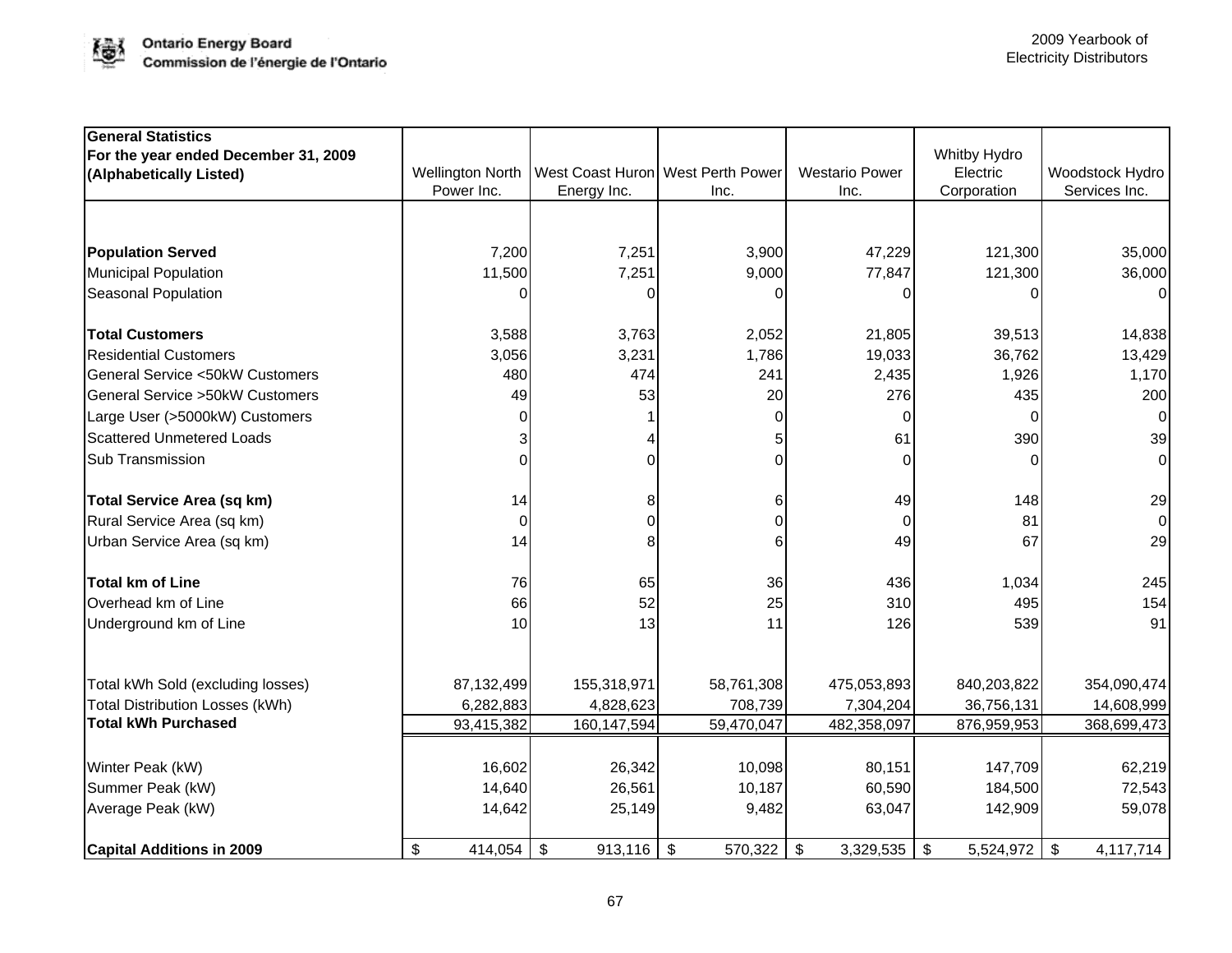| General Statistics<br>For the year ended December 31, 2009<br>(Alphabetically Listed) | Wellington North Power Inc. | West Coast Huron Energy Inc. | West Perth Power Inc. | Westario Power Inc. | Whitby Hydro Electric Corporation | Woodstock Hydro Services Inc. |
|---|---|---|---|---|---|---|
| **Population Served** | 7,200 | 7,251 | 3,900 | 47,229 | 121,300 | 35,000 |
| Municipal Population | 11,500 | 7,251 | 9,000 | 77,847 | 121,300 | 36,000 |
| Seasonal Population | 0 | 0 | 0 | 0 | 0 | 0 |
| **Total Customers** | 3,588 | 3,763 | 2,052 | 21,805 | 39,513 | 14,838 |
| Residential Customers | 3,056 | 3,231 | 1,786 | 19,033 | 36,762 | 13,429 |
| General Service <50kW Customers | 480 | 474 | 241 | 2,435 | 1,926 | 1,170 |
| General Service >50kW Customers | 49 | 53 | 20 | 276 | 435 | 200 |
| Large User (>5000kW) Customers | 0 | 1 | 0 | 0 | 0 | 0 |
| Scattered Unmetered Loads | 3 | 4 | 5 | 61 | 390 | 39 |
| Sub Transmission | 0 | 0 | 0 | 0 | 0 | 0 |
| **Total Service Area (sq km)** | 14 | 8 | 6 | 49 | 148 | 29 |
| Rural Service Area (sq km) | 0 | 0 | 0 | 0 | 81 | 0 |
| Urban Service Area (sq km) | 14 | 8 | 6 | 49 | 67 | 29 |
| **Total km of Line** | 76 | 65 | 36 | 436 | 1,034 | 245 |
| Overhead km of Line | 66 | 52 | 25 | 310 | 495 | 154 |
| Underground km of Line | 10 | 13 | 11 | 126 | 539 | 91 |
| Total kWh Sold (excluding losses) | 87,132,499 | 155,318,971 | 58,761,308 | 475,053,893 | 840,203,822 | 354,090,474 |
| Total Distribution Losses (kWh) | 6,282,883 | 4,828,623 | 708,739 | 7,304,204 | 36,756,131 | 14,608,999 |
| **Total kWh Purchased** | 93,415,382 | 160,147,594 | 59,470,047 | 482,358,097 | 876,959,953 | 368,699,473 |
| Winter Peak (kW) | 16,602 | 26,342 | 10,098 | 80,151 | 147,709 | 62,219 |
| Summer Peak (kW) | 14,640 | 26,561 | 10,187 | 60,590 | 184,500 | 72,543 |
| Average Peak (kW) | 14,642 | 25,149 | 9,482 | 63,047 | 142,909 | 59,078 |
| **Capital Additions in 2009** | $ 414,054 | $ 913,116 | $ 570,322 | $ 3,329,535 | $ 5,524,972 | $ 4,117,714 |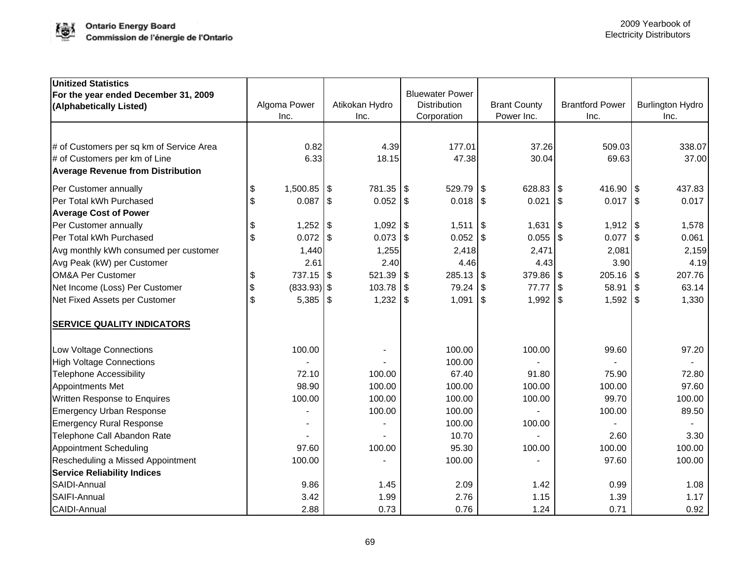| Unitized Statistics For the year ended December 31, 2009 (Alphabetically Listed) | Algoma Power Inc. | Atikokan Hydro Inc. | Bluewater Power Distribution Corporation | Brant County Power Inc. | Brantford Power Inc. | Burlington Hydro Inc. |
|---|---|---|---|---|---|---|
| # of Customers per sq km of Service Area | 0.82 | 4.39 | 177.01 | 37.26 | 509.03 | 338.07 |
| # of Customers per km of Line | 6.33 | 18.15 | 47.38 | 30.04 | 69.63 | 37.00 |
| **Average Revenue from Distribution** | | | | | | |
| Per Customer annually | $ 1,500.85 | $ 781.35 | $ 529.79 | $ 628.83 | $ 416.90 | $ 437.83 |
| Per Total kWh Purchased | $ 0.087 | $ 0.052 | $ 0.018 | $ 0.021 | $ 0.017 | $ 0.017 |
| **Average Cost of Power** | | | | | | |
| Per Customer annually | $ 1,252 | $ 1,092 | $ 1,511 | $ 1,631 | $ 1,912 | $ 1,578 |
| Per Total kWh Purchased | $ 0.072 | $ 0.073 | $ 0.052 | $ 0.055 | $ 0.077 | $ 0.061 |
| Avg monthly kWh consumed per customer | 1,440 | 1,255 | 2,418 | 2,471 | 2,081 | 2,159 |
| Avg Peak (kW) per Customer | 2.61 | 2.40 | 4.46 | 4.43 | 3.90 | 4.19 |
| OM&A Per Customer | $ 737.15 | $ 521.39 | $ 285.13 | $ 379.86 | $ 205.16 | $ 207.76 |
| Net Income (Loss) Per Customer | $ (833.93) | $ 103.78 | $ 79.24 | $ 77.77 | $ 58.91 | $ 63.14 |
| Net Fixed Assets per Customer | $ 5,385 | $ 1,232 | $ 1,091 | $ 1,992 | $ 1,592 | $ 1,330 |
| **SERVICE QUALITY INDICATORS** | | | | | | |
| Low Voltage Connections | 100.00 | - | 100.00 | 100.00 | 99.60 | 97.20 |
| High Voltage Connections | - | - | 100.00 | - | - | - |
| Telephone Accessibility | 72.10 | 100.00 | 67.40 | 91.80 | 75.90 | 72.80 |
| Appointments Met | 98.90 | 100.00 | 100.00 | 100.00 | 100.00 | 97.60 |
| Written Response to Enquires | 100.00 | 100.00 | 100.00 | 100.00 | 99.70 | 100.00 |
| Emergency Urban Response | - | 100.00 | 100.00 | - | 100.00 | 89.50 |
| Emergency Rural Response | - | - | 100.00 | 100.00 | - | - |
| Telephone Call Abandon Rate | - | - | 10.70 | - | 2.60 | 3.30 |
| Appointment Scheduling | 97.60 | 100.00 | 95.30 | 100.00 | 100.00 | 100.00 |
| Rescheduling a Missed Appointment | 100.00 | - | 100.00 | - | 97.60 | 100.00 |
| **Service Reliability Indices** | | | | | | |
| SAIDI-Annual | 9.86 | 1.45 | 2.09 | 1.42 | 0.99 | 1.08 |
| SAIFI-Annual | 3.42 | 1.99 | 2.76 | 1.15 | 1.39 | 1.17 |
| CAIDI-Annual | 2.88 | 0.73 | 0.76 | 1.24 | 0.71 | 0.92 |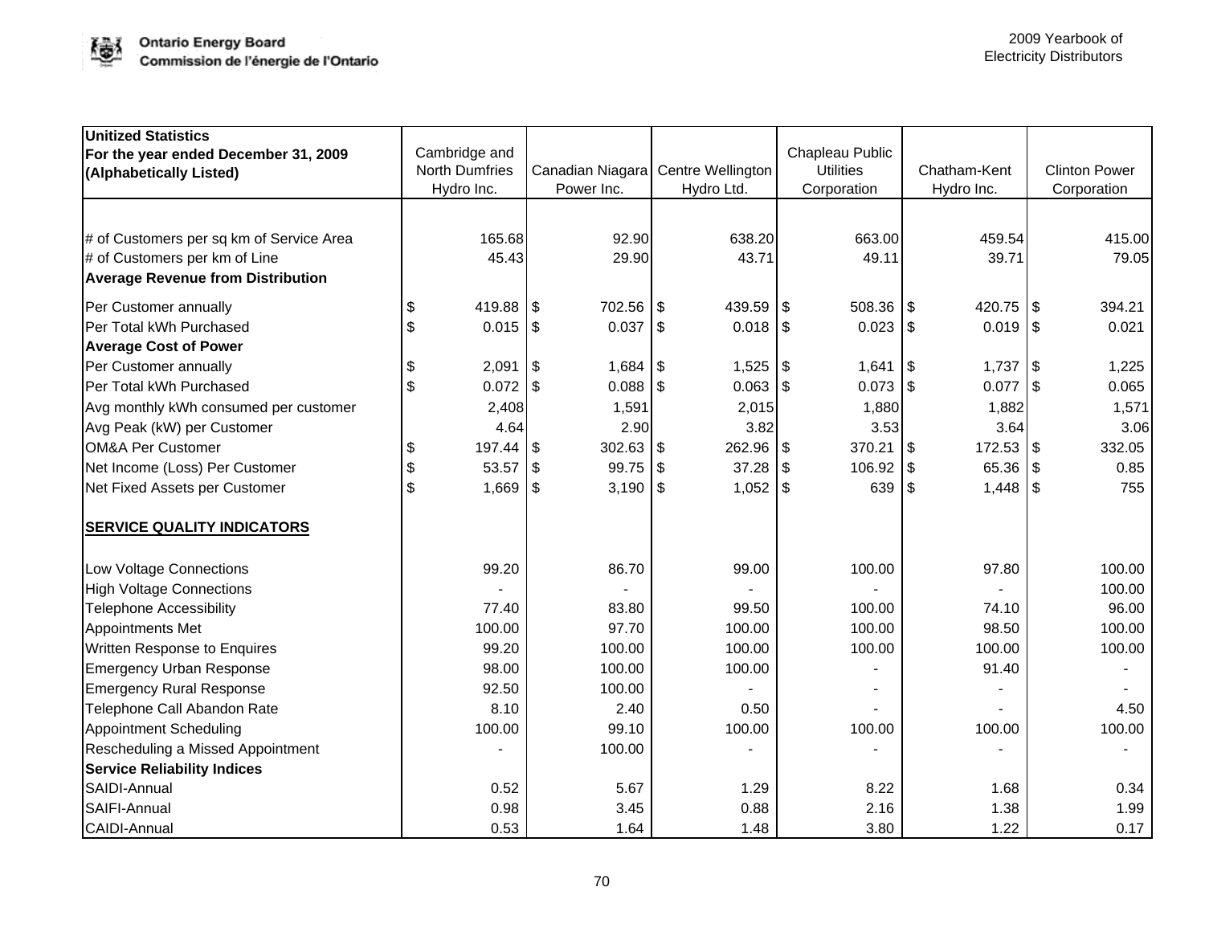| Unitized Statistics<br>For the year ended December 31, 2009<br>(Alphabetically Listed) | Cambridge and North Dumfries Hydro Inc. | Canadian Niagara Power Inc. | Centre Wellington Hydro Ltd. | Chapleau Public Utilities Corporation | Chatham-Kent Hydro Inc. | Clinton Power Corporation |
|---|---|---|---|---|---|---|
| # of Customers per sq km of Service Area | 165.68 | 92.90 | 638.20 | 663.00 | 459.54 | 415.00 |
| # of Customers per km of Line | 45.43 | 29.90 | 43.71 | 49.11 | 39.71 | 79.05 |
| **Average Revenue from Distribution** | | | | | | |
| Per Customer annually | $ 419.88 | $ 702.56 | $ 439.59 | $ 508.36 | $ 420.75 | $ 394.21 |
| Per Total kWh Purchased | $ 0.015 | $ 0.037 | $ 0.018 | $ 0.023 | $ 0.019 | $ 0.021 |
| **Average Cost of Power** | | | | | | |
| Per Customer annually | $ 2,091 | $ 1,684 | $ 1,525 | $ 1,641 | $ 1,737 | $ 1,225 |
| Per Total kWh Purchased | $ 0.072 | $ 0.088 | $ 0.063 | $ 0.073 | $ 0.077 | $ 0.065 |
| Avg monthly kWh consumed per customer | 2,408 | 1,591 | 2,015 | 1,880 | 1,882 | 1,571 |
| Avg Peak (kW) per Customer | 4.64 | 2.90 | 3.82 | 3.53 | 3.64 | 3.06 |
| OM&A Per Customer | $ 197.44 | $ 302.63 | $ 262.96 | $ 370.21 | $ 172.53 | $ 332.05 |
| Net Income (Loss) Per Customer | $ 53.57 | $ 99.75 | $ 37.28 | $ 106.92 | $ 65.36 | $ 0.85 |
| Net Fixed Assets per Customer | $ 1,669 | $ 3,190 | $ 1,052 | $ 639 | $ 1,448 | $ 755 |
| **SERVICE QUALITY INDICATORS** | | | | | | |
| Low Voltage Connections | 99.20 | 86.70 | 99.00 | 100.00 | 97.80 | 100.00 |
| High Voltage Connections | - | - | - | - | - | 100.00 |
| Telephone Accessibility | 77.40 | 83.80 | 99.50 | 100.00 | 74.10 | 96.00 |
| Appointments Met | 100.00 | 97.70 | 100.00 | 100.00 | 98.50 | 100.00 |
| Written Response to Enquires | 99.20 | 100.00 | 100.00 | 100.00 | 100.00 | 100.00 |
| Emergency Urban Response | 98.00 | 100.00 | 100.00 | - | 91.40 | - |
| Emergency Rural Response | 92.50 | 100.00 | - | - | - | - |
| Telephone Call Abandon Rate | 8.10 | 2.40 | 0.50 | - | - | 4.50 |
| Appointment Scheduling | 100.00 | 99.10 | 100.00 | 100.00 | 100.00 | 100.00 |
| Rescheduling a Missed Appointment | - | 100.00 | - | - | - | - |
| **Service Reliability Indices** | | | | | | |
| SAIDI-Annual | 0.52 | 5.67 | 1.29 | 8.22 | 1.68 | 0.34 |
| SAIFI-Annual | 0.98 | 3.45 | 0.88 | 2.16 | 1.38 | 1.99 |
| CAIDI-Annual | 0.53 | 1.64 | 1.48 | 3.80 | 1.22 | 0.17 |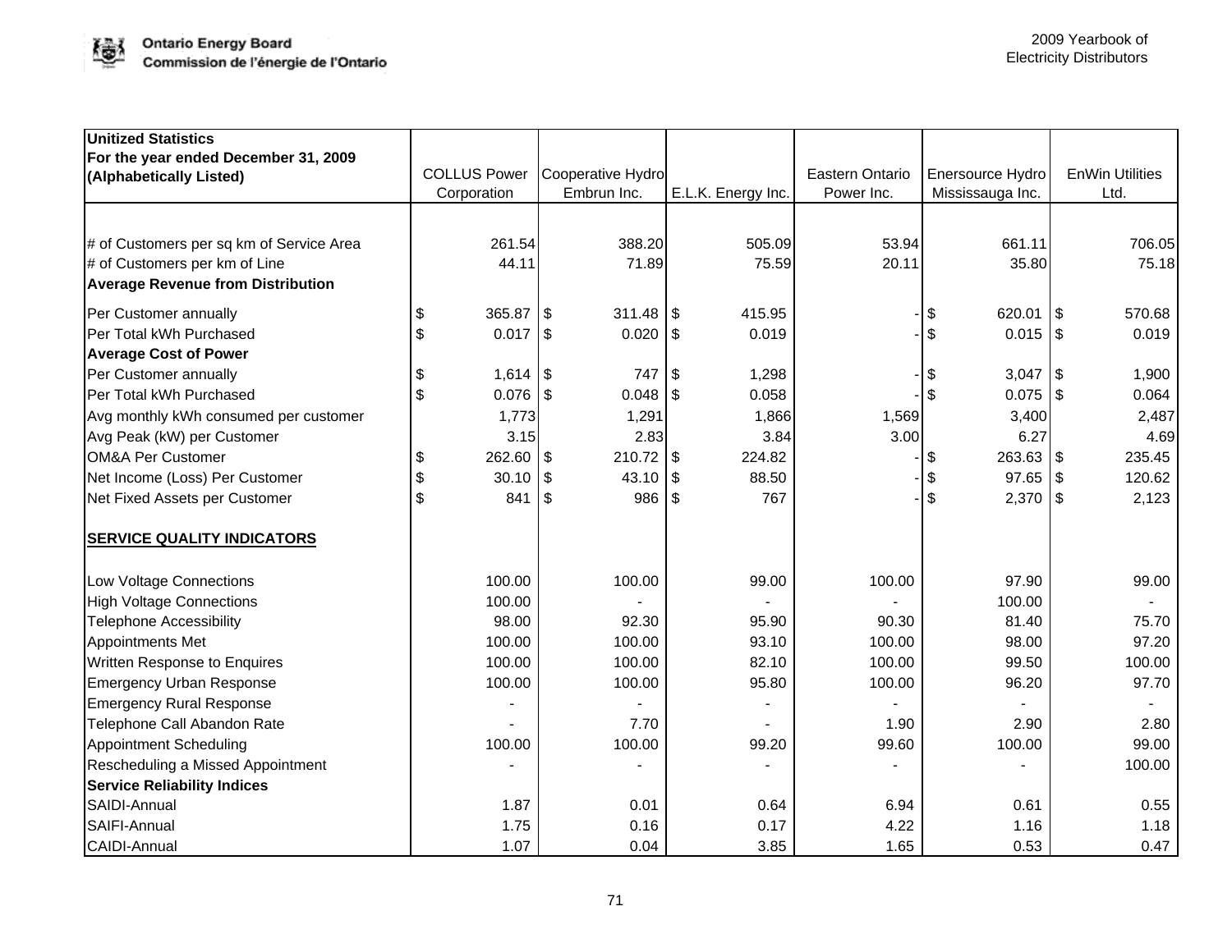| Unitized Statistics<br>For the year ended December 31, 2009<br>(Alphabetically Listed) | COLLUS Power Corporation | Cooperative Hydro Embrun Inc. | E.L.K. Energy Inc. | Eastern Ontario Power Inc. | Enersource Hydro Mississauga Inc. | EnWin Utilities Ltd. |
|---|---|---|---|---|---|---|
| # of Customers per sq km of Service Area | 261.54 | 388.20 | 505.09 | 53.94 | 661.11 | 706.05 |
| # of Customers per km of Line | 44.11 | 71.89 | 75.59 | 20.11 | 35.80 | 75.18 |
| **Average Revenue from Distribution** | | | | | | |
| Per Customer annually | $ 365.87 | $ 311.48 | $ 415.95 | - | $ 620.01 | $ 570.68 |
| Per Total kWh Purchased | $ 0.017 | $ 0.020 | $ 0.019 | - | $ 0.015 | $ 0.019 |
| **Average Cost of Power** | | | | | | |
| Per Customer annually | $ 1,614 | $ 747 | $ 1,298 | - | $ 3,047 | $ 1,900 |
| Per Total kWh Purchased | $ 0.076 | $ 0.048 | $ 0.058 | - | $ 0.075 | $ 0.064 |
| Avg monthly kWh consumed per customer | 1,773 | 1,291 | 1,866 | 1,569 | 3,400 | 2,487 |
| Avg Peak (kW) per Customer | 3.15 | 2.83 | 3.84 | 3.00 | 6.27 | 4.69 |
| OM&A Per Customer | $ 262.60 | $ 210.72 | $ 224.82 | - | $ 263.63 | $ 235.45 |
| Net Income (Loss) Per Customer | $ 30.10 | $ 43.10 | $ 88.50 | - | $ 97.65 | $ 120.62 |
| Net Fixed Assets per Customer | $ 841 | $ 986 | $ 767 | - | $ 2,370 | $ 2,123 |
| **SERVICE QUALITY INDICATORS** | | | | | | |
| Low Voltage Connections | 100.00 | 100.00 | 99.00 | 100.00 | 97.90 | 99.00 |
| High Voltage Connections | 100.00 | - | - | - | 100.00 | - |
| Telephone Accessibility | 98.00 | 92.30 | 95.90 | 90.30 | 81.40 | 75.70 |
| Appointments Met | 100.00 | 100.00 | 93.10 | 100.00 | 98.00 | 97.20 |
| Written Response to Enquires | 100.00 | 100.00 | 82.10 | 100.00 | 99.50 | 100.00 |
| Emergency Urban Response | 100.00 | 100.00 | 95.80 | 100.00 | 96.20 | 97.70 |
| Emergency Rural Response | - | - | - | - | - | - |
| Telephone Call Abandon Rate | - | 7.70 | - | 1.90 | 2.90 | 2.80 |
| Appointment Scheduling | 100.00 | 100.00 | 99.20 | 99.60 | 100.00 | 99.00 |
| Rescheduling a Missed Appointment | - | - | - | - | - | 100.00 |
| **Service Reliability Indices** | | | | | | |
| SAIDI-Annual | 1.87 | 0.01 | 0.64 | 6.94 | 0.61 | 0.55 |
| SAIFI-Annual | 1.75 | 0.16 | 0.17 | 4.22 | 1.16 | 1.18 |
| CAIDI-Annual | 1.07 | 0.04 | 3.85 | 1.65 | 0.53 | 0.47 |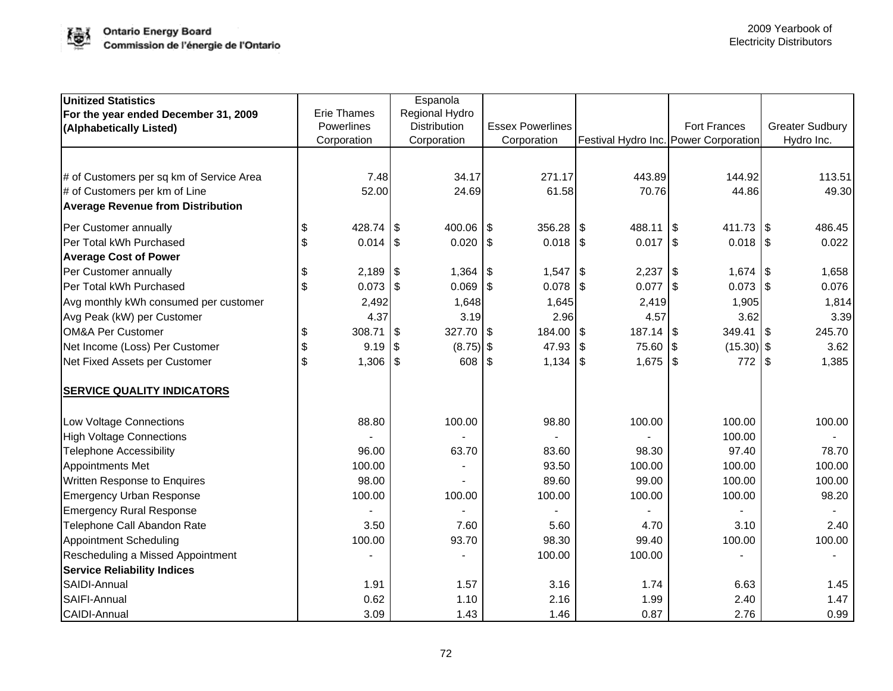| Unitized Statistics<br>For the year ended December 31, 2009<br>(Alphabetically Listed) | Erie Thames Powerlines Corporation | Espanola Regional Hydro Distribution Corporation | Essex Powerlines Corporation | Festival Hydro Inc. | Fort Frances Power Corporation | Greater Sudbury Hydro Inc. |
|---|---|---|---|---|---|---|
| # of Customers per sq km of Service Area | 7.48 | 34.17 | 271.17 | 443.89 | 144.92 | 113.51 |
| # of Customers per km of Line | 52.00 | 24.69 | 61.58 | 70.76 | 44.86 | 49.30 |
| **Average Revenue from Distribution** | | | | | | |
| Per Customer annually | $ 428.74 | $ 400.06 | $ 356.28 | $ 488.11 | $ 411.73 | $ 486.45 |
| Per Total kWh Purchased | $ 0.014 | $ 0.020 | $ 0.018 | $ 0.017 | $ 0.018 | $ 0.022 |
| **Average Cost of Power** | | | | | | |
| Per Customer annually | $ 2,189 | $ 1,364 | $ 1,547 | $ 2,237 | $ 1,674 | $ 1,658 |
| Per Total kWh Purchased | $ 0.073 | $ 0.069 | $ 0.078 | $ 0.077 | $ 0.073 | $ 0.076 |
| Avg monthly kWh consumed per customer | 2,492 | 1,648 | 1,645 | 2,419 | 1,905 | 1,814 |
| Avg Peak (kW) per Customer | 4.37 | 3.19 | 2.96 | 4.57 | 3.62 | 3.39 |
| OM&A Per Customer | $ 308.71 | $ 327.70 | $ 184.00 | $ 187.14 | $ 349.41 | $ 245.70 |
| Net Income (Loss) Per Customer | $ 9.19 | $ (8.75) | $ 47.93 | $ 75.60 | $ (15.30) | $ 3.62 |
| Net Fixed Assets per Customer | $ 1,306 | $ 608 | $ 1,134 | $ 1,675 | $ 772 | $ 1,385 |
| **SERVICE QUALITY INDICATORS** | | | | | | |
| Low Voltage Connections | 88.80 | 100.00 | 98.80 | 100.00 | 100.00 | 100.00 |
| High Voltage Connections | - | - | - | - | 100.00 | - |
| Telephone Accessibility | 96.00 | 63.70 | 83.60 | 98.30 | 97.40 | 78.70 |
| Appointments Met | 100.00 | - | 93.50 | 100.00 | 100.00 | 100.00 |
| Written Response to Enquires | 98.00 | - | 89.60 | 99.00 | 100.00 | 100.00 |
| Emergency Urban Response | 100.00 | 100.00 | 100.00 | 100.00 | 100.00 | 98.20 |
| Emergency Rural Response | - | - | - | - | - | - |
| Telephone Call Abandon Rate | 3.50 | 7.60 | 5.60 | 4.70 | 3.10 | 2.40 |
| Appointment Scheduling | 100.00 | 93.70 | 98.30 | 99.40 | 100.00 | 100.00 |
| Rescheduling a Missed Appointment | - | - | 100.00 | 100.00 | - | - |
| **Service Reliability Indices** | | | | | | |
| SAIDI-Annual | 1.91 | 1.57 | 3.16 | 1.74 | 6.63 | 1.45 |
| SAIFI-Annual | 0.62 | 1.10 | 2.16 | 1.99 | 2.40 | 1.47 |
| CAIDI-Annual | 3.09 | 1.43 | 1.46 | 0.87 | 2.76 | 0.99 |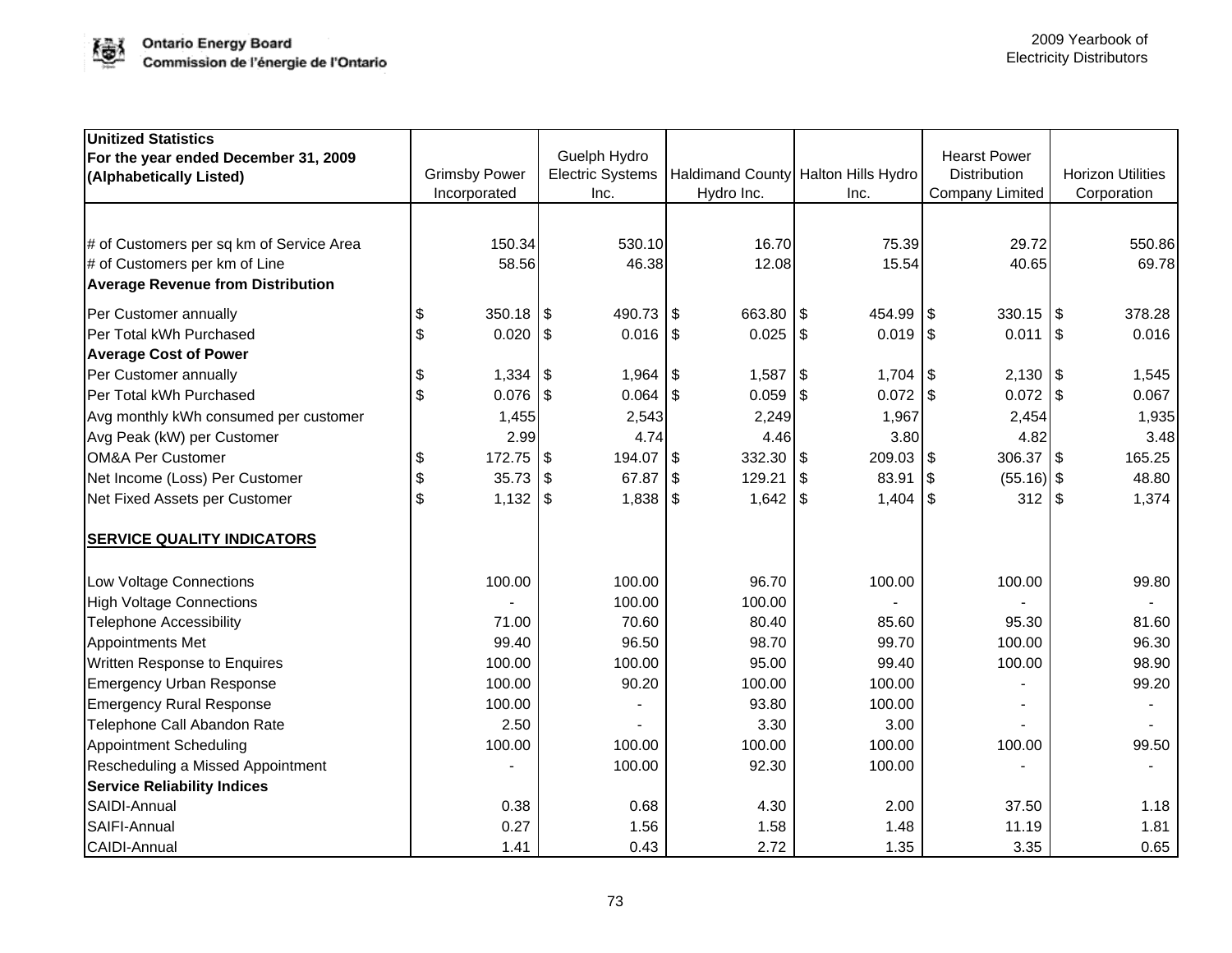| Unitized Statistics For the year ended December 31, 2009 (Alphabetically Listed) | Grimsby Power Incorporated | Guelph Hydro Electric Systems Inc. | Haldimand County Hydro Inc. | Halton Hills Hydro Inc. | Hearst Power Distribution Company Limited | Horizon Utilities Corporation |
|---|---|---|---|---|---|---|
| # of Customers per sq km of Service Area | 150.34 | 530.10 | 16.70 | 75.39 | 29.72 | 550.86 |
| # of Customers per km of Line | 58.56 | 46.38 | 12.08 | 15.54 | 40.65 | 69.78 |
| **Average Revenue from Distribution** | | | | | | |
| Per Customer annually | $ 350.18 | $ 490.73 | $ 663.80 | $ 454.99 | $ 330.15 | $ 378.28 |
| Per Total kWh Purchased | $ 0.020 | $ 0.016 | $ 0.025 | $ 0.019 | $ 0.011 | $ 0.016 |
| **Average Cost of Power** | | | | | | |
| Per Customer annually | $ 1,334 | $ 1,964 | $ 1,587 | $ 1,704 | $ 2,130 | $ 1,545 |
| Per Total kWh Purchased | $ 0.076 | $ 0.064 | $ 0.059 | $ 0.072 | $ 0.072 | $ 0.067 |
| Avg monthly kWh consumed per customer | 1,455 | 2,543 | 2,249 | 1,967 | 2,454 | 1,935 |
| Avg Peak (kW) per Customer | 2.99 | 4.74 | 4.46 | 3.80 | 4.82 | 3.48 |
| OM&A Per Customer | $ 172.75 | $ 194.07 | $ 332.30 | $ 209.03 | $ 306.37 | $ 165.25 |
| Net Income (Loss) Per Customer | $ 35.73 | $ 67.87 | $ 129.21 | $ 83.91 | $ (55.16) | $ 48.80 |
| Net Fixed Assets per Customer | $ 1,132 | $ 1,838 | $ 1,642 | $ 1,404 | $ 312 | $ 1,374 |
| **SERVICE QUALITY INDICATORS** | | | | | | |
| Low Voltage Connections | 100.00 | 100.00 | 96.70 | 100.00 | 100.00 | 99.80 |
| High Voltage Connections | - | 100.00 | 100.00 | - | - | - |
| Telephone Accessibility | 71.00 | 70.60 | 80.40 | 85.60 | 95.30 | 81.60 |
| Appointments Met | 99.40 | 96.50 | 98.70 | 99.70 | 100.00 | 96.30 |
| Written Response to Enquires | 100.00 | 100.00 | 95.00 | 99.40 | 100.00 | 98.90 |
| Emergency Urban Response | 100.00 | 90.20 | 100.00 | 100.00 | - | 99.20 |
| Emergency Rural Response | 100.00 | - | 93.80 | 100.00 | - | - |
| Telephone Call Abandon Rate | 2.50 | - | 3.30 | 3.00 | - | - |
| Appointment Scheduling | 100.00 | 100.00 | 100.00 | 100.00 | 100.00 | 99.50 |
| Rescheduling a Missed Appointment | - | 100.00 | 92.30 | 100.00 | - | - |
| **Service Reliability Indices** | | | | | | |
| SAIDI-Annual | 0.38 | 0.68 | 4.30 | 2.00 | 37.50 | 1.18 |
| SAIFI-Annual | 0.27 | 1.56 | 1.58 | 1.48 | 11.19 | 1.81 |
| CAIDI-Annual | 1.41 | 0.43 | 2.72 | 1.35 | 3.35 | 0.65 |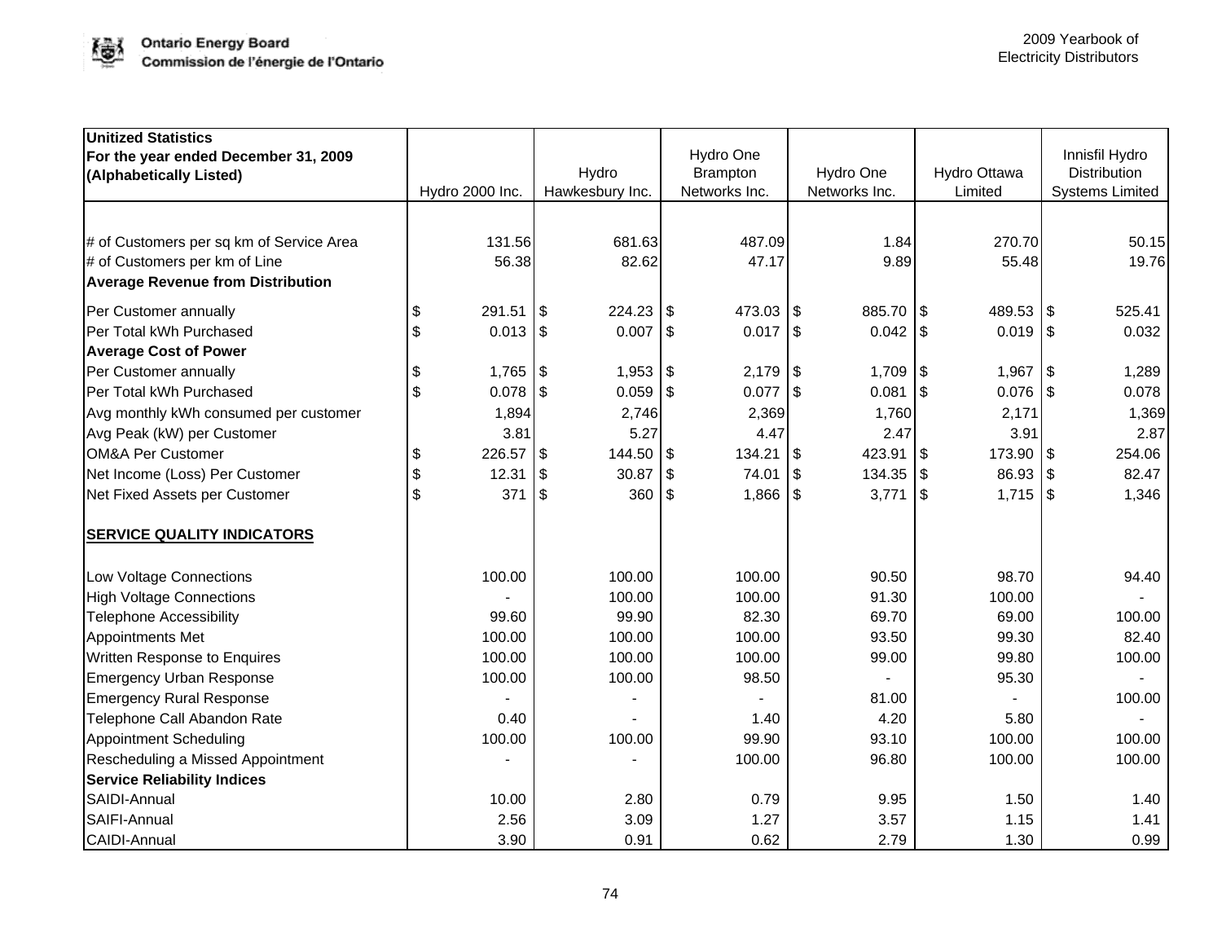| Unitized Statistics<br>For the year ended December 31, 2009<br>(Alphabetically Listed) | Hydro 2000 Inc. | Hydro Hawkesbury Inc. | Hydro One Brampton Networks Inc. | Hydro One Networks Inc. | Hydro Ottawa Limited | Innisfil Hydro Distribution Systems Limited |
|---|---|---|---|---|---|---|
| # of Customers per sq km of Service Area | 131.56 | 681.63 | 487.09 | 1.84 | 270.70 | 50.15 |
| # of Customers per km of Line | 56.38 | 82.62 | 47.17 | 9.89 | 55.48 | 19.76 |
| **Average Revenue from Distribution** | | | | | | |
| Per Customer annually | $ 291.51 | $ 224.23 | $ 473.03 | $ 885.70 | $ 489.53 | $ 525.41 |
| Per Total kWh Purchased | $ 0.013 | $ 0.007 | $ 0.017 | $ 0.042 | $ 0.019 | $ 0.032 |
| **Average Cost of Power** | | | | | | |
| Per Customer annually | $ 1,765 | $ 1,953 | $ 2,179 | $ 1,709 | $ 1,967 | $ 1,289 |
| Per Total kWh Purchased | $ 0.078 | $ 0.059 | $ 0.077 | $ 0.081 | $ 0.076 | $ 0.078 |
| Avg monthly kWh consumed per customer | 1,894 | 2,746 | 2,369 | 1,760 | 2,171 | 1,369 |
| Avg Peak (kW) per Customer | 3.81 | 5.27 | 4.47 | 2.47 | 3.91 | 2.87 |
| OM&A Per Customer | $ 226.57 | $ 144.50 | $ 134.21 | $ 423.91 | $ 173.90 | $ 254.06 |
| Net Income (Loss) Per Customer | $ 12.31 | $ 30.87 | $ 74.01 | $ 134.35 | $ 86.93 | $ 82.47 |
| Net Fixed Assets per Customer | $ 371 | $ 360 | $ 1,866 | $ 3,771 | $ 1,715 | $ 1,346 |
| **SERVICE QUALITY INDICATORS** | | | | | | |
| Low Voltage Connections | 100.00 | 100.00 | 100.00 | 90.50 | 98.70 | 94.40 |
| High Voltage Connections | - | 100.00 | 100.00 | 91.30 | 100.00 | - |
| Telephone Accessibility | 99.60 | 99.90 | 82.30 | 69.70 | 69.00 | 100.00 |
| Appointments Met | 100.00 | 100.00 | 100.00 | 93.50 | 99.30 | 82.40 |
| Written Response to Enquires | 100.00 | 100.00 | 100.00 | 99.00 | 99.80 | 100.00 |
| Emergency Urban Response | 100.00 | 100.00 | 98.50 | - | 95.30 | - |
| Emergency Rural Response | - | - | - | 81.00 | - | 100.00 |
| Telephone Call Abandon Rate | 0.40 | - | 1.40 | 4.20 | 5.80 | - |
| Appointment Scheduling | 100.00 | 100.00 | 99.90 | 93.10 | 100.00 | 100.00 |
| Rescheduling a Missed Appointment | - | - | 100.00 | 96.80 | 100.00 | 100.00 |
| **Service Reliability Indices** | | | | | | |
| SAIDI-Annual | 10.00 | 2.80 | 0.79 | 9.95 | 1.50 | 1.40 |
| SAIFI-Annual | 2.56 | 3.09 | 1.27 | 3.57 | 1.15 | 1.41 |
| CAIDI-Annual | 3.90 | 0.91 | 0.62 | 2.79 | 1.30 | 0.99 |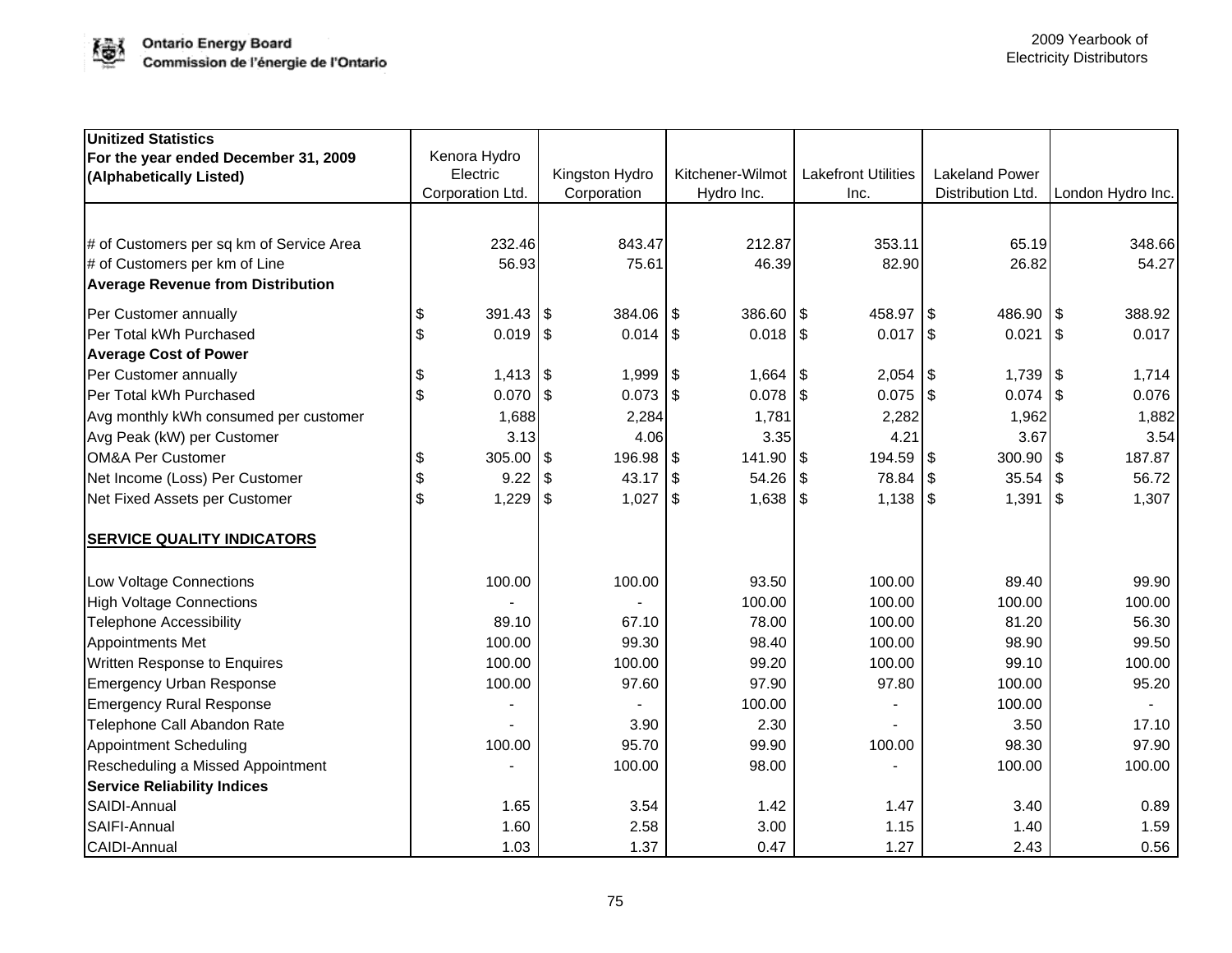| Unitized Statistics<br>For the year ended December 31, 2009<br>(Alphabetically Listed) | Kenora Hydro Electric Corporation Ltd. | Kingston Hydro Corporation | Kitchener-Wilmot Hydro Inc. | Lakefront Utilities Inc. | Lakeland Power Distribution Ltd. | London Hydro Inc. |
|---|---|---|---|---|---|---|
| # of Customers per sq km of Service Area | 232.46 | 843.47 | 212.87 | 353.11 | 65.19 | 348.66 |
| # of Customers per km of Line | 56.93 | 75.61 | 46.39 | 82.90 | 26.82 | 54.27 |
| **Average Revenue from Distribution** | | | | | | |
| Per Customer annually | $ 391.43 | $ 384.06 | $ 386.60 | $ 458.97 | $ 486.90 | $ 388.92 |
| Per Total kWh Purchased | $ 0.019 | $ 0.014 | $ 0.018 | $ 0.017 | $ 0.021 | $ 0.017 |
| **Average Cost of Power** | | | | | | |
| Per Customer annually | $ 1,413 | $ 1,999 | $ 1,664 | $ 2,054 | $ 1,739 | $ 1,714 |
| Per Total kWh Purchased | $ 0.070 | $ 0.073 | $ 0.078 | $ 0.075 | $ 0.074 | $ 0.076 |
| Avg monthly kWh consumed per customer | 1,688 | 2,284 | 1,781 | 2,282 | 1,962 | 1,882 |
| Avg Peak (kW) per Customer | 3.13 | 4.06 | 3.35 | 4.21 | 3.67 | 3.54 |
| OM&A Per Customer | $ 305.00 | $ 196.98 | $ 141.90 | $ 194.59 | $ 300.90 | $ 187.87 |
| Net Income (Loss) Per Customer | $ 9.22 | $ 43.17 | $ 54.26 | $ 78.84 | $ 35.54 | $ 56.72 |
| Net Fixed Assets per Customer | $ 1,229 | $ 1,027 | $ 1,638 | $ 1,138 | $ 1,391 | $ 1,307 |
| **SERVICE QUALITY INDICATORS** | | | | | | |
| Low Voltage Connections | 100.00 | 100.00 | 93.50 | 100.00 | 89.40 | 99.90 |
| High Voltage Connections | - | - | 100.00 | 100.00 | 100.00 | 100.00 |
| Telephone Accessibility | 89.10 | 67.10 | 78.00 | 100.00 | 81.20 | 56.30 |
| Appointments Met | 100.00 | 99.30 | 98.40 | 100.00 | 98.90 | 99.50 |
| Written Response to Enquires | 100.00 | 100.00 | 99.20 | 100.00 | 99.10 | 100.00 |
| Emergency Urban Response | 100.00 | 97.60 | 97.90 | 97.80 | 100.00 | 95.20 |
| Emergency Rural Response | - | - | 100.00 | - | 100.00 | - |
| Telephone Call Abandon Rate | - | 3.90 | 2.30 | - | 3.50 | 17.10 |
| Appointment Scheduling | 100.00 | 95.70 | 99.90 | 100.00 | 98.30 | 97.90 |
| Rescheduling a Missed Appointment | - | 100.00 | 98.00 | - | 100.00 | 100.00 |
| **Service Reliability Indices** | | | | | | |
| SAIDI-Annual | 1.65 | 3.54 | 1.42 | 1.47 | 3.40 | 0.89 |
| SAIFI-Annual | 1.60 | 2.58 | 3.00 | 1.15 | 1.40 | 1.59 |
| CAIDI-Annual | 1.03 | 1.37 | 0.47 | 1.27 | 2.43 | 0.56 |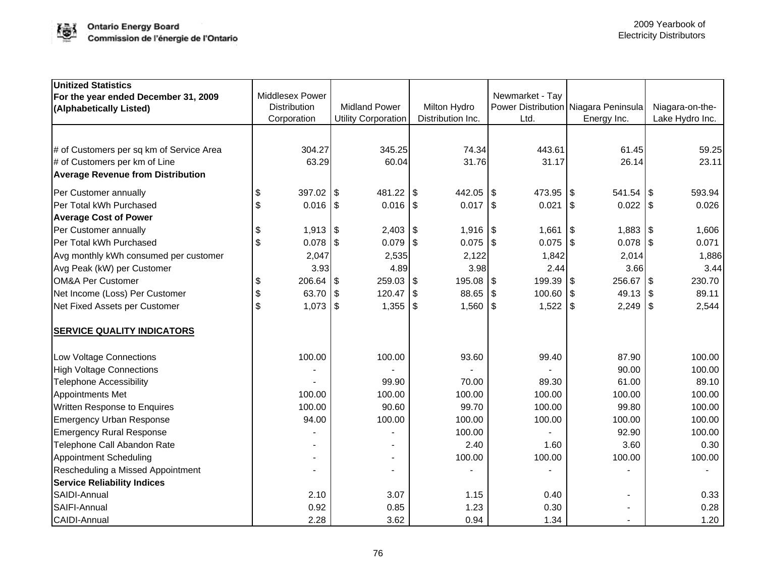| Unitized Statistics For the year ended December 31, 2009 (Alphabetically Listed) | Middlesex Power Distribution Corporation | Midland Power Utility Corporation | Milton Hydro Distribution Inc. | Newmarket - Tay Power Distribution Ltd. | Niagara Peninsula Energy Inc. | Niagara-on-the-Lake Hydro Inc. |
|---|---|---|---|---|---|---|
| # of Customers per sq km of Service Area | 304.27 | 345.25 | 74.34 | 443.61 | 61.45 | 59.25 |
| # of Customers per km of Line | 63.29 | 60.04 | 31.76 | 31.17 | 26.14 | 23.11 |
| **Average Revenue from Distribution** | | | | | | |
| Per Customer annually | $ 397.02 | $ 481.22 | $ 442.05 | $ 473.95 | $ 541.54 | $ 593.94 |
| Per Total kWh Purchased | $ 0.016 | $ 0.016 | $ 0.017 | $ 0.021 | $ 0.022 | $ 0.026 |
| **Average Cost of Power** | | | | | | |
| Per Customer annually | $ 1,913 | $ 2,403 | $ 1,916 | $ 1,661 | $ 1,883 | $ 1,606 |
| Per Total kWh Purchased | $ 0.078 | $ 0.079 | $ 0.075 | $ 0.075 | $ 0.078 | $ 0.071 |
| Avg monthly kWh consumed per customer | 2,047 | 2,535 | 2,122 | 1,842 | 2,014 | 1,886 |
| Avg Peak (kW) per Customer | 3.93 | 4.89 | 3.98 | 2.44 | 3.66 | 3.44 |
| OM&A Per Customer | $ 206.64 | $ 259.03 | $ 195.08 | $ 199.39 | $ 256.67 | $ 230.70 |
| Net Income (Loss) Per Customer | $ 63.70 | $ 120.47 | $ 88.65 | $ 100.60 | $ 49.13 | $ 89.11 |
| Net Fixed Assets per Customer | $ 1,073 | $ 1,355 | $ 1,560 | $ 1,522 | $ 2,249 | $ 2,544 |
| **SERVICE QUALITY INDICATORS** | | | | | | |
| Low Voltage Connections | 100.00 | 100.00 | 93.60 | 99.40 | 87.90 | 100.00 |
| High Voltage Connections | - | - | - | - | 90.00 | 100.00 |
| Telephone Accessibility | - | 99.90 | 70.00 | 89.30 | 61.00 | 89.10 |
| Appointments Met | 100.00 | 100.00 | 100.00 | 100.00 | 100.00 | 100.00 |
| Written Response to Enquires | 100.00 | 90.60 | 99.70 | 100.00 | 99.80 | 100.00 |
| Emergency Urban Response | 94.00 | 100.00 | 100.00 | 100.00 | 100.00 | 100.00 |
| Emergency Rural Response | - | - | 100.00 | - | 92.90 | 100.00 |
| Telephone Call Abandon Rate | - | - | 2.40 | 1.60 | 3.60 | 0.30 |
| Appointment Scheduling | - | - | 100.00 | 100.00 | 100.00 | 100.00 |
| Rescheduling a Missed Appointment | - | - | - | - | - | - |
| **Service Reliability Indices** | | | | | | |
| SAIDI-Annual | 2.10 | 3.07 | 1.15 | 0.40 | - | 0.33 |
| SAIFI-Annual | 0.92 | 0.85 | 1.23 | 0.30 | - | 0.28 |
| CAIDI-Annual | 2.28 | 3.62 | 0.94 | 1.34 | - | 1.20 |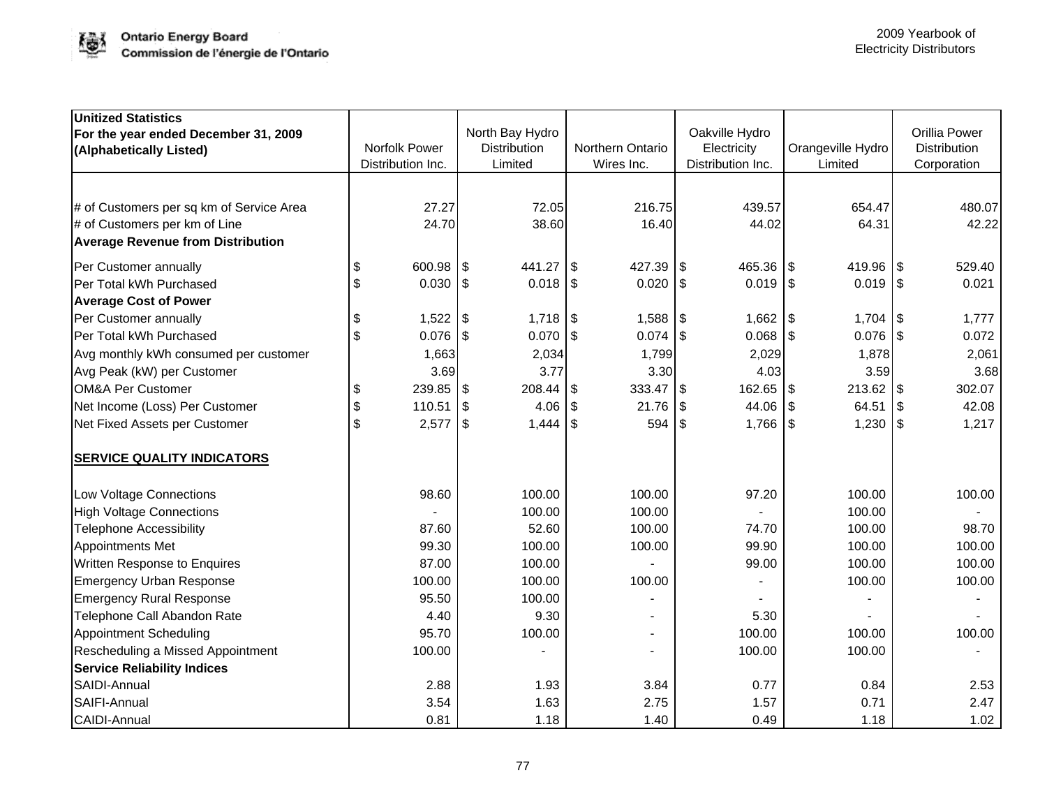| Unitized Statistics For the year ended December 31, 2009 (Alphabetically Listed) | Norfolk Power Distribution Inc. | North Bay Hydro Distribution Limited | Northern Ontario Wires Inc. | Oakville Hydro Electricity Distribution Inc. | Orangeville Hydro Limited | Orillia Power Distribution Corporation |
|---|---|---|---|---|---|---|
| # of Customers per sq km of Service Area | 27.27 | 72.05 | 216.75 | 439.57 | 654.47 | 480.07 |
| # of Customers per km of Line | 24.70 | 38.60 | 16.40 | 44.02 | 64.31 | 42.22 |
| **Average Revenue from Distribution** | | | | | | |
| Per Customer annually | $ 600.98 | $ 441.27 | $ 427.39 | $ 465.36 | $ 419.96 | $ 529.40 |
| Per Total kWh Purchased | $ 0.030 | $ 0.018 | $ 0.020 | $ 0.019 | $ 0.019 | $ 0.021 |
| **Average Cost of Power** | | | | | | |
| Per Customer annually | $ 1,522 | $ 1,718 | $ 1,588 | $ 1,662 | $ 1,704 | $ 1,777 |
| Per Total kWh Purchased | $ 0.076 | $ 0.070 | $ 0.074 | $ 0.068 | $ 0.076 | $ 0.072 |
| Avg monthly kWh consumed per customer | 1,663 | 2,034 | 1,799 | 2,029 | 1,878 | 2,061 |
| Avg Peak (kW) per Customer | 3.69 | 3.77 | 3.30 | 4.03 | 3.59 | 3.68 |
| OM&A Per Customer | $ 239.85 | $ 208.44 | $ 333.47 | $ 162.65 | $ 213.62 | $ 302.07 |
| Net Income (Loss) Per Customer | $ 110.51 | $ 4.06 | $ 21.76 | $ 44.06 | $ 64.51 | $ 42.08 |
| Net Fixed Assets per Customer | $ 2,577 | $ 1,444 | $ 594 | $ 1,766 | $ 1,230 | $ 1,217 |
| **SERVICE QUALITY INDICATORS** | | | | | | |
| Low Voltage Connections | 98.60 | 100.00 | 100.00 | 97.20 | 100.00 | 100.00 |
| High Voltage Connections | - | 100.00 | 100.00 | - | 100.00 | - |
| Telephone Accessibility | 87.60 | 52.60 | 100.00 | 74.70 | 100.00 | 98.70 |
| Appointments Met | 99.30 | 100.00 | 100.00 | 99.90 | 100.00 | 100.00 |
| Written Response to Enquires | 87.00 | 100.00 | - | 99.00 | 100.00 | 100.00 |
| Emergency Urban Response | 100.00 | 100.00 | 100.00 | - | 100.00 | 100.00 |
| Emergency Rural Response | 95.50 | 100.00 | - | - | - | - |
| Telephone Call Abandon Rate | 4.40 | 9.30 | - | 5.30 | - | - |
| Appointment Scheduling | 95.70 | 100.00 | - | 100.00 | 100.00 | 100.00 |
| Rescheduling a Missed Appointment | 100.00 | - | - | 100.00 | 100.00 | - |
| **Service Reliability Indices** | | | | | | |
| SAIDI-Annual | 2.88 | 1.93 | 3.84 | 0.77 | 0.84 | 2.53 |
| SAIFI-Annual | 3.54 | 1.63 | 2.75 | 1.57 | 0.71 | 2.47 |
| CAIDI-Annual | 0.81 | 1.18 | 1.40 | 0.49 | 1.18 | 1.02 |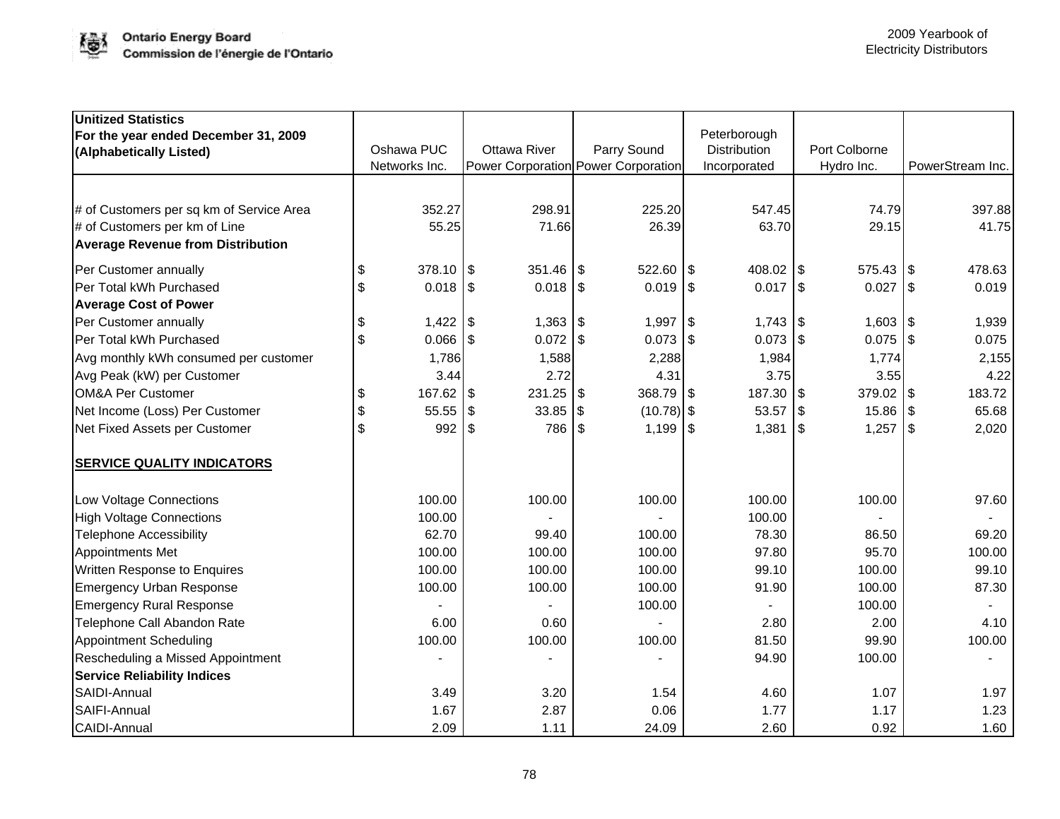| Unitized Statistics For the year ended December 31, 2009 (Alphabetically Listed) | Oshawa PUC Networks Inc. | Ottawa River Power Corporation | Parry Sound Power Corporation | Peterborough Distribution Incorporated | Port Colborne Hydro Inc. | PowerStream Inc. |
|---|---|---|---|---|---|---|
| # of Customers per sq km of Service Area | 352.27 | 298.91 | 225.20 | 547.45 | 74.79 | 397.88 |
| # of Customers per km of Line | 55.25 | 71.66 | 26.39 | 63.70 | 29.15 | 41.75 |
| **Average Revenue from Distribution** | | | | | | |
| Per Customer annually | $ 378.10 | $ 351.46 | $ 522.60 | $ 408.02 | $ 575.43 | $ 478.63 |
| Per Total kWh Purchased | $ 0.018 | $ 0.018 | $ 0.019 | $ 0.017 | $ 0.027 | $ 0.019 |
| **Average Cost of Power** | | | | | | |
| Per Customer annually | $ 1,422 | $ 1,363 | $ 1,997 | $ 1,743 | $ 1,603 | $ 1,939 |
| Per Total kWh Purchased | $ 0.066 | $ 0.072 | $ 0.073 | $ 0.073 | $ 0.075 | $ 0.075 |
| Avg monthly kWh consumed per customer | 1,786 | 1,588 | 2,288 | 1,984 | 1,774 | 2,155 |
| Avg Peak (kW) per Customer | 3.44 | 2.72 | 4.31 | 3.75 | 3.55 | 4.22 |
| OM&A Per Customer | $ 167.62 | $ 231.25 | $ 368.79 | $ 187.30 | $ 379.02 | $ 183.72 |
| Net Income (Loss) Per Customer | $ 55.55 | $ 33.85 | $ (10.78) | $ 53.57 | $ 15.86 | $ 65.68 |
| Net Fixed Assets per Customer | $ 992 | $ 786 | $ 1,199 | $ 1,381 | $ 1,257 | $ 2,020 |
| **SERVICE QUALITY INDICATORS** | | | | | | |
| Low Voltage Connections | 100.00 | 100.00 | 100.00 | 100.00 | 100.00 | 97.60 |
| High Voltage Connections | 100.00 | - | - | 100.00 | - | - |
| Telephone Accessibility | 62.70 | 99.40 | 100.00 | 78.30 | 86.50 | 69.20 |
| Appointments Met | 100.00 | 100.00 | 100.00 | 97.80 | 95.70 | 100.00 |
| Written Response to Enquires | 100.00 | 100.00 | 100.00 | 99.10 | 100.00 | 99.10 |
| Emergency Urban Response | 100.00 | 100.00 | 100.00 | 91.90 | 100.00 | 87.30 |
| Emergency Rural Response | - | - | 100.00 | - | 100.00 | - |
| Telephone Call Abandon Rate | 6.00 | 0.60 | - | 2.80 | 2.00 | 4.10 |
| Appointment Scheduling | 100.00 | 100.00 | 100.00 | 81.50 | 99.90 | 100.00 |
| Rescheduling a Missed Appointment | - | - | - | 94.90 | 100.00 | - |
| **Service Reliability Indices** | | | | | | |
| SAIDI-Annual | 3.49 | 3.20 | 1.54 | 4.60 | 1.07 | 1.97 |
| SAIFI-Annual | 1.67 | 2.87 | 0.06 | 1.77 | 1.17 | 1.23 |
| CAIDI-Annual | 2.09 | 1.11 | 24.09 | 2.60 | 0.92 | 1.60 |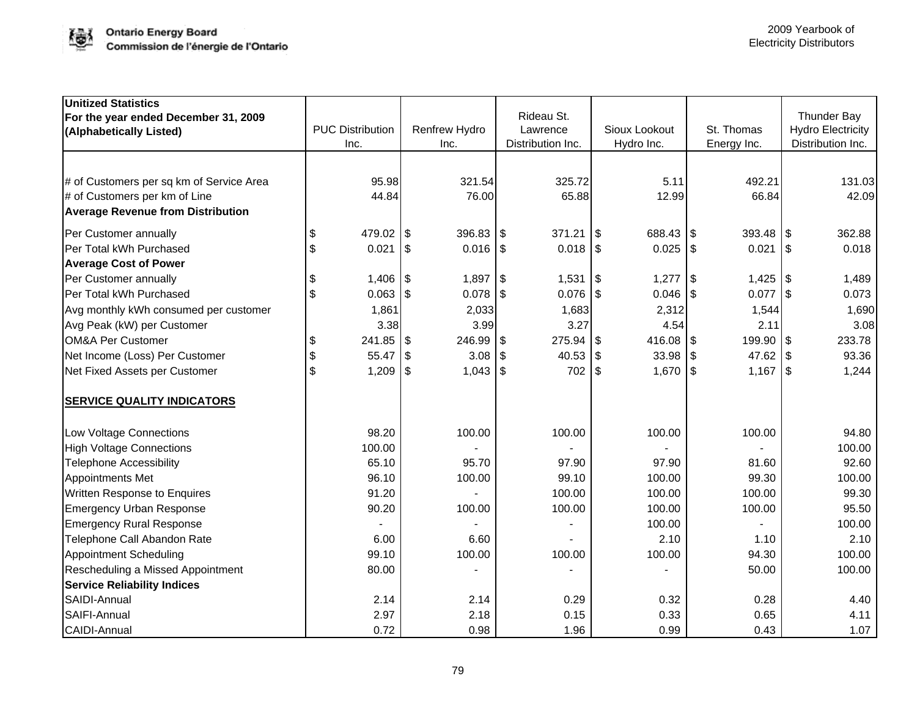| Unitized Statistics For the year ended December 31, 2009 (Alphabetically Listed) | PUC Distribution Inc. | Renfrew Hydro Inc. | Rideau St. Lawrence Distribution Inc. | Sioux Lookout Hydro Inc. | St. Thomas Energy Inc. | Thunder Bay Hydro Electricity Distribution Inc. |
|---|---|---|---|---|---|---|
| # of Customers per sq km of Service Area | 95.98 | 321.54 | 325.72 | 5.11 | 492.21 | 131.03 |
| # of Customers per km of Line | 44.84 | 76.00 | 65.88 | 12.99 | 66.84 | 42.09 |
| **Average Revenue from Distribution** | | | | | | |
| Per Customer annually | $ 479.02 | $ 396.83 | $ 371.21 | $ 688.43 | $ 393.48 | $ 362.88 |
| Per Total kWh Purchased | $ 0.021 | $ 0.016 | $ 0.018 | $ 0.025 | $ 0.021 | $ 0.018 |
| **Average Cost of Power** | | | | | | |
| Per Customer annually | $ 1,406 | $ 1,897 | $ 1,531 | $ 1,277 | $ 1,425 | $ 1,489 |
| Per Total kWh Purchased | $ 0.063 | $ 0.078 | $ 0.076 | $ 0.046 | $ 0.077 | $ 0.073 |
| Avg monthly kWh consumed per customer | 1,861 | 2,033 | 1,683 | 2,312 | 1,544 | 1,690 |
| Avg Peak (kW) per Customer | 3.38 | 3.99 | 3.27 | 4.54 | 2.11 | 3.08 |
| OM&A Per Customer | $ 241.85 | $ 246.99 | $ 275.94 | $ 416.08 | $ 199.90 | $ 233.78 |
| Net Income (Loss) Per Customer | $ 55.47 | $ 3.08 | $ 40.53 | $ 33.98 | $ 47.62 | $ 93.36 |
| Net Fixed Assets per Customer | $ 1,209 | $ 1,043 | $ 702 | $ 1,670 | $ 1,167 | $ 1,244 |
| **SERVICE QUALITY INDICATORS** | | | | | | |
| Low Voltage Connections | 98.20 | 100.00 | 100.00 | 100.00 | 100.00 | 94.80 |
| High Voltage Connections | 100.00 | - | - | - | - | 100.00 |
| Telephone Accessibility | 65.10 | 95.70 | 97.90 | 97.90 | 81.60 | 92.60 |
| Appointments Met | 96.10 | 100.00 | 99.10 | 100.00 | 99.30 | 100.00 |
| Written Response to Enquires | 91.20 | - | 100.00 | 100.00 | 100.00 | 99.30 |
| Emergency Urban Response | 90.20 | 100.00 | 100.00 | 100.00 | 100.00 | 95.50 |
| Emergency Rural Response | - | - | - | 100.00 | - | 100.00 |
| Telephone Call Abandon Rate | 6.00 | 6.60 | - | 2.10 | 1.10 | 2.10 |
| Appointment Scheduling | 99.10 | 100.00 | 100.00 | 100.00 | 94.30 | 100.00 |
| Rescheduling a Missed Appointment | 80.00 | - | - | - | 50.00 | 100.00 |
| **Service Reliability Indices** | | | | | | |
| SAIDI-Annual | 2.14 | 2.14 | 0.29 | 0.32 | 0.28 | 4.40 |
| SAIFI-Annual | 2.97 | 2.18 | 0.15 | 0.33 | 0.65 | 4.11 |
| CAIDI-Annual | 0.72 | 0.98 | 1.96 | 0.99 | 0.43 | 1.07 |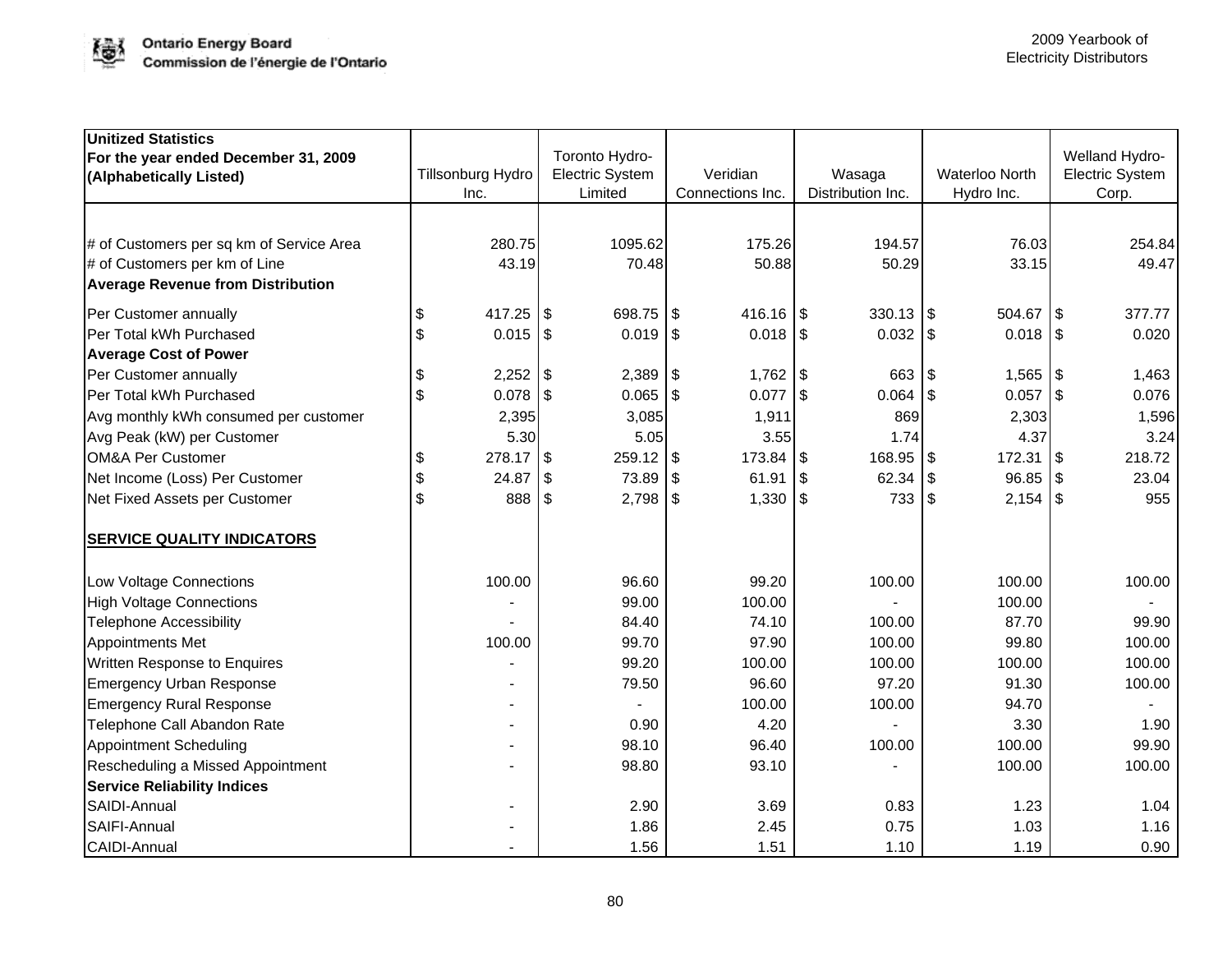| Unitized Statistics For the year ended December 31, 2009 (Alphabetically Listed) | Tillsonburg Hydro Inc. | Toronto Hydro-Electric System Limited | Veridian Connections Inc. | Wasaga Distribution Inc. | Waterloo North Hydro Inc. | Welland Hydro-Electric System Corp. |
|---|---|---|---|---|---|---|
| # of Customers per sq km of Service Area | 280.75 | 1095.62 | 175.26 | 194.57 | 76.03 | 254.84 |
| # of Customers per km of Line | 43.19 | 70.48 | 50.88 | 50.29 | 33.15 | 49.47 |
| **Average Revenue from Distribution** | | | | | | |
| Per Customer annually | $ 417.25 | $ 698.75 | $ 416.16 | $ 330.13 | $ 504.67 | $ 377.77 |
| Per Total kWh Purchased | $ 0.015 | $ 0.019 | $ 0.018 | $ 0.032 | $ 0.018 | $ 0.020 |
| **Average Cost of Power** | | | | | | |
| Per Customer annually | $ 2,252 | $ 2,389 | $ 1,762 | $ 663 | $ 1,565 | $ 1,463 |
| Per Total kWh Purchased | $ 0.078 | $ 0.065 | $ 0.077 | $ 0.064 | $ 0.057 | $ 0.076 |
| Avg monthly kWh consumed per customer | 2,395 | 3,085 | 1,911 | 869 | 2,303 | 1,596 |
| Avg Peak (kW) per Customer | 5.30 | 5.05 | 3.55 | 1.74 | 4.37 | 3.24 |
| OM&A Per Customer | $ 278.17 | $ 259.12 | $ 173.84 | $ 168.95 | $ 172.31 | $ 218.72 |
| Net Income (Loss) Per Customer | $ 24.87 | $ 73.89 | $ 61.91 | $ 62.34 | $ 96.85 | $ 23.04 |
| Net Fixed Assets per Customer | $ 888 | $ 2,798 | $ 1,330 | $ 733 | $ 2,154 | $ 955 |
| **SERVICE QUALITY INDICATORS** | | | | | | |
| Low Voltage Connections | 100.00 | 96.60 | 99.20 | 100.00 | 100.00 | 100.00 |
| High Voltage Connections | - | 99.00 | 100.00 | - | 100.00 | - |
| Telephone Accessibility | - | 84.40 | 74.10 | 100.00 | 87.70 | 99.90 |
| Appointments Met | 100.00 | 99.70 | 97.90 | 100.00 | 99.80 | 100.00 |
| Written Response to Enquires | - | 99.20 | 100.00 | 100.00 | 100.00 | 100.00 |
| Emergency Urban Response | - | 79.50 | 96.60 | 97.20 | 91.30 | 100.00 |
| Emergency Rural Response | - | - | 100.00 | 100.00 | 94.70 | - |
| Telephone Call Abandon Rate | - | 0.90 | 4.20 | - | 3.30 | 1.90 |
| Appointment Scheduling | - | 98.10 | 96.40 | 100.00 | 100.00 | 99.90 |
| Rescheduling a Missed Appointment | - | 98.80 | 93.10 | - | 100.00 | 100.00 |
| **Service Reliability Indices** | | | | | | |
| SAIDI-Annual | - | 2.90 | 3.69 | 0.83 | 1.23 | 1.04 |
| SAIFI-Annual | - | 1.86 | 2.45 | 0.75 | 1.03 | 1.16 |
| CAIDI-Annual | - | 1.56 | 1.51 | 1.10 | 1.19 | 0.90 |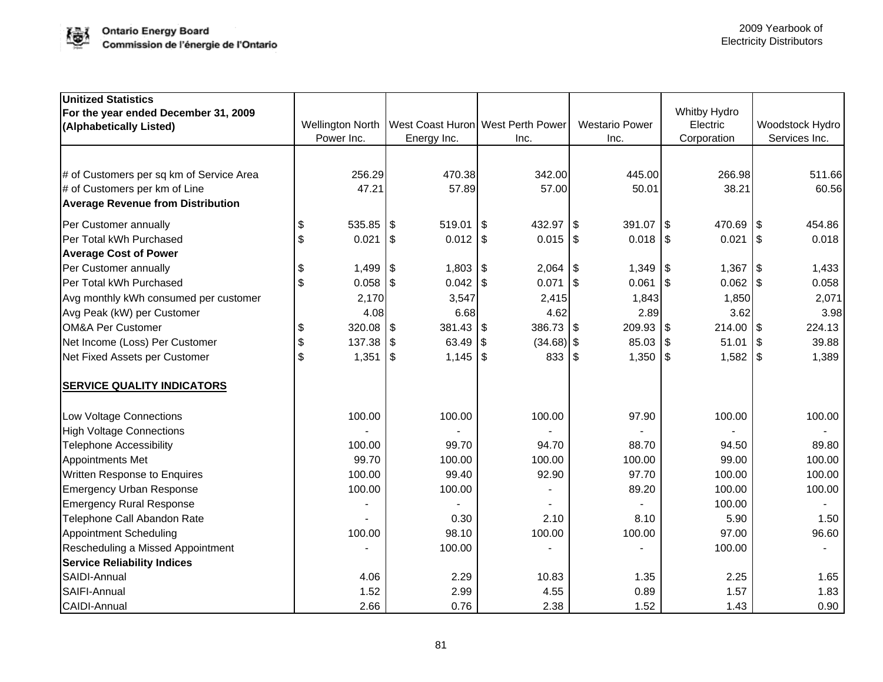| Unitized Statistics For the year ended December 31, 2009 (Alphabetically Listed) | Wellington North Power Inc. | West Coast Huron Energy Inc. | West Perth Power Inc. | Westario Power Inc. | Whitby Hydro Electric Corporation | Woodstock Hydro Services Inc. |
|---|---|---|---|---|---|---|
| # of Customers per sq km of Service Area | 256.29 | 470.38 | 342.00 | 445.00 | 266.98 | 511.66 |
| # of Customers per km of Line | 47.21 | 57.89 | 57.00 | 50.01 | 38.21 | 60.56 |
| **Average Revenue from Distribution** | | | | | | |
| Per Customer annually | $ 535.85 | $ 519.01 | $ 432.97 | $ 391.07 | $ 470.69 | $ 454.86 |
| Per Total kWh Purchased | $ 0.021 | $ 0.012 | $ 0.015 | $ 0.018 | $ 0.021 | $ 0.018 |
| **Average Cost of Power** | | | | | | |
| Per Customer annually | $ 1,499 | $ 1,803 | $ 2,064 | $ 1,349 | $ 1,367 | $ 1,433 |
| Per Total kWh Purchased | $ 0.058 | $ 0.042 | $ 0.071 | $ 0.061 | $ 0.062 | $ 0.058 |
| Avg monthly kWh consumed per customer | 2,170 | 3,547 | 2,415 | 1,843 | 1,850 | 2,071 |
| Avg Peak (kW) per Customer | 4.08 | 6.68 | 4.62 | 2.89 | 3.62 | 3.98 |
| OM&A Per Customer | $ 320.08 | $ 381.43 | $ 386.73 | $ 209.93 | $ 214.00 | $ 224.13 |
| Net Income (Loss) Per Customer | $ 137.38 | $ 63.49 | $ (34.68) | $ 85.03 | $ 51.01 | $ 39.88 |
| Net Fixed Assets per Customer | $ 1,351 | $ 1,145 | $ 833 | $ 1,350 | $ 1,582 | $ 1,389 |
| **SERVICE QUALITY INDICATORS** | | | | | | |
| Low Voltage Connections | 100.00 | 100.00 | 100.00 | 97.90 | 100.00 | 100.00 |
| High Voltage Connections | - | - | - | - | - | - |
| Telephone Accessibility | 100.00 | 99.70 | 94.70 | 88.70 | 94.50 | 89.80 |
| Appointments Met | 99.70 | 100.00 | 100.00 | 100.00 | 99.00 | 100.00 |
| Written Response to Enquires | 100.00 | 99.40 | 92.90 | 97.70 | 100.00 | 100.00 |
| Emergency Urban Response | 100.00 | 100.00 | - | 89.20 | 100.00 | 100.00 |
| Emergency Rural Response | - | - | - | - | 100.00 | - |
| Telephone Call Abandon Rate | - | 0.30 | 2.10 | 8.10 | 5.90 | 1.50 |
| Appointment Scheduling | 100.00 | 98.10 | 100.00 | 100.00 | 97.00 | 96.60 |
| Rescheduling a Missed Appointment | - | 100.00 | - | - | 100.00 | - |
| **Service Reliability Indices** | | | | | | |
| SAIDI-Annual | 4.06 | 2.29 | 10.83 | 1.35 | 2.25 | 1.65 |
| SAIFI-Annual | 1.52 | 2.99 | 4.55 | 0.89 | 1.57 | 1.83 |
| CAIDI-Annual | 2.66 | 0.76 | 2.38 | 1.52 | 1.43 | 0.90 |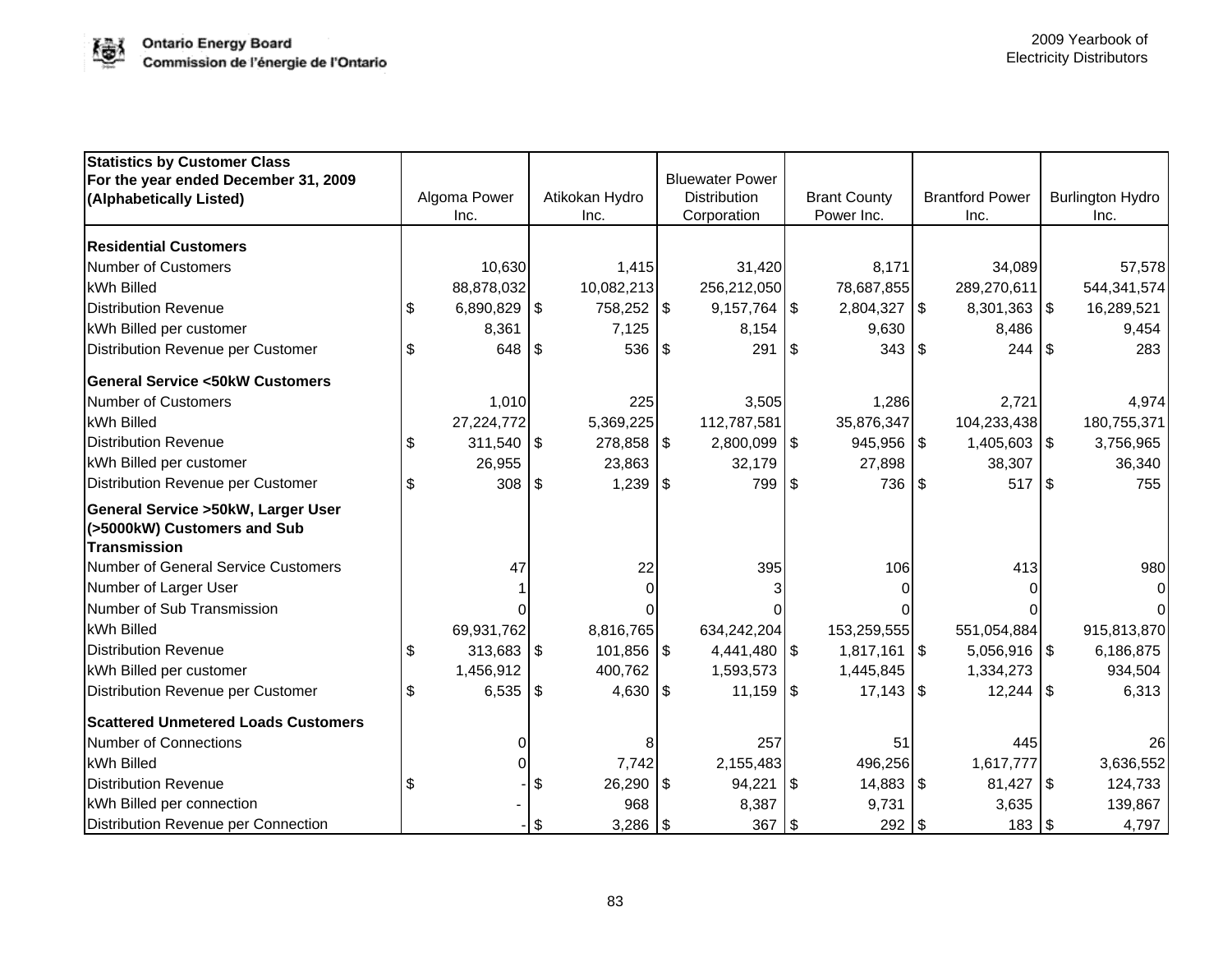| Statistics by Customer Class<br>For the year ended December 31, 2009<br>(Alphabetically Listed) | Algoma Power Inc. | Atikokan Hydro Inc. | Bluewater Power Distribution Corporation | Brant County Power Inc. | Brantford Power Inc. | Burlington Hydro Inc. |
|---|---|---|---|---|---|---|
| **Residential Customers** | | | | | | |
| Number of Customers | 10,630 | 1,415 | 31,420 | 8,171 | 34,089 | 57,578 |
| kWh Billed | 88,878,032 | 10,082,213 | 256,212,050 | 78,687,855 | 289,270,611 | 544,341,574 |
| Distribution Revenue | $ 6,890,829 | $ 758,252 | $ 9,157,764 | $ 2,804,327 | $ 8,301,363 | $ 16,289,521 |
| kWh Billed per customer | 8,361 | 7,125 | 8,154 | 9,630 | 8,486 | 9,454 |
| Distribution Revenue per Customer | $ 648 | $ 536 | $ 291 | $ 343 | $ 244 | $ 283 |
| **General Service <50kW Customers** | | | | | | |
| Number of Customers | 1,010 | 225 | 3,505 | 1,286 | 2,721 | 4,974 |
| kWh Billed | 27,224,772 | 5,369,225 | 112,787,581 | 35,876,347 | 104,233,438 | 180,755,371 |
| Distribution Revenue | $ 311,540 | $ 278,858 | $ 2,800,099 | $ 945,956 | $ 1,405,603 | $ 3,756,965 |
| kWh Billed per customer | 26,955 | 23,863 | 32,179 | 27,898 | 38,307 | 36,340 |
| Distribution Revenue per Customer | $ 308 | $ 1,239 | $ 799 | $ 736 | $ 517 | $ 755 |
| **General Service >50kW, Larger User (>5000kW) Customers and Sub Transmission** | | | | | | |
| Number of General Service Customers | 47 | 22 | 395 | 106 | 413 | 980 |
| Number of Larger User | 1 | 0 | 3 | 0 | 0 | 0 |
| Number of Sub Transmission | 0 | 0 | 0 | 0 | 0 | 0 |
| kWh Billed | 69,931,762 | 8,816,765 | 634,242,204 | 153,259,555 | 551,054,884 | 915,813,870 |
| Distribution Revenue | $ 313,683 | $ 101,856 | $ 4,441,480 | $ 1,817,161 | $ 5,056,916 | $ 6,186,875 |
| kWh Billed per customer | 1,456,912 | 400,762 | 1,593,573 | 1,445,845 | 1,334,273 | 934,504 |
| Distribution Revenue per Customer | $ 6,535 | $ 4,630 | $ 11,159 | $ 17,143 | $ 12,244 | $ 6,313 |
| **Scattered Unmetered Loads Customers** | | | | | | |
| Number of Connections | 0 | 8 | 257 | 51 | 445 | 26 |
| kWh Billed | 0 | 7,742 | 2,155,483 | 496,256 | 1,617,777 | 3,636,552 |
| Distribution Revenue | $ - | $ 26,290 | $ 94,221 | $ 14,883 | $ 81,427 | $ 124,733 |
| kWh Billed per connection | - | 968 | 8,387 | 9,731 | 3,635 | 139,867 |
| Distribution Revenue per Connection | - | $ 3,286 | $ 367 | $ 292 | $ 183 | $ 4,797 |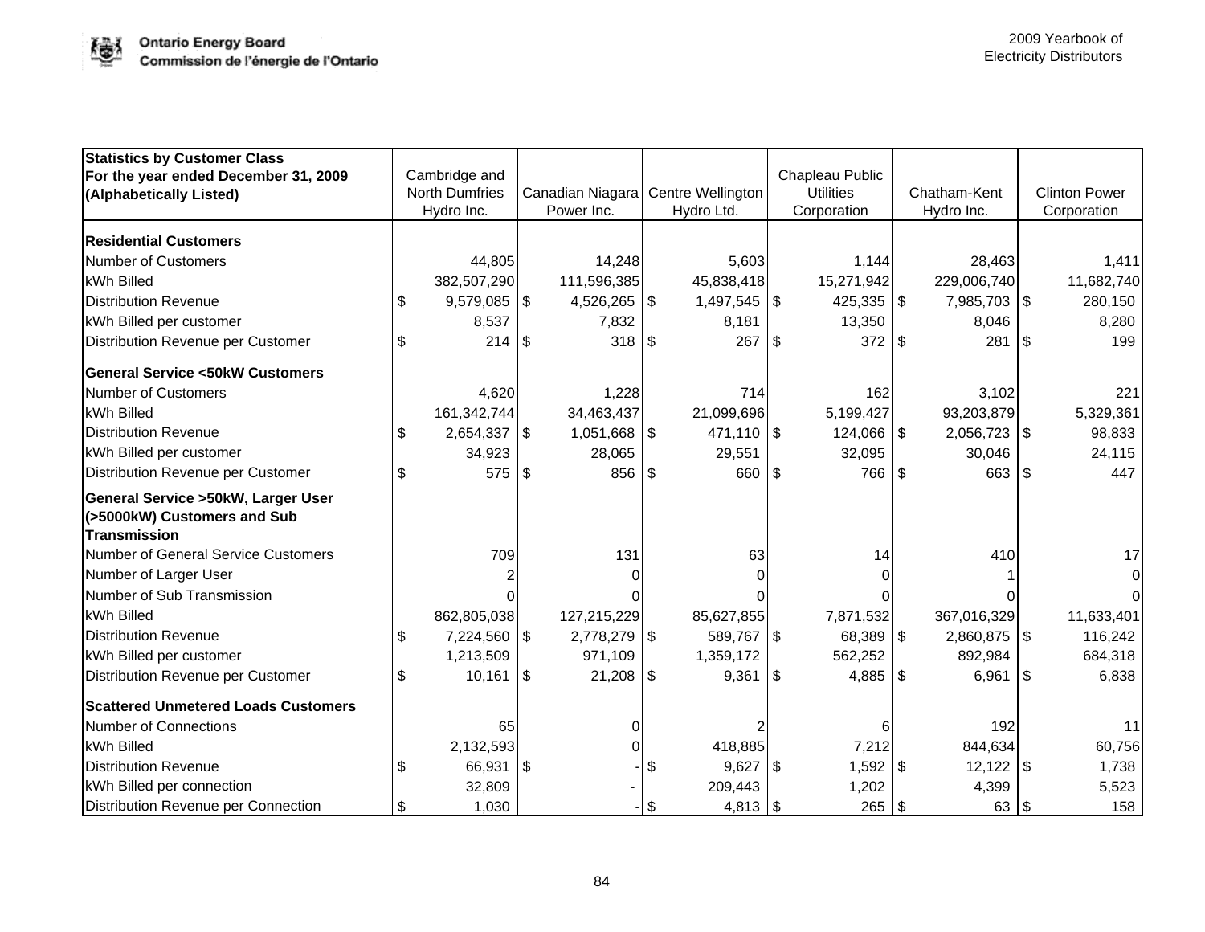| Statistics by Customer Class For the year ended December 31, 2009 (Alphabetically Listed) | Cambridge and North Dumfries Hydro Inc. | Canadian Niagara Power Inc. | Centre Wellington Hydro Ltd. | Chapleau Public Utilities Corporation | Chatham-Kent Hydro Inc. | Clinton Power Corporation |
|---|---|---|---|---|---|---|
| **Residential Customers** | | | | | | |
| Number of Customers | 44,805 | 14,248 | 5,603 | 1,144 | 28,463 | 1,411 |
| kWh Billed | 382,507,290 | 111,596,385 | 45,838,418 | 15,271,942 | 229,006,740 | 11,682,740 |
| Distribution Revenue | $ 9,579,085 | $ 4,526,265 | $ 1,497,545 | $ 425,335 | $ 7,985,703 | $ 280,150 |
| kWh Billed per customer | 8,537 | 7,832 | 8,181 | 13,350 | 8,046 | 8,280 |
| Distribution Revenue per Customer | $ 214 | $ 318 | $ 267 | $ 372 | $ 281 | $ 199 |
| **General Service <50kW Customers** | | | | | | |
| Number of Customers | 4,620 | 1,228 | 714 | 162 | 3,102 | 221 |
| kWh Billed | 161,342,744 | 34,463,437 | 21,099,696 | 5,199,427 | 93,203,879 | 5,329,361 |
| Distribution Revenue | $ 2,654,337 | $ 1,051,668 | $ 471,110 | $ 124,066 | $ 2,056,723 | $ 98,833 |
| kWh Billed per customer | 34,923 | 28,065 | 29,551 | 32,095 | 30,046 | 24,115 |
| Distribution Revenue per Customer | $ 575 | $ 856 | $ 660 | $ 766 | $ 663 | $ 447 |
| **General Service >50kW, Larger User (>5000kW) Customers and Sub Transmission** | | | | | | |
| Number of General Service Customers | 709 | 131 | 63 | 14 | 410 | 17 |
| Number of Larger User | 2 | 0 | 0 | 0 | 1 | 0 |
| Number of Sub Transmission | 0 | 0 | 0 | 0 | 0 | 0 |
| kWh Billed | 862,805,038 | 127,215,229 | 85,627,855 | 7,871,532 | 367,016,329 | 11,633,401 |
| Distribution Revenue | $ 7,224,560 | $ 2,778,279 | $ 589,767 | $ 68,389 | $ 2,860,875 | $ 116,242 |
| kWh Billed per customer | 1,213,509 | 971,109 | 1,359,172 | 562,252 | 892,984 | 684,318 |
| Distribution Revenue per Customer | $ 10,161 | $ 21,208 | $ 9,361 | $ 4,885 | $ 6,961 | $ 6,838 |
| **Scattered Unmetered Loads Customers** | | | | | | |
| Number of Connections | 65 | 0 | 2 | 6 | 192 | 11 |
| kWh Billed | 2,132,593 | 0 | 418,885 | 7,212 | 844,634 | 60,756 |
| Distribution Revenue | $ 66,931 | $ - | $ 9,627 | $ 1,592 | $ 12,122 | $ 1,738 |
| kWh Billed per connection | 32,809 | - | 209,443 | 1,202 | 4,399 | 5,523 |
| Distribution Revenue per Connection | $ 1,030 | - | $ 4,813 | $ 265 | $ 63 | $ 158 |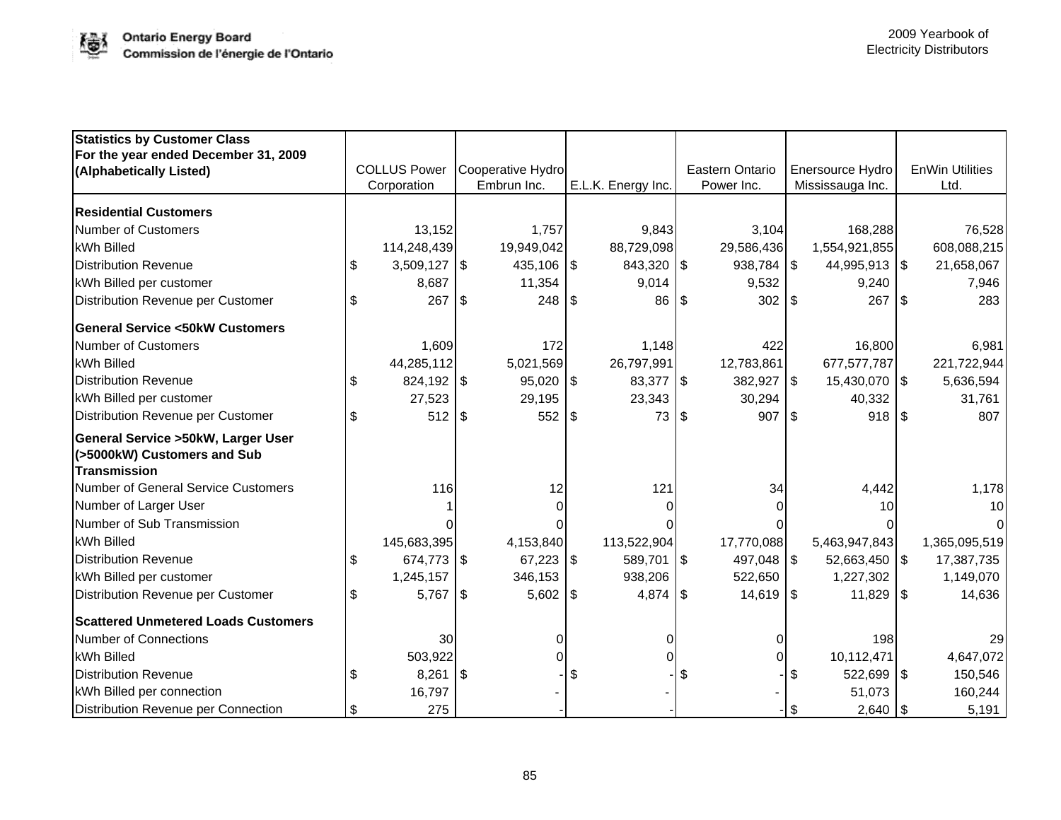| Statistics by Customer Class For the year ended December 31, 2009 (Alphabetically Listed) | COLLUS Power Corporation | Cooperative Hydro Embrun Inc. | E.L.K. Energy Inc. | Eastern Ontario Power Inc. | Enersource Hydro Mississauga Inc. | EnWin Utilities Ltd. |
|---|---|---|---|---|---|---|
| **Residential Customers** | | | | | | |
| Number of Customers | 13,152 | 1,757 | 9,843 | 3,104 | 168,288 | 76,528 |
| kWh Billed | 114,248,439 | 19,949,042 | 88,729,098 | 29,586,436 | 1,554,921,855 | 608,088,215 |
| Distribution Revenue | $ 3,509,127 | $ 435,106 | $ 843,320 | $ 938,784 | $ 44,995,913 | $ 21,658,067 |
| kWh Billed per customer | 8,687 | 11,354 | 9,014 | 9,532 | 9,240 | 7,946 |
| Distribution Revenue per Customer | $ 267 | $ 248 | $ 86 | $ 302 | $ 267 | $ 283 |
| **General Service <50kW Customers** | | | | | | |
| Number of Customers | 1,609 | 172 | 1,148 | 422 | 16,800 | 6,981 |
| kWh Billed | 44,285,112 | 5,021,569 | 26,797,991 | 12,783,861 | 677,577,787 | 221,722,944 |
| Distribution Revenue | $ 824,192 | $ 95,020 | $ 83,377 | $ 382,927 | $ 15,430,070 | $ 5,636,594 |
| kWh Billed per customer | 27,523 | 29,195 | 23,343 | 30,294 | 40,332 | 31,761 |
| Distribution Revenue per Customer | $ 512 | $ 552 | $ 73 | $ 907 | $ 918 | $ 807 |
| **General Service >50kW, Larger User (>5000kW) Customers and Sub Transmission** | | | | | | |
| Number of General Service Customers | 116 | 12 | 121 | 34 | 4,442 | 1,178 |
| Number of Larger User | 1 | 0 | 0 | 0 | 10 | 10 |
| Number of Sub Transmission | 0 | 0 | 0 | 0 | 0 | 0 |
| kWh Billed | 145,683,395 | 4,153,840 | 113,522,904 | 17,770,088 | 5,463,947,843 | 1,365,095,519 |
| Distribution Revenue | $ 674,773 | $ 67,223 | $ 589,701 | $ 497,048 | $ 52,663,450 | $ 17,387,735 |
| kWh Billed per customer | 1,245,157 | 346,153 | 938,206 | 522,650 | 1,227,302 | 1,149,070 |
| Distribution Revenue per Customer | $ 5,767 | $ 5,602 | $ 4,874 | $ 14,619 | $ 11,829 | $ 14,636 |
| **Scattered Unmetered Loads Customers** | | | | | | |
| Number of Connections | 30 | 0 | 0 | 0 | 198 | 29 |
| kWh Billed | 503,922 | 0 | 0 | 0 | 10,112,471 | 4,647,072 |
| Distribution Revenue | $ 8,261 | $ - | $ - | $ - | $ 522,699 | $ 150,546 |
| kWh Billed per connection | 16,797 | - | - | - | 51,073 | 160,244 |
| Distribution Revenue per Connection | $ 275 | - | - | - | $ 2,640 | $ 5,191 |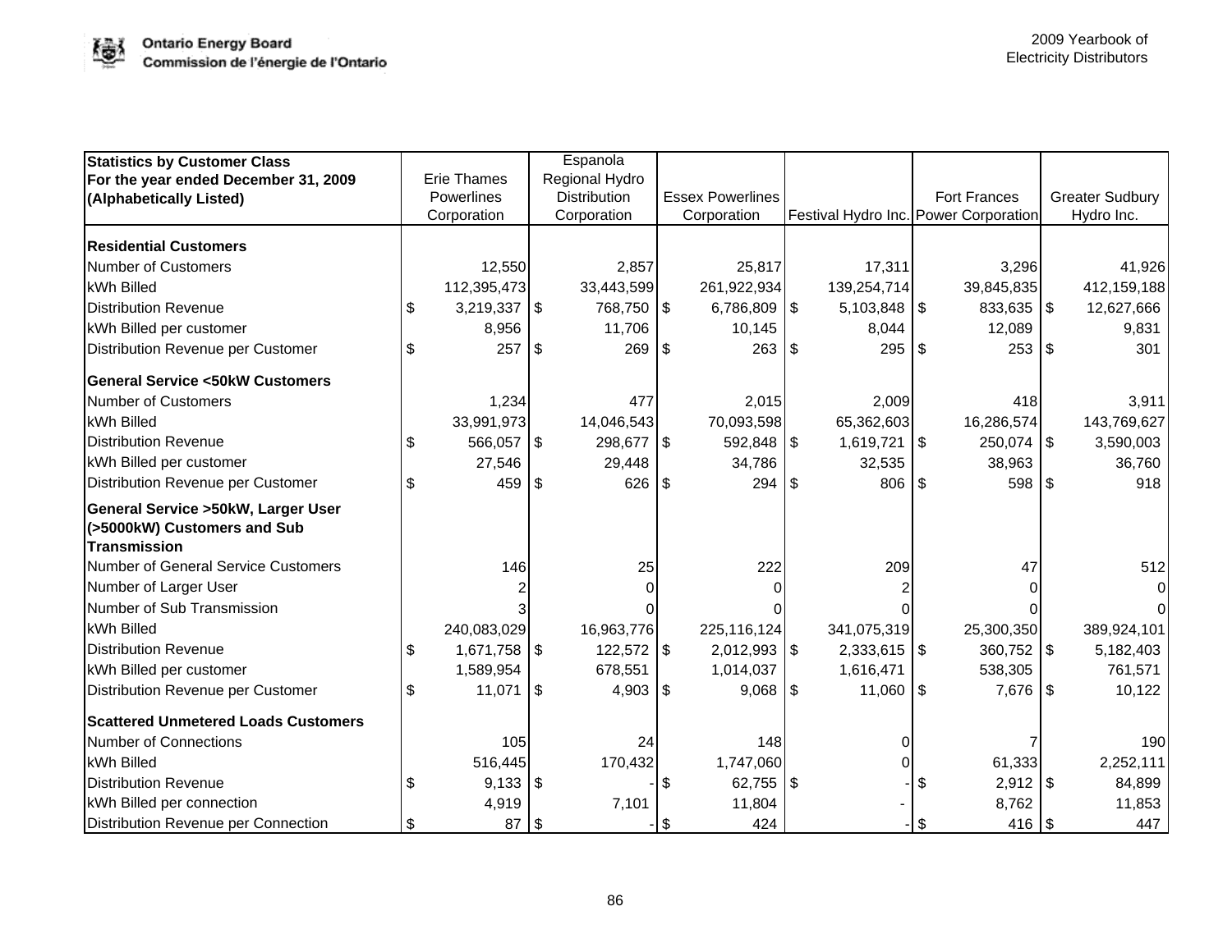| Statistics by Customer Class For the year ended December 31, 2009 (Alphabetically Listed) | Erie Thames Powerlines Corporation | Espanola Regional Hydro Distribution Corporation | Essex Powerlines Corporation | Festival Hydro Inc. | Fort Frances Power Corporation | Greater Sudbury Hydro Inc. |
|---|---|---|---|---|---|---|
| **Residential Customers** | | | | | | |
| Number of Customers | 12,550 | 2,857 | 25,817 | 17,311 | 3,296 | 41,926 |
| kWh Billed | 112,395,473 | 33,443,599 | 261,922,934 | 139,254,714 | 39,845,835 | 412,159,188 |
| Distribution Revenue | $ 3,219,337 | $ 768,750 | $ 6,786,809 | $ 5,103,848 | $ 833,635 | $ 12,627,666 |
| kWh Billed per customer | 8,956 | 11,706 | 10,145 | 8,044 | 12,089 | 9,831 |
| Distribution Revenue per Customer | $ 257 | $ 269 | $ 263 | $ 295 | $ 253 | $ 301 |
| **General Service <50kW Customers** | | | | | | |
| Number of Customers | 1,234 | 477 | 2,015 | 2,009 | 418 | 3,911 |
| kWh Billed | 33,991,973 | 14,046,543 | 70,093,598 | 65,362,603 | 16,286,574 | 143,769,627 |
| Distribution Revenue | $ 566,057 | $ 298,677 | $ 592,848 | $ 1,619,721 | $ 250,074 | $ 3,590,003 |
| kWh Billed per customer | 27,546 | 29,448 | 34,786 | 32,535 | 38,963 | 36,760 |
| Distribution Revenue per Customer | $ 459 | $ 626 | $ 294 | $ 806 | $ 598 | $ 918 |
| **General Service >50kW, Larger User (>5000kW) Customers and Sub Transmission** | | | | | | |
| Number of General Service Customers | 146 | 25 | 222 | 209 | 47 | 512 |
| Number of Larger User | 2 | 0 | 0 | 2 | 0 | 0 |
| Number of Sub Transmission | 3 | 0 | 0 | 0 | 0 | 0 |
| kWh Billed | 240,083,029 | 16,963,776 | 225,116,124 | 341,075,319 | 25,300,350 | 389,924,101 |
| Distribution Revenue | $ 1,671,758 | $ 122,572 | $ 2,012,993 | $ 2,333,615 | $ 360,752 | $ 5,182,403 |
| kWh Billed per customer | 1,589,954 | 678,551 | 1,014,037 | 1,616,471 | 538,305 | 761,571 |
| Distribution Revenue per Customer | $ 11,071 | $ 4,903 | $ 9,068 | $ 11,060 | $ 7,676 | $ 10,122 |
| **Scattered Unmetered Loads Customers** | | | | | | |
| Number of Connections | 105 | 24 | 148 | 0 | 7 | 190 |
| kWh Billed | 516,445 | 170,432 | 1,747,060 | 0 | 61,333 | 2,252,111 |
| Distribution Revenue | $ 9,133 | $ - | $ 62,755 | $ - | $ 2,912 | $ 84,899 |
| kWh Billed per connection | 4,919 | 7,101 | 11,804 | - | 8,762 | 11,853 |
| Distribution Revenue per Connection | $ 87 | $ - | $ 424 | - | $ 416 | $ 447 |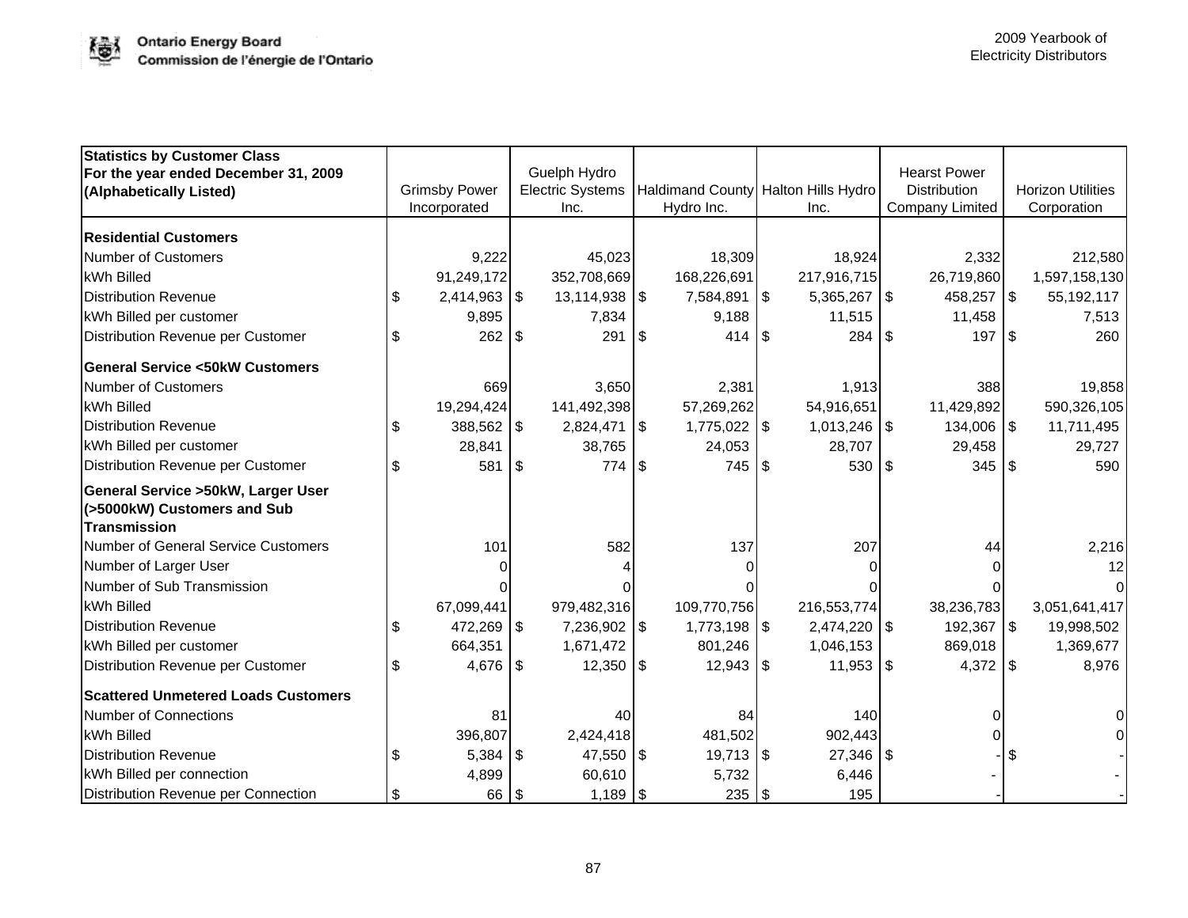| Statistics by Customer Class<br>For the year ended December 31, 2009<br>(Alphabetically Listed) | Grimsby Power Incorporated | Guelph Hydro Electric Systems Inc. | Haldimand County Hydro Inc. | Halton Hills Hydro Inc. | Hearst Power Distribution Company Limited | Horizon Utilities Corporation |
|---|---|---|---|---|---|---|
| **Residential Customers** | | | | | | |
| Number of Customers | 9,222 | 45,023 | 18,309 | 18,924 | 2,332 | 212,580 |
| kWh Billed | 91,249,172 | 352,708,669 | 168,226,691 | 217,916,715 | 26,719,860 | 1,597,158,130 |
| Distribution Revenue | $ 2,414,963 | $ 13,114,938 | $ 7,584,891 | $ 5,365,267 | $ 458,257 | $ 55,192,117 |
| kWh Billed per customer | 9,895 | 7,834 | 9,188 | 11,515 | 11,458 | 7,513 |
| Distribution Revenue per Customer | $ 262 | $ 291 | $ 414 | $ 284 | $ 197 | $ 260 |
| **General Service <50kW Customers** | | | | | | |
| Number of Customers | 669 | 3,650 | 2,381 | 1,913 | 388 | 19,858 |
| kWh Billed | 19,294,424 | 141,492,398 | 57,269,262 | 54,916,651 | 11,429,892 | 590,326,105 |
| Distribution Revenue | $ 388,562 | $ 2,824,471 | $ 1,775,022 | $ 1,013,246 | $ 134,006 | $ 11,711,495 |
| kWh Billed per customer | 28,841 | 38,765 | 24,053 | 28,707 | 29,458 | 29,727 |
| Distribution Revenue per Customer | $ 581 | $ 774 | $ 745 | $ 530 | $ 345 | $ 590 |
| **General Service >50kW, Larger User (>5000kW) Customers and Sub Transmission** | | | | | | |
| Number of General Service Customers | 101 | 582 | 137 | 207 | 44 | 2,216 |
| Number of Larger User | 0 | 4 | 0 | 0 | 0 | 12 |
| Number of Sub Transmission | 0 | 0 | 0 | 0 | 0 | 0 |
| kWh Billed | 67,099,441 | 979,482,316 | 109,770,756 | 216,553,774 | 38,236,783 | 3,051,641,417 |
| Distribution Revenue | $ 472,269 | $ 7,236,902 | $ 1,773,198 | $ 2,474,220 | $ 192,367 | $ 19,998,502 |
| kWh Billed per customer | 664,351 | 1,671,472 | 801,246 | 1,046,153 | 869,018 | 1,369,677 |
| Distribution Revenue per Customer | $ 4,676 | $ 12,350 | $ 12,943 | $ 11,953 | $ 4,372 | $ 8,976 |
| **Scattered Unmetered Loads Customers** | | | | | | |
| Number of Connections | 81 | 40 | 84 | 140 | 0 | 0 |
| kWh Billed | 396,807 | 2,424,418 | 481,502 | 902,443 | 0 | 0 |
| Distribution Revenue | $ 5,384 | $ 47,550 | $ 19,713 | $ 27,346 | $ - | $ - |
| kWh Billed per connection | 4,899 | 60,610 | 5,732 | 6,446 | - | - |
| Distribution Revenue per Connection | $ 66 | $ 1,189 | $ 235 | $ 195 | - | - |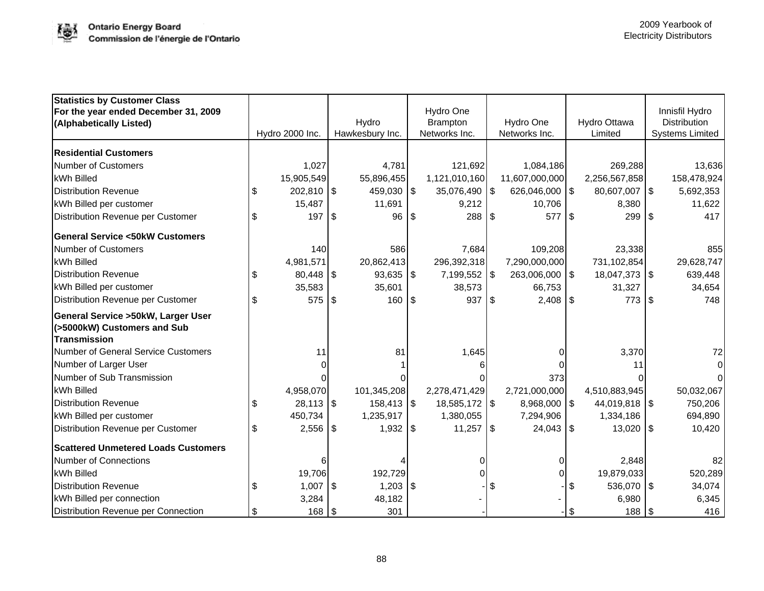| Statistics by Customer Class For the year ended December 31, 2009 (Alphabetically Listed) | Hydro 2000 Inc. | Hydro Hawkesbury Inc. | Hydro One Brampton Networks Inc. | Hydro One Networks Inc. | Hydro Ottawa Limited | Innisfil Hydro Distribution Systems Limited |
|---|---|---|---|---|---|---|
| **Residential Customers** | | | | | | |
| Number of Customers | 1,027 | 4,781 | 121,692 | 1,084,186 | 269,288 | 13,636 |
| kWh Billed | 15,905,549 | 55,896,455 | 1,121,010,160 | 11,607,000,000 | 2,256,567,858 | 158,478,924 |
| Distribution Revenue | $ 202,810 | $ 459,030 | $ 35,076,490 | $ 626,046,000 | $ 80,607,007 | $ 5,692,353 |
| kWh Billed per customer | 15,487 | 11,691 | 9,212 | 10,706 | 8,380 | 11,622 |
| Distribution Revenue per Customer | $ 197 | $ 96 | $ 288 | $ 577 | $ 299 | $ 417 |
| **General Service <50kW Customers** | | | | | | |
| Number of Customers | 140 | 586 | 7,684 | 109,208 | 23,338 | 855 |
| kWh Billed | 4,981,571 | 20,862,413 | 296,392,318 | 7,290,000,000 | 731,102,854 | 29,628,747 |
| Distribution Revenue | $ 80,448 | $ 93,635 | $ 7,199,552 | $ 263,006,000 | $ 18,047,373 | $ 639,448 |
| kWh Billed per customer | 35,583 | 35,601 | 38,573 | 66,753 | 31,327 | 34,654 |
| Distribution Revenue per Customer | $ 575 | $ 160 | $ 937 | $ 2,408 | $ 773 | $ 748 |
| **General Service >50kW, Larger User (>5000kW) Customers and Sub Transmission** | | | | | | |
| Number of General Service Customers | 11 | 81 | 1,645 | 0 | 3,370 | 72 |
| Number of Larger User | 0 | 1 | 6 | 0 | 11 | 0 |
| Number of Sub Transmission | 0 | 0 | 0 | 373 | 0 | 0 |
| kWh Billed | 4,958,070 | 101,345,208 | 2,278,471,429 | 2,721,000,000 | 4,510,883,945 | 50,032,067 |
| Distribution Revenue | $ 28,113 | $ 158,413 | $ 18,585,172 | $ 8,968,000 | $ 44,019,818 | $ 750,206 |
| kWh Billed per customer | 450,734 | 1,235,917 | 1,380,055 | 7,294,906 | 1,334,186 | 694,890 |
| Distribution Revenue per Customer | $ 2,556 | $ 1,932 | $ 11,257 | $ 24,043 | $ 13,020 | $ 10,420 |
| **Scattered Unmetered Loads Customers** | | | | | | |
| Number of Connections | 6 | 4 | 0 | 0 | 2,848 | 82 |
| kWh Billed | 19,706 | 192,729 | 0 | 0 | 19,879,033 | 520,289 |
| Distribution Revenue | $ 1,007 | $ 1,203 | $ - | $ - | $ 536,070 | $ 34,074 |
| kWh Billed per connection | 3,284 | 48,182 | - | - | 6,980 | 6,345 |
| Distribution Revenue per Connection | $ 168 | $ 301 | - | - | $ 188 | $ 416 |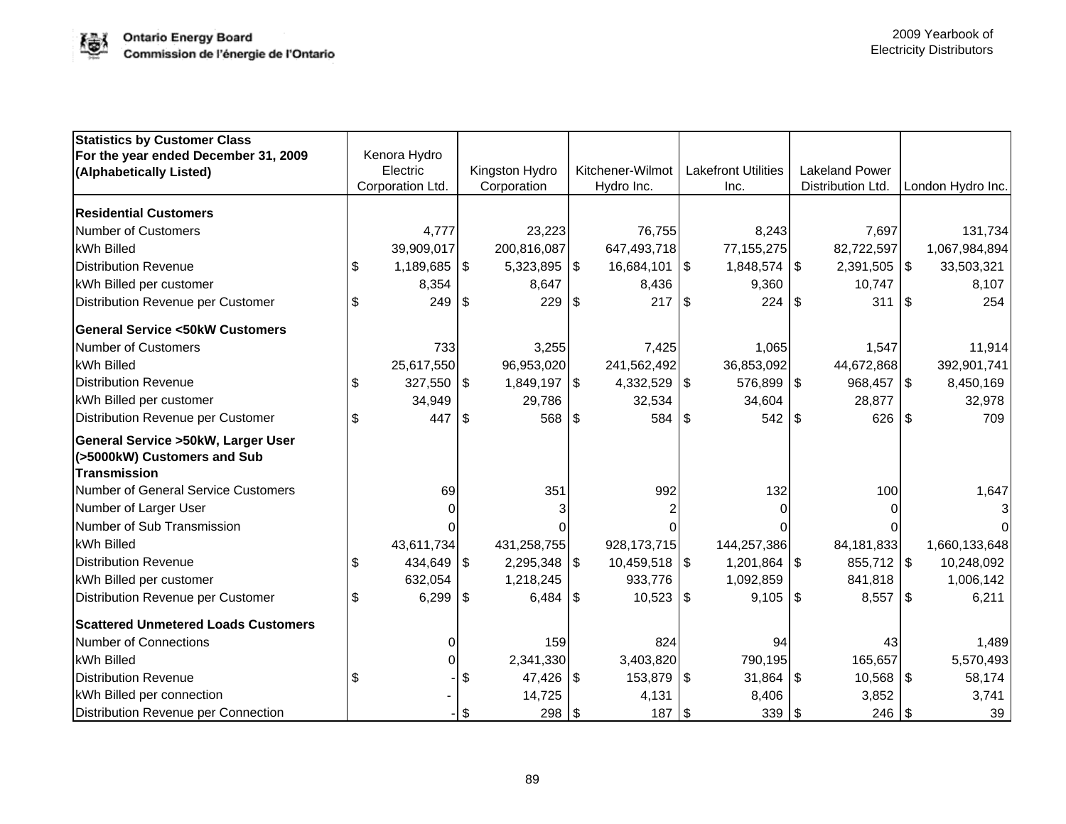| Statistics by Customer Class For the year ended December 31, 2009 (Alphabetically Listed) | Kenora Hydro Electric Corporation Ltd. | Kingston Hydro Corporation | Kitchener-Wilmot Hydro Inc. | Lakefront Utilities Inc. | Lakeland Power Distribution Ltd. | London Hydro Inc. |
|---|---|---|---|---|---|---|
| **Residential Customers** | | | | | | |
| Number of Customers | 4,777 | 23,223 | 76,755 | 8,243 | 7,697 | 131,734 |
| kWh Billed | 39,909,017 | 200,816,087 | 647,493,718 | 77,155,275 | 82,722,597 | 1,067,984,894 |
| Distribution Revenue | $ 1,189,685 | $ 5,323,895 | $ 16,684,101 | $ 1,848,574 | $ 2,391,505 | $ 33,503,321 |
| kWh Billed per customer | 8,354 | 8,647 | 8,436 | 9,360 | 10,747 | 8,107 |
| Distribution Revenue per Customer | $ 249 | $ 229 | $ 217 | $ 224 | $ 311 | $ 254 |
| **General Service <50kW Customers** | | | | | | |
| Number of Customers | 733 | 3,255 | 7,425 | 1,065 | 1,547 | 11,914 |
| kWh Billed | 25,617,550 | 96,953,020 | 241,562,492 | 36,853,092 | 44,672,868 | 392,901,741 |
| Distribution Revenue | $ 327,550 | $ 1,849,197 | $ 4,332,529 | $ 576,899 | $ 968,457 | $ 8,450,169 |
| kWh Billed per customer | 34,949 | 29,786 | 32,534 | 34,604 | 28,877 | 32,978 |
| Distribution Revenue per Customer | $ 447 | $ 568 | $ 584 | $ 542 | $ 626 | $ 709 |
| **General Service >50kW, Larger User (>5000kW) Customers and Sub Transmission** | | | | | | |
| Number of General Service Customers | 69 | 351 | 992 | 132 | 100 | 1,647 |
| Number of Larger User | 0 | 3 | 2 | 0 | 0 | 3 |
| Number of Sub Transmission | 0 | 0 | 0 | 0 | 0 | 0 |
| kWh Billed | 43,611,734 | 431,258,755 | 928,173,715 | 144,257,386 | 84,181,833 | 1,660,133,648 |
| Distribution Revenue | $ 434,649 | $ 2,295,348 | $ 10,459,518 | $ 1,201,864 | $ 855,712 | $ 10,248,092 |
| kWh Billed per customer | 632,054 | 1,218,245 | 933,776 | 1,092,859 | 841,818 | 1,006,142 |
| Distribution Revenue per Customer | $ 6,299 | $ 6,484 | $ 10,523 | $ 9,105 | $ 8,557 | $ 6,211 |
| **Scattered Unmetered Loads Customers** | | | | | | |
| Number of Connections | 0 | 159 | 824 | 94 | 43 | 1,489 |
| kWh Billed | 0 | 2,341,330 | 3,403,820 | 790,195 | 165,657 | 5,570,493 |
| Distribution Revenue | $ - | $ 47,426 | $ 153,879 | $ 31,864 | $ 10,568 | $ 58,174 |
| kWh Billed per connection | - | 14,725 | 4,131 | 8,406 | 3,852 | 3,741 |
| Distribution Revenue per Connection | - | $ 298 | $ 187 | $ 339 | $ 246 | $ 39 |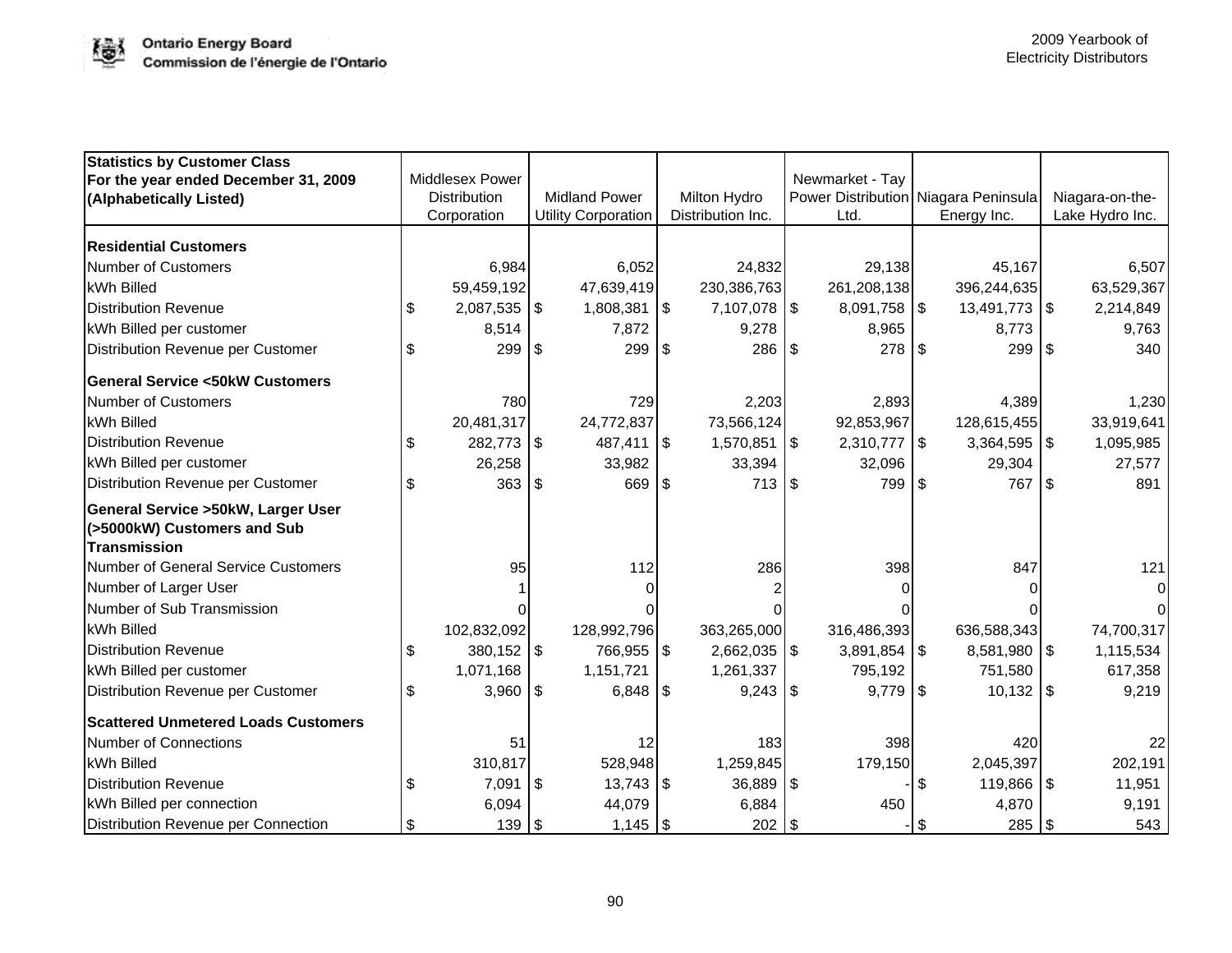| Statistics by Customer Class<br>For the year ended December 31, 2009<br>(Alphabetically Listed) | Middlesex Power Distribution Corporation | Midland Power Utility Corporation | Milton Hydro Distribution Inc. | Newmarket - Tay Power Distribution Ltd. | Niagara Peninsula Energy Inc. | Niagara-on-the-Lake Hydro Inc. |
|---|---|---|---|---|---|---|
| **Residential Customers** | | | | | | |
| Number of Customers | 6,984 | 6,052 | 24,832 | 29,138 | 45,167 | 6,507 |
| kWh Billed | 59,459,192 | 47,639,419 | 230,386,763 | 261,208,138 | 396,244,635 | 63,529,367 |
| Distribution Revenue | $ 2,087,535 | $ 1,808,381 | $ 7,107,078 | $ 8,091,758 | $ 13,491,773 | $ 2,214,849 |
| kWh Billed per customer | 8,514 | 7,872 | 9,278 | 8,965 | 8,773 | 9,763 |
| Distribution Revenue per Customer | $ 299 | $ 299 | $ 286 | $ 278 | $ 299 | $ 340 |
| **General Service <50kW Customers** | | | | | | |
| Number of Customers | 780 | 729 | 2,203 | 2,893 | 4,389 | 1,230 |
| kWh Billed | 20,481,317 | 24,772,837 | 73,566,124 | 92,853,967 | 128,615,455 | 33,919,641 |
| Distribution Revenue | $ 282,773 | $ 487,411 | $ 1,570,851 | $ 2,310,777 | $ 3,364,595 | $ 1,095,985 |
| kWh Billed per customer | 26,258 | 33,982 | 33,394 | 32,096 | 29,304 | 27,577 |
| Distribution Revenue per Customer | $ 363 | $ 669 | $ 713 | $ 799 | $ 767 | $ 891 |
| **General Service >50kW, Larger User (>5000kW) Customers and Sub Transmission** | | | | | | |
| Number of General Service Customers | 95 | 112 | 286 | 398 | 847 | 121 |
| Number of Larger User | 1 | 0 | 2 | 0 | 0 | 0 |
| Number of Sub Transmission | 0 | 0 | 0 | 0 | 0 | 0 |
| kWh Billed | 102,832,092 | 128,992,796 | 363,265,000 | 316,486,393 | 636,588,343 | 74,700,317 |
| Distribution Revenue | $ 380,152 | $ 766,955 | $ 2,662,035 | $ 3,891,854 | $ 8,581,980 | $ 1,115,534 |
| kWh Billed per customer | 1,071,168 | 1,151,721 | 1,261,337 | 795,192 | 751,580 | 617,358 |
| Distribution Revenue per Customer | $ 3,960 | $ 6,848 | $ 9,243 | $ 9,779 | $ 10,132 | $ 9,219 |
| **Scattered Unmetered Loads Customers** | | | | | | |
| Number of Connections | 51 | 12 | 183 | 398 | 420 | 22 |
| kWh Billed | 310,817 | 528,948 | 1,259,845 | 179,150 | 2,045,397 | 202,191 |
| Distribution Revenue | $ 7,091 | $ 13,743 | $ 36,889 | $ - | $ 119,866 | $ 11,951 |
| kWh Billed per connection | 6,094 | 44,079 | 6,884 | 450 | 4,870 | 9,191 |
| Distribution Revenue per Connection | $ 139 | $ 1,145 | $ 202 | $ - | $ 285 | $ 543 |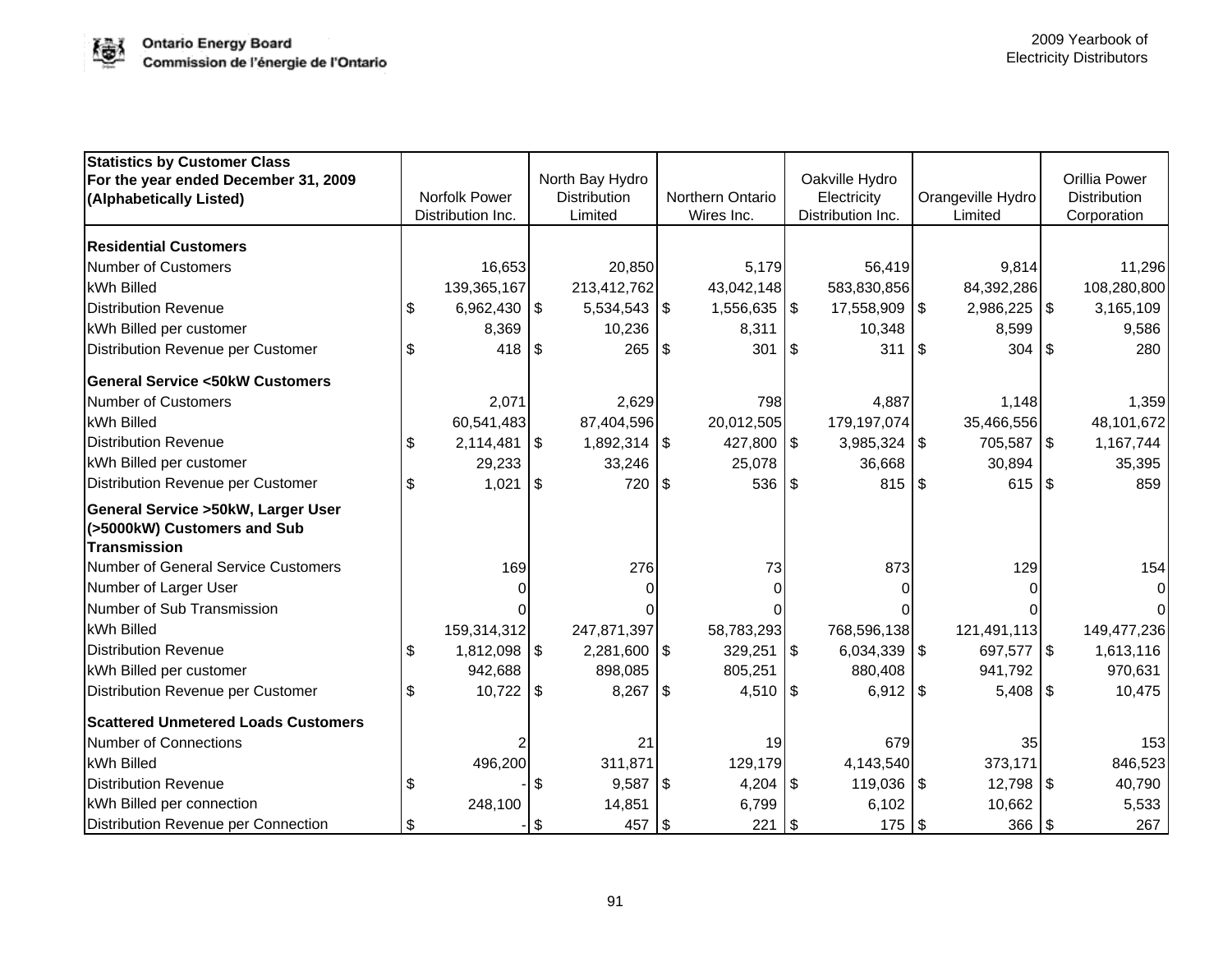| Statistics by Customer Class<br>For the year ended December 31, 2009<br>(Alphabetically Listed) | Norfolk Power Distribution Inc. | North Bay Hydro Distribution Limited | Northern Ontario Wires Inc. | Oakville Hydro Electricity Distribution Inc. | Orangeville Hydro Limited | Orillia Power Distribution Corporation |
|---|---|---|---|---|---|---|
| **Residential Customers** | | | | | | |
| Number of Customers | 16,653 | 20,850 | 5,179 | 56,419 | 9,814 | 11,296 |
| kWh Billed | 139,365,167 | 213,412,762 | 43,042,148 | 583,830,856 | 84,392,286 | 108,280,800 |
| Distribution Revenue | $ 6,962,430 | $ 5,534,543 | $ 1,556,635 | $ 17,558,909 | $ 2,986,225 | $ 3,165,109 |
| kWh Billed per customer | 8,369 | 10,236 | 8,311 | 10,348 | 8,599 | 9,586 |
| Distribution Revenue per Customer | $ 418 | $ 265 | $ 301 | $ 311 | $ 304 | $ 280 |
| **General Service <50kW Customers** | | | | | | |
| Number of Customers | 2,071 | 2,629 | 798 | 4,887 | 1,148 | 1,359 |
| kWh Billed | 60,541,483 | 87,404,596 | 20,012,505 | 179,197,074 | 35,466,556 | 48,101,672 |
| Distribution Revenue | $ 2,114,481 | $ 1,892,314 | $ 427,800 | $ 3,985,324 | $ 705,587 | $ 1,167,744 |
| kWh Billed per customer | 29,233 | 33,246 | 25,078 | 36,668 | 30,894 | 35,395 |
| Distribution Revenue per Customer | $ 1,021 | $ 720 | $ 536 | $ 815 | $ 615 | $ 859 |
| **General Service >50kW, Larger User (>5000kW) Customers and Sub Transmission** | | | | | | |
| Number of General Service Customers | 169 | 276 | 73 | 873 | 129 | 154 |
| Number of Larger User | 0 | 0 | 0 | 0 | 0 | 0 |
| Number of Sub Transmission | 0 | 0 | 0 | 0 | 0 | 0 |
| kWh Billed | 159,314,312 | 247,871,397 | 58,783,293 | 768,596,138 | 121,491,113 | 149,477,236 |
| Distribution Revenue | $ 1,812,098 | $ 2,281,600 | $ 329,251 | $ 6,034,339 | $ 697,577 | $ 1,613,116 |
| kWh Billed per customer | 942,688 | 898,085 | 805,251 | 880,408 | 941,792 | 970,631 |
| Distribution Revenue per Customer | $ 10,722 | $ 8,267 | $ 4,510 | $ 6,912 | $ 5,408 | $ 10,475 |
| **Scattered Unmetered Loads Customers** | | | | | | |
| Number of Connections | 2 | 21 | 19 | 679 | 35 | 153 |
| kWh Billed | 496,200 | 311,871 | 129,179 | 4,143,540 | 373,171 | 846,523 |
| Distribution Revenue | $ - | $ 9,587 | $ 4,204 | $ 119,036 | $ 12,798 | $ 40,790 |
| kWh Billed per connection | 248,100 | 14,851 | 6,799 | 6,102 | 10,662 | 5,533 |
| Distribution Revenue per Connection | $ - | $ 457 | $ 221 | $ 175 | $ 366 | $ 267 |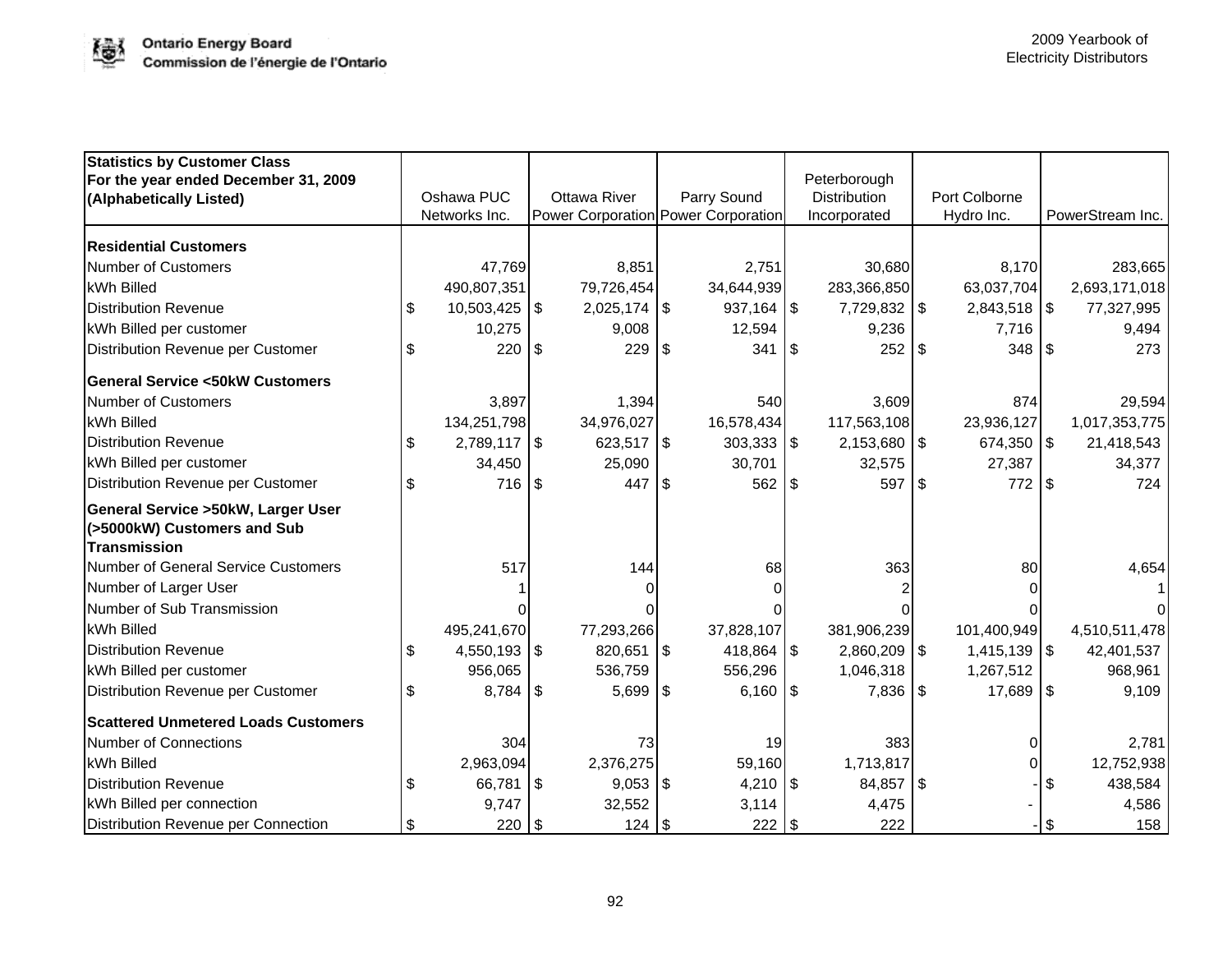| Statistics by Customer Class<br>For the year ended December 31, 2009<br>(Alphabetically Listed) | Oshawa PUC Networks Inc. | Ottawa River Power Corporation | Parry Sound Power Corporation | Peterborough Distribution Incorporated | Port Colborne Hydro Inc. | PowerStream Inc. |
|---|---|---|---|---|---|---|
| **Residential Customers** | | | | | | |
| Number of Customers | 47,769 | 8,851 | 2,751 | 30,680 | 8,170 | 283,665 |
| kWh Billed | 490,807,351 | 79,726,454 | 34,644,939 | 283,366,850 | 63,037,704 | 2,693,171,018 |
| Distribution Revenue | $ 10,503,425 | $ 2,025,174 | $ 937,164 | $ 7,729,832 | $ 2,843,518 | $ 77,327,995 |
| kWh Billed per customer | 10,275 | 9,008 | 12,594 | 9,236 | 7,716 | 9,494 |
| Distribution Revenue per Customer | $ 220 | $ 229 | $ 341 | $ 252 | $ 348 | $ 273 |
| **General Service <50kW Customers** | | | | | | |
| Number of Customers | 3,897 | 1,394 | 540 | 3,609 | 874 | 29,594 |
| kWh Billed | 134,251,798 | 34,976,027 | 16,578,434 | 117,563,108 | 23,936,127 | 1,017,353,775 |
| Distribution Revenue | $ 2,789,117 | $ 623,517 | $ 303,333 | $ 2,153,680 | $ 674,350 | $ 21,418,543 |
| kWh Billed per customer | 34,450 | 25,090 | 30,701 | 32,575 | 27,387 | 34,377 |
| Distribution Revenue per Customer | $ 716 | $ 447 | $ 562 | $ 597 | $ 772 | $ 724 |
| **General Service >50kW, Larger User (>5000kW) Customers and Sub Transmission** | | | | | | |
| Number of General Service Customers | 517 | 144 | 68 | 363 | 80 | 4,654 |
| Number of Larger User | 1 | 0 | 0 | 2 | 0 | 1 |
| Number of Sub Transmission | 0 | 0 | 0 | 0 | 0 | 0 |
| kWh Billed | 495,241,670 | 77,293,266 | 37,828,107 | 381,906,239 | 101,400,949 | 4,510,511,478 |
| Distribution Revenue | $ 4,550,193 | $ 820,651 | $ 418,864 | $ 2,860,209 | $ 1,415,139 | $ 42,401,537 |
| kWh Billed per customer | 956,065 | 536,759 | 556,296 | 1,046,318 | 1,267,512 | 968,961 |
| Distribution Revenue per Customer | $ 8,784 | $ 5,699 | $ 6,160 | $ 7,836 | $ 17,689 | $ 9,109 |
| **Scattered Unmetered Loads Customers** | | | | | | |
| Number of Connections | 304 | 73 | 19 | 383 | 0 | 2,781 |
| kWh Billed | 2,963,094 | 2,376,275 | 59,160 | 1,713,817 | 0 | 12,752,938 |
| Distribution Revenue | $ 66,781 | $ 9,053 | $ 4,210 | $ 84,857 | $ - | $ 438,584 |
| kWh Billed per connection | 9,747 | 32,552 | 3,114 | 4,475 | - | 4,586 |
| Distribution Revenue per Connection | $ 220 | $ 124 | $ 222 | $ 222 | - | $ 158 |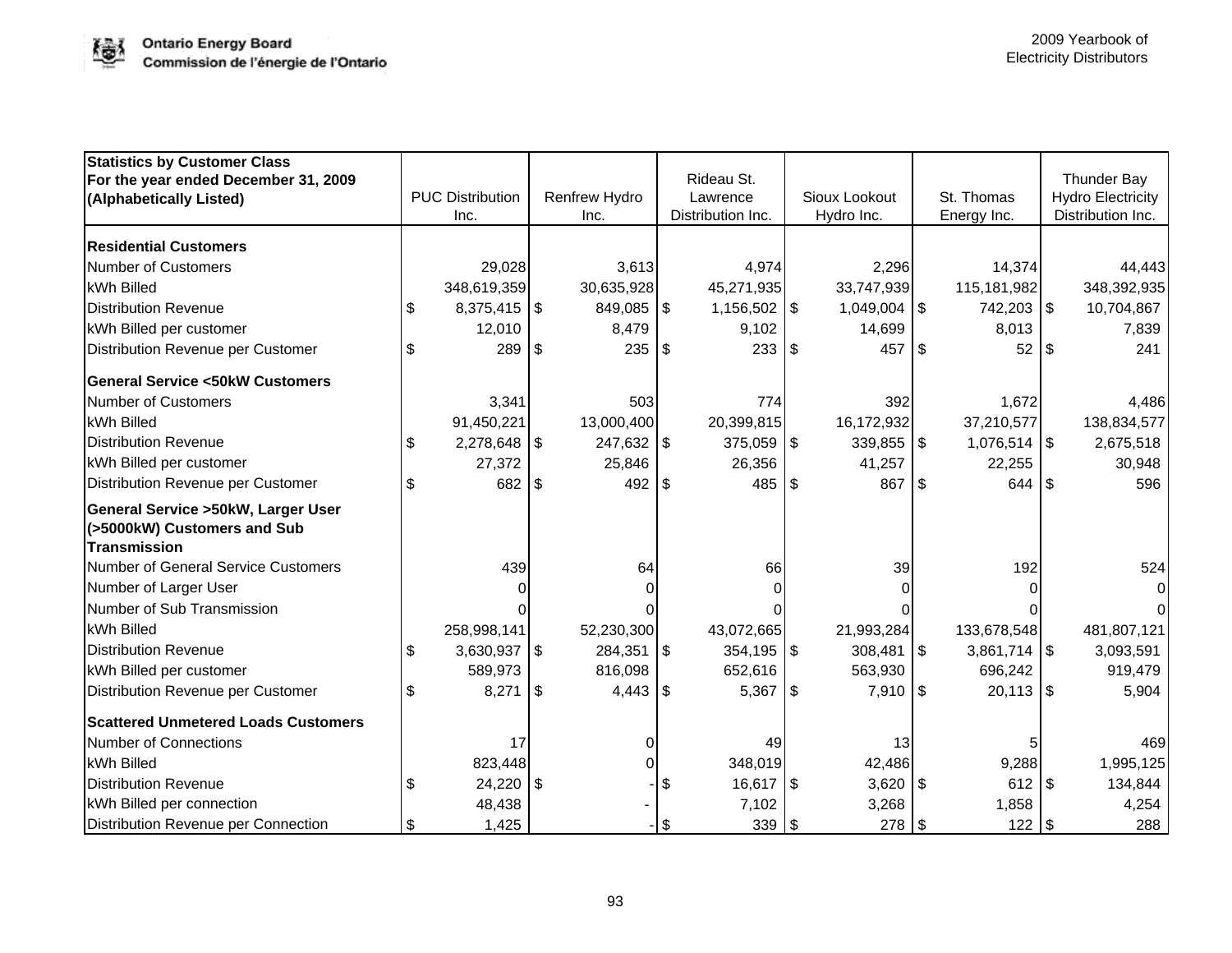| Statistics by Customer Class For the year ended December 31, 2009 (Alphabetically Listed) | PUC Distribution Inc. | Renfrew Hydro Inc. | Rideau St. Lawrence Distribution Inc. | Sioux Lookout Hydro Inc. | St. Thomas Energy Inc. | Thunder Bay Hydro Electricity Distribution Inc. |
|---|---|---|---|---|---|---|
| **Residential Customers** | | | | | | |
| Number of Customers | 29,028 | 3,613 | 4,974 | 2,296 | 14,374 | 44,443 |
| kWh Billed | 348,619,359 | 30,635,928 | 45,271,935 | 33,747,939 | 115,181,982 | 348,392,935 |
| Distribution Revenue | $ 8,375,415 | $ 849,085 | $ 1,156,502 | $ 1,049,004 | $ 742,203 | $ 10,704,867 |
| kWh Billed per customer | 12,010 | 8,479 | 9,102 | 14,699 | 8,013 | 7,839 |
| Distribution Revenue per Customer | $ 289 | $ 235 | $ 233 | $ 457 | $ 52 | $ 241 |
| **General Service <50kW Customers** | | | | | | |
| Number of Customers | 3,341 | 503 | 774 | 392 | 1,672 | 4,486 |
| kWh Billed | 91,450,221 | 13,000,400 | 20,399,815 | 16,172,932 | 37,210,577 | 138,834,577 |
| Distribution Revenue | $ 2,278,648 | $ 247,632 | $ 375,059 | $ 339,855 | $ 1,076,514 | $ 2,675,518 |
| kWh Billed per customer | 27,372 | 25,846 | 26,356 | 41,257 | 22,255 | 30,948 |
| Distribution Revenue per Customer | $ 682 | $ 492 | $ 485 | $ 867 | $ 644 | $ 596 |
| **General Service >50kW, Larger User (>5000kW) Customers and Sub Transmission** | | | | | | |
| Number of General Service Customers | 439 | 64 | 66 | 39 | 192 | 524 |
| Number of Larger User | 0 | 0 | 0 | 0 | 0 | 0 |
| Number of Sub Transmission | 0 | 0 | 0 | 0 | 0 | 0 |
| kWh Billed | 258,998,141 | 52,230,300 | 43,072,665 | 21,993,284 | 133,678,548 | 481,807,121 |
| Distribution Revenue | $ 3,630,937 | $ 284,351 | $ 354,195 | $ 308,481 | $ 3,861,714 | $ 3,093,591 |
| kWh Billed per customer | 589,973 | 816,098 | 652,616 | 563,930 | 696,242 | 919,479 |
| Distribution Revenue per Customer | $ 8,271 | $ 4,443 | $ 5,367 | $ 7,910 | $ 20,113 | $ 5,904 |
| **Scattered Unmetered Loads Customers** | | | | | | |
| Number of Connections | 17 | 0 | 49 | 13 | 5 | 469 |
| kWh Billed | 823,448 | 0 | 348,019 | 42,486 | 9,288 | 1,995,125 |
| Distribution Revenue | $ 24,220 | $ - | $ 16,617 | $ 3,620 | $ 612 | $ 134,844 |
| kWh Billed per connection | 48,438 | - | 7,102 | 3,268 | 1,858 | 4,254 |
| Distribution Revenue per Connection | $ 1,425 | - | $ 339 | $ 278 | $ 122 | $ 288 |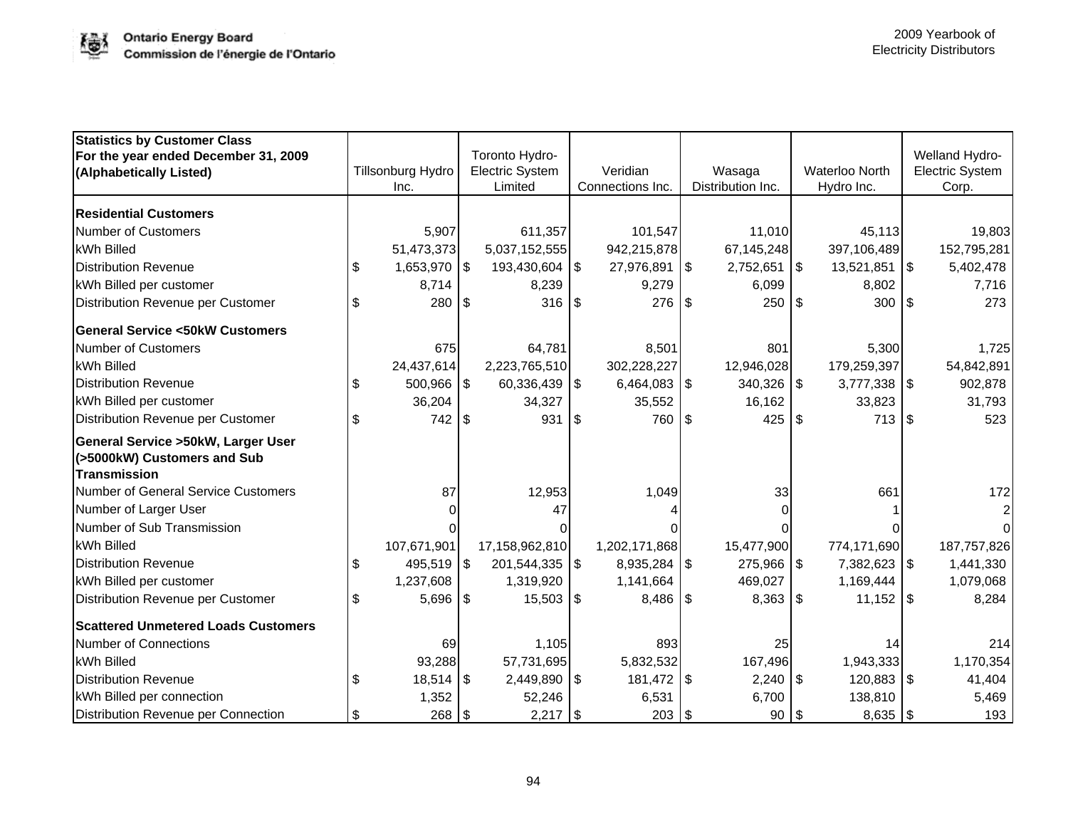| Statistics by Customer Class For the year ended December 31, 2009 (Alphabetically Listed) | Tillsonburg Hydro Inc. | Toronto Hydro-Electric System Limited | Veridian Connections Inc. | Wasaga Distribution Inc. | Waterloo North Hydro Inc. | Welland Hydro-Electric System Corp. |
|---|---|---|---|---|---|---|
| **Residential Customers** | | | | | | |
| Number of Customers | 5,907 | 611,357 | 101,547 | 11,010 | 45,113 | 19,803 |
| kWh Billed | 51,473,373 | 5,037,152,555 | 942,215,878 | 67,145,248 | 397,106,489 | 152,795,281 |
| Distribution Revenue | $ 1,653,970 | $ 193,430,604 | $ 27,976,891 | $ 2,752,651 | $ 13,521,851 | $ 5,402,478 |
| kWh Billed per customer | 8,714 | 8,239 | 9,279 | 6,099 | 8,802 | 7,716 |
| Distribution Revenue per Customer | $ 280 | $ 316 | $ 276 | $ 250 | $ 300 | $ 273 |
| **General Service <50kW Customers** | | | | | | |
| Number of Customers | 675 | 64,781 | 8,501 | 801 | 5,300 | 1,725 |
| kWh Billed | 24,437,614 | 2,223,765,510 | 302,228,227 | 12,946,028 | 179,259,397 | 54,842,891 |
| Distribution Revenue | $ 500,966 | $ 60,336,439 | $ 6,464,083 | $ 340,326 | $ 3,777,338 | $ 902,878 |
| kWh Billed per customer | 36,204 | 34,327 | 35,552 | 16,162 | 33,823 | 31,793 |
| Distribution Revenue per Customer | $ 742 | $ 931 | $ 760 | $ 425 | $ 713 | $ 523 |
| **General Service >50kW, Larger User (>5000kW) Customers and Sub Transmission** | | | | | | |
| Number of General Service Customers | 87 | 12,953 | 1,049 | 33 | 661 | 172 |
| Number of Larger User | 0 | 47 | 4 | 0 | 1 | 2 |
| Number of Sub Transmission | 0 | 0 | 0 | 0 | 0 | 0 |
| kWh Billed | 107,671,901 | 17,158,962,810 | 1,202,171,868 | 15,477,900 | 774,171,690 | 187,757,826 |
| Distribution Revenue | $ 495,519 | $ 201,544,335 | $ 8,935,284 | $ 275,966 | $ 7,382,623 | $ 1,441,330 |
| kWh Billed per customer | 1,237,608 | 1,319,920 | 1,141,664 | 469,027 | 1,169,444 | 1,079,068 |
| Distribution Revenue per Customer | $ 5,696 | $ 15,503 | $ 8,486 | $ 8,363 | $ 11,152 | $ 8,284 |
| **Scattered Unmetered Loads Customers** | | | | | | |
| Number of Connections | 69 | 1,105 | 893 | 25 | 14 | 214 |
| kWh Billed | 93,288 | 57,731,695 | 5,832,532 | 167,496 | 1,943,333 | 1,170,354 |
| Distribution Revenue | $ 18,514 | $ 2,449,890 | $ 181,472 | $ 2,240 | $ 120,883 | $ 41,404 |
| kWh Billed per connection | 1,352 | 52,246 | 6,531 | 6,700 | 138,810 | 5,469 |
| Distribution Revenue per Connection | $ 268 | $ 2,217 | $ 203 | $ 90 | $ 8,635 | $ 193 |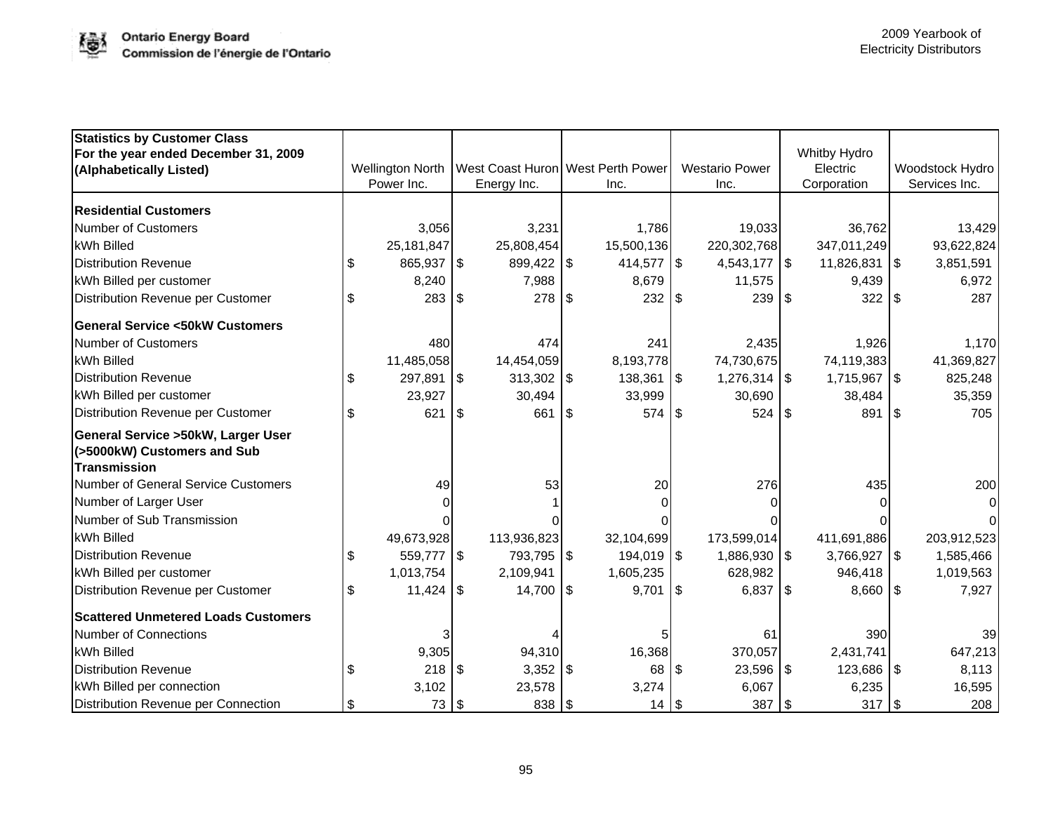| Statistics by Customer Class<br>For the year ended December 31, 2009<br>(Alphabetically Listed) | Wellington North Power Inc. | West Coast Huron Energy Inc. | West Perth Power Inc. | Westario Power Inc. | Whitby Hydro Electric Corporation | Woodstock Hydro Services Inc. |
|---|---|---|---|---|---|---|
| **Residential Customers** | | | | | | |
| Number of Customers | 3,056 | 3,231 | 1,786 | 19,033 | 36,762 | 13,429 |
| kWh Billed | 25,181,847 | 25,808,454 | 15,500,136 | 220,302,768 | 347,011,249 | 93,622,824 |
| Distribution Revenue | $ 865,937 | $ 899,422 | $ 414,577 | $ 4,543,177 | $ 11,826,831 | $ 3,851,591 |
| kWh Billed per customer | 8,240 | 7,988 | 8,679 | 11,575 | 9,439 | 6,972 |
| Distribution Revenue per Customer | $ 283 | $ 278 | $ 232 | $ 239 | $ 322 | $ 287 |
| **General Service <50kW Customers** | | | | | | |
| Number of Customers | 480 | 474 | 241 | 2,435 | 1,926 | 1,170 |
| kWh Billed | 11,485,058 | 14,454,059 | 8,193,778 | 74,730,675 | 74,119,383 | 41,369,827 |
| Distribution Revenue | $ 297,891 | $ 313,302 | $ 138,361 | $ 1,276,314 | $ 1,715,967 | $ 825,248 |
| kWh Billed per customer | 23,927 | 30,494 | 33,999 | 30,690 | 38,484 | 35,359 |
| Distribution Revenue per Customer | $ 621 | $ 661 | $ 574 | $ 524 | $ 891 | $ 705 |
| **General Service >50kW, Larger User (>5000kW) Customers and Sub Transmission** | | | | | | |
| Number of General Service Customers | 49 | 53 | 20 | 276 | 435 | 200 |
| Number of Larger User | 0 | 1 | 0 | 0 | 0 | 0 |
| Number of Sub Transmission | 0 | 0 | 0 | 0 | 0 | 0 |
| kWh Billed | 49,673,928 | 113,936,823 | 32,104,699 | 173,599,014 | 411,691,886 | 203,912,523 |
| Distribution Revenue | $ 559,777 | $ 793,795 | $ 194,019 | $ 1,886,930 | $ 3,766,927 | $ 1,585,466 |
| kWh Billed per customer | 1,013,754 | 2,109,941 | 1,605,235 | 628,982 | 946,418 | 1,019,563 |
| Distribution Revenue per Customer | $ 11,424 | $ 14,700 | $ 9,701 | $ 6,837 | $ 8,660 | $ 7,927 |
| **Scattered Unmetered Loads Customers** | | | | | | |
| Number of Connections | 3 | 4 | 5 | 61 | 390 | 39 |
| kWh Billed | 9,305 | 94,310 | 16,368 | 370,057 | 2,431,741 | 647,213 |
| Distribution Revenue | $ 218 | $ 3,352 | $ 68 | $ 23,596 | $ 123,686 | $ 8,113 |
| kWh Billed per connection | 3,102 | 23,578 | 3,274 | 6,067 | 6,235 | 16,595 |
| Distribution Revenue per Connection | $ 73 | $ 838 | $ 14 | $ 387 | $ 317 | $ 208 |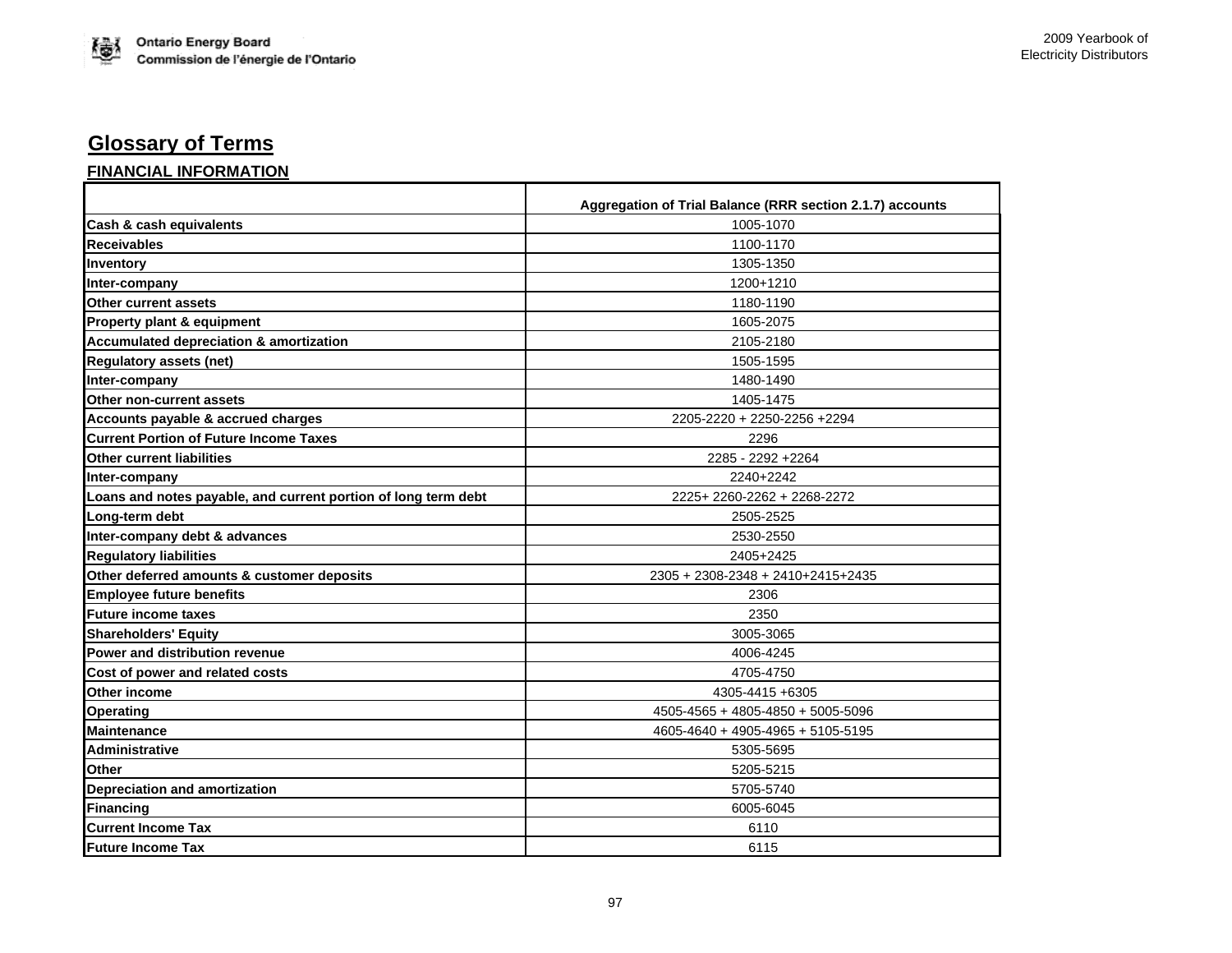# Glossary of Terms

## FINANCIAL INFORMATION

| | Aggregation of Trial Balance (RRR section 2.1.7) accounts |
|---|---|
| **Cash & cash equivalents** | 1005-1070 |
| **Receivables** | 1100-1170 |
| **Inventory** | 1305-1350 |
| **Inter-company** | 1200+1210 |
| **Other current assets** | 1180-1190 |
| **Property plant & equipment** | 1605-2075 |
| **Accumulated depreciation & amortization** | 2105-2180 |
| **Regulatory assets (net)** | 1505-1595 |
| **Inter-company** | 1480-1490 |
| **Other non-current assets** | 1405-1475 |
| **Accounts payable & accrued charges** | 2205-2220 + 2250-2256 +2294 |
| **Current Portion of Future Income Taxes** | 2296 |
| **Other current liabilities** | 2285 - 2292 +2264 |
| **Inter-company** | 2240+2242 |
| **Loans and notes payable, and current portion of long term debt** | 2225+ 2260-2262 + 2268-2272 |
| **Long-term debt** | 2505-2525 |
| **Inter-company debt & advances** | 2530-2550 |
| **Regulatory liabilities** | 2405+2425 |
| **Other deferred amounts & customer deposits** | 2305 + 2308-2348 + 2410+2415+2435 |
| **Employee future benefits** | 2306 |
| **Future income taxes** | 2350 |
| **Shareholders' Equity** | 3005-3065 |
| **Power and distribution revenue** | 4006-4245 |
| **Cost of power and related costs** | 4705-4750 |
| **Other income** | 4305-4415 +6305 |
| **Operating** | 4505-4565 + 4805-4850 + 5005-5096 |
| **Maintenance** | 4605-4640 + 4905-4965 + 5105-5195 |
| **Administrative** | 5305-5695 |
| **Other** | 5205-5215 |
| **Depreciation and amortization** | 5705-5740 |
| **Financing** | 6005-6045 |
| **Current Income Tax** | 6110 |
| **Future Income Tax** | 6115 |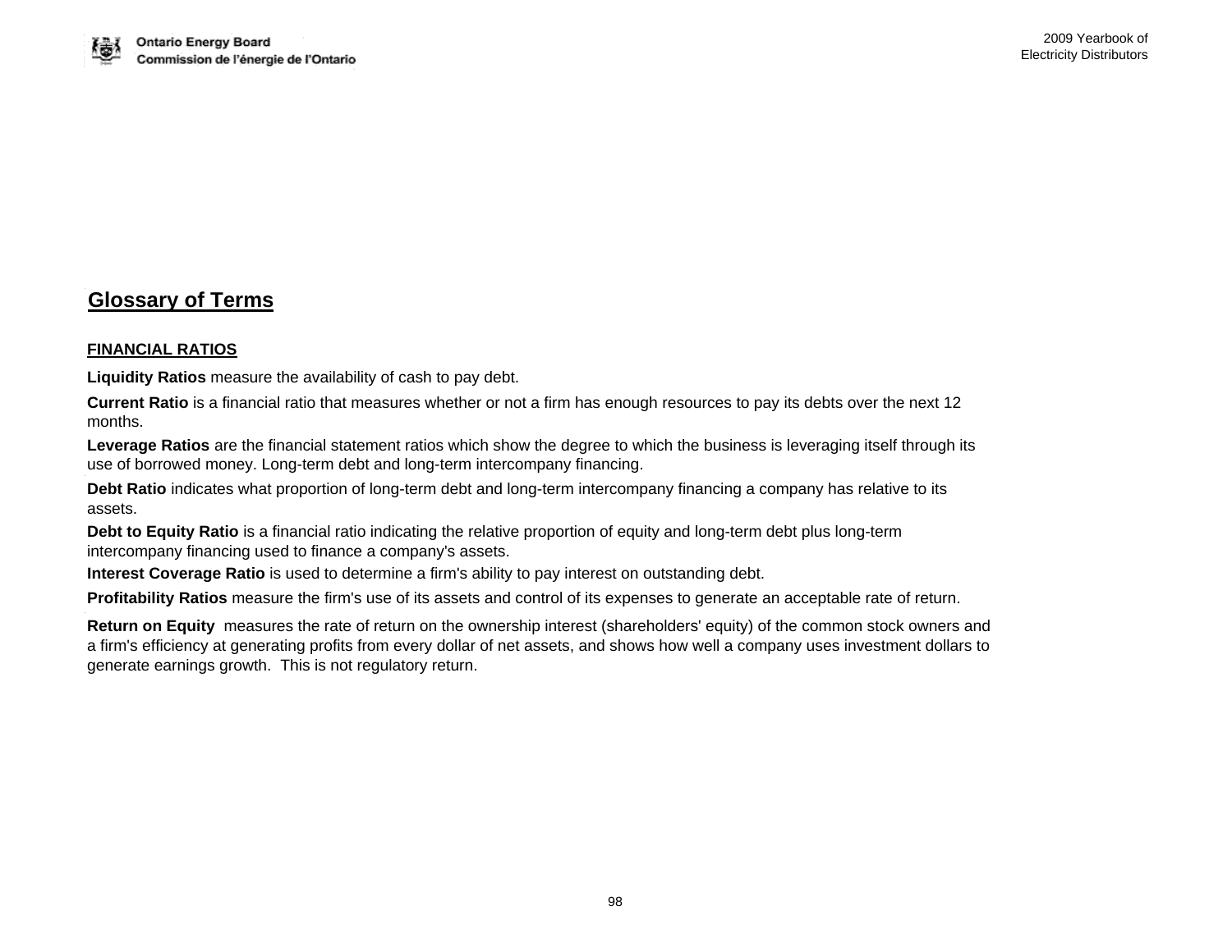## Glossary of Terms

### FINANCIAL RATIOS

**Liquidity Ratios** measure the availability of cash to pay debt.

**Current Ratio** is a financial ratio that measures whether or not a firm has enough resources to pay its debts over the next 12 months.

**Leverage Ratios** are the financial statement ratios which show the degree to which the business is leveraging itself through its use of borrowed money. Long-term debt and long-term intercompany financing.

**Debt Ratio** indicates what proportion of long-term debt and long-term intercompany financing a company has relative to its assets.

**Debt to Equity Ratio** is a financial ratio indicating the relative proportion of equity and long-term debt plus long-term intercompany financing used to finance a company's assets.

**Interest Coverage Ratio** is used to determine a firm's ability to pay interest on outstanding debt.

**Profitability Ratios** measure the firm's use of its assets and control of its expenses to generate an acceptable rate of return.

**Return on Equity** measures the rate of return on the ownership interest (shareholders' equity) of the common stock owners and a firm's efficiency at generating profits from every dollar of net assets, and shows how well a company uses investment dollars to generate earnings growth. This is not regulatory return.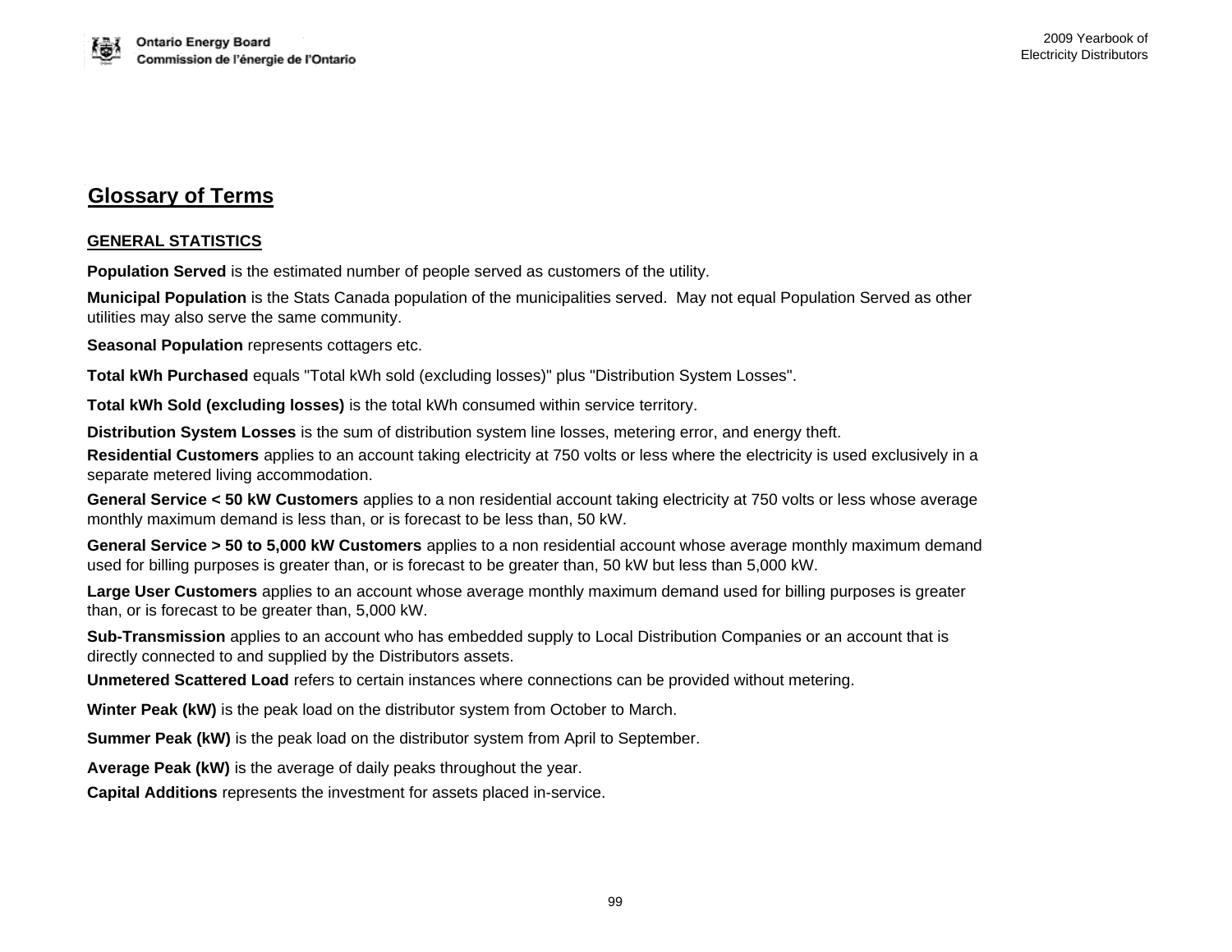# Glossary of Terms

## GENERAL STATISTICS

**Population Served** is the estimated number of people served as customers of the utility.

**Municipal Population** is the Stats Canada population of the municipalities served. May not equal Population Served as other utilities may also serve the same community.

**Seasonal Population** represents cottagers etc.

**Total kWh Purchased** equals "Total kWh sold (excluding losses)" plus "Distribution System Losses".

**Total kWh Sold (excluding losses)** is the total kWh consumed within service territory.

**Distribution System Losses** is the sum of distribution system line losses, metering error, and energy theft.

**Residential Customers** applies to an account taking electricity at 750 volts or less where the electricity is used exclusively in a separate metered living accommodation.

**General Service < 50 kW Customers** applies to a non residential account taking electricity at 750 volts or less whose average monthly maximum demand is less than, or is forecast to be less than, 50 kW.

**General Service > 50 to 5,000 kW Customers** applies to a non residential account whose average monthly maximum demand used for billing purposes is greater than, or is forecast to be greater than, 50 kW but less than 5,000 kW.

**Large User Customers** applies to an account whose average monthly maximum demand used for billing purposes is greater than, or is forecast to be greater than, 5,000 kW.

**Sub-Transmission** applies to an account who has embedded supply to Local Distribution Companies or an account that is directly connected to and supplied by the Distributors assets.

**Unmetered Scattered Load** refers to certain instances where connections can be provided without metering.

**Winter Peak (kW)** is the peak load on the distributor system from October to March.

**Summer Peak (kW)** is the peak load on the distributor system from April to September.

**Average Peak (kW)** is the average of daily peaks throughout the year.

**Capital Additions** represents the investment for assets placed in-service.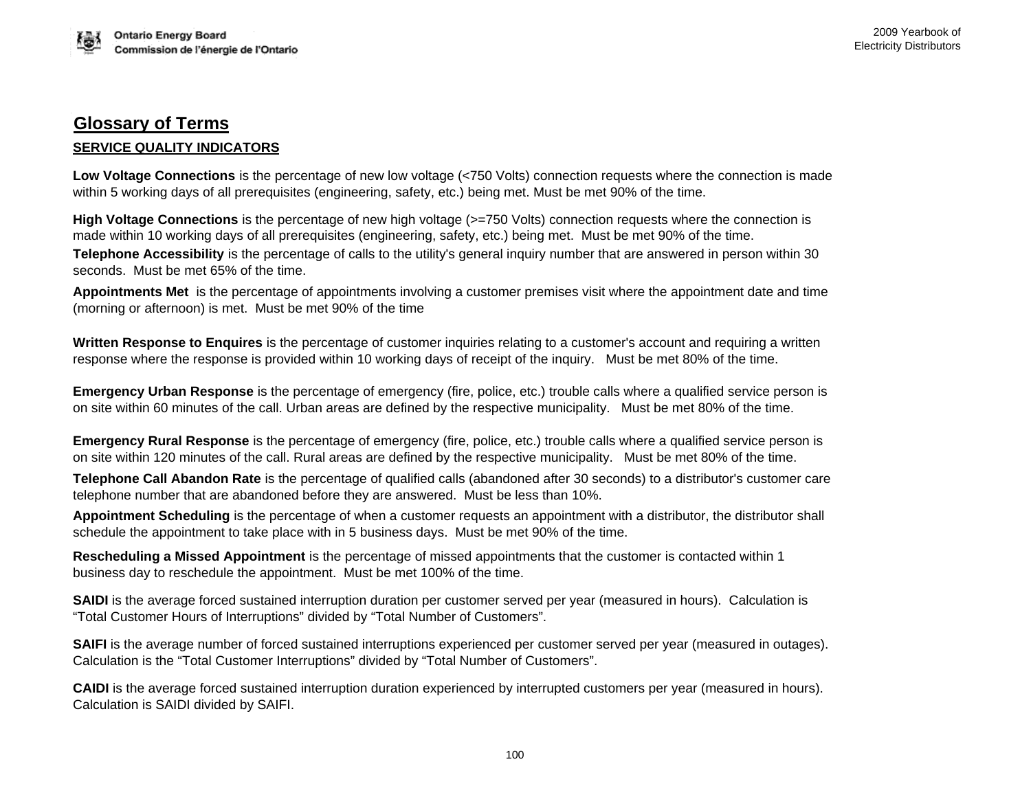# Glossary of Terms

## SERVICE QUALITY INDICATORS

**Low Voltage Connections** is the percentage of new low voltage (<750 Volts) connection requests where the connection is made within 5 working days of all prerequisites (engineering, safety, etc.) being met. Must be met 90% of the time.

**High Voltage Connections** is the percentage of new high voltage (>=750 Volts) connection requests where the connection is made within 10 working days of all prerequisites (engineering, safety, etc.) being met. Must be met 90% of the time.

**Telephone Accessibility** is the percentage of calls to the utility's general inquiry number that are answered in person within 30 seconds. Must be met 65% of the time.

**Appointments Met** is the percentage of appointments involving a customer premises visit where the appointment date and time (morning or afternoon) is met. Must be met 90% of the time

**Written Response to Enquires** is the percentage of customer inquiries relating to a customer's account and requiring a written response where the response is provided within 10 working days of receipt of the inquiry. Must be met 80% of the time.

**Emergency Urban Response** is the percentage of emergency (fire, police, etc.) trouble calls where a qualified service person is on site within 60 minutes of the call. Urban areas are defined by the respective municipality. Must be met 80% of the time.

**Emergency Rural Response** is the percentage of emergency (fire, police, etc.) trouble calls where a qualified service person is on site within 120 minutes of the call. Rural areas are defined by the respective municipality. Must be met 80% of the time.

**Telephone Call Abandon Rate** is the percentage of qualified calls (abandoned after 30 seconds) to a distributor's customer care telephone number that are abandoned before they are answered. Must be less than 10%.

**Appointment Scheduling** is the percentage of when a customer requests an appointment with a distributor, the distributor shall schedule the appointment to take place with in 5 business days. Must be met 90% of the time.

**Rescheduling a Missed Appointment** is the percentage of missed appointments that the customer is contacted within 1 business day to reschedule the appointment. Must be met 100% of the time.

**SAIDI** is the average forced sustained interruption duration per customer served per year (measured in hours). Calculation is "Total Customer Hours of Interruptions" divided by "Total Number of Customers".

**SAIFI** is the average number of forced sustained interruptions experienced per customer served per year (measured in outages). Calculation is the "Total Customer Interruptions" divided by "Total Number of Customers".

**CAIDI** is the average forced sustained interruption duration experienced by interrupted customers per year (measured in hours). Calculation is SAIDI divided by SAIFI.